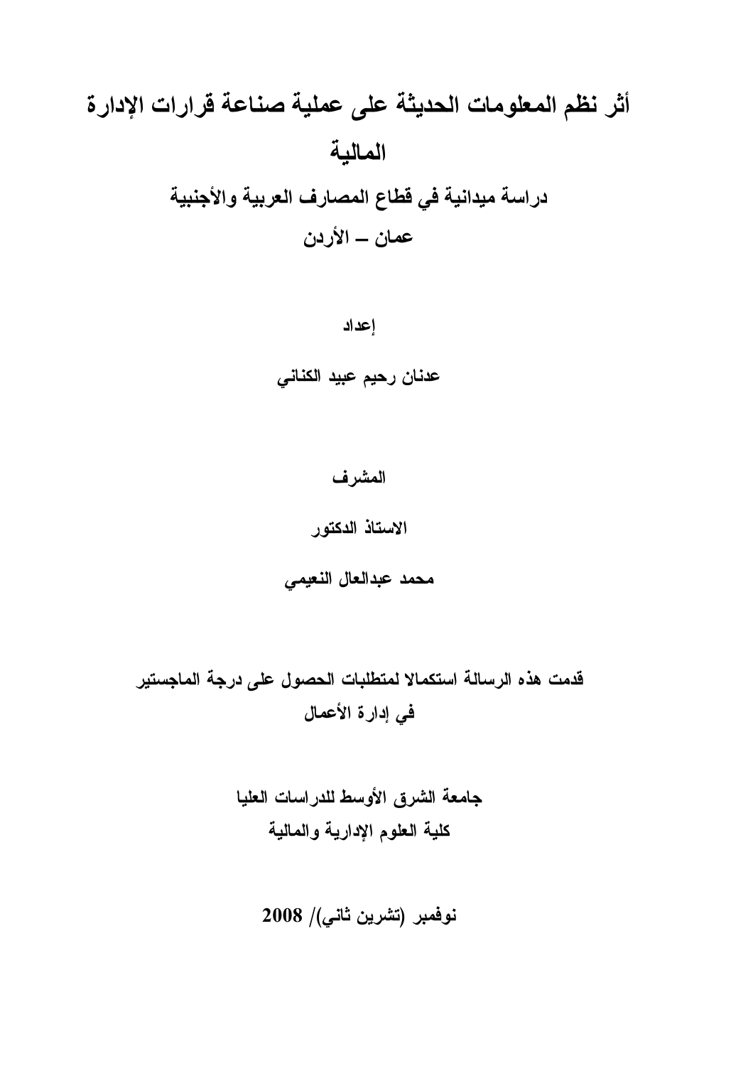# أثر نظم المعلومات الحديثة على عملية صناعة قرارات الإدارة المالية

## دراسة ميدانية في قطاع المصارف العربية والأجنبية

## عمان – الأردن

**إعداد**

**عدنان رحيم عبيد الكناني**

**المشرف**

**الاستاذ الدكتور**

**محمد عبدالعال النعيمي**

**قدمت هذه الرسالة استكمالا لمتطلبات الحصول على درجة الماجستير في إدارة الأعمال**

**جامعة الشرق الأوسط للدراسات العليا**
**كلية العلوم الإدارية والمالية**

**نوفمبر (تشرين ثاني)/ 2008**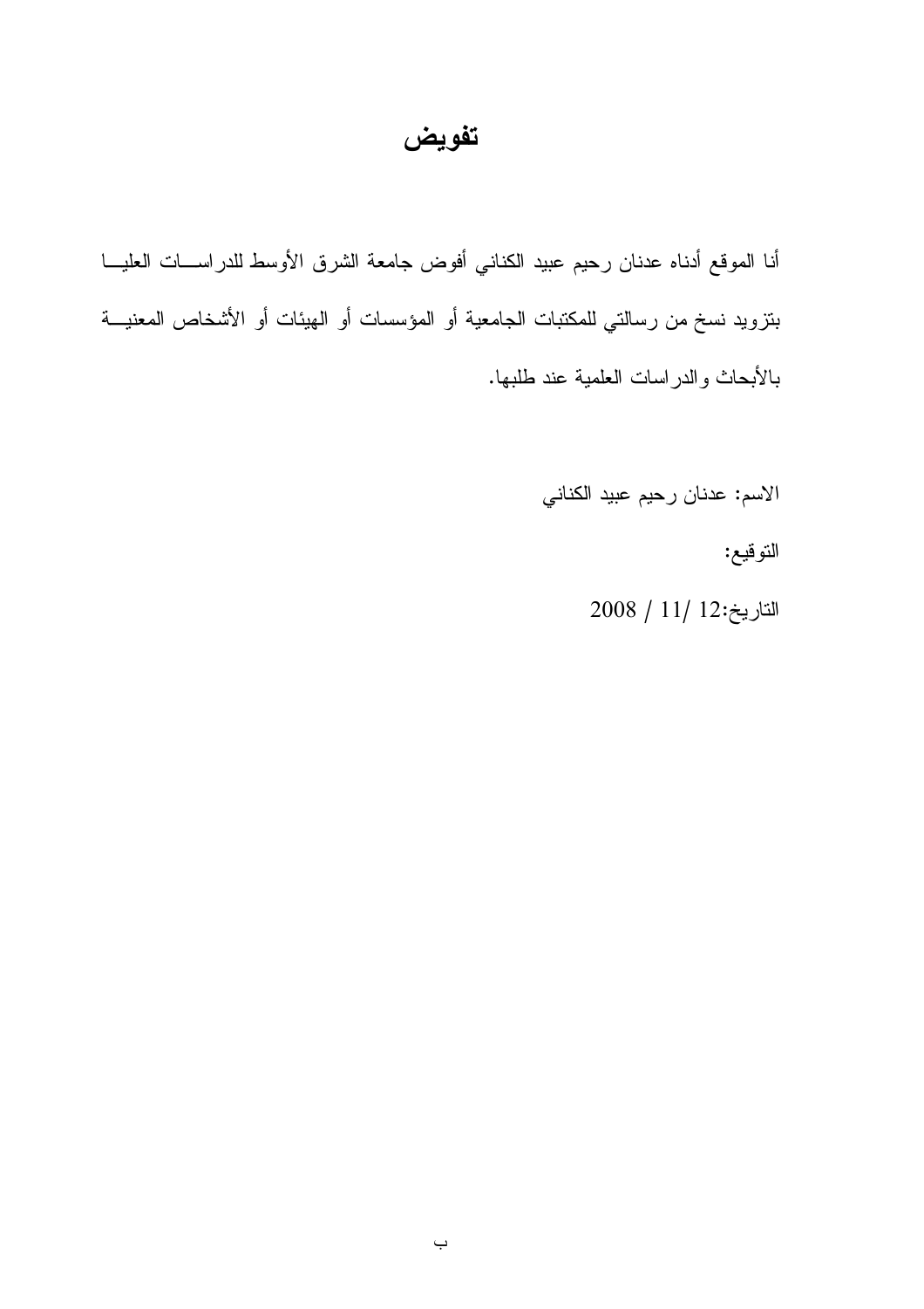# تفويض

أنا الموقع أدناه عدنان رحيم عبيد الكناني أفوض جامعة الشرق الأوسط للدراسات العليا بتزويد نسخ من رسالتي للمكتبات الجامعية أو المؤسسات أو الهيئات أو الأشخاص المعنية بالأبحاث والدراسات العلمية عند طلبها.

الاسم: عدنان رحيم عبيد الكناني

التوقيع:

التاريخ:12 /11 / 2008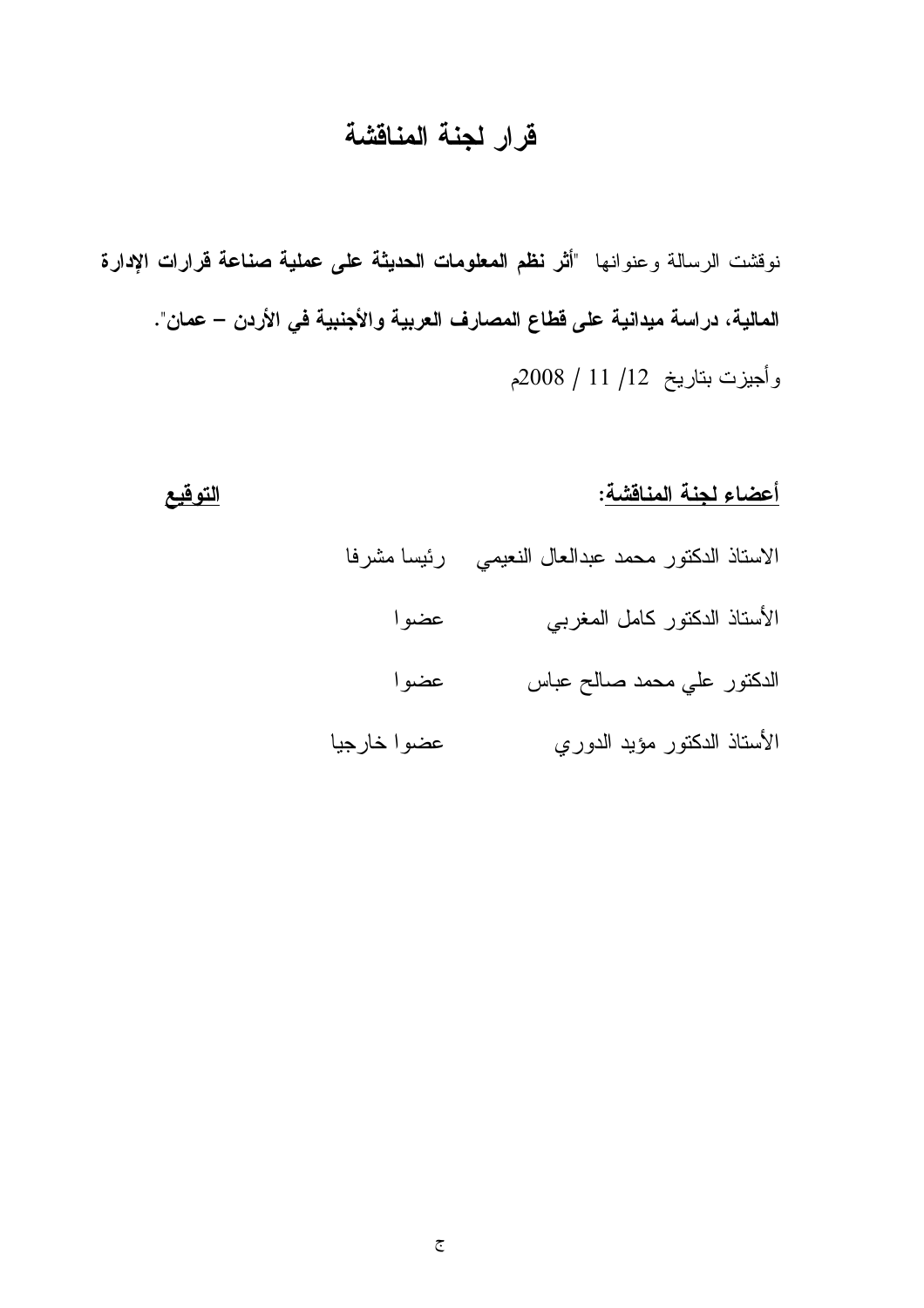# قرار لجنة المناقشة

نوقشت الرسالة وعنوانها "**أثر نظم المعلومات الحديثة على عملية صناعة قرارات الإدارة المالية، دراسة ميدانية على قطاع المصارف العربية والأجنبية في الأردن – عمان**".

وأجيزت بتاريخ 12/ 11 / 2008م

| <u>أعضاء لجنة المناقشة</u>: | | <u>التوقيع</u> |
|---|---|---|
| الاستاذ الدكتور محمد عبدالعال النعيمي | رئيسا مشرفا | |
| الأستاذ الدكتور كامل المغربي | عضوا | |
| الدكتور علي محمد صالح عباس | عضوا | |
| الأستاذ الدكتور مؤيد الدوري | عضوا خارجيا | |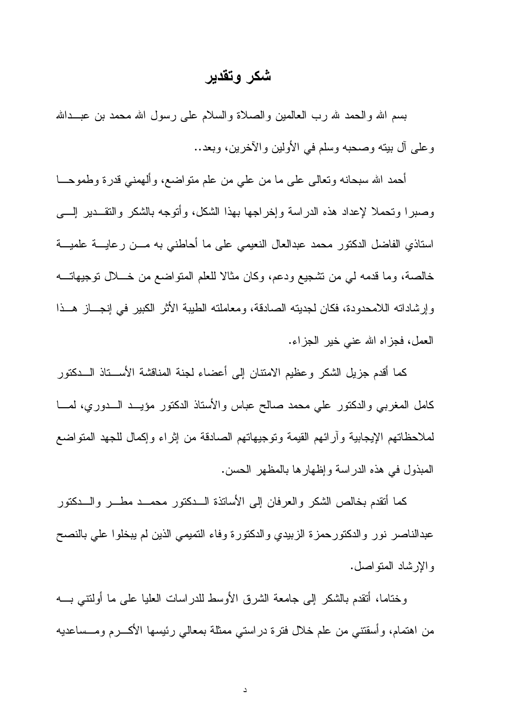# شكر وتقدير

بسم الله والحمد لله رب العالمين والصلاة والسلام على رسول الله محمد بن عبدالله وعلى آل بيته وصحبه وسلم في الأولين والآخرين، وبعد..

أحمد الله سبحانه وتعالى على ما من علي من علم متواضع، وألهمني قدرة وطموحا وصبرا وتحملا لإعداد هذه الدراسة وإخراجها بهذا الشكل، وأتوجه بالشكر والتقدير إلى استاذي الفاضل الدكتور محمد عبدالعال النعيمي على ما أحاطني به من رعاية علمية خالصة، وما قدمه لي من تشجيع ودعم، وكان مثالا للعلم المتواضع من خلال توجيهاته وإرشاداته اللامحدودة، فكان لجديته الصادقة، ومعاملته الطيبة الأثر الكبير في إنجاز هذا العمل، فجزاه الله عني خير الجزاء.

كما أقدم جزيل الشكر وعظيم الامتنان إلى أعضاء لجنة المناقشة الأستاذ الدكتور كامل المغربي والدكتور علي محمد صالح عباس والأستاذ الدكتور مؤيد الدوري، لما لملاحظاتهم الإيجابية وآرائهم القيمة وتوجيهاتهم الصادقة من إثراء وإكمال للجهد المتواضع المبذول في هذه الدراسة وإظهارها بالمظهر الحسن.

كما أتقدم بخالص الشكر والعرفان إلى الأساتذة الدكتور محمد مطر والدكتور عبدالناصر نور والدكتورحمزة الزبيدي والدكتورة وفاء التميمي الذين لم يبخلوا علي بالنصح والإرشاد المتواصل.

وختاما، أتقدم بالشكر إلى جامعة الشرق الأوسط للدراسات العليا على ما أولتني به من اهتمام، وأسقتني من علم خلال فترة دراستي ممثلة بمعالي رئيسها الأكرم ومساعديه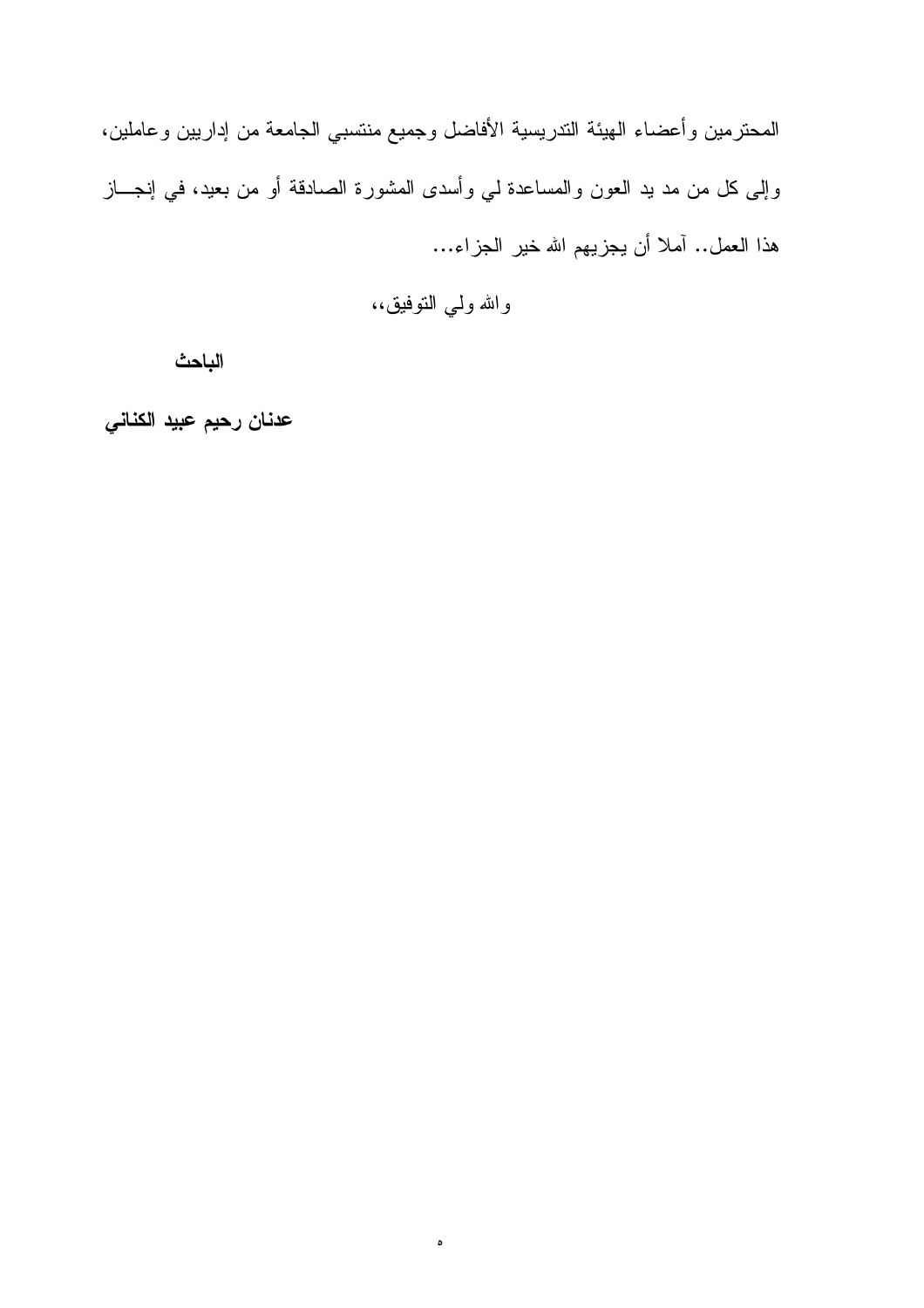المحترمين وأعضاء الهيئة التدريسية الأفاضل وجميع منتسبي الجامعة من إداريين وعاملين، وإلى كل من مد يد العون والمساعدة لي وأسدى المشورة الصادقة أو من بعيد، في إنجـــاز هذا العمل.. آملا أن يجزيهم الله خير الجزاء...

والله ولي التوفيق،،

**الباحث**

**عدنان رحيم عبيد الكناني**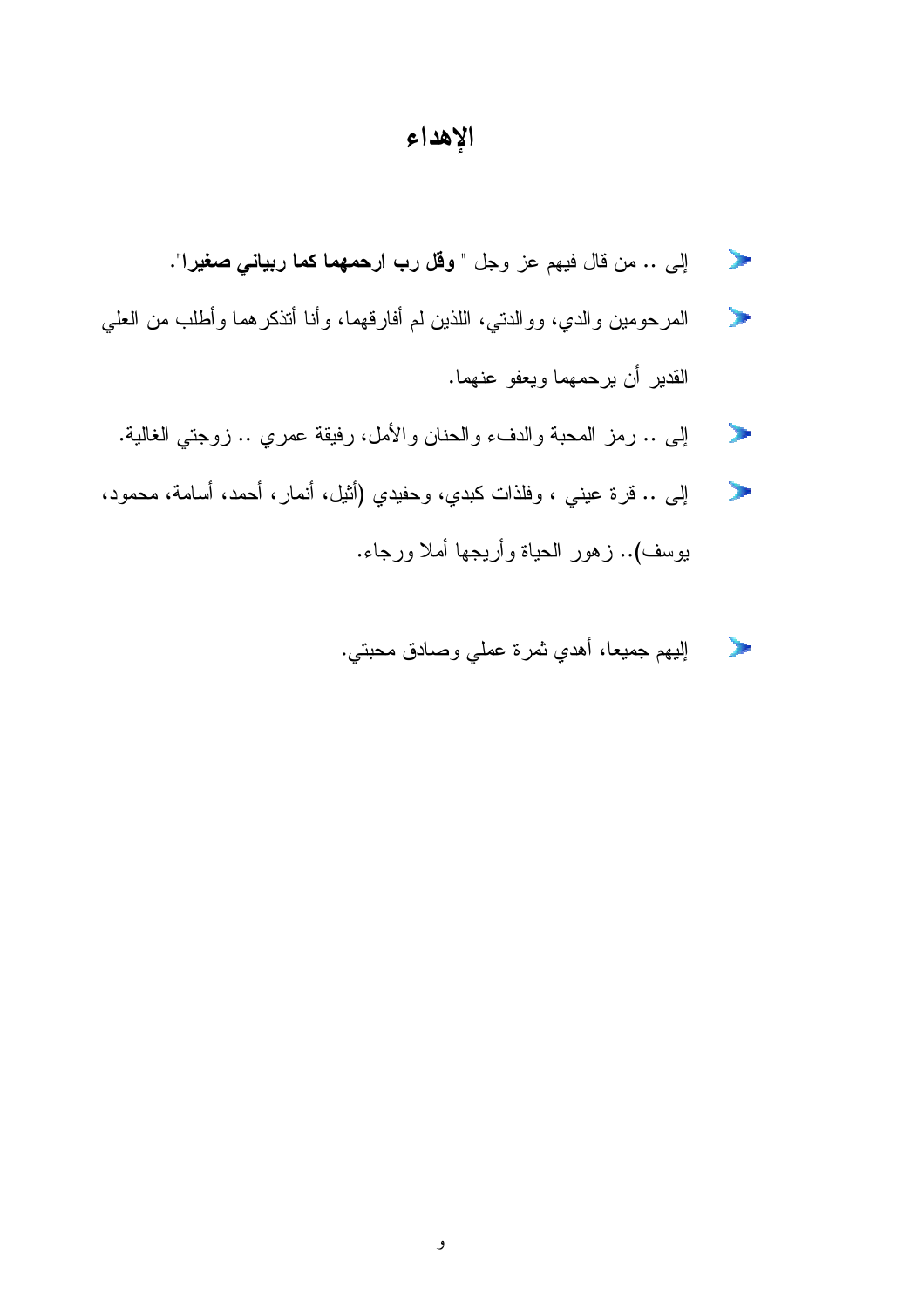# الإهداء

- إلى .. من قال فيهم عز وجل " **وقل رب ارحمهما كما ربياني صغيرا**".
- المرحومين والدي، ووالدتي، اللذين لم أفارقهما، وأنا أتذكرهما وأطلب من العلي القدير أن يرحمهما ويعفو عنهما.
- إلى .. رمز المحبة والدفء والحنان والأمل، رفيقة عمري .. زوجتي الغالية.
- إلى .. قرة عيني ، وفلذات كبدي، وحفيدي (أثيل، أنمار، أحمد، أسامة، محمود، يوسف).. زهور الحياة وأريجها أملا ورجاء.

- إليهم جميعا، أهدي ثمرة عملي وصادق محبتي.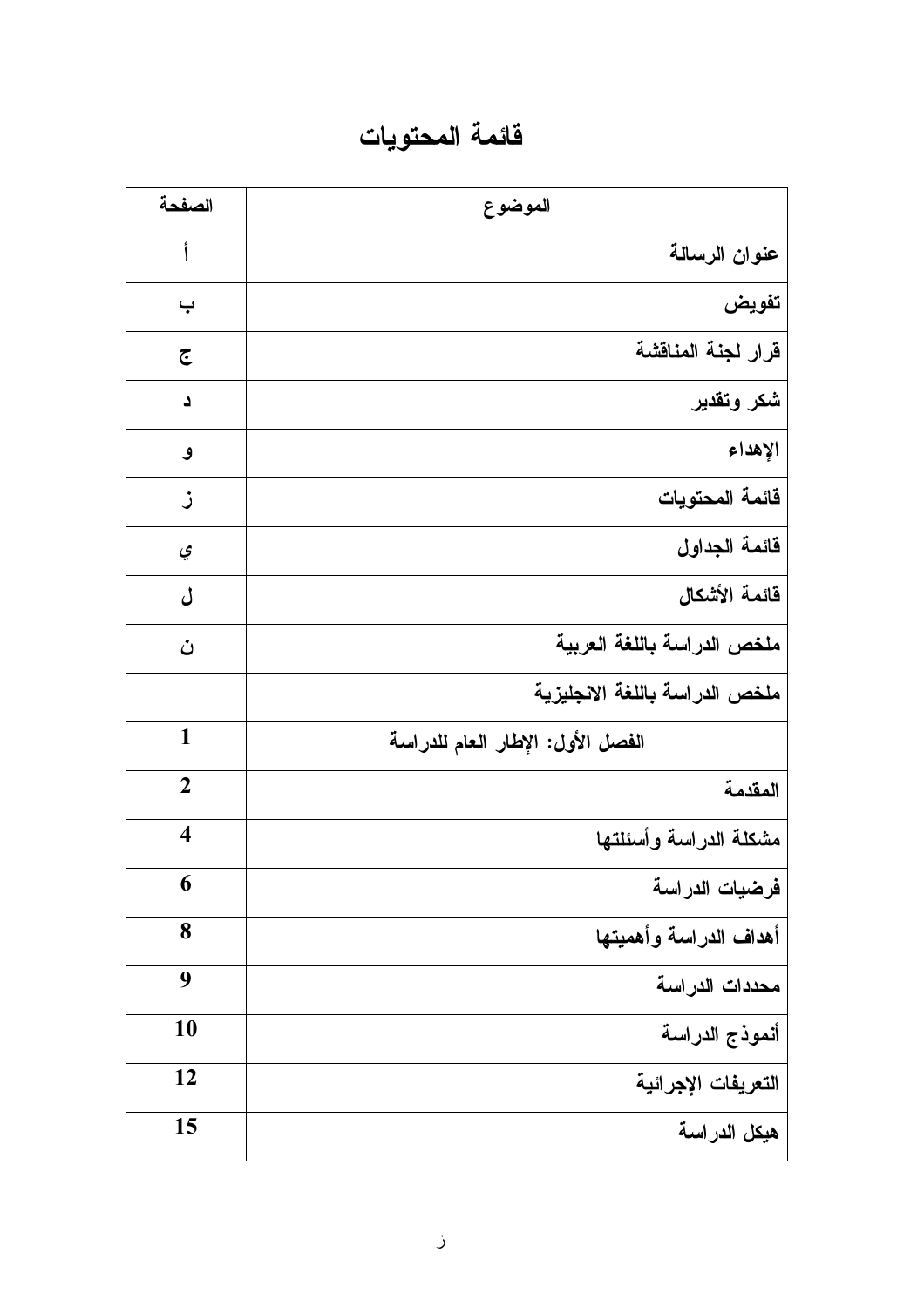# قائمة المحتويات

| الموضوع | الصفحة |
|---|---|
| عنوان الرسالة | أ |
| تفويض | ب |
| قرار لجنة المناقشة | ج |
| شكر وتقدير | د |
| الإهداء | و |
| قائمة المحتويات | ز |
| قائمة الجداول | ي |
| قائمة الأشكال | ل |
| ملخص الدراسة باللغة العربية | ن |
| ملخص الدراسة باللغة الانجليزية | |
| **الفصل الأول: الإطار العام للدراسة** | **1** |
| المقدمة | **2** |
| مشكلة الدراسة وأسئلتها | **4** |
| فرضيات الدراسة | **6** |
| أهداف الدراسة وأهميتها | **8** |
| محددات الدراسة | **9** |
| أنموذج الدراسة | **10** |
| التعريفات الإجرائية | **12** |
| هيكل الدراسة | **15** |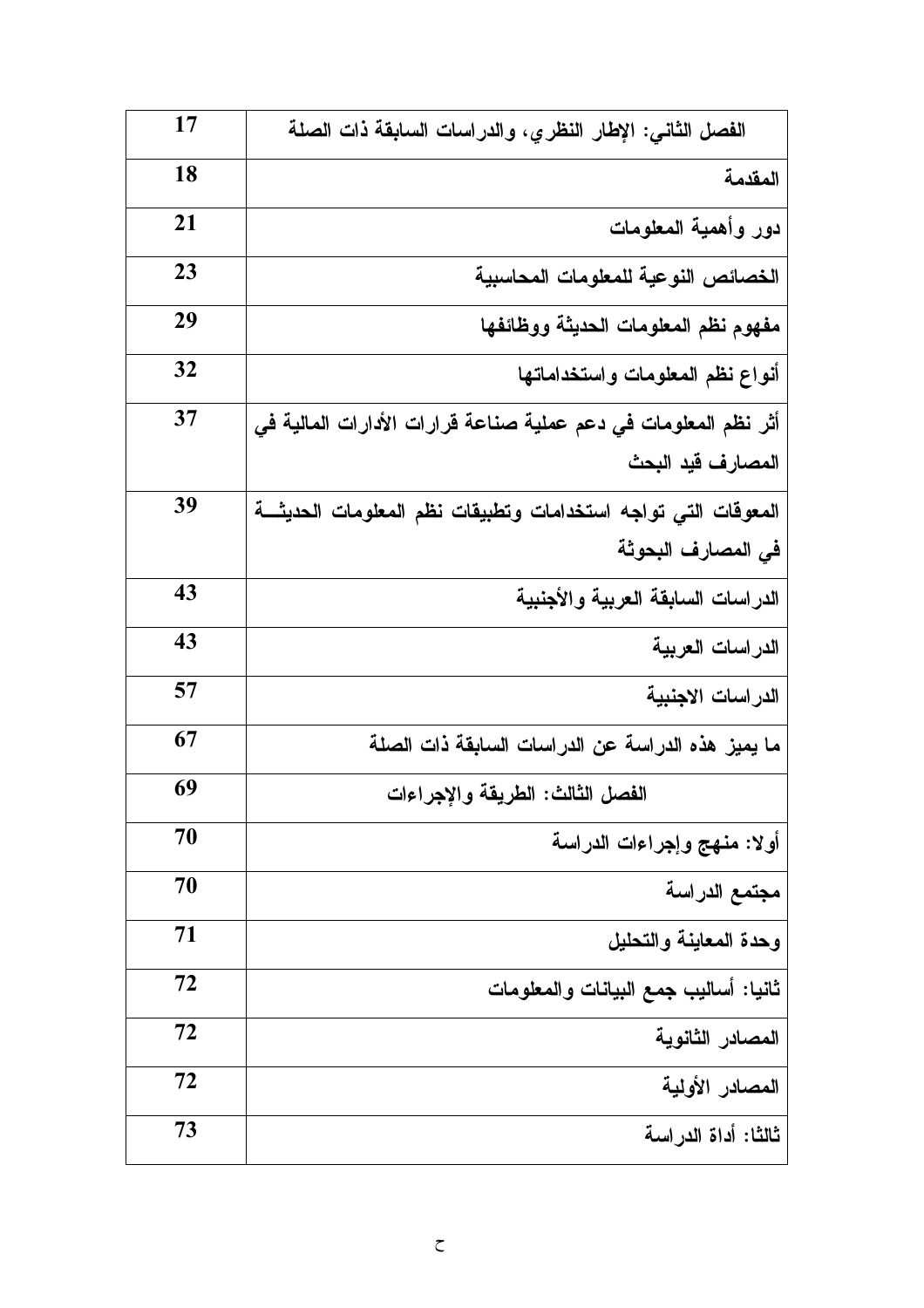| | |
|---|---|
| الفصل الثاني: الإطار النظري، والدراسات السابقة ذات الصلة | 17 |
| المقدمة | 18 |
| دور وأهمية المعلومات | 21 |
| الخصائص النوعية للمعلومات المحاسبية | 23 |
| مفهوم نظم المعلومات الحديثة ووظائفها | 29 |
| أنواع نظم المعلومات واستخداماتها | 32 |
| أثر نظم المعلومات في دعم عملية صناعة قرارات الأدارات المالية في المصارف قيد البحث | 37 |
| المعوقات التي تواجه استخدامات وتطبيقات نظم المعلومات الحديثة في المصارف البحوثة | 39 |
| الدراسات السابقة العربية والأجنبية | 43 |
| الدراسات العربية | 43 |
| الدراسات الاجنبية | 57 |
| ما يميز هذه الدراسة عن الدراسات السابقة ذات الصلة | 67 |
| الفصل الثالث: الطريقة والإجراءات | 69 |
| أولا: منهج وإجراءات الدراسة | 70 |
| مجتمع الدراسة | 70 |
| وحدة المعاينة والتحليل | 71 |
| ثانيا: أساليب جمع البيانات والمعلومات | 72 |
| المصادر الثانوية | 72 |
| المصادر الأولية | 72 |
| ثالثا: أداة الدراسة | 73 |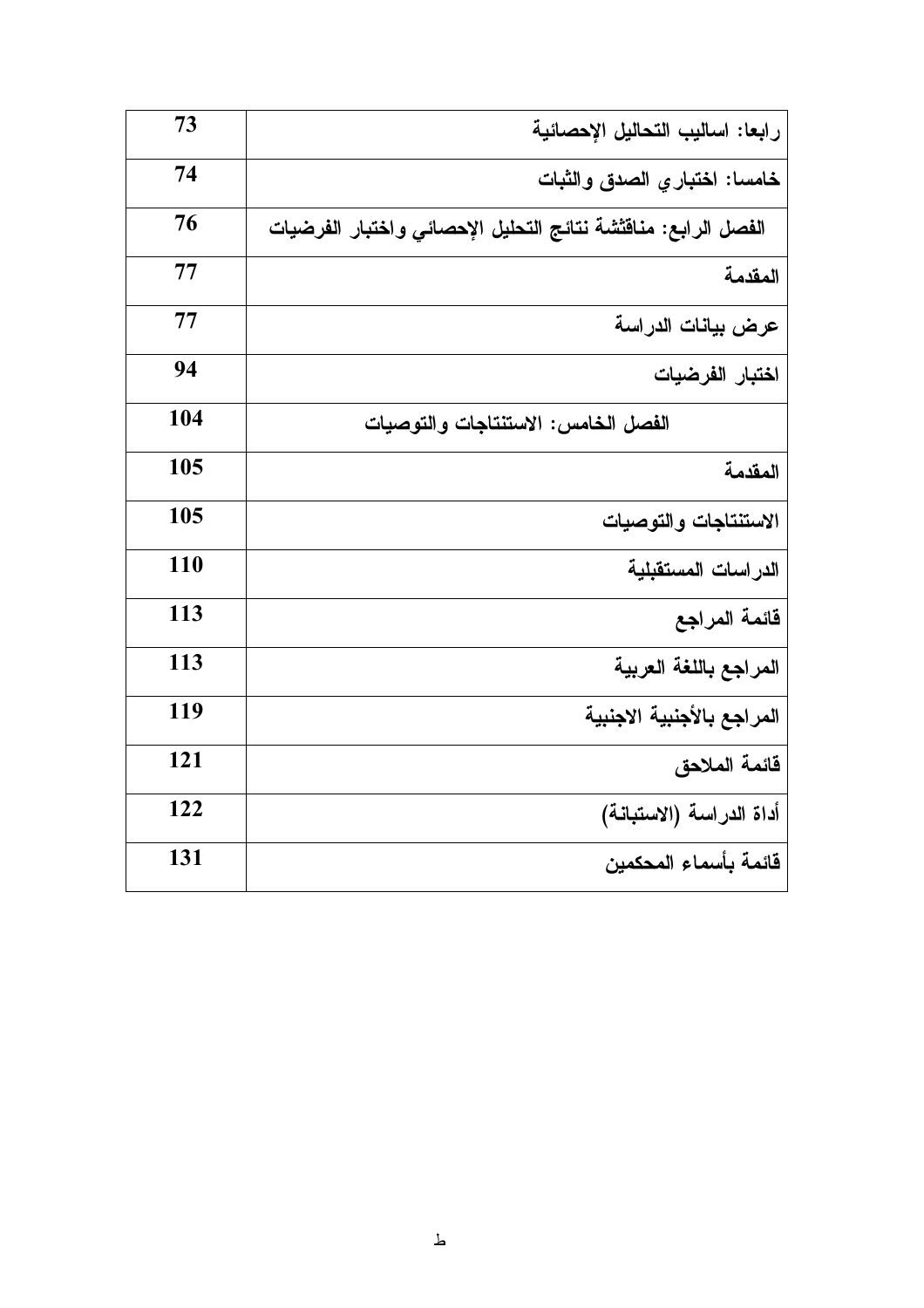| | |
|---|---|
| رابعا: اساليب التحاليل الإحصائية | 73 |
| خامسا: اختباري الصدق والثبات | 74 |
| الفصل الرابع: مناقشة نتائج التحليل الإحصائي واختبار الفرضيات | 76 |
| المقدمة | 77 |
| عرض بيانات الدراسة | 77 |
| اختبار الفرضيات | 94 |
| الفصل الخامس: الاستنتاجات والتوصيات | 104 |
| المقدمة | 105 |
| الاستنتاجات والتوصيات | 105 |
| الدراسات المستقبلية | 110 |
| قائمة المراجع | 113 |
| المراجع باللغة العربية | 113 |
| المراجع بالأجنبية الاجنبية | 119 |
| قائمة الملاحق | 121 |
| أداة الدراسة (الاستبانة) | 122 |
| قائمة بأسماء المحكمين | 131 |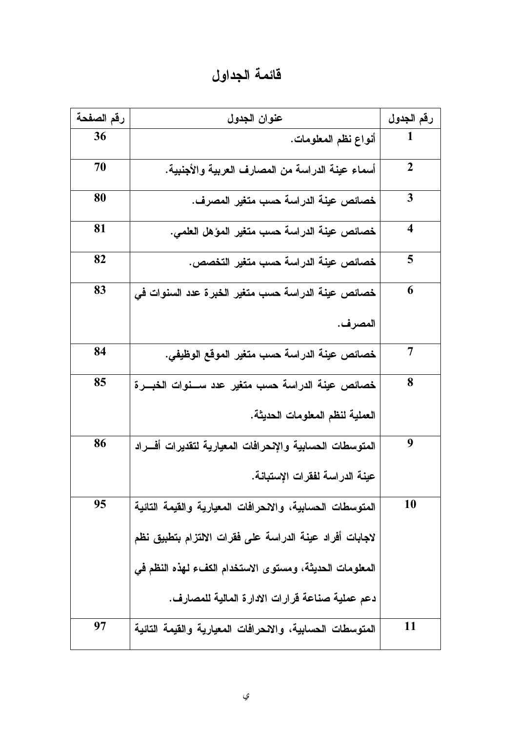# قائمة الجداول

| رقم الجدول | عنوان الجدول | رقم الصفحة |
|---|---|---|
| 1 | أنواع نظم المعلومات. | 36 |
| 2 | أسماء عينة الدراسة من المصارف العربية والأجنبية. | 70 |
| 3 | خصائص عينة الدراسة حسب متغير المصرف. | 80 |
| 4 | خصائص عينة الدراسة حسب متغير المؤهل العلمي. | 81 |
| 5 | خصائص عينة الدراسة حسب متغير التخصص. | 82 |
| 6 | خصائص عينة الدراسة حسب متغير الخبرة عدد السنوات في المصرف. | 83 |
| 7 | خصائص عينة الدراسة حسب متغير الموقع الوظيفي. | 84 |
| 8 | خصائص عينة الدراسة حسب متغير عدد سنوات الخبرة العملية لنظم المعلومات الحديثة. | 85 |
| 9 | المتوسطات الحسابية والإنحرافات المعيارية لتقديرات أفراد عينة الدراسة لفقرات الإستبانة. | 86 |
| 10 | المتوسطات الحسابية، والانحرافات المعيارية والقيمة التائية لاجابات أفراد عينة الدراسة على فقرات الالتزام بتطبيق نظم المعلومات الحديثة، ومستوى الاستخدام الكفء لهذه النظم في دعم عملية صناعة قرارات الادارة المالية للمصارف. | 95 |
| 11 | المتوسطات الحسابية، والانحرافات المعيارية والقيمة التائية | 97 |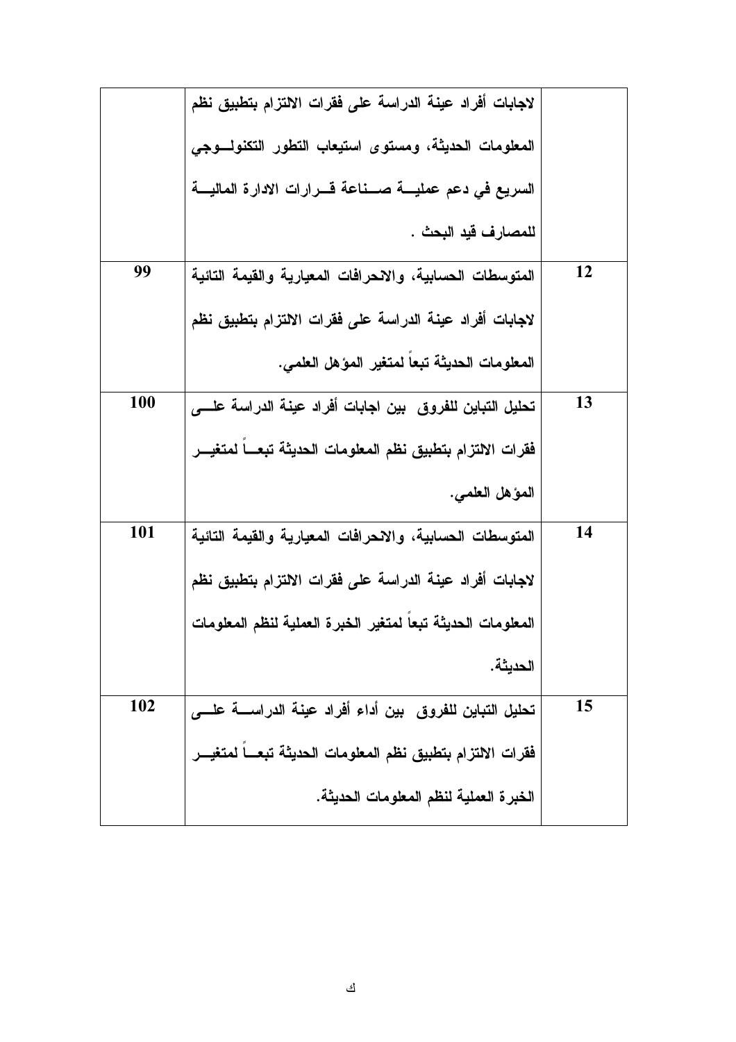| | | |
|---|---|---|
| | لاجابات أفراد عينة الدراسة على فقرات الالتزام بتطبيق نظم المعلومات الحديثة، ومستوى استيعاب التطور التكنولـوجي السريع في دعم عمليـة صـناعة قـرارات الادارة الماليـة للمصارف قيد البحث . | |
| 12 | المتوسطات الحسابية، والانحرافات المعيارية والقيمة التائية لاجابات أفراد عينة الدراسة على فقرات الالتزام بتطبيق نظم المعلومات الحديثة تبعاً لمتغير المؤهل العلمي. | 99 |
| 13 | تحليل التباين للفروق بين اجابات أفراد عينة الدراسة علـى فقرات الالتزام بتطبيق نظم المعلومات الحديثة تبعـاً لمتغيـر المؤهل العلمي. | 100 |
| 14 | المتوسطات الحسابية، والانحرافات المعيارية والقيمة التائية لاجابات أفراد عينة الدراسة على فقرات الالتزام بتطبيق نظم المعلومات الحديثة تبعاً لمتغير الخبرة العملية لنظم المعلومات الحديثة. | 101 |
| 15 | تحليل التباين للفروق بين أداء أفراد عينة الدراسـة علـى فقرات الالتزام بتطبيق نظم المعلومات الحديثة تبعـاً لمتغيـر الخبرة العملية لنظم المعلومات الحديثة. | 102 |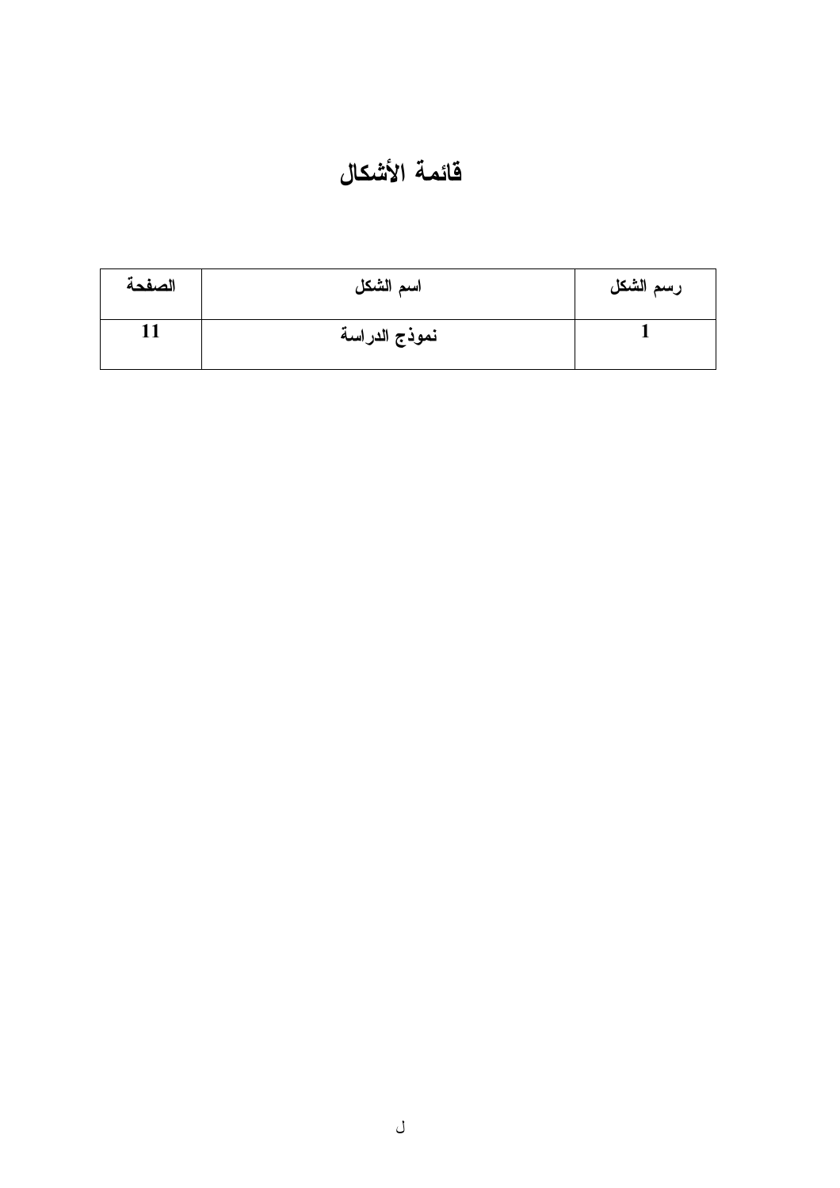# قائمة الأشكال

| رسم الشكل | اسم الشكل | الصفحة |
| --- | --- | --- |
| 1 | نموذج الدراسة | 11 |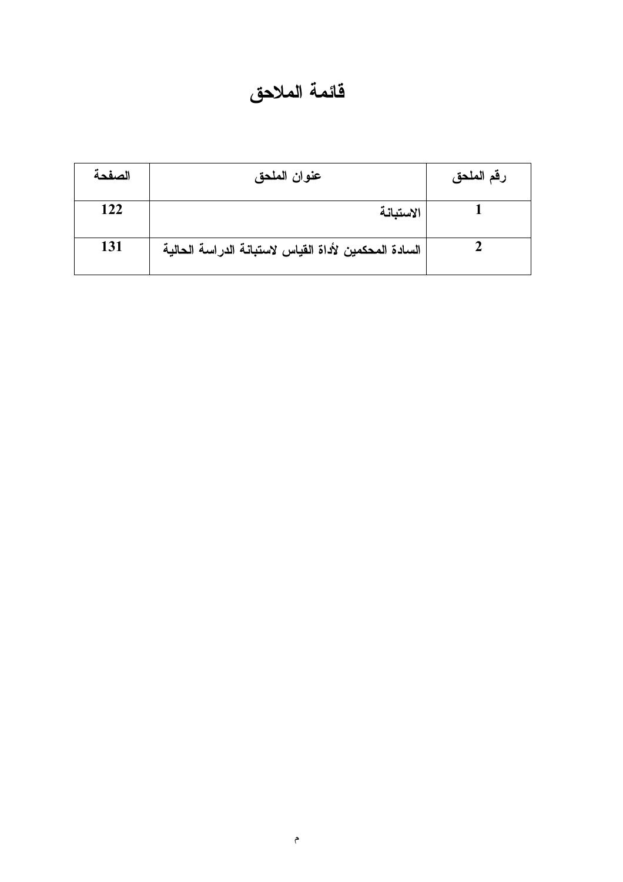# قائمة الملاحق

| رقم الملحق | عنوان الملحق | الصفحة |
| --- | --- | --- |
| 1 | الاستبانة | 122 |
| 2 | السادة المحكمين لأداة القياس لاستبانة الدراسة الحالية | 131 |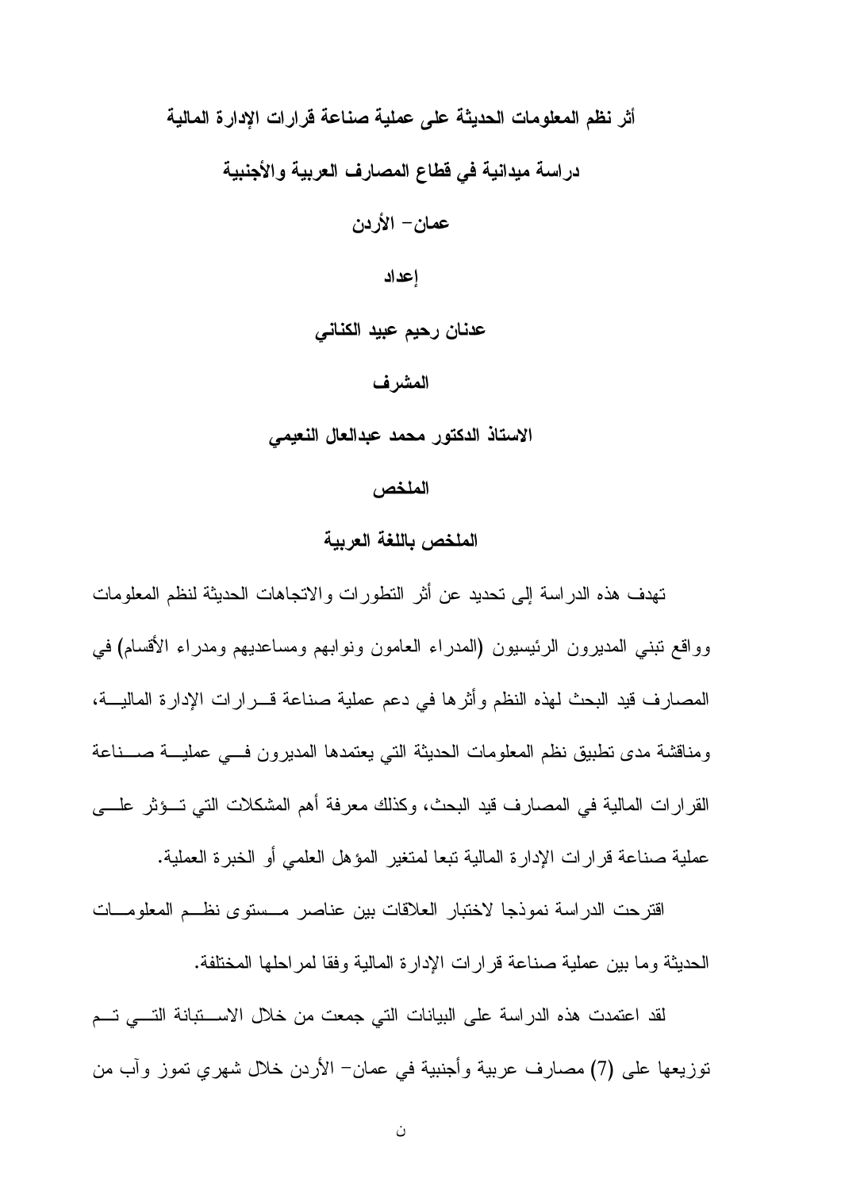# أثر نظم المعلومات الحديثة على عملية صناعة قرارات الإدارة المالية

## دراسة ميدانية في قطاع المصارف العربية والأجنبية

## عمان- الأردن

**إعداد**

**عدنان رحيم عبيد الكناني**

**المشرف**

**الاستاذ الدكتور محمد عبدالعال النعيمي**

## الملخص

### الملخص باللغة العربية

تهدف هذه الدراسة إلى تحديد عن أثر التطورات والاتجاهات الحديثة لنظم المعلومات وواقع تبني المديرون الرئيسيون (المدراء العامون ونوابهم ومساعديهم ومدراء الأقسام) في المصارف قيد البحث لهذه النظم وأثرها في دعم عملية صناعة قرارات الإدارة المالية، ومناقشة مدى تطبيق نظم المعلومات الحديثة التي يعتمدها المديرون في عملية صناعة القرارات المالية في المصارف قيد البحث، وكذلك معرفة أهم المشكلات التي تؤثر على عملية صناعة قرارات الإدارة المالية تبعا لمتغير المؤهل العلمي أو الخبرة العملية.

اقترحت الدراسة نموذجا لاختبار العلاقات بين عناصر مستوى نظم المعلومات الحديثة وما بين عملية صناعة قرارات الإدارة المالية وفقا لمراحلها المختلفة.

لقد اعتمدت هذه الدراسة على البيانات التي جمعت من خلال الاستبانة التي تم توزيعها على (7) مصارف عربية وأجنبية في عمان- الأردن خلال شهري تموز وآب من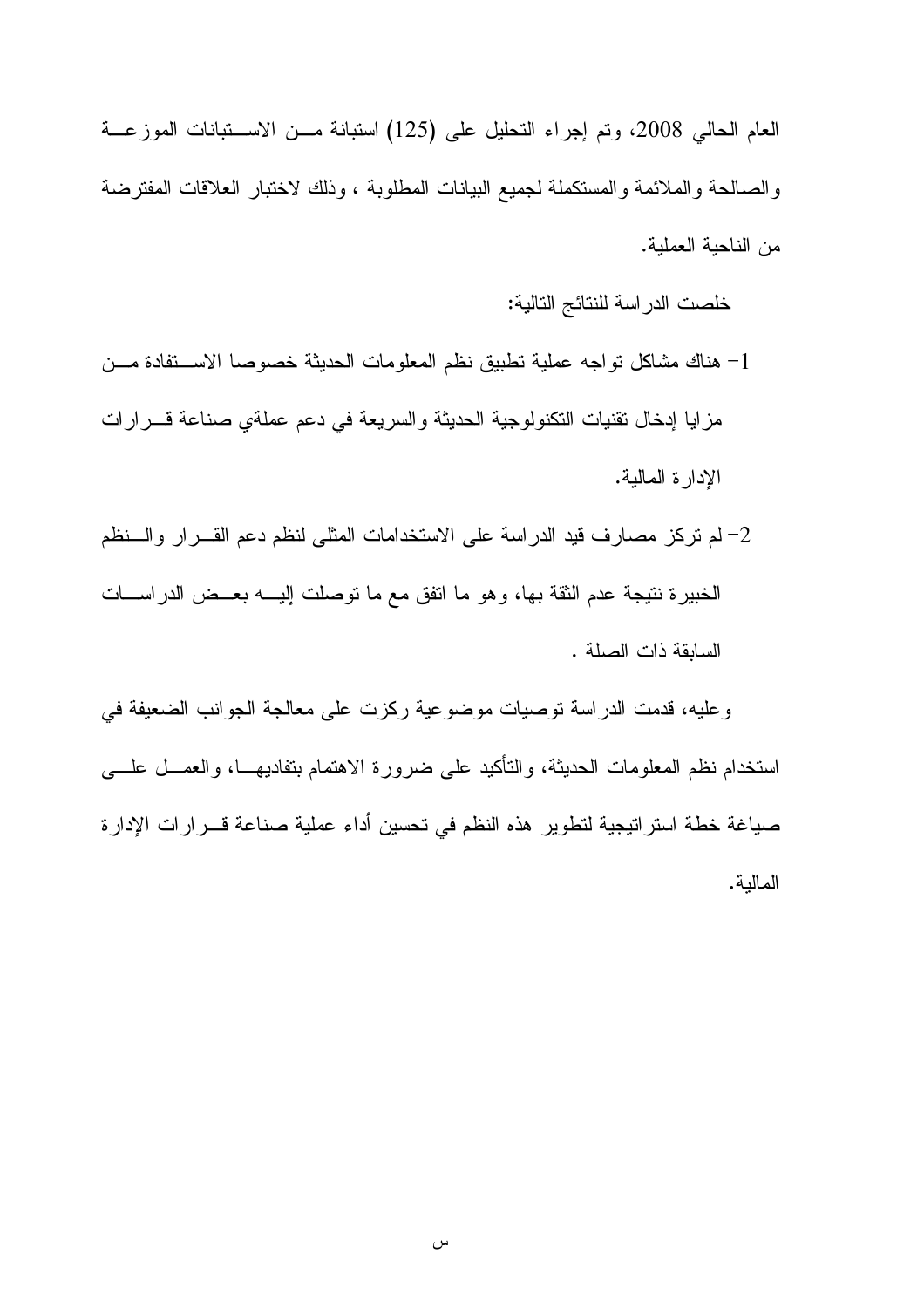العام الحالي 2008، وتم إجراء التحليل على (125) استبانة من الاستبانات الموزعة والصالحة والملائمة والمستكملة لجميع البيانات المطلوبة ، وذلك لاختبار العلاقات المفترضة من الناحية العملية.

خلصت الدراسة للنتائج التالية:

1- هناك مشاكل تواجه عملية تطبيق نظم المعلومات الحديثة خصوصا الاستفادة من مزايا إدخال تقنيات التكنولوجية الحديثة والسريعة في دعم عملةي صناعة قرارات الإدارة المالية.

2- لم تركز مصارف قيد الدراسة على الاستخدامات المثلى لنظم دعم القرار والنظم الخبيرة نتيجة عدم الثقة بها، وهو ما اتفق مع ما توصلت إليه بعض الدراسات السابقة ذات الصلة .

وعليه، قدمت الدراسة توصيات موضوعية ركزت على معالجة الجوانب الضعيفة في استخدام نظم المعلومات الحديثة، والتأكيد على ضرورة الاهتمام بتفاديها، والعمل على صياغة خطة استراتيجية لتطوير هذه النظم في تحسين أداء عملية صناعة قرارات الإدارة المالية.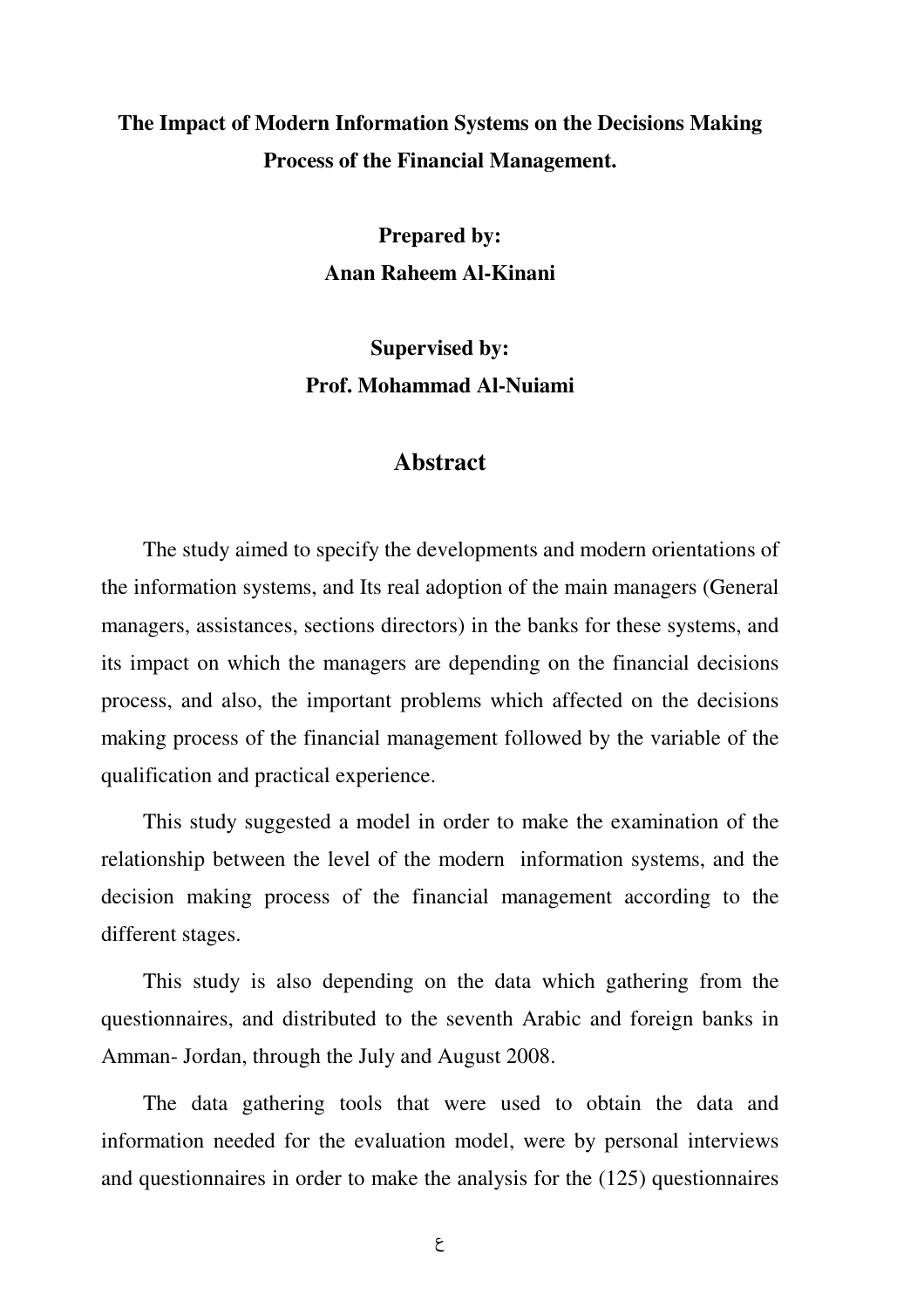**The Impact of Modern Information Systems on the Decisions Making Process of the Financial Management.**

**Prepared by:**
**Anan Raheem Al-Kinani**

**Supervised by:**
**Prof. Mohammad Al-Nuiami**

## Abstract

The study aimed to specify the developments and modern orientations of the information systems, and Its real adoption of the main managers (General managers, assistances, sections directors) in the banks for these systems, and its impact on which the managers are depending on the financial decisions process, and also, the important problems which affected on the decisions making process of the financial management followed by the variable of the qualification and practical experience.

This study suggested a model in order to make the examination of the relationship between the level of the modern information systems, and the decision making process of the financial management according to the different stages.

This study is also depending on the data which gathering from the questionnaires, and distributed to the seventh Arabic and foreign banks in Amman- Jordan, through the July and August 2008.

The data gathering tools that were used to obtain the data and information needed for the evaluation model, were by personal interviews and questionnaires in order to make the analysis for the (125) questionnaires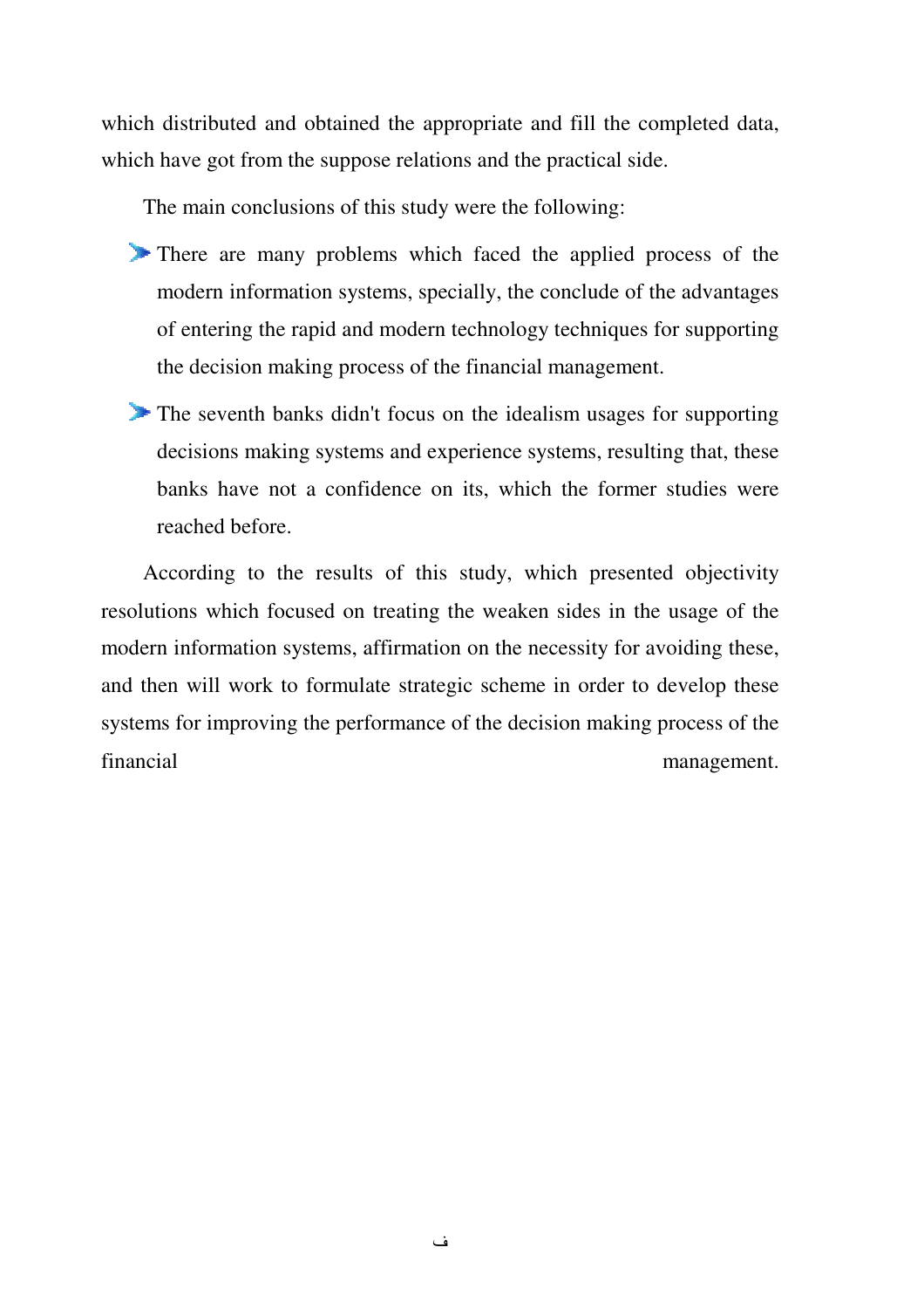which distributed and obtained the appropriate and fill the completed data, which have got from the suppose relations and the practical side.

The main conclusions of this study were the following:

- There are many problems which faced the applied process of the modern information systems, specially, the conclude of the advantages of entering the rapid and modern technology techniques for supporting the decision making process of the financial management.
- The seventh banks didn't focus on the idealism usages for supporting decisions making systems and experience systems, resulting that, these banks have not a confidence on its, which the former studies were reached before.

According to the results of this study, which presented objectivity resolutions which focused on treating the weaken sides in the usage of the modern information systems, affirmation on the necessity for avoiding these, and then will work to formulate strategic scheme in order to develop these systems for improving the performance of the decision making process of the financial management.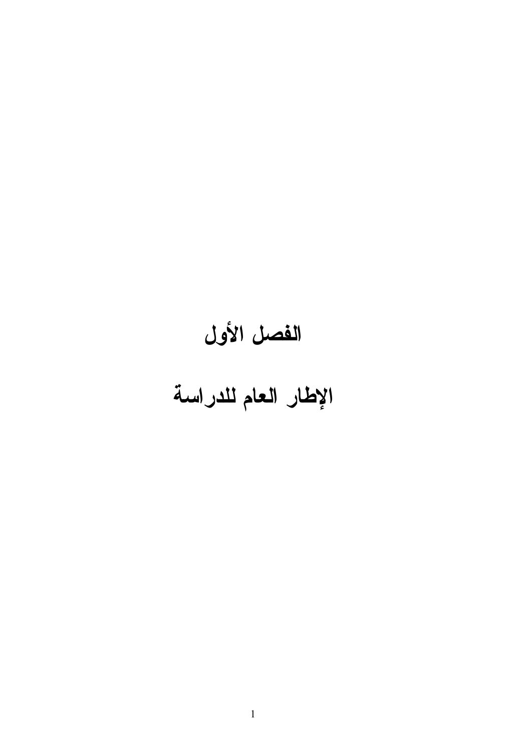# الفصل الأول

# الإطار العام للدراسة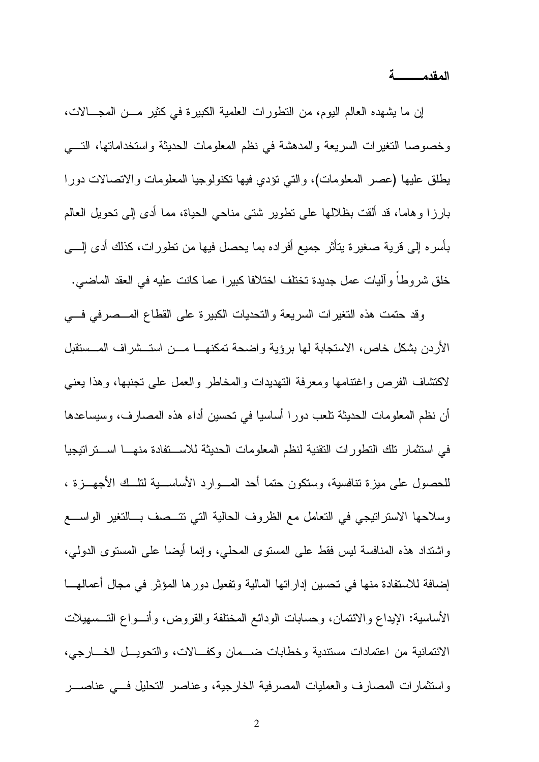## المقدمة

إن ما يشهده العالم اليوم، من التطورات العلمية الكبيرة في كثير من المجالات، وخصوصا التغيرات السريعة والمدهشة في نظم المعلومات الحديثة واستخداماتها، التي يطلق عليها (عصر المعلومات)، والتي تؤدي فيها تكنولوجيا المعلومات والاتصالات دورا بارزا وهاما، قد ألقت بظلالها على تطوير شتى مناحي الحياة، مما أدى إلى تحويل العالم بأسره إلى قرية صغيرة يتأثر جميع أفراده بما يحصل فيها من تطورات، كذلك أدى إلى خلق شروطاً وآليات عمل جديدة تختلف اختلافا كبيرا عما كانت عليه في العقد الماضي.

وقد حتمت هذه التغيرات السريعة والتحديات الكبيرة على القطاع المصرفي في الأردن بشكل خاص، الاستجابة لها برؤية واضحة تمكنها من استشراف المستقبل لاكتشاف الفرص واغتنامها ومعرفة التهديدات والمخاطر والعمل على تجنبها، وهذا يعني أن نظم المعلومات الحديثة تلعب دورا أساسيا في تحسين أداء هذه المصارف، وسيساعدها في استثمار تلك التطورات التقنية لنظم المعلومات الحديثة للاستفادة منها استراتيجيا للحصول على ميزة تنافسية، وستكون حتما أحد الموارد الأساسية لتلك الأجهزة ، وسلاحها الاستراتيجي في التعامل مع الظروف الحالية التي تتصف بالتغير الواسع واشتداد هذه المنافسة ليس فقط على المستوى المحلي، وإنما أيضا على المستوى الدولي، إضافة للاستفادة منها في تحسين إداراتها المالية وتفعيل دورها المؤثر في مجال أعمالها الأساسية: الإيداع والائتمان، وحسابات الودائع المختلفة والقروض، وأنواع التسهيلات الائتمانية من اعتمادات مستندية وخطابات ضمان وكفالات، والتحويل الخارجي، واستثمارات المصارف والعمليات المصرفية الخارجية، وعناصر التحليل في عناصر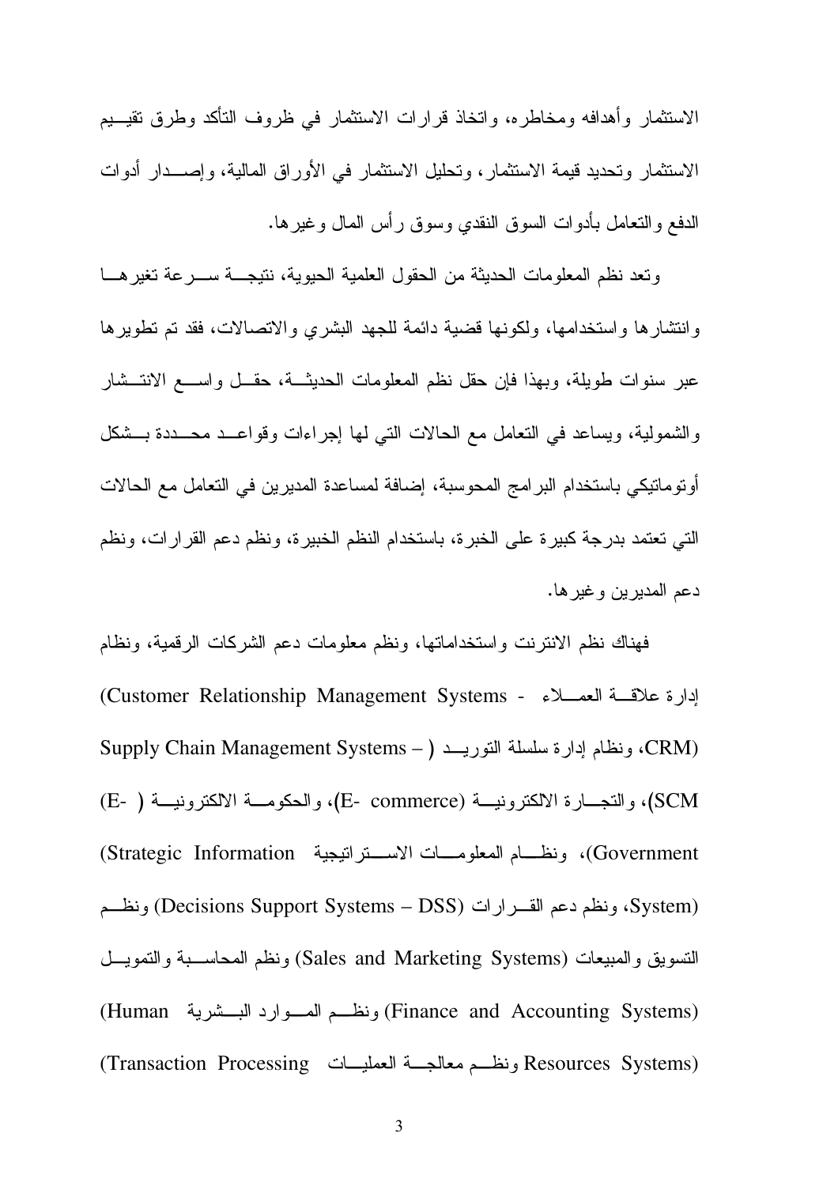الاستثمار وأهدافه ومخاطره، واتخاذ قرارات الاستثمار في ظروف التأكد وطرق تقييم الاستثمار وتحديد قيمة الاستثمار، وتحليل الاستثمار في الأوراق المالية، وإصدار أدوات الدفع والتعامل بأدوات السوق النقدي وسوق رأس المال وغيرها.

وتعد نظم المعلومات الحديثة من الحقول العلمية الحيوية، نتيجة سرعة تغيرها وانتشارها واستخدامها، ولكونها قضية دائمة للجهد البشري والاتصالات، فقد تم تطويرها عبر سنوات طويلة، وبهذا فإن حقل نظم المعلومات الحديثة، حقل واسع الانتشار والشمولية، ويساعد في التعامل مع الحالات التي لها إجراءات وقواعد محددة بشكل أوتوماتيكي باستخدام البرامج المحوسبة، إضافة لمساعدة المديرين في التعامل مع الحالات التي تعتمد بدرجة كبيرة على الخبرة، باستخدام النظم الخبيرة، ونظم دعم القرارات، ونظم دعم المديرين وغيرها.

فهناك نظم الانترنت واستخداماتها، ونظم معلومات دعم الشركات الرقمية، ونظام إدارة علاقة العملاء (Customer Relationship Management Systems - CRM)، ونظام إدارة سلسلة التوريد (Supply Chain Management Systems – SCM)، والتجارة الالكترونية (E- commerce)، والحكومة الالكترونية (E- Government)، ونظام المعلومات الاستراتيجية (Strategic Information System)، ونظم دعم القرارات (Decisions Support Systems – DSS) ونظم التسويق والمبيعات (Sales and Marketing Systems) ونظم المحاسبة والتمويل (Finance and Accounting Systems) ونظم الموارد البشرية (Human Resources Systems) ونظم معالجة العمليات (Transaction Processing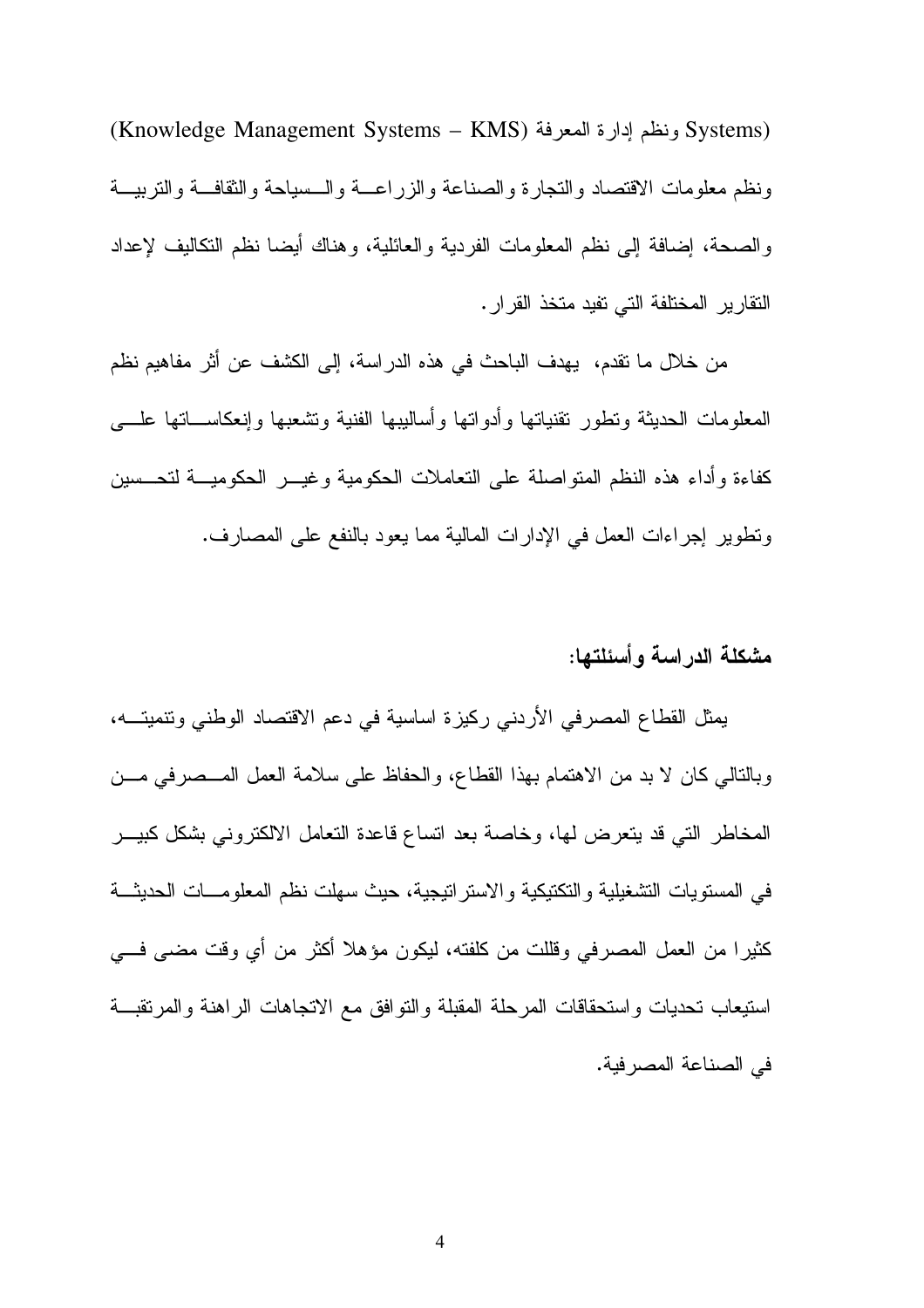Systems) ونظم إدارة المعرفة (Knowledge Management Systems – KMS) ونظم معلومات الاقتصاد والتجارة والصناعة والزراعة والسياحة والثقافة والتربية والصحة، إضافة إلى نظم المعلومات الفردية والعائلية، وهناك أيضا نظم التكاليف لإعداد التقارير المختلفة التي تفيد متخذ القرار.

من خلال ما تقدم، يهدف الباحث في هذه الدراسة، إلى الكشف عن أثر مفاهيم نظم المعلومات الحديثة وتطور تقنياتها وأدواتها وأساليبها الفنية وتشعبها وإنعكاساتها على كفاءة وأداء هذه النظم المتواصلة على التعاملات الحكومية وغير الحكومية لتحسين وتطوير إجراءات العمل في الإدارات المالية مما يعود بالنفع على المصارف.

**مشكلة الدراسة وأسئلتها:**

يمثل القطاع المصرفي الأردني ركيزة اساسية في دعم الاقتصاد الوطني وتنميته، وبالتالي كان لا بد من الاهتمام بهذا القطاع، والحفاظ على سلامة العمل المصرفي من المخاطر التي قد يتعرض لها، وخاصة بعد اتساع قاعدة التعامل الالكتروني بشكل كبير في المستويات التشغيلية والتكتيكية والاستراتيجية، حيث سهلت نظم المعلومات الحديثة كثيرا من العمل المصرفي وقللت من كلفته، ليكون مؤهلا أكثر من أي وقت مضى في استيعاب تحديات واستحقاقات المرحلة المقبلة والتوافق مع الاتجاهات الراهنة والمرتقبة في الصناعة المصرفية.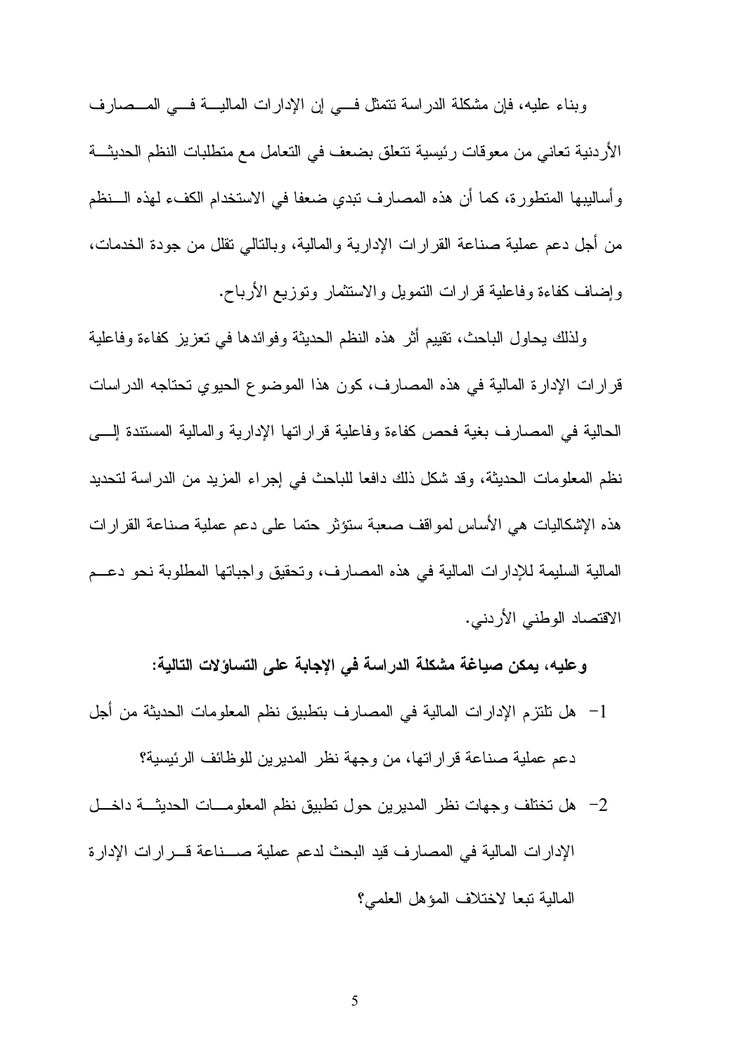وبناء عليه، فإن مشكلة الدراسة تتمثل في إن الإدارات المالية في المصارف الأردنية تعاني من معوقات رئيسية تتعلق بضعف في التعامل مع متطلبات النظم الحديثة وأساليبها المتطورة، كما أن هذه المصارف تبدي ضعفا في الاستخدام الكفء لهذه النظم من أجل دعم عملية صناعة القرارات الإدارية والمالية، وبالتالي تقلل من جودة الخدمات، وإضاف كفاءة وفاعلية قرارات التمويل والاستثمار وتوزيع الأرباح.

ولذلك يحاول الباحث، تقييم أثر هذه النظم الحديثة وفوائدها في تعزيز كفاءة وفاعلية قرارات الإدارة المالية في هذه المصارف، كون هذا الموضوع الحيوي تحتاجه الدراسات الحالية في المصارف بغية فحص كفاءة وفاعلية قراراتها الإدارية والمالية المستندة إلى نظم المعلومات الحديثة، وقد شكل ذلك دافعا للباحث في إجراء المزيد من الدراسة لتحديد هذه الإشكاليات هي الأساس لمواقف صعبة ستؤثر حتما على دعم عملية صناعة القرارات المالية السليمة للإدارات المالية في هذه المصارف، وتحقيق واجباتها المطلوبة نحو دعم الاقتصاد الوطني الأردني.

**وعليه، يمكن صياغة مشكلة الدراسة في الإجابة على التساؤلات التالية:**

1- هل تلتزم الإدارات المالية في المصارف بتطبيق نظم المعلومات الحديثة من أجل دعم عملية صناعة قراراتها، من وجهة نظر المديرين للوظائف الرئيسية؟

2- هل تختلف وجهات نظر المديرين حول تطبيق نظم المعلومات الحديثة داخل الإدارات المالية في المصارف قيد البحث لدعم عملية صناعة قرارات الإدارة المالية تبعا لاختلاف المؤهل العلمي؟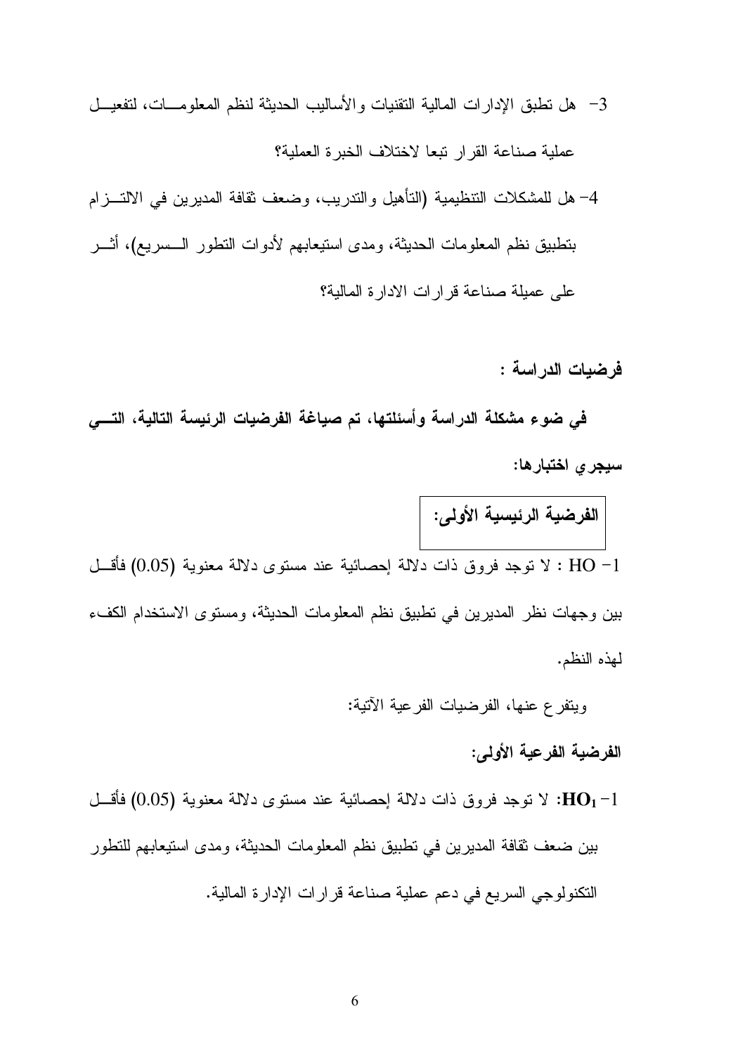3- هل تطبق الإدارات المالية التقنيات والأساليب الحديثة لنظم المعلومات، لتفعيل عملية صناعة القرار تبعا لاختلاف الخبرة العملية؟

4- هل للمشكلات التنظيمية (التأهيل والتدريب، وضعف ثقافة المديرين في الالتزام بتطبيق نظم المعلومات الحديثة، ومدى استيعابهم لأدوات التطور السريع)، أثر على عميلة صناعة قرارات الادارة المالية؟

**فرضيات الدراسة :**

**في ضوء مشكلة الدراسة وأسئلتها، تم صياغة الفرضيات الرئيسة التالية، التي سيجري اختبارها:**

**الفرضية الرئيسية الأولى:**

1- HO : لا توجد فروق ذات دلالة إحصائية عند مستوى دلالة معنوية (0.05) فأقل بين وجهات نظر المديرين في تطبيق نظم المعلومات الحديثة، ومستوى الاستخدام الكفء لهذه النظم.

ويتفرع عنها، الفرضيات الفرعية الآتية:

**الفرضية الفرعية الأولى:**

1- **$HO_1$**: لا توجد فروق ذات دلالة إحصائية عند مستوى دلالة معنوية (0.05) فأقل بين ضعف ثقافة المديرين في تطبيق نظم المعلومات الحديثة، ومدى استيعابهم للتطور التكنولوجي السريع في دعم عملية صناعة قرارات الإدارة المالية.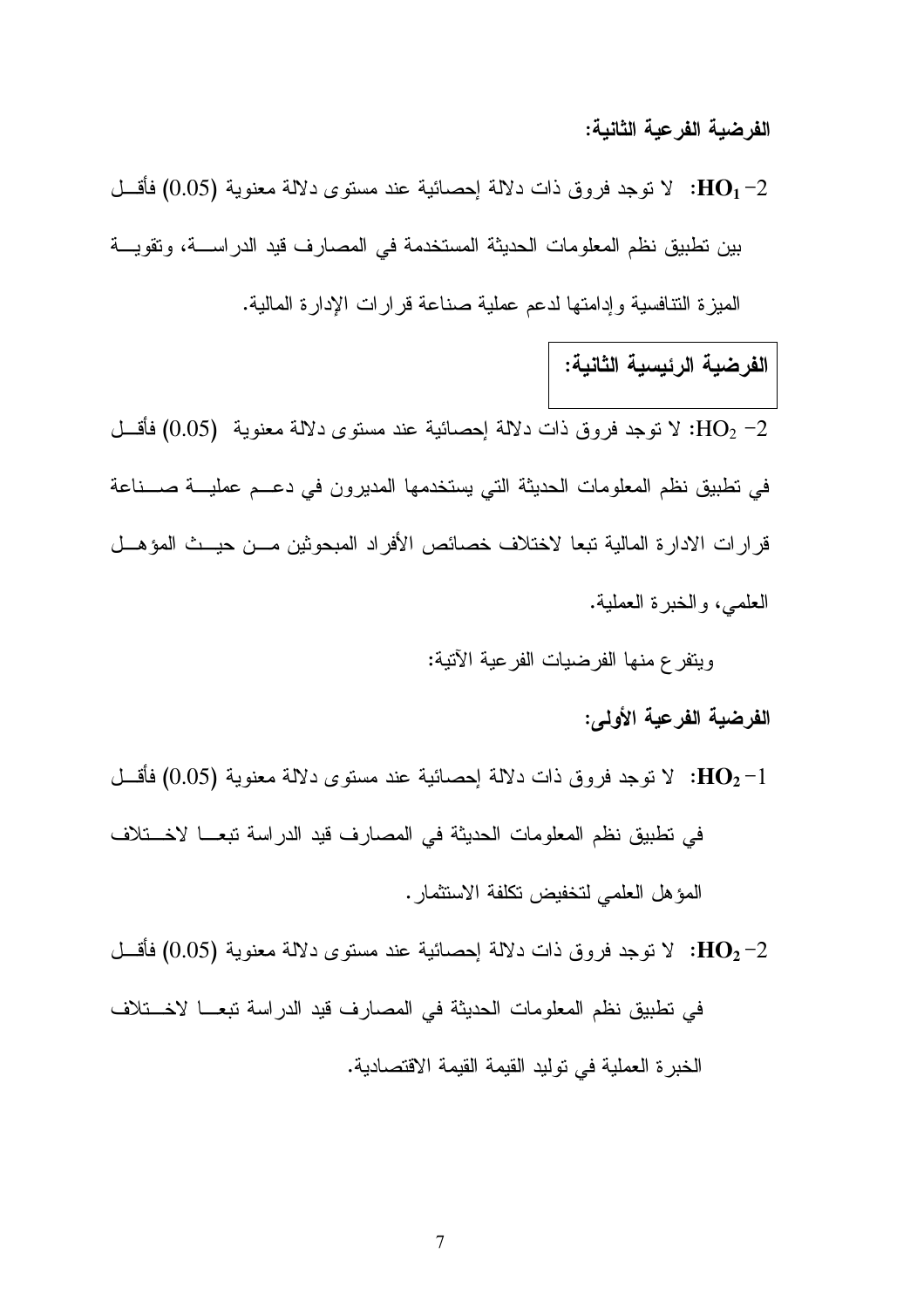**الفرضية الفرعية الثانية:**

2- $HO_1$: لا توجد فروق ذات دلالة إحصائية عند مستوى دلالة معنوية (0.05) فأقل بين تطبيق نظم المعلومات الحديثة المستخدمة في المصارف قيد الدراسة، وتقوية الميزة التنافسية وإدامتها لدعم عملية صناعة قرارات الإدارة المالية.

**الفرضية الرئيسية الثانية:**

2- $HO_2$: لا توجد فروق ذات دلالة إحصائية عند مستوى دلالة معنوية (0.05) فأقل في تطبيق نظم المعلومات الحديثة التي يستخدمها المديرون في دعم عملية صناعة قرارات الادارة المالية تبعا لاختلاف خصائص الأفراد المبحوثين من حيث المؤهل العلمي، والخبرة العملية.

ويتفرع منها الفرضيات الفرعية الآتية:

**الفرضية الفرعية الأولى:**

1- $HO_2$: لا توجد فروق ذات دلالة إحصائية عند مستوى دلالة معنوية (0.05) فأقل في تطبيق نظم المعلومات الحديثة في المصارف قيد الدراسة تبعا لاختلاف المؤهل العلمي لتخفيض تكلفة الاستثمار.

2- $HO_2$: لا توجد فروق ذات دلالة إحصائية عند مستوى دلالة معنوية (0.05) فأقل في تطبيق نظم المعلومات الحديثة في المصارف قيد الدراسة تبعا لاختلاف الخبرة العملية في توليد القيمة القيمة الاقتصادية.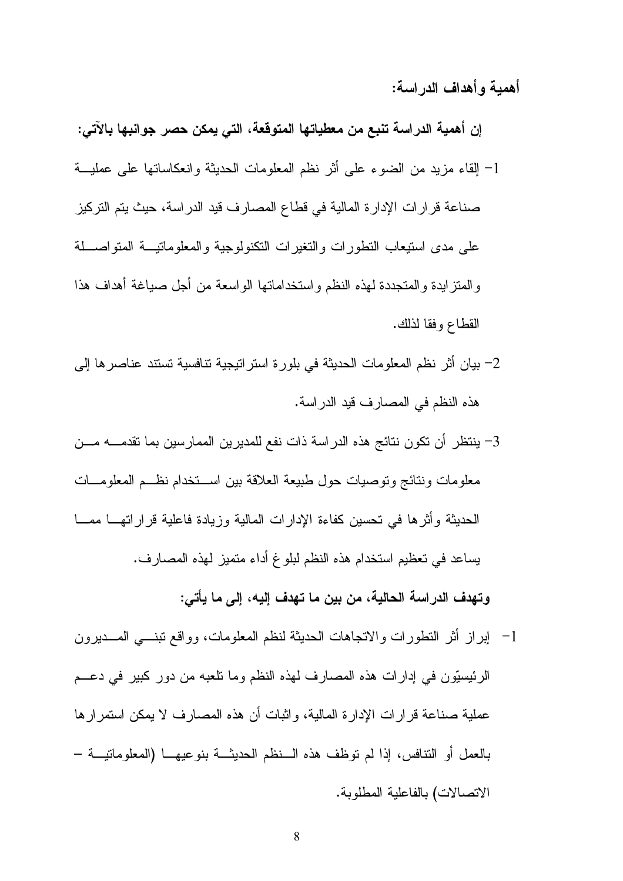**أهمية وأهداف الدراسة:**

**إن أهمية الدراسة تنبع من معطياتها المتوقعة، التي يمكن حصر جوانبها بالآتي:**

1- إلقاء مزيد من الضوء على أثر نظم المعلومات الحديثة وانعكاساتها على عملية صناعة قرارات الإدارة المالية في قطاع المصارف قيد الدراسة، حيث يتم التركيز على مدى استيعاب التطورات والتغيرات التكنولوجية والمعلوماتية المتواصلة والمتزايدة والمتجددة لهذه النظم واستخداماتها الواسعة من أجل صياغة أهداف هذا القطاع وفقا لذلك.

2- بيان أثر نظم المعلومات الحديثة في بلورة استراتيجية تنافسية تستند عناصرها إلى هذه النظم في المصارف قيد الدراسة.

3- ينتظر أن تكون نتائج هذه الدراسة ذات نفع للمديرين الممارسين بما تقدمه من معلومات ونتائج وتوصيات حول طبيعة العلاقة بين استخدام نظم المعلومات الحديثة وأثرها في تحسين كفاءة الإدارات المالية وزيادة فاعلية قراراتها مما يساعد في تعظيم استخدام هذه النظم لبلوغ أداء متميز لهذه المصارف.

**وتهدف الدراسة الحالية، من بين ما تهدف إليه، إلى ما يأتي:**

1- إبراز أثر التطورات والاتجاهات الحديثة لنظم المعلومات، وواقع تبني المديرون الرئيسيّون في إدارات هذه المصارف لهذه النظم وما تلعبه من دور كبير في دعم عملية صناعة قرارات الإدارة المالية، واثبات أن هذه المصارف لا يمكن استمرارها بالعمل أو التنافس، إذا لم توظف هذه النظم الحديثة بنوعيها (المعلوماتية – الاتصالات) بالفاعلية المطلوبة.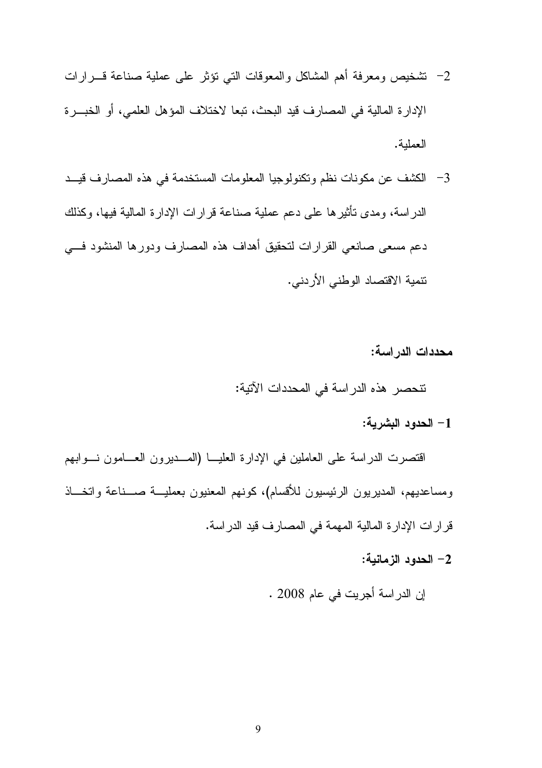2- تشخيص ومعرفة أهم المشاكل والمعوقات التي تؤثر على عملية صناعة قرارات الإدارة المالية في المصارف قيد البحث، تبعا لاختلاف المؤهل العلمي، أو الخبرة العملية.

3- الكشف عن مكونات نظم وتكنولوجيا المعلومات المستخدمة في هذه المصارف قيد الدراسة، ومدى تأثيرها على دعم عملية صناعة قرارات الإدارة المالية فيها، وكذلك دعم مسعى صانعي القرارات لتحقيق أهداف هذه المصارف ودورها المنشود في تنمية الاقتصاد الوطني الأردني.

**محددات الدراسة:**

تنحصر هذه الدراسة في المحددات الآتية:

**1- الحدود البشرية:**

اقتصرت الدراسة على العاملين في الإدارة العليا (المديرون العامون نوابهم ومساعديهم، المديريون الرئيسيون للأقسام)، كونهم المعنيون بعملية صناعة واتخاذ قرارات الإدارة المالية المهمة في المصارف قيد الدراسة.

**2- الحدود الزمانية:**

إن الدراسة أجريت في عام 2008 .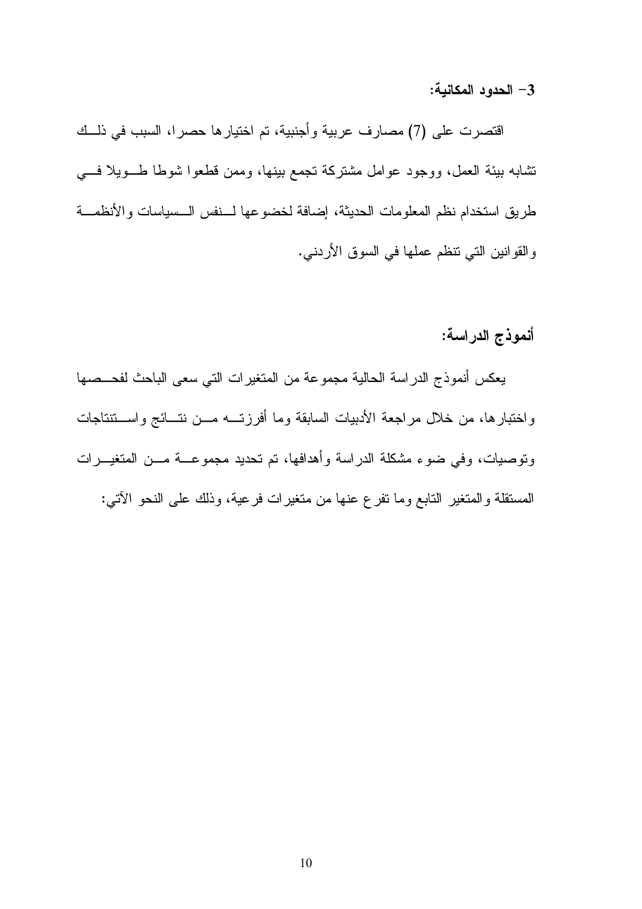**3- الحدود المكانية:**

اقتصرت على (7) مصارف عربية وأجنبية، تم اختيارها حصرا، السبب في ذلك تشابه بيئة العمل، ووجود عوامل مشتركة تجمع بينها، وممن قطعوا شوطا طويلا في طريق استخدام نظم المعلومات الحديثة، إضافة لخضوعها لنفس السياسات والأنظمة والقوانين التي تنظم عملها في السوق الأردني.

**أنموذج الدراسة:**

يعكس أنموذج الدراسة الحالية مجموعة من المتغيرات التي سعى الباحث لفحصها واختبارها، من خلال مراجعة الأدبيات السابقة وما أفرزته من نتائج واستنتاجات وتوصيات، وفي ضوء مشكلة الدراسة وأهدافها، تم تحديد مجموعة من المتغيرات المستقلة والمتغير التابع وما تفرع عنها من متغيرات فرعية، وذلك على النحو الآتي: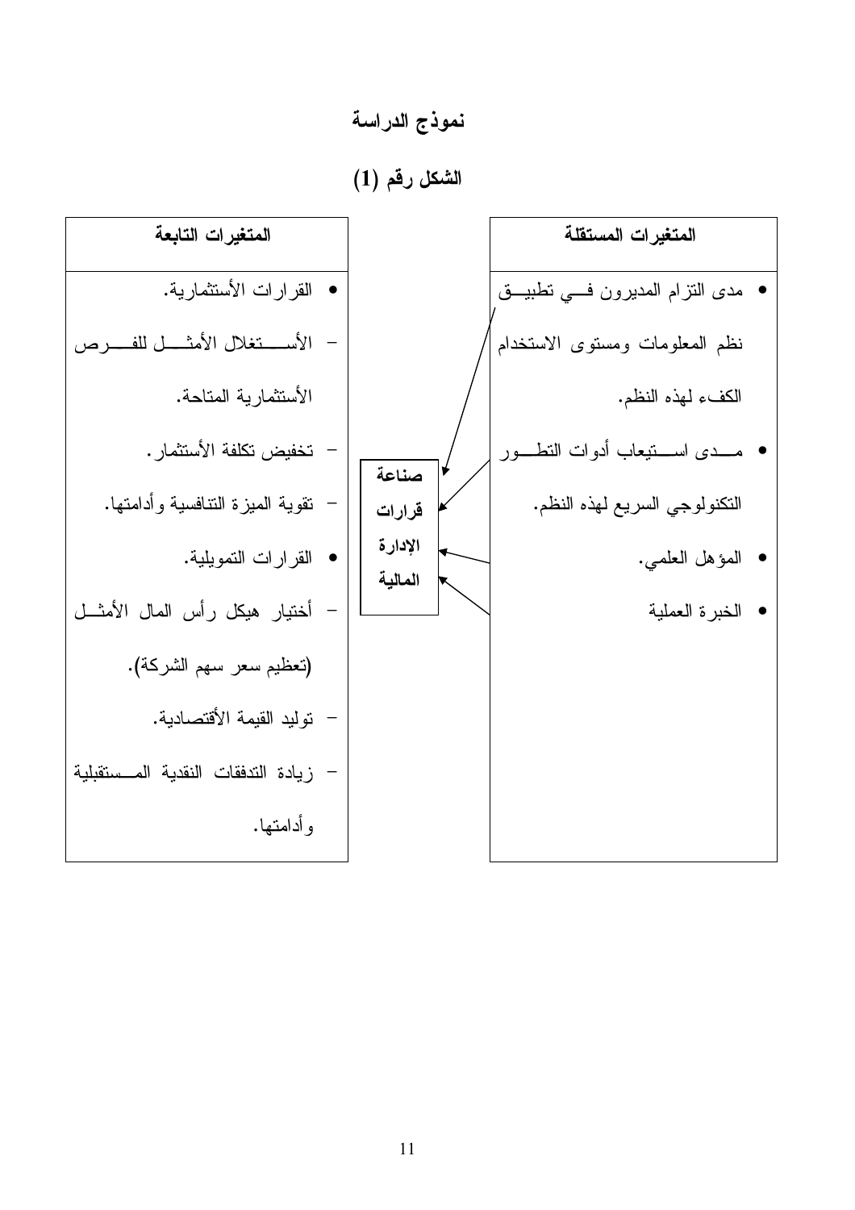## نموذج الدراسة

### الشكل رقم (1)

**المتغيرات المستقلة**

- مدى التزام المديرون في تطبيق نظم المعلومات ومستوى الاستخدام الكفء لهذه النظم.
- مدى استيعاب أدوات التطور التكنولوجي السريع لهذه النظم.
- المؤهل العلمي.
- الخبرة العملية

**صناعة قرارات الإدارة المالية**

**المتغيرات التابعة**

- القرارات الأستثمارية.
  - الأستغلال الأمثل للفرص الأستثمارية المتاحة.
  - تخفيض تكلفة الأستثمار.
  - تقوية الميزة التنافسية وأدامتها.
- القرارات التمويلية.
  - أختيار هيكل رأس المال الأمثل (تعظيم سعر سهم الشركة).
  - توليد القيمة الأقتصادية.
  - زيادة التدفقات النقدية المستقبلية وأدامتها.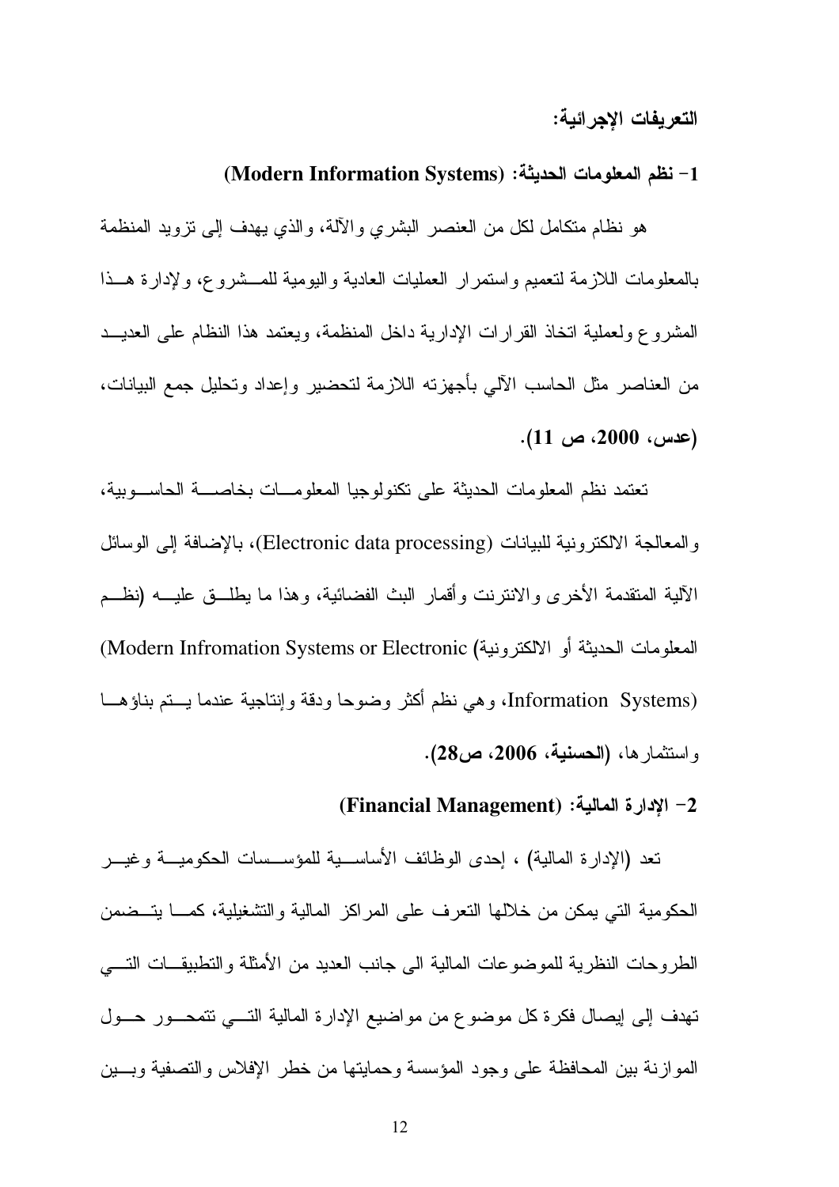**التعريفات الإجرائية:**

**1- نظم المعلومات الحديثة: (Modern Information Systems)**

هو نظام متكامل لكل من العنصر البشري والآلة، والذي يهدف إلى تزويد المنظمة بالمعلومات اللازمة لتعميم واستمرار العمليات العادية واليومية للمشروع، ولإدارة هذا المشروع ولعملية اتخاذ القرارات الإدارية داخل المنظمة، ويعتمد هذا النظام على العديد من العناصر مثل الحاسب الآلي بأجهزته اللازمة لتحضير وإعداد وتحليل جمع البيانات، **(عدس، 2000، ص 11).**

تعتمد نظم المعلومات الحديثة على تكنولوجيا المعلومات بخاصة الحاسوبية، والمعالجة الالكترونية للبيانات (Electronic data processing)، بالإضافة إلى الوسائل الآلية المتقدمة الأخرى والانترنت وأقمار البث الفضائية، وهذا ما يطلق عليه (نظم المعلومات الحديثة أو الالكترونية) (Modern Infromation Systems or Electronic Information Systems)، وهي نظم أكثر وضوحا ودقة وإنتاجية عندما يتم بناؤها واستثمارها، **(الحسنية، 2006، ص28).**

**2- الإدارة المالية: (Financial Management)**

تعد (الإدارة المالية) ، إحدى الوظائف الأساسية للمؤسسات الحكومية وغير الحكومية التي يمكن من خلالها التعرف على المراكز المالية والتشغيلية، كما يتضمن الطروحات النظرية للموضوعات المالية الى جانب العديد من الأمثلة والتطبيقات التي تهدف إلى إيصال فكرة كل موضوع من مواضيع الإدارة المالية التي تتمحور حول الموازنة بين المحافظة على وجود المؤسسة وحمايتها من خطر الإفلاس والتصفية وبين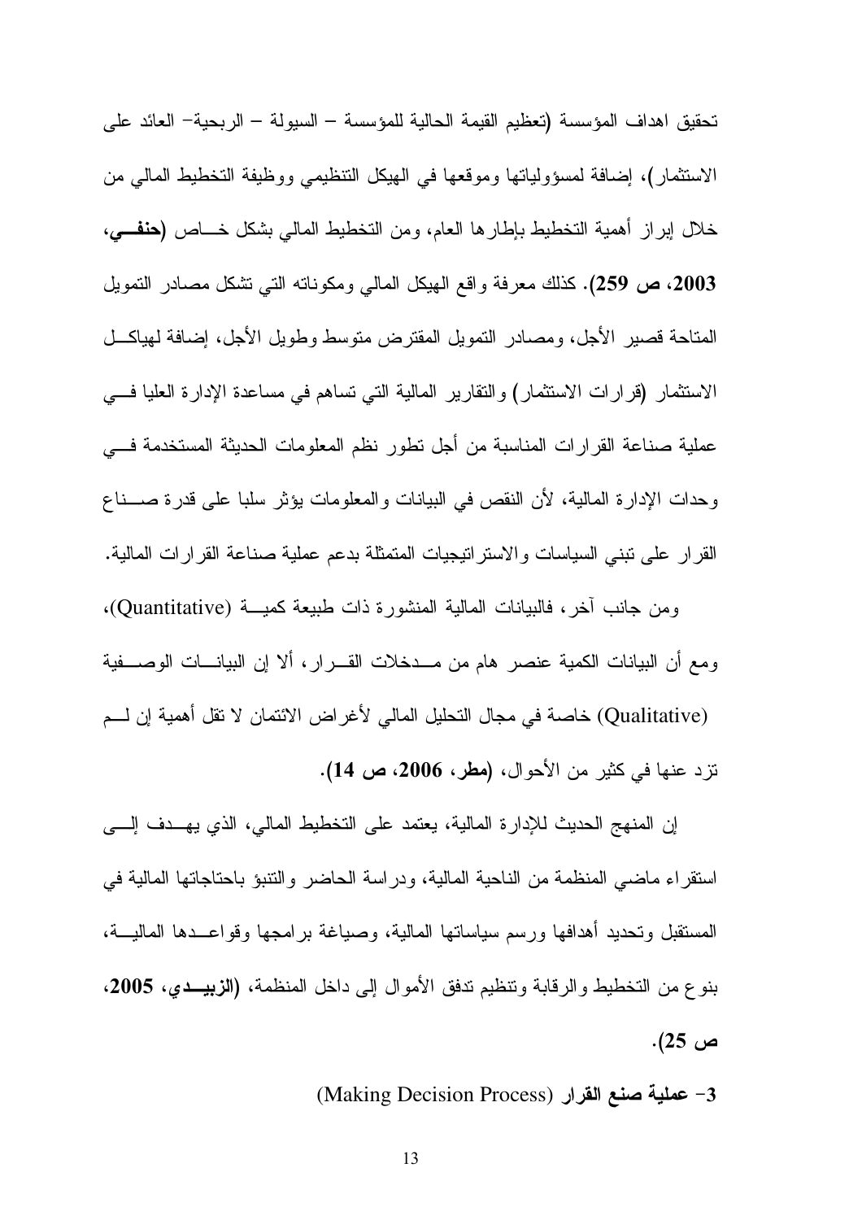تحقيق اهداف المؤسسة (تعظيم القيمة الحالية للمؤسسة – السيولة – الربحية– العائد على الاستثمار)، إضافة لمسؤولياتها وموقعها في الهيكل التنظيمي ووظيفة التخطيط المالي من خلال إبراز أهمية التخطيط بإطارها العام، ومن التخطيط المالي بشكل خاص **(حنفي، 2003، ص 259)**. كذلك معرفة واقع الهيكل المالي ومكوناته التي تشكل مصادر التمويل المتاحة قصير الأجل، ومصادر التمويل المقترض متوسط وطويل الأجل، إضافة لهياكل الاستثمار (قرارات الاستثمار) والتقارير المالية التي تساهم في مساعدة الإدارة العليا في عملية صناعة القرارات المناسبة من أجل تطور نظم المعلومات الحديثة المستخدمة في وحدات الإدارة المالية، لأن النقص في البيانات والمعلومات يؤثر سلبا على قدرة صناع القرار على تبني السياسات والاستراتيجيات المتمثلة بدعم عملية صناعة القرارات المالية.

ومن جانب آخر، فالبيانات المالية المنشورة ذات طبيعة كمية (Quantitative)، ومع أن البيانات الكمية عنصر هام من مدخلات القرار، ألا إن البيانات الوصفية (Qualitative) خاصة في مجال التحليل المالي لأغراض الائتمان لا تقل أهمية إن لم تزد عنها في كثير من الأحوال، **(مطر، 2006، ص 14)**.

إن المنهج الحديث للإدارة المالية، يعتمد على التخطيط المالي، الذي يهدف إلى استقراء ماضي المنظمة من الناحية المالية، ودراسة الحاضر والتنبؤ باحتياجاتها المالية في المستقبل وتحديد أهدافها ورسم سياساتها المالية، وصياغة برامجها وقواعدها المالية، بنوع من التخطيط والرقابة وتنظيم تدفق الأموال إلى داخل المنظمة، **(الزبيدي، 2005، ص 25)**.

**3- عملية صنع القرار** (Making Decision Process)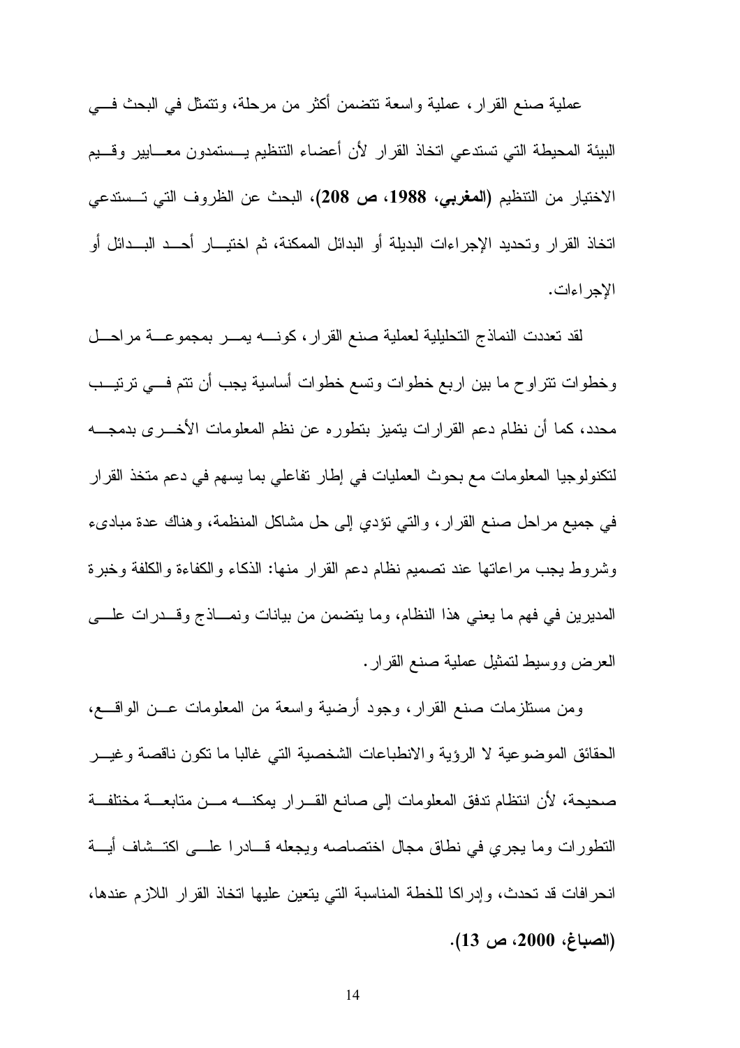عملية صنع القرار، عملية واسعة تتضمن أكثر من مرحلة، وتتمثل في البحث في البيئة المحيطة التي تستدعي اتخاذ القرار لأن أعضاء التنظيم يستمدون معايير وقيم الاختيار من التنظيم (**المغربي، 1988، ص 208**)، البحث عن الظروف التي تستدعي اتخاذ القرار وتحديد الإجراءات البديلة أو البدائل الممكنة، ثم اختيار أحد البدائل أو الإجراءات.

لقد تعددت النماذج التحليلية لعملية صنع القرار، كونه يمر بمجموعة مراحل وخطوات تتراوح ما بين اربع خطوات وتسع خطوات أساسية يجب أن تتم في ترتيب محدد، كما أن نظام دعم القرارات يتميز بتطوره عن نظم المعلومات الأخرى بدمجه لتكنولوجيا المعلومات مع بحوث العمليات في إطار تفاعلي بما يسهم في دعم متخذ القرار في جميع مراحل صنع القرار، والتي تؤدي إلى حل مشاكل المنظمة، وهناك عدة مبادىء وشروط يجب مراعاتها عند تصميم نظام دعم القرار منها: الذكاء والكفاءة والكلفة وخبرة المديرين في فهم ما يعني هذا النظام، وما يتضمن من بيانات ونماذج وقدرات على العرض ووسيط لتمثيل عملية صنع القرار.

ومن مستلزمات صنع القرار، وجود أرضية واسعة من المعلومات عن الواقع، الحقائق الموضوعية لا الرؤية والانطباعات الشخصية التي غالبا ما تكون ناقصة وغير صحيحة، لأن انتظام تدفق المعلومات إلى صانع القرار يمكنه من متابعة مختلفة التطورات وما يجري في نطاق مجال اختصاصه ويجعله قادرا على اكتشاف أية انحرافات قد تحدث، وإدراكا للخطة المناسبة التي يتعين عليها اتخاذ القرار اللازم عندها، (**الصباغ، 2000، ص 13**).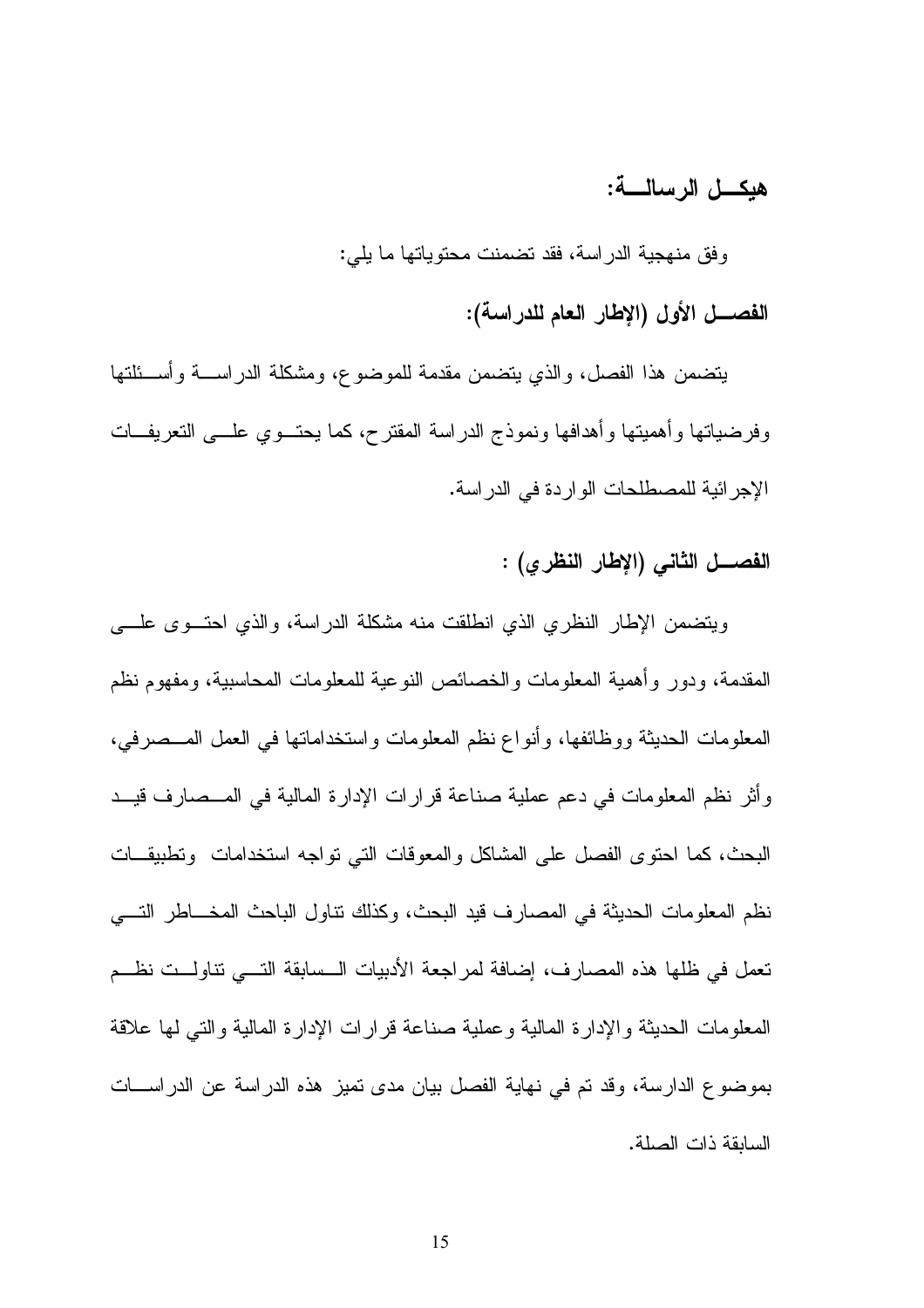## هيكل الرسالة:

وفق منهجية الدراسة، فقد تضمنت محتوياتها ما يلي:

### الفصل الأول (الإطار العام للدراسة):

يتضمن هذا الفصل، والذي يتضمن مقدمة للموضوع، ومشكلة الدراسة وأسئلتها وفرضياتها وأهميتها وأهدافها ونموذج الدراسة المقترح، كما يحتوي على التعريفات الإجرائية للمصطلحات الواردة في الدراسة.

### الفصل الثاني (الإطار النظري) :

ويتضمن الإطار النظري الذي انطلقت منه مشكلة الدراسة، والذي احتوى على المقدمة، ودور وأهمية المعلومات والخصائص النوعية للمعلومات المحاسبية، ومفهوم نظم المعلومات الحديثة ووظائفها، وأنواع نظم المعلومات واستخداماتها في العمل المصرفي، وأثر نظم المعلومات في دعم عملية صناعة قرارات الإدارة المالية في المصارف قيد البحث، كما احتوى الفصل على المشاكل والمعوقات التي تواجه استخدامات وتطبيقات نظم المعلومات الحديثة في المصارف قيد البحث، وكذلك تناول الباحث المخاطر التي تعمل في ظلها هذه المصارف، إضافة لمراجعة الأدبيات السابقة التي تناولت نظم المعلومات الحديثة والإدارة المالية وعملية صناعة قرارات الإدارة المالية والتي لها علاقة بموضوع الدارسة، وقد تم في نهاية الفصل بيان مدى تميز هذه الدراسة عن الدراسات السابقة ذات الصلة.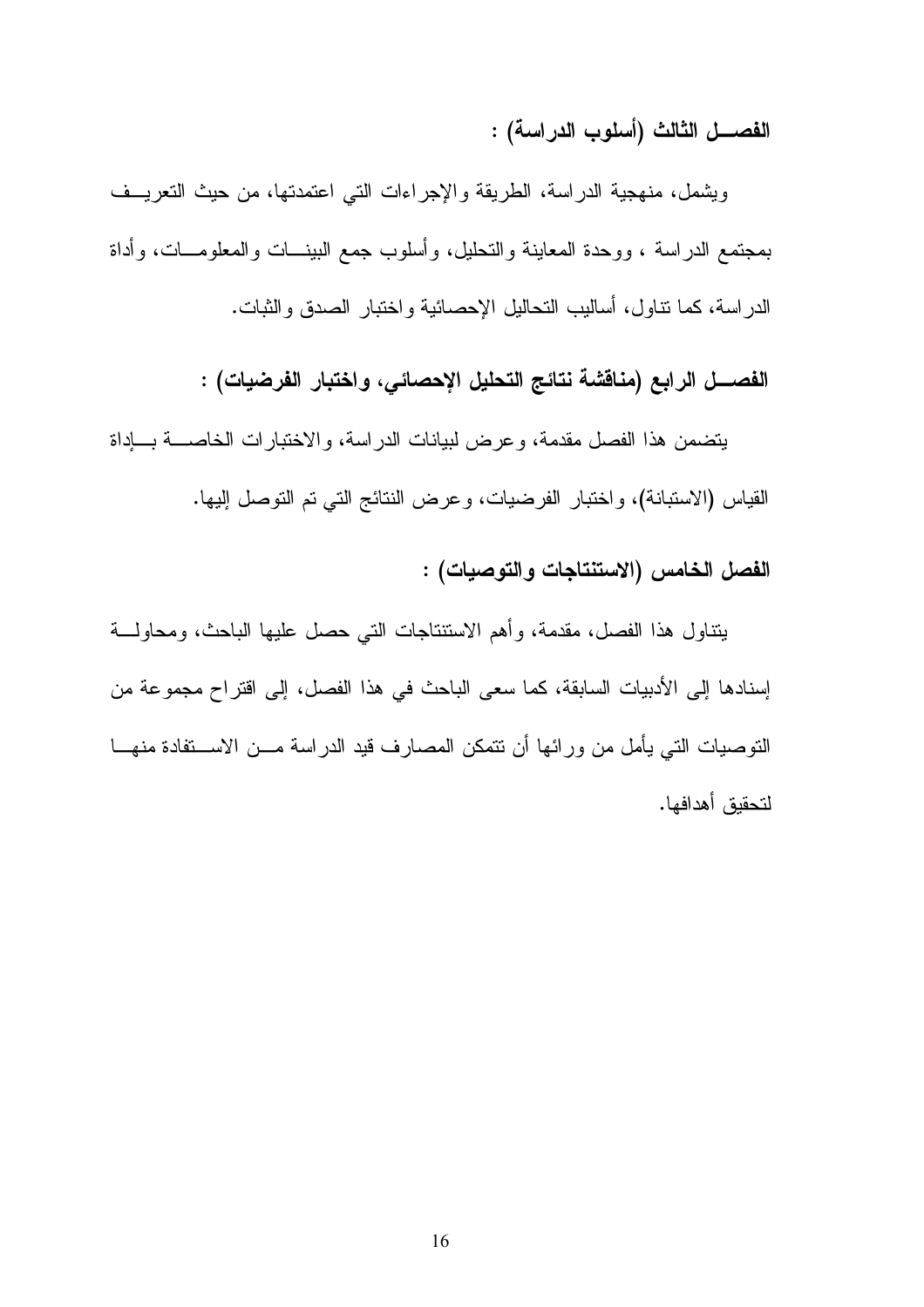**الفصـــل الثالث (أسلوب الدراسة) :**

ويشمل، منهجية الدراسة، الطريقة والإجراءات التي اعتمدتها، من حيث التعريـف بمجتمع الدراسة ، ووحدة المعاينة والتحليل، وأسلوب جمع البيانـات والمعلومـات، وأداة الدراسة، كما تناول، أساليب التحاليل الإحصائية واختبار الصدق والثبات.

**الفصـــل الرابع (مناقشة نتائج التحليل الإحصائي، واختبار الفرضيات) :**

يتضمن هذا الفصل مقدمة، وعرض لبيانات الدراسة، والاختبارات الخاصـة بـإداة القياس (الاستبانة)، واختبار الفرضيات، وعرض النتائج التي تم التوصل إليها.

**الفصل الخامس (الاستنتاجات والتوصيات) :**

يتناول هذا الفصل، مقدمة، وأهم الاستنتاجات التي حصل عليها الباحث، ومحاولـة إسنادها إلى الأدبيات السابقة، كما سعى الباحث في هذا الفصل، إلى اقتراح مجموعة من التوصيات التي يأمل من ورائها أن تتمكن المصارف قيد الدراسة مـن الاسـتفادة منهـا لتحقيق أهدافها.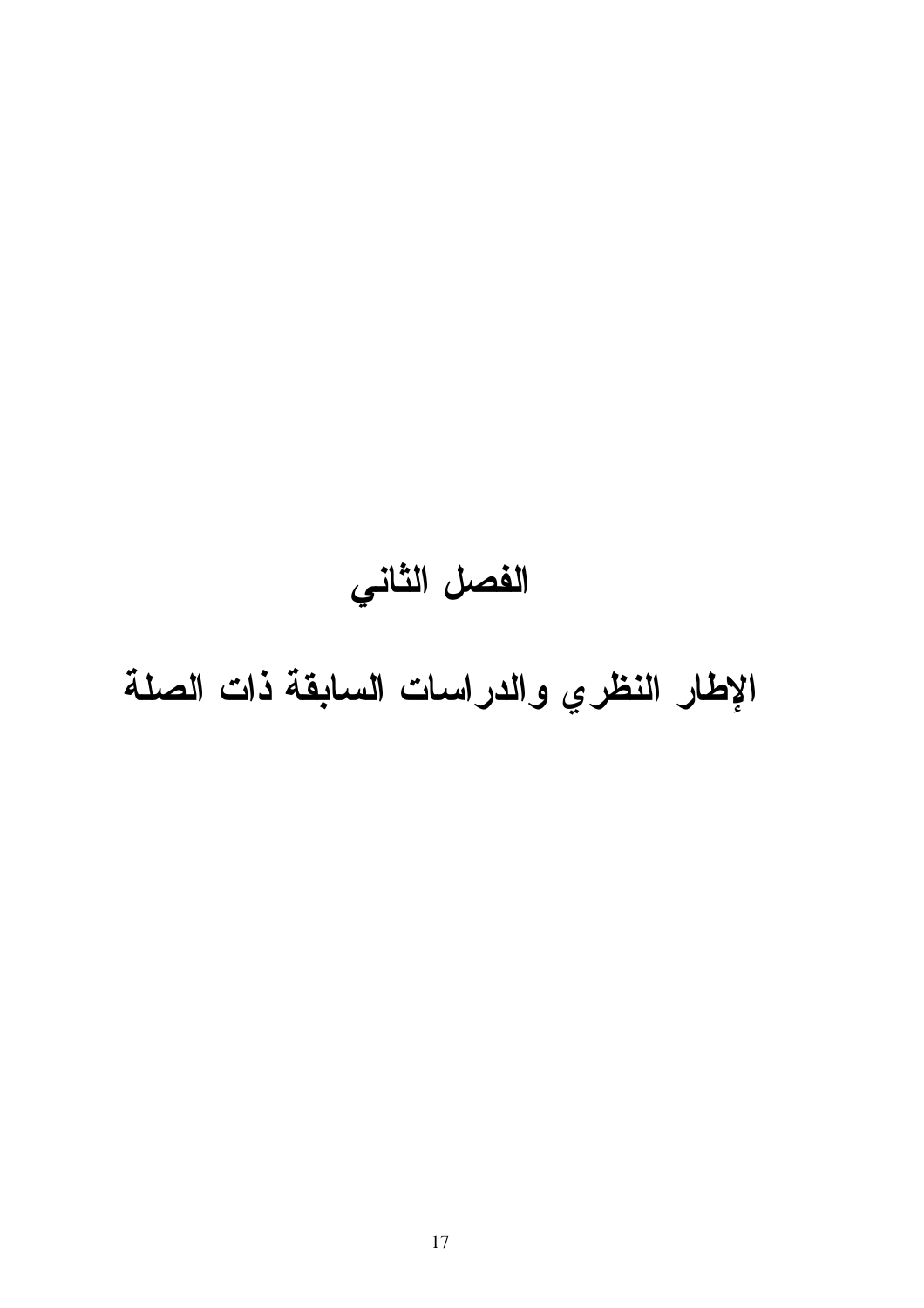# الفصل الثاني

# الإطار النظري والدراسات السابقة ذات الصلة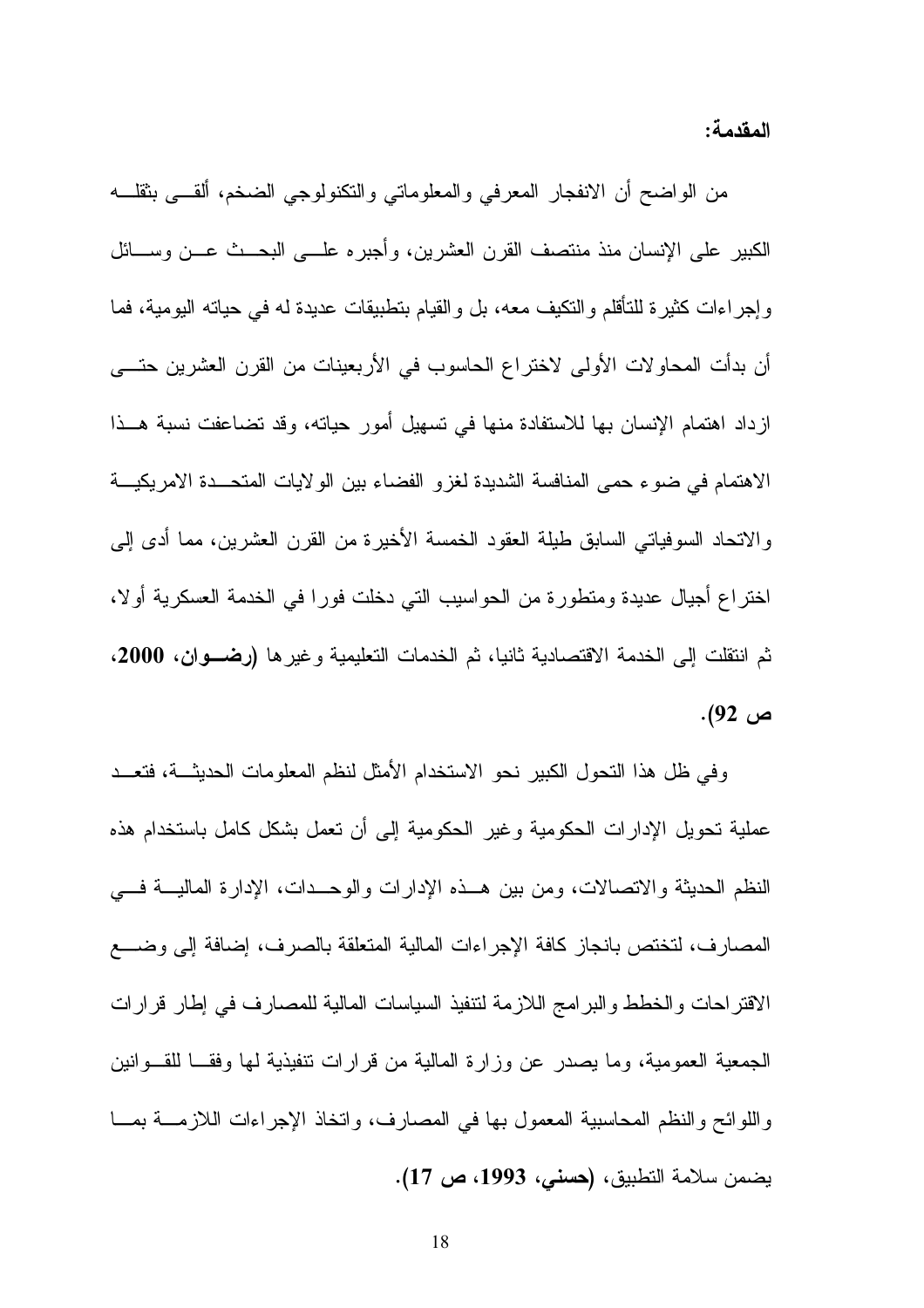**المقدمة:**

من الواضح أن الانفجار المعرفي والمعلوماتي والتكنولوجي الضخم، ألقى بثقله الكبير على الإنسان منذ منتصف القرن العشرين، وأجبره على البحث عن وسائل وإجراءات كثيرة للتأقلم والتكيف معه، بل والقيام بتطبيقات عديدة له في حياته اليومية، فما أن بدأت المحاولات الأولى لاختراع الحاسوب في الأربعينات من القرن العشرين حتى ازداد اهتمام الإنسان بها للاستفادة منها في تسهيل أمور حياته، وقد تضاعفت نسبة هذا الاهتمام في ضوء حمى المنافسة الشديدة لغزو الفضاء بين الولايات المتحدة الامريكية والاتحاد السوفياتي السابق طيلة العقود الخمسة الأخيرة من القرن العشرين، مما أدى إلى اختراع أجيال عديدة ومتطورة من الحواسيب التي دخلت فورا في الخدمة العسكرية أولا، ثم انتقلت إلى الخدمة الاقتصادية ثانيا، ثم الخدمات التعليمية وغيرها **(رضوان، 2000، ص 92)**.

وفي ظل هذا التحول الكبير نحو الاستخدام الأمثل لنظم المعلومات الحديثة، فتعمد عملية تحويل الإدارات الحكومية وغير الحكومية إلى أن تعمل بشكل كامل باستخدام هذه النظم الحديثة والاتصالات، ومن بين هذه الإدارات والوحدات، الإدارة المالية في المصارف، لتختص بانجاز كافة الإجراءات المالية المتعلقة بالصرف، إضافة إلى وضع الاقتراحات والخطط والبرامج اللازمة لتنفيذ السياسات المالية للمصارف في إطار قرارات الجمعية العمومية، وما يصدر عن وزارة المالية من قرارات تنفيذية لها وفقا للقوانين واللوائح والنظم المحاسبية المعمول بها في المصارف، واتخاذ الإجراءات اللازمة بما يضمن سلامة التطبيق، **(حسني، 1993، ص 17)**.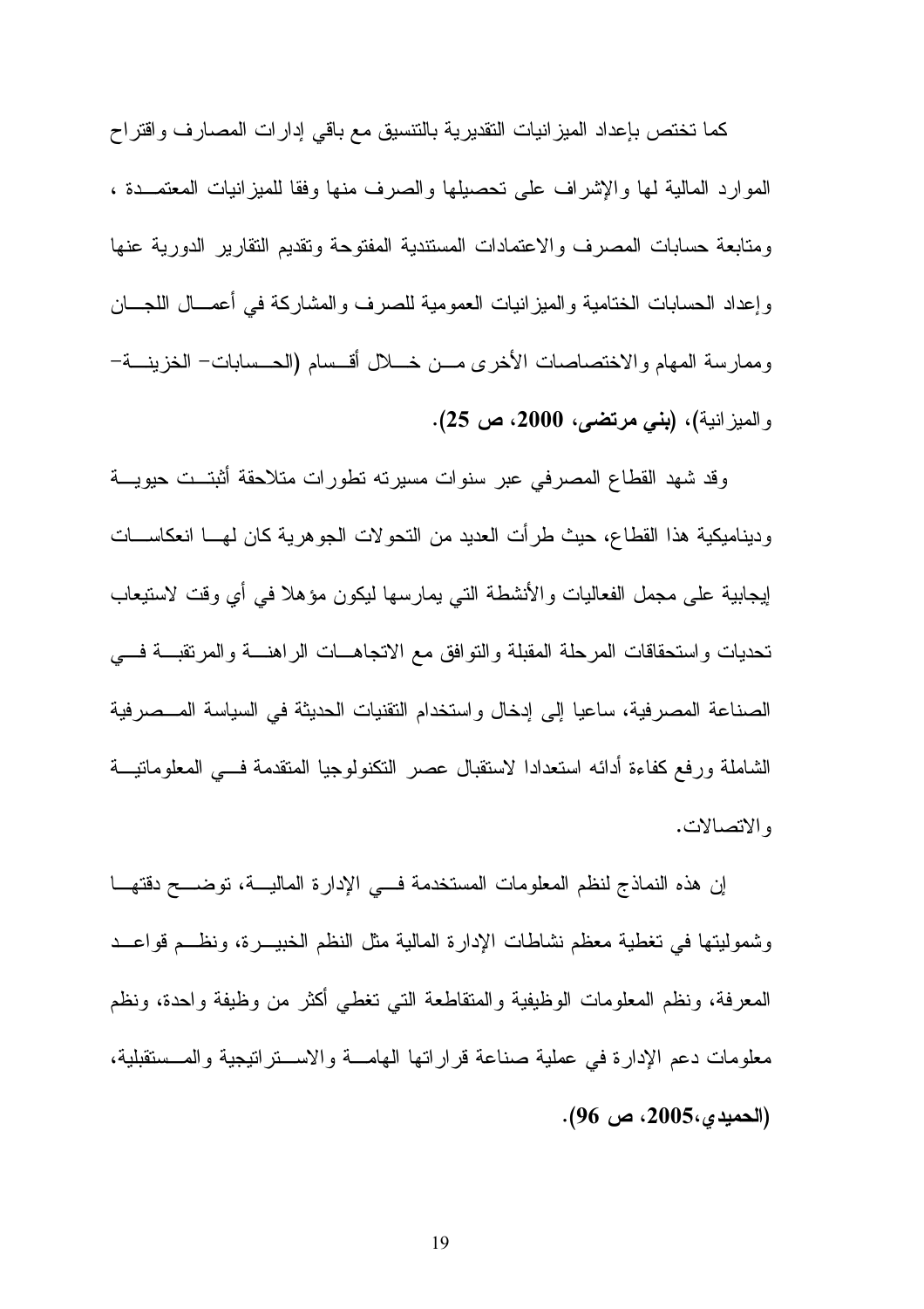كما تختص بإعداد الميزانيات التقديرية بالتنسيق مع باقي إدارات المصارف واقتراح الموارد المالية لها والإشراف على تحصيلها والصرف منها وفقا للميزانيات المعتمدة ، ومتابعة حسابات المصرف والاعتمادات المستندية المفتوحة وتقديم التقارير الدورية عنها وإعداد الحسابات الختامية والميزانيات العمومية للصرف والمشاركة في أعمال اللجان وممارسة المهام والاختصاصات الأخرى من خلال أقسام (الحسابات- الخزينة- والميزانية)، **(بني مرتضى، 2000، ص 25)**.

وقد شهد القطاع المصرفي عبر سنوات مسيرته تطورات متلاحقة أثبتت حيوية وديناميكية هذا القطاع، حيث طرأت العديد من التحولات الجوهرية كان لها انعكاسات إيجابية على مجمل الفعاليات والأنشطة التي يمارسها ليكون مؤهلا في أي وقت لاستيعاب تحديات واستحقاقات المرحلة المقبلة والتوافق مع الاتجاهات الراهنة والمرتقبة في الصناعة المصرفية، ساعيا إلى إدخال واستخدام التقنيات الحديثة في السياسة المصرفية الشاملة ورفع كفاءة أدائه استعدادا لاستقبال عصر التكنولوجيا المتقدمة في المعلوماتية والاتصالات.

إن هذه النماذج لنظم المعلومات المستخدمة في الإدارة المالية، توضح دقتها وشموليتها في تغطية معظم نشاطات الإدارة المالية مثل النظم الخبيرة، ونظم قواعد المعرفة، ونظم المعلومات الوظيفية والمتقاطعة التي تغطي أكثر من وظيفة واحدة، ونظم معلومات دعم الإدارة في عملية صناعة قراراتها الهامة والاستراتيجية والمستقبلية، **(الحميدي،2005، ص 96)**.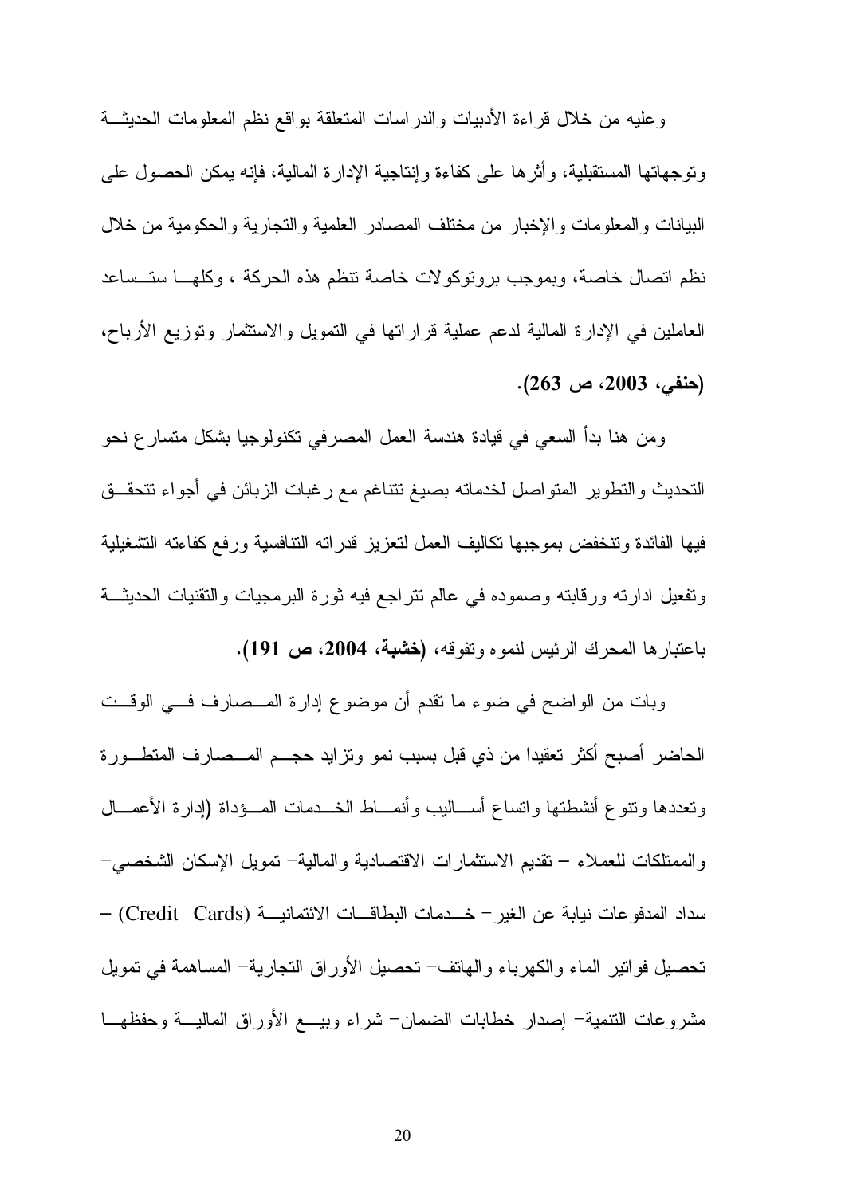وعليه من خلال قراءة الأدبيات والدراسات المتعلقة بواقع نظم المعلومات الحديثة وتوجهاتها المستقبلية، وأثرها على كفاءة وإنتاجية الإدارة المالية، فإنه يمكن الحصول على البيانات والمعلومات والإخبار من مختلف المصادر العلمية والتجارية والحكومية من خلال نظم اتصال خاصة، وبموجب بروتوكولات خاصة تنظم هذه الحركة ، وكلها ستساعد العاملين في الإدارة المالية لدعم عملية قراراتها في التمويل والاستثمار وتوزيع الأرباح، **(حنفي، 2003، ص 263)**.

ومن هنا بدأ السعي في قيادة هندسة العمل المصرفي تكنولوجيا بشكل متسارع نحو التحديث والتطوير المتواصل لخدماته بصيغ تتناغم مع رغبات الزبائن في أجواء تتحقق فيها الفائدة وتنخفض بموجبها تكاليف العمل لتعزيز قدراته التنافسية ورفع كفاءته التشغيلية وتفعيل ادارته ورقابته وصموده في عالم تتراجع فيه ثورة البرمجيات والتقنيات الحديثة باعتبارها المحرك الرئيس لنموه وتفوقه، **(خشبة، 2004، ص 191)**.

وبات من الواضح في ضوء ما تقدم أن موضوع إدارة المصارف في الوقت الحاضر أصبح أكثر تعقيدا من ذي قبل بسبب نمو وتزايد حجم المصارف المتطورة وتعددها وتنوع أنشطتها واتساع أساليب وأنماط الخدمات المؤداة (إدارة الأعمال والممتلكات للعملاء – تقديم الاستثمارات الاقتصادية والمالية– تمويل الإسكان الشخصي– سداد المدفوعات نيابة عن الغير– خدمات البطاقات الائتمانية (Credit Cards) – تحصيل فواتير الماء والكهرباء والهاتف– تحصيل الأوراق التجارية– المساهمة في تمويل مشروعات التنمية– إصدار خطابات الضمان– شراء وبيع الأوراق المالية وحفظها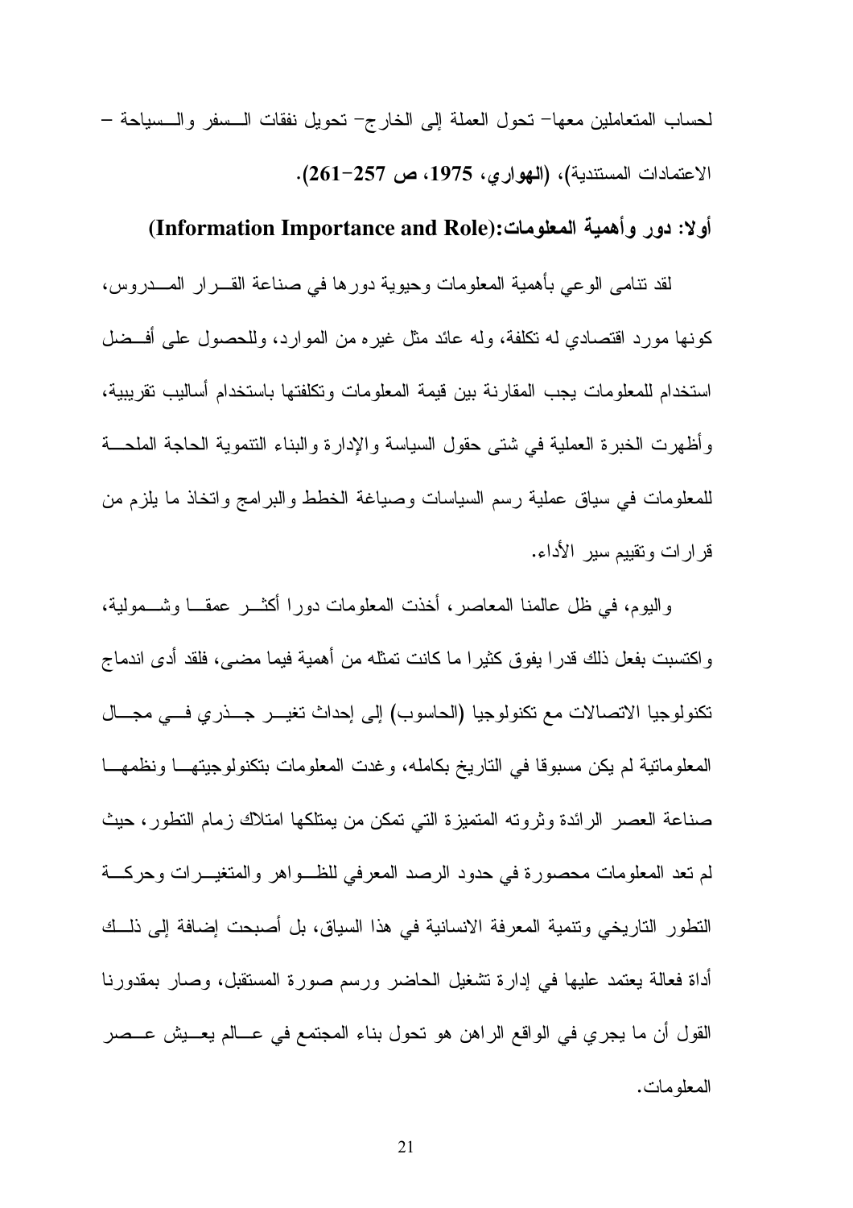لحساب المتعاملين معها- تحول العملة إلى الخارج- تحويل نفقات السفر والسياحة – الاعتمادات المستندية)، **(الهواري، 1975، ص 257-261)**.

### أولا: دور وأهمية المعلومات:(Information Importance and Role)

لقد تنامى الوعي بأهمية المعلومات وحيوية دورها في صناعة القرار المدروس، كونها مورد اقتصادي له تكلفة، وله عائد مثل غيره من الموارد، وللحصول على أفضل استخدام للمعلومات يجب المقارنة بين قيمة المعلومات وتكلفتها باستخدام أساليب تقريبية، وأظهرت الخبرة العملية في شتى حقول السياسة والإدارة والبناء التنموية الحاجة الملحة للمعلومات في سياق عملية رسم السياسات وصياغة الخطط والبرامج واتخاذ ما يلزم من قرارات وتقييم سير الأداء.

واليوم، في ظل عالمنا المعاصر، أخذت المعلومات دورا أكثر عمقا وشمولية، واكتسبت بفعل ذلك قدرا يفوق كثيرا ما كانت تمثله من أهمية فيما مضى، فلقد أدى اندماج تكنولوجيا الاتصالات مع تكنولوجيا (الحاسوب) إلى إحداث تغيير جذري في مجال المعلوماتية لم يكن مسبوقا في التاريخ بكامله، وغدت المعلومات بتكنولوجيتها ونظمها صناعة العصر الرائدة وثروته المتميزة التي تمكن من يمتلكها امتلاك زمام التطور، حيث لم تعد المعلومات محصورة في حدود الرصد المعرفي للظواهر والمتغيرات وحركة التطور التاريخي وتنمية المعرفة الانسانية في هذا السياق، بل أصبحت إضافة إلى ذلك أداة فعالة يعتمد عليها في إدارة تشغيل الحاضر ورسم صورة المستقبل، وصار بمقدورنا القول أن ما يجري في الواقع الراهن هو تحول بناء المجتمع في عالم يعيش عصر المعلومات.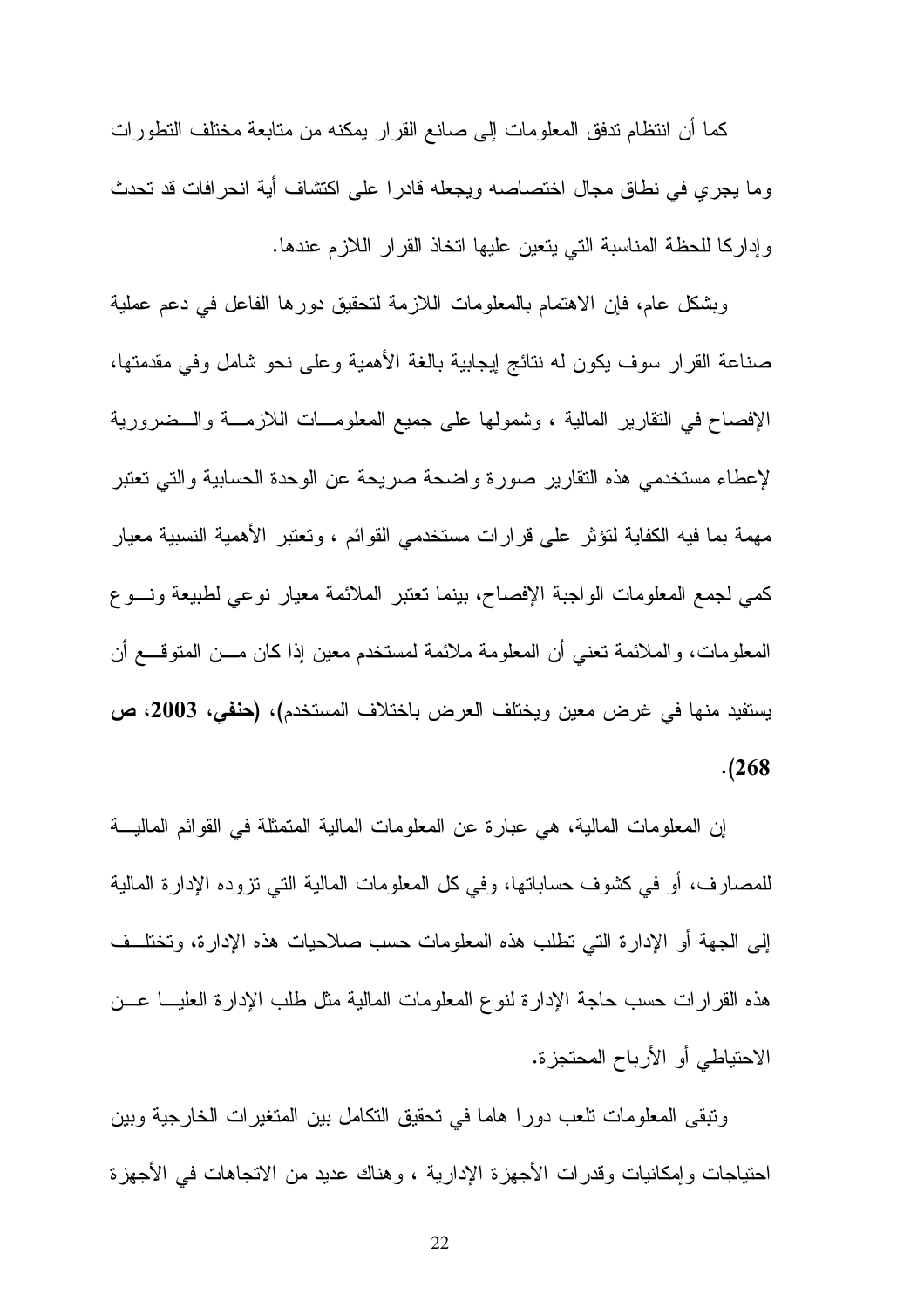كما أن انتظام تدفق المعلومات إلى صانع القرار يمكنه من متابعة مختلف التطورات وما يجري في نطاق مجال اختصاصه ويجعله قادرا على اكتشاف أية انحرافات قد تحدث وإدراكا للحظة المناسبة التي يتعين عليها اتخاذ القرار اللازم عندها.

وبشكل عام، فإن الاهتمام بالمعلومات اللازمة لتحقيق دورها الفاعل في دعم عملية صناعة القرار سوف يكون له نتائج إيجابية بالغة الأهمية وعلى نحو شامل وفي مقدمتها، الإفصاح في التقارير المالية ، وشمولها على جميع المعلومات اللازمة والضرورية لإعطاء مستخدمي هذه التقارير صورة واضحة صريحة عن الوحدة الحسابية والتي تعتبر مهمة بما فيه الكفاية لتؤثر على قرارات مستخدمي القوائم ، وتعتبر الأهمية النسبية معيار كمي لجمع المعلومات الواجبة الإفصاح، بينما تعتبر الملائمة معيار نوعي لطبيعة ونوع المعلومات، والملائمة تعني أن المعلومة ملائمة لمستخدم معين إذا كان من المتوقع أن يستفيد منها في غرض معين ويختلف العرض باختلاف المستخدم)، **(حنفي، 2003، ص 268)**.

إن المعلومات المالية، هي عبارة عن المعلومات المالية المتمثلة في القوائم المالية للمصارف، أو في كشوف حساباتها، وفي كل المعلومات المالية التي تزوده الإدارة المالية إلى الجهة أو الإدارة التي تطلب هذه المعلومات حسب صلاحيات هذه الإدارة، وتختلف هذه القرارات حسب حاجة الإدارة لنوع المعلومات المالية مثل طلب الإدارة العليا عن الاحتياطي أو الأرباح المحتجزة.

وتبقى المعلومات تلعب دورا هاما في تحقيق التكامل بين المتغيرات الخارجية وبين احتياجات وإمكانيات وقدرات الأجهزة الإدارية ، وهناك عديد من الاتجاهات في الأجهزة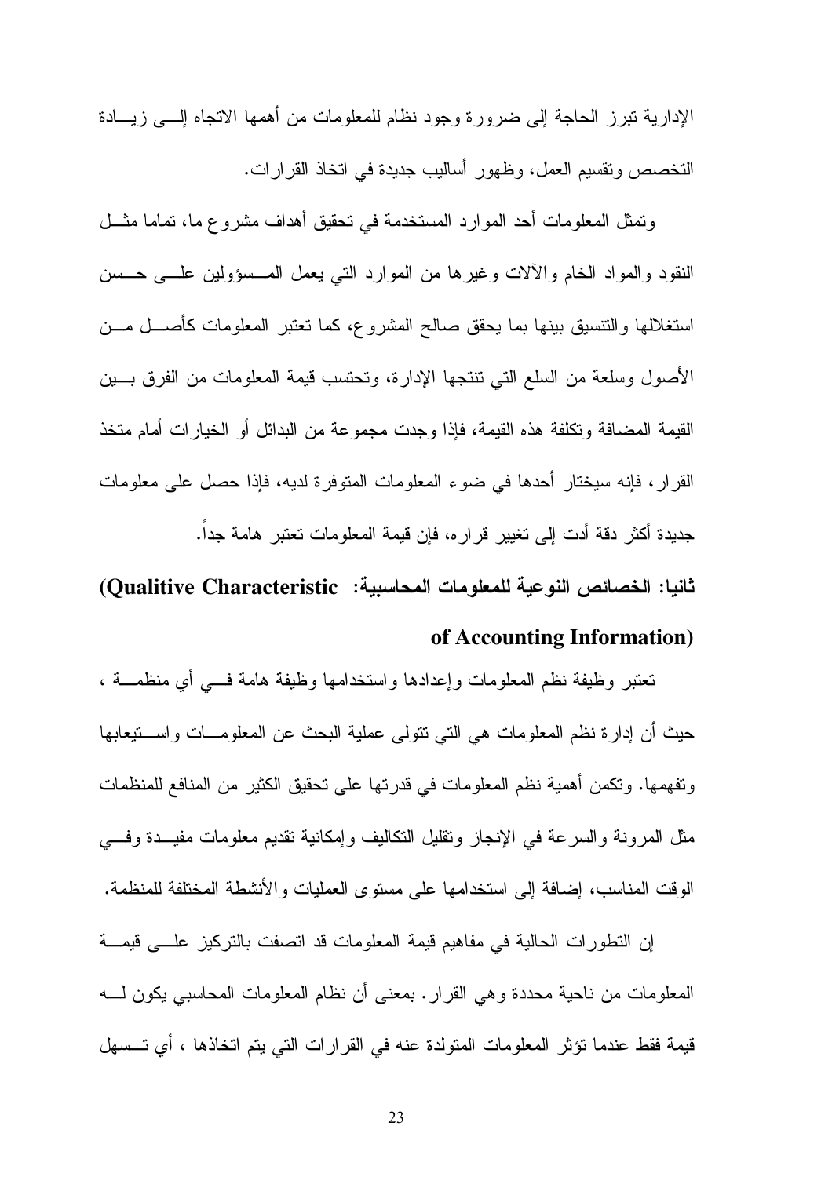الإدارية تبرز الحاجة إلى ضرورة وجود نظام للمعلومات من أهمها الاتجاه إلى زيادة التخصص وتقسيم العمل، وظهور أساليب جديدة في اتخاذ القرارات.

وتمثل المعلومات أحد الموارد المستخدمة في تحقيق أهداف مشروع ما، تماما مثل النقود والمواد الخام والآلات وغيرها من الموارد التي يعمل المسؤولين على حسن استغلالها والتنسيق بينها بما يحقق صالح المشروع، كما تعتبر المعلومات كأصل من الأصول وسلعة من السلع التي تنتجها الإدارة، وتحتسب قيمة المعلومات من الفرق بين القيمة المضافة وتكلفة هذه القيمة، فإذا وجدت مجموعة من البدائل أو الخيارات أمام متخذ القرار، فإنه سيختار أحدها في ضوء المعلومات المتوفرة لديه، فإذا حصل على معلومات جديدة أكثر دقة أدت إلى تغيير قراره، فإن قيمة المعلومات تعتبر هامة جداً.

## ثانيا: الخصائص النوعية للمعلومات المحاسبية: (Qualitive Characteristic of Accounting Information)

تعتبر وظيفة نظم المعلومات وإعدادها واستخدامها وظيفة هامة في أي منظمة ، حيث أن إدارة نظم المعلومات هي التي تتولى عملية البحث عن المعلومات واستيعابها وتفهمها. وتكمن أهمية نظم المعلومات في قدرتها على تحقيق الكثير من المنافع للمنظمات مثل المرونة والسرعة في الإنجاز وتقليل التكاليف وإمكانية تقديم معلومات مفيدة وفي الوقت المناسب، إضافة إلى استخدامها على مستوى العمليات والأنشطة المختلفة للمنظمة.

إن التطورات الحالية في مفاهيم قيمة المعلومات قد اتصفت بالتركيز على قيمة المعلومات من ناحية محددة وهي القرار. بمعنى أن نظام المعلومات المحاسبي يكون له قيمة فقط عندما تؤثر المعلومات المتولدة عنه في القرارات التي يتم اتخاذها ، أي تسهل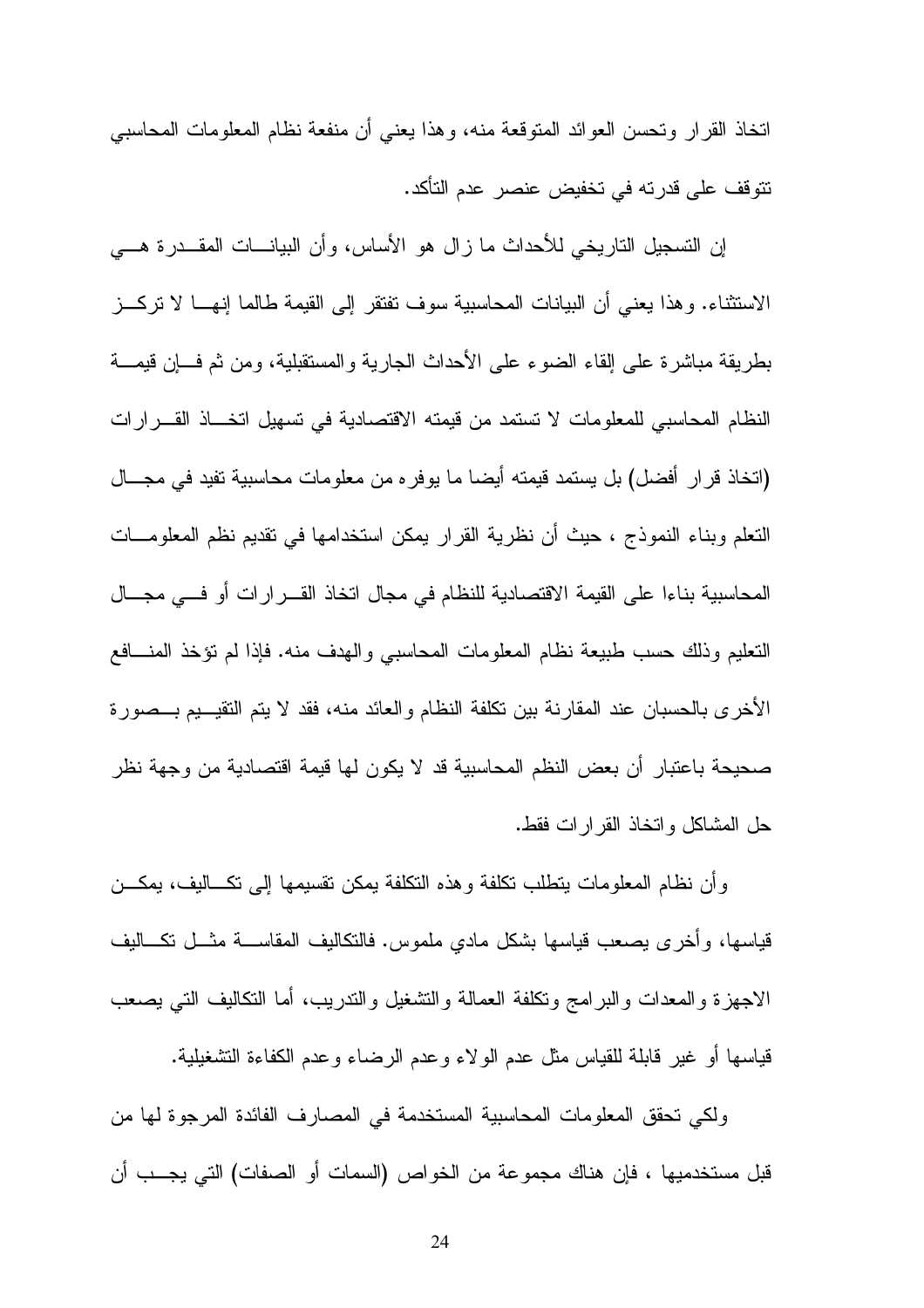اتخاذ القرار وتحسن العوائد المتوقعة منه، وهذا يعني أن منفعة نظام المعلومات المحاسبي تتوقف على قدرته في تخفيض عنصر عدم التأكد.

إن التسجيل التاريخي للأحداث ما زال هو الأساس، وأن البيانات المقدرة هي الاستثناء. وهذا يعني أن البيانات المحاسبية سوف تفتقر إلى القيمة طالما إنها لا تركز بطريقة مباشرة على إلقاء الضوء على الأحداث الجارية والمستقبلية، ومن ثم فإن قيمة النظام المحاسبي للمعلومات لا تستمد من قيمته الاقتصادية في تسهيل اتخاذ القرارات (اتخاذ قرار أفضل) بل يستمد قيمته أيضا ما يوفره من معلومات محاسبية تفيد في مجال التعلم وبناء النموذج ، حيث أن نظرية القرار يمكن استخدامها في تقديم نظم المعلومات المحاسبية بناءا على القيمة الاقتصادية للنظام في مجال اتخاذ القرارات أو في مجال التعليم وذلك حسب طبيعة نظام المعلومات المحاسبي والهدف منه. فإذا لم تؤخذ المنافع الأخرى بالحسبان عند المقارنة بين تكلفة النظام والعائد منه، فقد لا يتم التقييم بصورة صحيحة باعتبار أن بعض النظم المحاسبية قد لا يكون لها قيمة اقتصادية من وجهة نظر حل المشاكل واتخاذ القرارات فقط.

وأن نظام المعلومات يتطلب تكلفة وهذه التكلفة يمكن تقسيمها إلى تكاليف، يمكن قياسها، وأخرى يصعب قياسها بشكل مادي ملموس. فالتكاليف المقاسة مثل تكاليف الاجهزة والمعدات والبرامج وتكلفة العمالة والتشغيل والتدريب، أما التكاليف التي يصعب قياسها أو غير قابلة للقياس مثل عدم الولاء وعدم الرضاء وعدم الكفاءة التشغيلية.

ولكي تحقق المعلومات المحاسبية المستخدمة في المصارف الفائدة المرجوة لها من قبل مستخدميها ، فإن هناك مجموعة من الخواص (السمات أو الصفات) التي يجب أن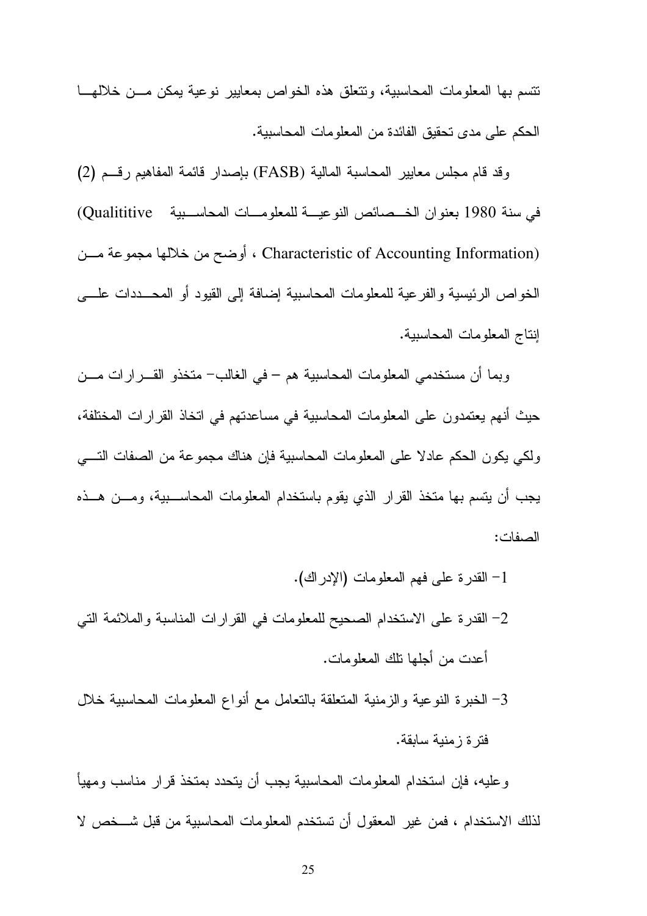تتسم بها المعلومات المحاسبية، وتتعلق هذه الخواص بمعايير نوعية يمكن من خلالها الحكم على مدى تحقيق الفائدة من المعلومات المحاسبية.

وقد قام مجلس معايير المحاسبة المالية (FASB) بإصدار قائمة المفاهيم رقم (2) في سنة 1980 بعنوان الخصائص النوعية للمعلومات المحاسبية (Qualititive Characteristic of Accounting Information) ، أوضح من خلالها مجموعة من الخواص الرئيسية والفرعية للمعلومات المحاسبية إضافة إلى القيود أو المحددات على إنتاج المعلومات المحاسبية.

وبما أن مستخدمي المعلومات المحاسبية هم – في الغالب- متخذو القرارات من حيث أنهم يعتمدون على المعلومات المحاسبية في مساعدتهم في اتخاذ القرارات المختلفة، ولكي يكون الحكم عادلا على المعلومات المحاسبية فإن هناك مجموعة من الصفات التي يجب أن يتسم بها متخذ القرار الذي يقوم باستخدام المعلومات المحاسبية، ومن هذه الصفات:

1- القدرة على فهم المعلومات (الإدراك).
2- القدرة على الاستخدام الصحيح للمعلومات في القرارات المناسبة والملائمة التي أعدت من أجلها تلك المعلومات.
3- الخبرة النوعية والزمنية المتعلقة بالتعامل مع أنواع المعلومات المحاسبية خلال فترة زمنية سابقة.

وعليه، فإن استخدام المعلومات المحاسبية يجب أن يتحدد بمتخذ قرار مناسب ومهيأ لذلك الاستخدام ، فمن غير المعقول أن تستخدم المعلومات المحاسبية من قبل شخص لا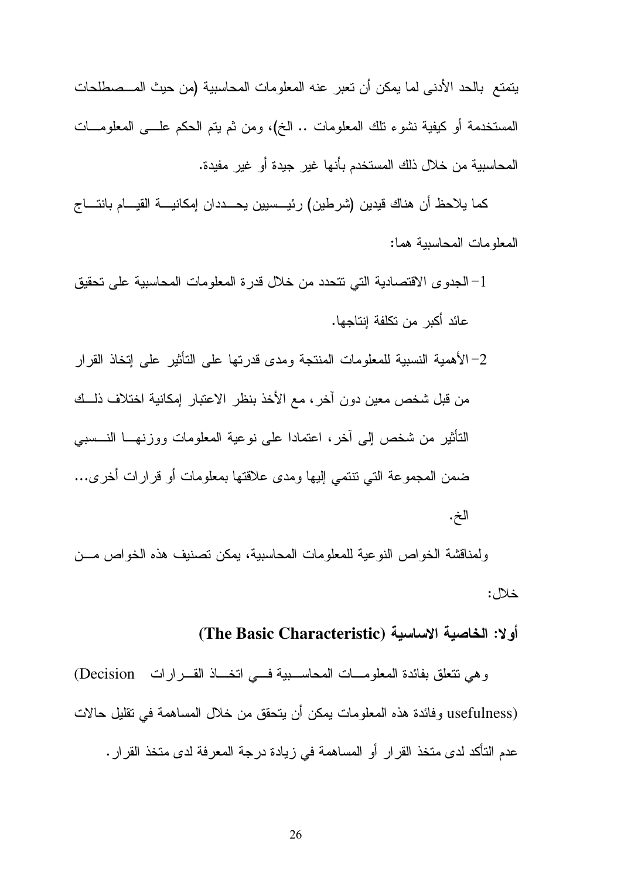يتمتع بالحد الأدنى لما يمكن أن تعبر عنه المعلومات المحاسبية (من حيث المصطلحات المستخدمة أو كيفية نشوء تلك المعلومات .. الخ)، ومن ثم يتم الحكم على المعلومات المحاسبية من خلال ذلك المستخدم بأنها غير جيدة أو غير مفيدة.

كما يلاحظ أن هناك قيدين (شرطين) رئيسيين يحددان إمكانية القيام بانتاج المعلومات المحاسبية هما:

1- الجدوى الاقتصادية التي تتحدد من خلال قدرة المعلومات المحاسبية على تحقيق عائد أكبر من تكلفة إنتاجها.

2- الأهمية النسبية للمعلومات المنتجة ومدى قدرتها على التأثير على إتخاذ القرار من قبل شخص معين دون آخر، مع الأخذ بنظر الاعتبار إمكانية اختلاف ذلك التأثير من شخص إلى آخر، اعتمادا على نوعية المعلومات ووزنها النسبي ضمن المجموعة التي تنتمي إليها ومدى علاقتها بمعلومات أو قرارات أخرى... الخ.

ولمناقشة الخواص النوعية للمعلومات المحاسبية، يمكن تصنيف هذه الخواص من خلال:

**أولا: الخاصية الاساسية (The Basic Characteristic)**

وهي تتعلق بفائدة المعلومات المحاسبية في اتخاذ القرارات (Decision usefulness) وفائدة هذه المعلومات يمكن أن يتحقق من خلال المساهمة في تقليل حالات عدم التأكد لدى متخذ القرار أو المساهمة في زيادة درجة المعرفة لدى متخذ القرار.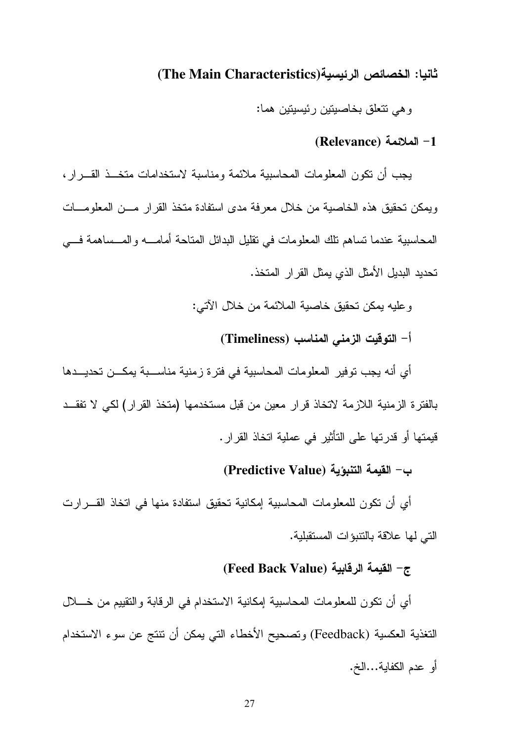### ثانيا: الخصائص الرئيسية(The Main Characteristics)

وهي تتعلق بخاصيتين رئيسيتين هما:

#### 1- الملائمة (Relevance)

يجب أن تكون المعلومات المحاسبية ملائمة ومناسبة لاستخدامات متخذ القرار، ويمكن تحقيق هذه الخاصية من خلال معرفة مدى استفادة متخذ القرار من المعلومات المحاسبية عندما تساهم تلك المعلومات في تقليل البدائل المتاحة أمامه والمساهمة في تحديد البديل الأمثل الذي يمثل القرار المتخذ.

وعليه يمكن تحقيق خاصية الملائمة من خلال الآتي:

**أ- التوقيت الزمني المناسب (Timeliness)**

أي أنه يجب توفير المعلومات المحاسبية في فترة زمنية مناسبة يمكن تحديدها بالفترة الزمنية اللازمة لاتخاذ قرار معين من قبل مستخدمها (متخذ القرار) لكي لا تفقد قيمتها أو قدرتها على التأثير في عملية اتخاذ القرار.

**ب- القيمة التنبؤية (Predictive Value)**

أي أن تكون للمعلومات المحاسبية إمكانية تحقيق استفادة منها في اتخاذ القرارت التي لها علاقة بالتنبؤات المستقبلية.

**ج- القيمة الرقابية (Feed Back Value)**

أي أن تكون للمعلومات المحاسبية إمكانية الاستخدام في الرقابة والتقييم من خلال التغذية العكسية (Feedback) وتصحيح الأخطاء التي يمكن أن تنتج عن سوء الاستخدام أو عدم الكفاية...الخ.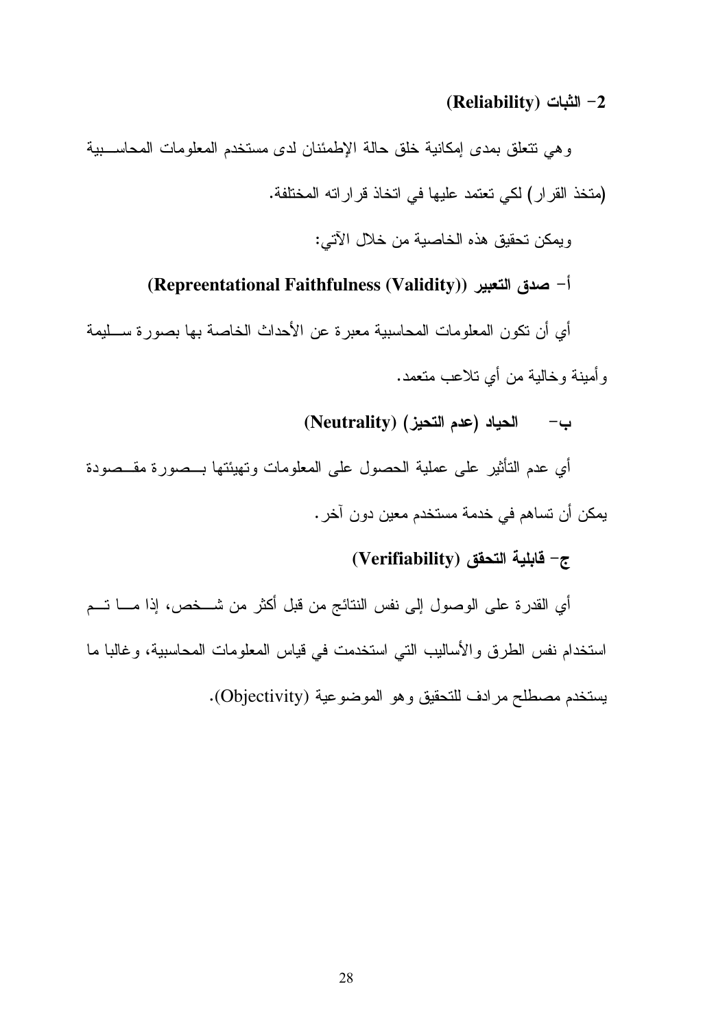### 2- الثبات (Reliability)

وهي تتعلق بمدى إمكانية خلق حالة الإطمئنان لدى مستخدم المعلومات المحاسبية (متخذ القرار) لكي تعتمد عليها في اتخاذ قراراته المختلفة.

ويمكن تحقيق هذه الخاصية من خلال الآتي:

**أ- صدق التعبير ((Repreentational Faithfulness (Validity))**

أي أن تكون المعلومات المحاسبية معبرة عن الأحداث الخاصة بها بصورة سليمة وأمينة وخالية من أي تلاعب متعمد.

**ب- الحياد (عدم التحيز) (Neutrality)**

أي عدم التأثير على عملية الحصول على المعلومات وتهيئتها بصورة مقصودة يمكن أن تساهم في خدمة مستخدم معين دون آخر.

**ج- قابلية التحقق (Verifiability)**

أي القدرة على الوصول إلى نفس النتائج من قبل أكثر من شخص، إذا ما تم استخدام نفس الطرق والأساليب التي استخدمت في قياس المعلومات المحاسبية، وغالبا ما يستخدم مصطلح مرادف للتحقيق وهو الموضوعية (Objectivity).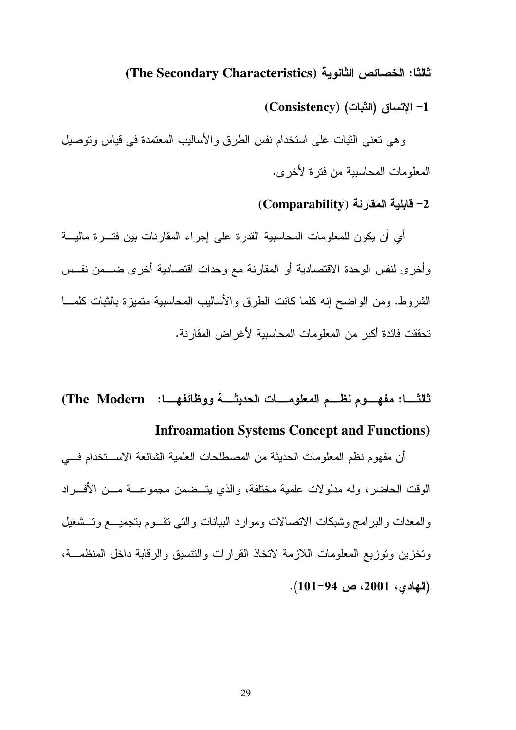### ثالثا: الخصائص الثانوية (The Secondary Characteristics)

**1- الإتساق (الثبات) (Consistency)**

وهي تعني الثبات على استخدام نفس الطرق والأساليب المعتمدة في قياس وتوصيل المعلومات المحاسبية من فترة لأخرى.

**2- قابلية المقارنة (Comparability)**

أي أن يكون للمعلومات المحاسبية القدرة على إجراء المقارنات بين فترة مالية وأخرى لنفس الوحدة الاقتصادية أو المقارنة مع وحدات اقتصادية أخرى ضمن نفس الشروط. ومن الواضح إنه كلما كانت الطرق والأساليب المحاسبية متميزة بالثبات كلما تحققت فائدة أكبر من المعلومات المحاسبية لأغراض المقارنة.

### ثالثا: مفهوم نظم المعلومات الحديثة ووظائفها: (The Modern Infroamation Systems Concept and Functions)

أن مفهوم نظم المعلومات الحديثة من المصطلحات العلمية الشائعة الاستخدام في الوقت الحاضر، وله مدلولات علمية مختلفة، والذي يتضمن مجموعة من الأفراد والمعدات والبرامج وشبكات الاتصالات وموارد البيانات والتي تقوم بتجميع وتشغيل وتخزين وتوزيع المعلومات اللازمة لاتخاذ القرارات والتنسيق والرقابة داخل المنظمة، **(الهادي، 2001، ص 94-101).**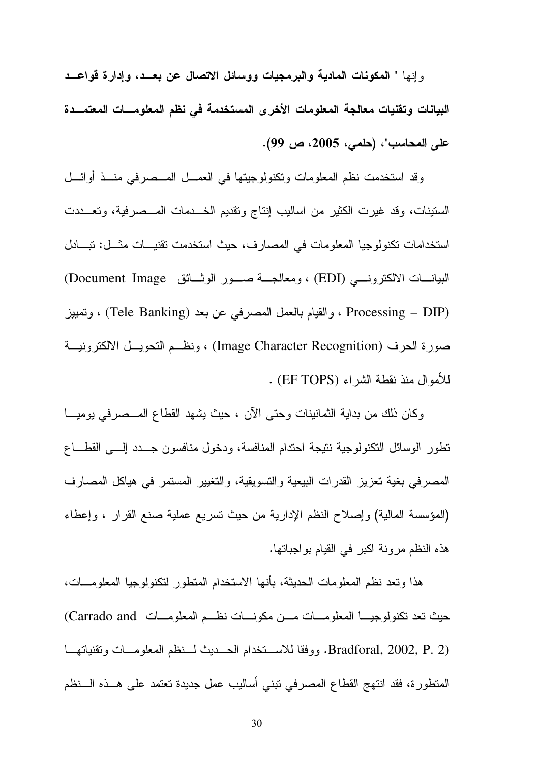وإنها " **المكونات المادية والبرمجيات ووسائل الاتصال عن بعد، وإدارة قواعد البيانات وتقنيات معالجة المعلومات الأخرى المستخدمة في نظم المعلومات المعتمدة على المحاسب"، (حلمي، 2005، ص 99).**

وقد استخدمت نظم المعلومات وتكنولوجيتها في العمل المصرفي منذ أوائل الستينات، وقد غيرت الكثير من اساليب إنتاج وتقديم الخدمات المصرفية، وتعددت استخدامات تكنولوجيا المعلومات في المصارف، حيث استخدمت تقنيات مثل: تبادل البيانات الالكتروني (EDI) ، ومعالجة صور الوثائق (Document Image Processing – DIP) ، والقيام بالعمل المصرفي عن بعد (Tele Banking) ، وتمييز صورة الحرف (Image Character Recognition) ، ونظم التحويل الالكترونية للأموال منذ نقطة الشراء (EF TOPS) .

وكان ذلك من بداية الثمانينات وحتى الآن ، حيث يشهد القطاع المصرفي يوميا تطور الوسائل التكنولوجية نتيجة احتدام المنافسة، ودخول منافسون جدد إلى القطاع المصرفي بغية تعزيز القدرات البيعية والتسويقية، والتغيير المستمر في هياكل المصارف (المؤسسة المالية) وإصلاح النظم الإدارية من حيث تسريع عملية صنع القرار ، وإعطاء هذه النظم مرونة اكبر في القيام بواجباتها.

هذا وتعد نظم المعلومات الحديثة، بأنها الاستخدام المتطور لتكنولوجيا المعلومات، حيث تعد تكنولوجيا المعلومات من مكونات نظم المعلومات (Carrado and Bradforal, 2002, P. 2). ووفقا للاستخدام الحديث لنظم المعلومات وتقنياتها المتطورة، فقد انتهج القطاع المصرفي تبني أساليب عمل جديدة تعتمد على هذه النظم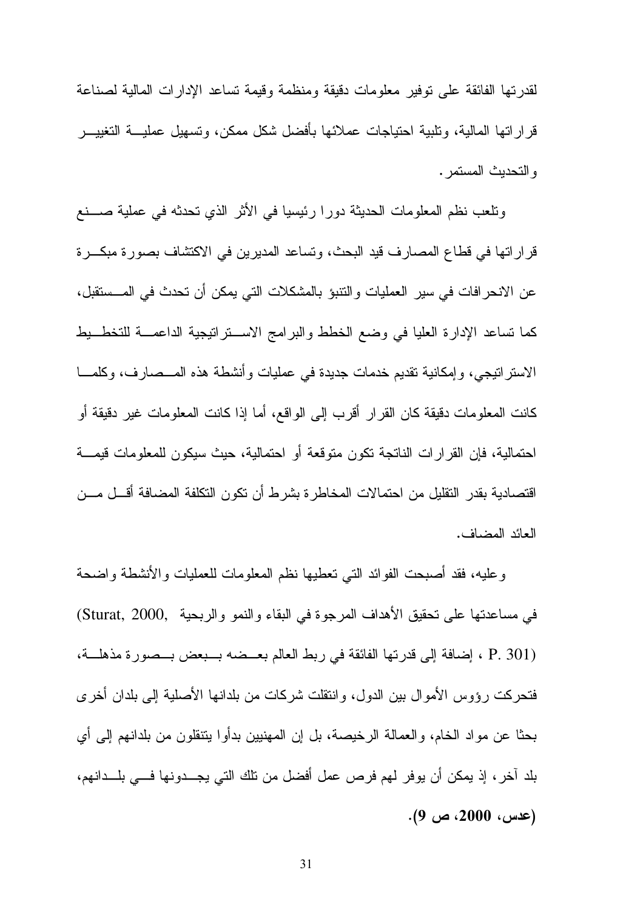لقدرتها الفائقة على توفير معلومات دقيقة ومنظمة وقيمة تساعد الإدارات المالية لصناعة قراراتها المالية، وتلبية احتياجات عملائها بأفضل شكل ممكن، وتسهيل عملية التغيير والتحديث المستمر.

وتلعب نظم المعلومات الحديثة دورا رئيسيا في الأثر الذي تحدثه في عملية صنع قراراتها في قطاع المصارف قيد البحث، وتساعد المديرين في الاكتشاف بصورة مبكرة عن الانحرافات في سير العمليات والتنبؤ بالمشكلات التي يمكن أن تحدث في المستقبل، كما تساعد الإدارة العليا في وضع الخطط والبرامج الاستراتيجية الداعمة للتخطيط الاستراتيجي، وإمكانية تقديم خدمات جديدة في عمليات وأنشطة هذه المصارف، وكلما كانت المعلومات دقيقة كان القرار أقرب إلى الواقع، أما إذا كانت المعلومات غير دقيقة أو احتمالية، فإن القرارات الناتجة تكون متوقعة أو احتمالية، حيث سيكون للمعلومات قيمة اقتصادية بقدر التقليل من احتمالات المخاطرة بشرط أن تكون التكلفة المضافة أقل من العائد المضاف.

وعليه، فقد أصبحت الفوائد التي تعطيها نظم المعلومات للعمليات والأنشطة واضحة في مساعدتها على تحقيق الأهداف المرجوة في البقاء والنمو والربحية (Sturat, 2000, P. 301) ، إضافة إلى قدرتها الفائقة في ربط العالم بعضه ببعض بصورة مذهلة، فتحركت رؤوس الأموال بين الدول، وانتقلت شركات من بلدانها الأصلية إلى بلدان أخرى بحثا عن مواد الخام، والعمالة الرخيصة، بل إن المهنيين بدأوا يتنقلون من بلدانهم إلى أي بلد آخر، إذ يمكن أن يوفر لهم فرص عمل أفضل من تلك التي يجدونها في بلدانهم، **(عدس، 2000، ص 9).**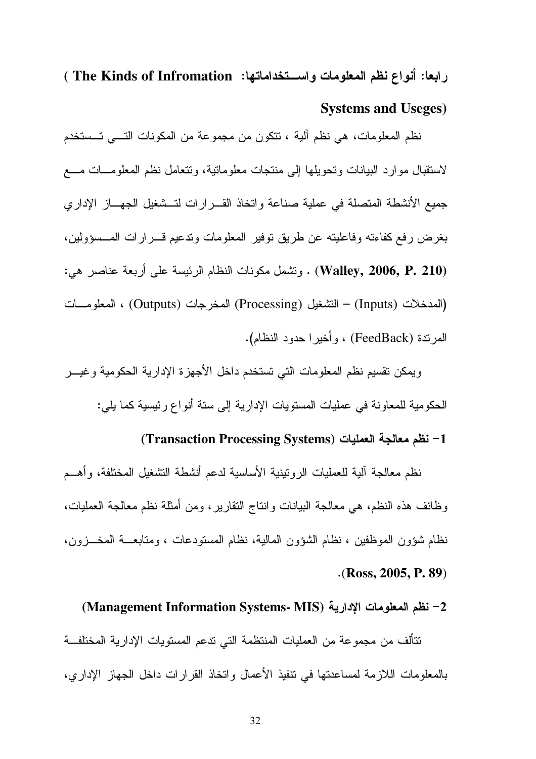## رابعا: أنواع نظم المعلومات واستخداماتها: (The Kinds of Infromation Systems and Useges)

نظم المعلومات، هي نظم آلية ، تتكون من مجموعة من المكونات التي تستخدم لاستقبال موارد البيانات وتحويلها إلى منتجات معلوماتية، وتتعامل نظم المعلومات مع جميع الأنشطة المتصلة في عملية صناعة واتخاذ القرارات لتشغيل الجهاز الإداري بغرض رفع كفاءته وفاعليته عن طريق توفير المعلومات وتدعيم قرارات المسؤولين، (Walley, 2006, P. 210) . وتشمل مكونات النظام الرئيسة على أربعة عناصر هي: (المدخلات (Inputs) – التشغيل (Processing) المخرجات (Outputs) ، المعلومات المرتدة (FeedBack) ، وأخيرا حدود النظام).

ويمكن تقسيم نظم المعلومات التي تستخدم داخل الأجهزة الإدارية الحكومية وغير الحكومية للمعاونة في عمليات المستويات الإدارية إلى ستة أنواع رئيسية كما يلي:

### 1- نظم معالجة العمليات (Transaction Processing Systems)

نظم معالجة آلية للعمليات الروتينية الأساسية لدعم أنشطة التشغيل المختلفة، وأهم وظائف هذه النظم، هي معالجة البيانات وانتاج التقارير، ومن أمثلة نظم معالجة العمليات، نظام شؤون الموظفين ، نظام الشؤون المالية، نظام المستودعات ، ومتابعة المخزون، (Ross, 2005, P. 89).

### 2- نظم المعلومات الإدارية (Management Information Systems- MIS)

تتألف من مجموعة من العمليات المنتظمة التي تدعم المستويات الإدارية المختلفة بالمعلومات اللازمة لمساعدتها في تنفيذ الأعمال واتخاذ القرارات داخل الجهاز الإداري،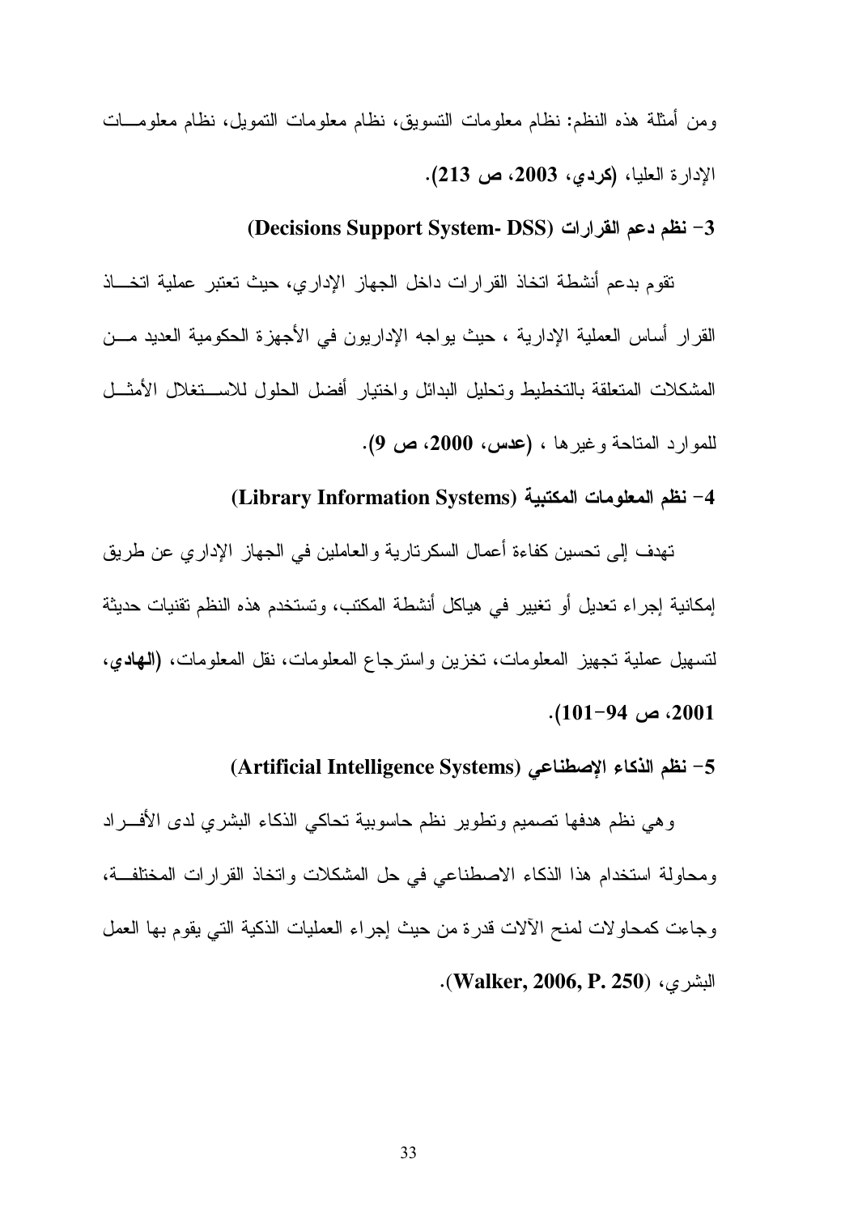ومن أمثلة هذه النظم: نظام معلومات التسويق، نظام معلومات التمويل، نظام معلومات الإدارة العليا، **(كردي، 2003، ص 213)**.

**3- نظم دعم القرارات (Decisions Support System- DSS)**

تقوم بدعم أنشطة اتخاذ القرارات داخل الجهاز الإداري، حيث تعتبر عملية اتخاذ القرار أساس العملية الإدارية ، حيث يواجه الإداريون في الأجهزة الحكومية العديد من المشكلات المتعلقة بالتخطيط وتحليل البدائل واختيار أفضل الحلول للاستغلال الأمثل للموارد المتاحة وغيرها ، **(عدس، 2000، ص 9)**.

**4- نظم المعلومات المكتبية (Library Information Systems)**

تهدف إلى تحسين كفاءة أعمال السكرتارية والعاملين في الجهاز الإداري عن طريق إمكانية إجراء تعديل أو تغيير في هياكل أنشطة المكتب، وتستخدم هذه النظم تقنيات حديثة لتسهيل عملية تجهيز المعلومات، تخزين واسترجاع المعلومات، نقل المعلومات، **(الهادي، 2001، ص 94-101)**.

**5- نظم الذكاء الإصطناعي (Artificial Intelligence Systems)**

وهي نظم هدفها تصميم وتطوير نظم حاسوبية تحاكي الذكاء البشري لدى الأفراد ومحاولة استخدام هذا الذكاء الاصطناعي في حل المشكلات واتخاذ القرارات المختلفة، وجاءت كمحاولات لمنح الآلات قدرة من حيث إجراء العمليات الذكية التي يقوم بها العمل البشري، **(Walker, 2006, P. 250)**.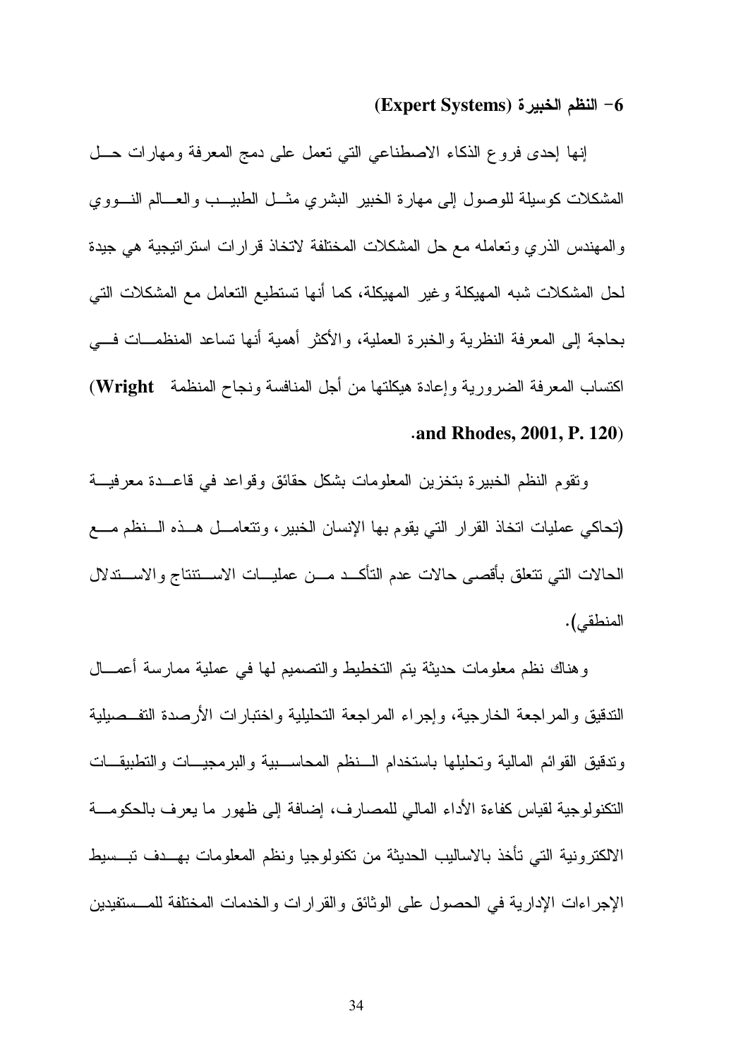### 6- النظم الخبيرة (Expert Systems)

إنها إحدى فروع الذكاء الاصطناعي التي تعمل على دمج المعرفة ومهارات حل المشكلات كوسيلة للوصول إلى مهارة الخبير البشري مثل الطبيب والعالم النووي والمهندس الذري وتعامله مع حل المشكلات المختلفة لاتخاذ قرارات استراتيجية هي جيدة لحل المشكلات شبه المهيكلة وغير المهيكلة، كما أنها تستطيع التعامل مع المشكلات التي بحاجة إلى المعرفة النظرية والخبرة العملية، والأكثر أهمية أنها تساعد المنظمات في اكتساب المعرفة الضرورية وإعادة هيكلتها من أجل المنافسة ونجاح المنظمة **(Wright and Rhodes, 2001, P. 120)**.

وتقوم النظم الخبيرة بتخزين المعلومات بشكل حقائق وقواعد في قاعدة معرفية (تحاكي عمليات اتخاذ القرار التي يقوم بها الإنسان الخبير، وتتعامل هذه النظم مع الحالات التي تتعلق بأقصى حالات عدم التأكد من عمليات الاستنتاج والاستدلال المنطقي).

وهناك نظم معلومات حديثة يتم التخطيط والتصميم لها في عملية ممارسة أعمال التدقيق والمراجعة الخارجية، وإجراء المراجعة التحليلية واختبارات الأرصدة التفصيلية وتدقيق القوائم المالية وتحليلها باستخدام النظم المحاسبية والبرمجيات والتطبيقات التكنولوجية لقياس كفاءة الأداء المالي للمصارف، إضافة إلى ظهور ما يعرف بالحكومة الالكترونية التي تأخذ بالاساليب الحديثة من تكنولوجيا ونظم المعلومات بهدف تبسيط الإجراءات الإدارية في الحصول على الوثائق والقرارات والخدمات المختلفة للمستفيدين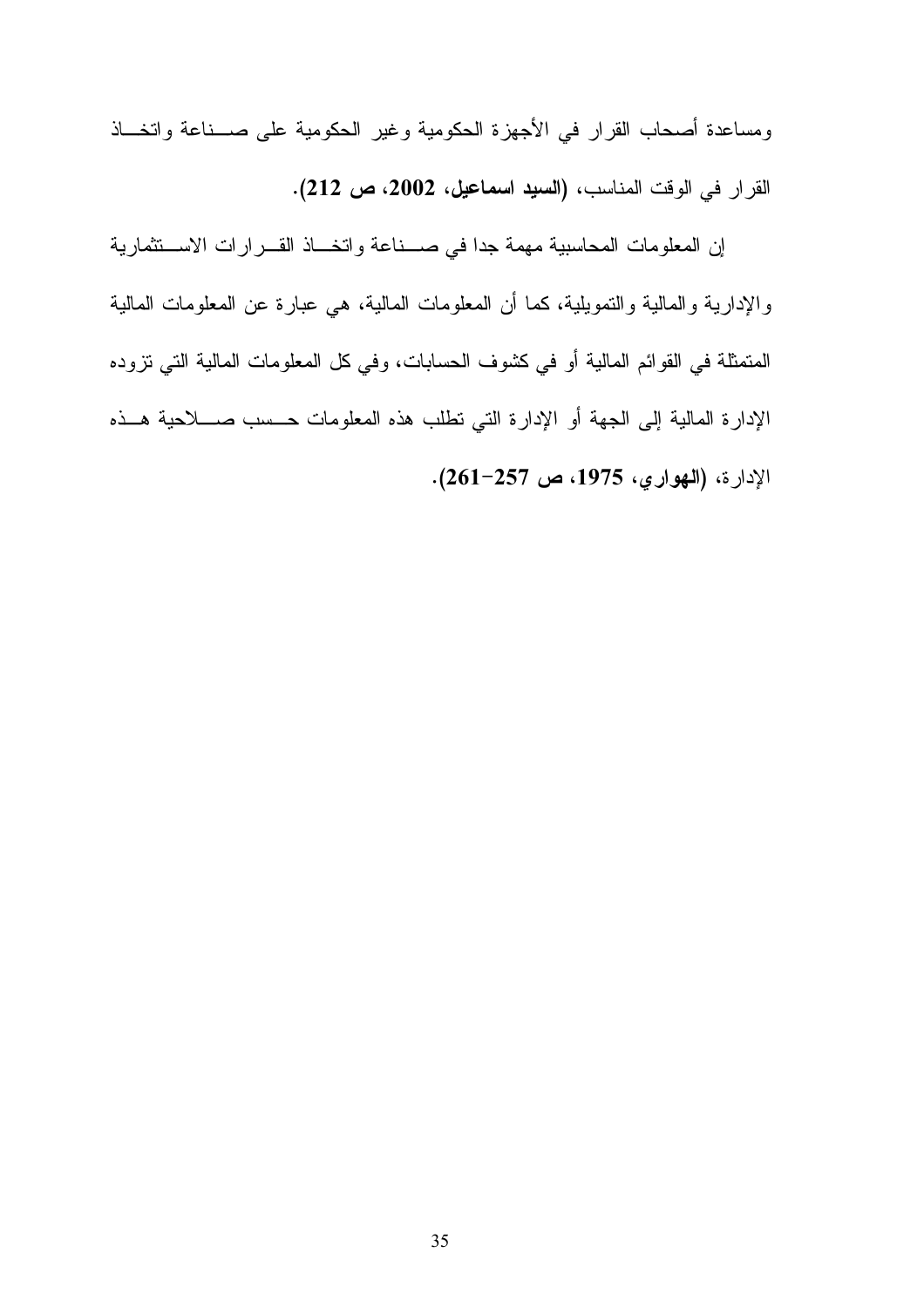ومساعدة أصحاب القرار في الأجهزة الحكومية وغير الحكومية على صناعة واتخاذ القرار في الوقت المناسب، **(السيد اسماعيل، 2002، ص 212).**

إن المعلومات المحاسبية مهمة جدا في صناعة واتخاذ القرارات الاستثمارية والإدارية والمالية والتمويلية، كما أن المعلومات المالية، هي عبارة عن المعلومات المالية المتمثلة في القوائم المالية أو في كشوف الحسابات، وفي كل المعلومات المالية التي تزوده الإدارة المالية إلى الجهة أو الإدارة التي تطلب هذه المعلومات حسب صلاحية هذه الإدارة، **(الهواري، 1975، ص 257-261).**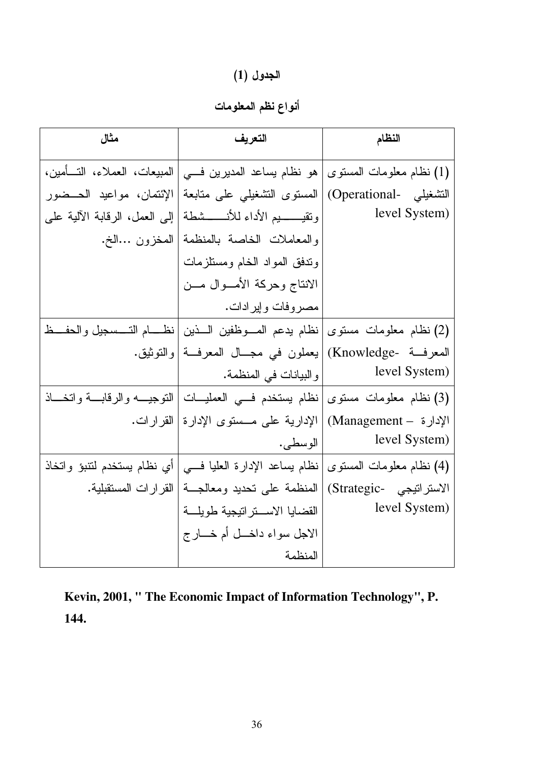**الجدول (1)**

**أنواع نظم المعلومات**

| النظام | التعريف | مثال |
|---|---|---|
| (1) نظام معلومات المستوى التشغيلي (Operational-level System) | هو نظام يساعد المديرين في المستوى التشغيلي على متابعة وتقييم الأداء للأنشطة والمعاملات الخاصة بالمنظمة وتدفق المواد الخام ومستلزمات الانتاج وحركة الأموال من مصروفات وإيرادات. | المبيعات، العملاء، التأمين، الإئتمان، مواعيد الحضور إلى العمل، الرقابة الآلية على المخزون ...الخ. |
| (2) نظام معلومات مستوى المعرفة (Knowledge-level System) | نظام يدعم الموظفين الذين يعملون في مجال المعرفة والبيانات في المنظمة. | نظام التسجيل والحفظ والتوثيق. |
| (3) نظام معلومات مستوى الإدارة (Management – level System) | نظام يستخدم في العمليات الإدارية على مستوى الإدارة الوسطى. | التوجيه والرقابة واتخاذ القرارات. |
| (4) نظام معلومات المستوى الاستراتيجي (Strategic-level System) | نظام يساعد الإدارة العليا في المنظمة على تحديد ومعالجة القضايا الاستراتيجية طويلة الاجل سواء داخل أم خارج المنظمة | أي نظام يستخدم لتنبؤ واتخاذ القرارات المستقبلية. |

**Kevin, 2001, " The Economic Impact of Information Technology", P. 144.**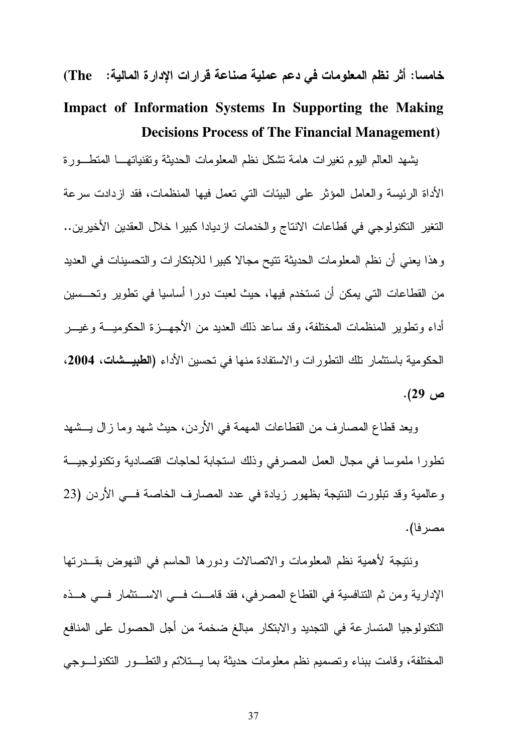### خامسا: أثر نظم المعلومات في دعم عملية صناعة قرارات الإدارة المالية: (The Impact of Information Systems In Supporting the Making Decisions Process of The Financial Management)

يشهد العالم اليوم تغيرات هامة تشكل نظم المعلومات الحديثة وتقنياتها المتطورة الأداة الرئيسة والعامل المؤثر على البيئات التي تعمل فيها المنظمات، فقد ازدادت سرعة التغير التكنولوجي في قطاعات الانتاج والخدمات ازديادا كبيرا خلال العقدين الأخيرين.. وهذا يعني أن نظم المعلومات الحديثة تتيح مجالا كبيرا للابتكارات والتحسينات في العديد من القطاعات التي يمكن أن تستخدم فيها، حيث لعبت دورا أساسيا في تطوير وتحسين أداء وتطوير المنظمات المختلفة، وقد ساعد ذلك العديد من الأجهزة الحكومية وغير الحكومية باستثمار تلك التطورات والاستفادة منها في تحسين الأداء (**الطبيشات، 2004، ص 29**).

ويعد قطاع المصارف من القطاعات المهمة في الأردن، حيث شهد وما زال يشهد تطورا ملموسا في مجال العمل المصرفي وذلك استجابة لحاجات اقتصادية وتكنولوجية وعالمية وقد تبلورت النتيجة بظهور زيادة في عدد المصارف الخاصة في الأردن (23 مصرفا).

ونتيجة لأهمية نظم المعلومات والاتصالات ودورها الحاسم في النهوض بقدرتها الإدارية ومن ثم التنافسية في القطاع المصرفي، فقد قامت في الاستثمار في هذه التكنولوجيا المتسارعة في التجديد والابتكار مبالغ ضخمة من أجل الحصول على المنافع المختلفة، وقامت ببناء وتصميم نظم معلومات حديثة بما يتلائم والتطور التكنولوجي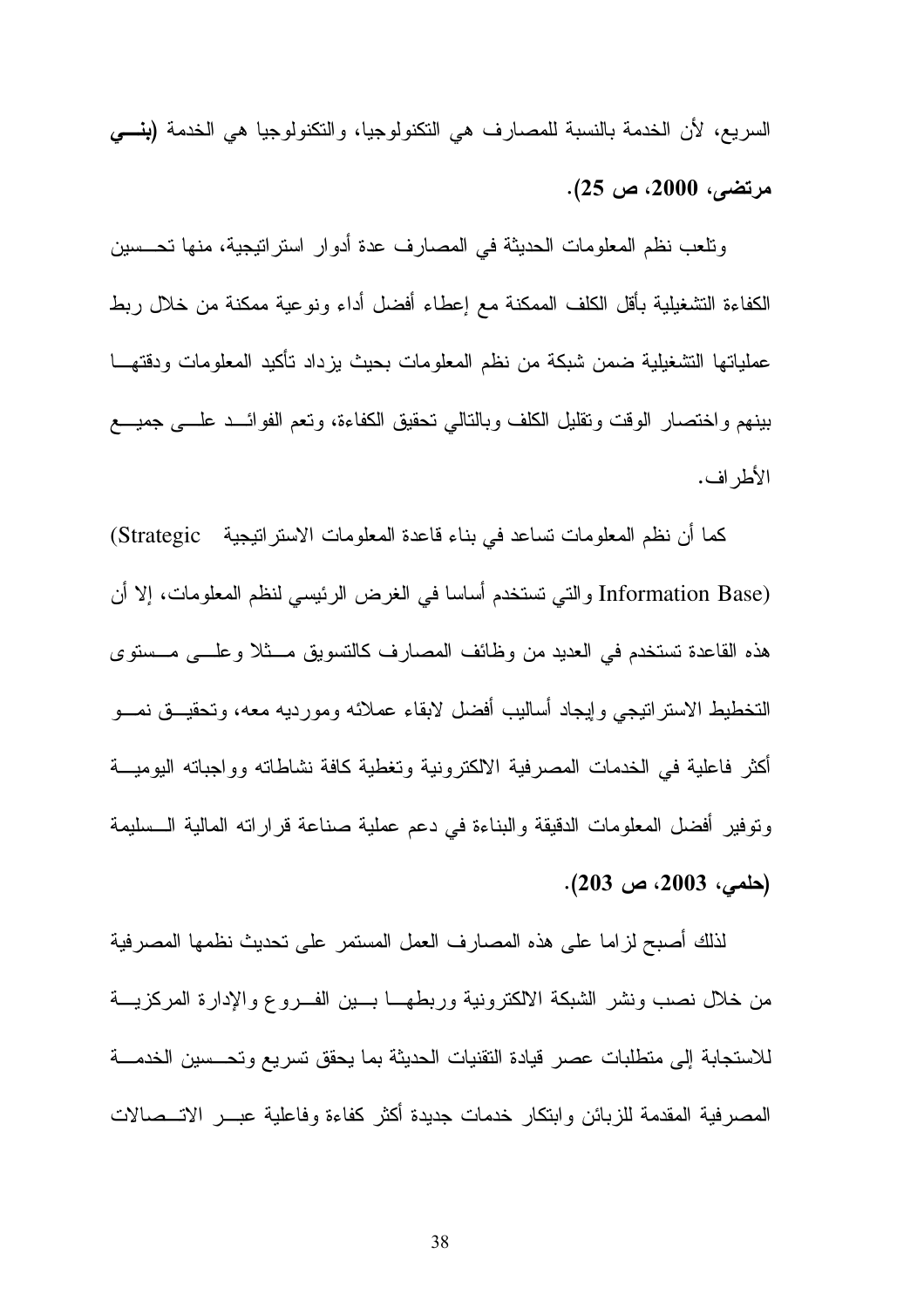السريع، لأن الخدمة بالنسبة للمصارف هي التكنولوجيا، والتكنولوجيا هي الخدمة **(بني مرتضى، 2000، ص 25)**.

وتلعب نظم المعلومات الحديثة في المصارف عدة أدوار استراتيجية، منها تحسين الكفاءة التشغيلية بأقل الكلف الممكنة مع إعطاء أفضل أداء ونوعية ممكنة من خلال ربط عملياتها التشغيلية ضمن شبكة من نظم المعلومات بحيث يزداد تأكيد المعلومات ودقتها بينهم واختصار الوقت وتقليل الكلف وبالتالي تحقيق الكفاءة، وتعم الفوائد على جميع الأطراف.

كما أن نظم المعلومات تساعد في بناء قاعدة المعلومات الاستراتيجية (Strategic Information Base) والتي تستخدم أساسا في الغرض الرئيسي لنظم المعلومات، إلا أن هذه القاعدة تستخدم في العديد من وظائف المصارف كالتسويق مثلا وعلى مستوى التخطيط الاستراتيجي وإيجاد أساليب أفضل لابقاء عملائه ومورديه معه، وتحقيق نمو أكثر فاعلية في الخدمات المصرفية الالكترونية وتغطية كافة نشاطاته وواجباته اليومية وتوفير أفضل المعلومات الدقيقة والبناءة في دعم عملية صناعة قراراته المالية السليمة **(حلمي، 2003، ص 203)**.

لذلك أصبح لزاما على هذه المصارف العمل المستمر على تحديث نظمها المصرفية من خلال نصب ونشر الشبكة الالكترونية وربطها بين الفروع والإدارة المركزية للاستجابة إلى متطلبات عصر قيادة التقنيات الحديثة بما يحقق تسريع وتحسين الخدمة المصرفية المقدمة للزبائن وابتكار خدمات جديدة أكثر كفاءة وفاعلية عبر الاتصالات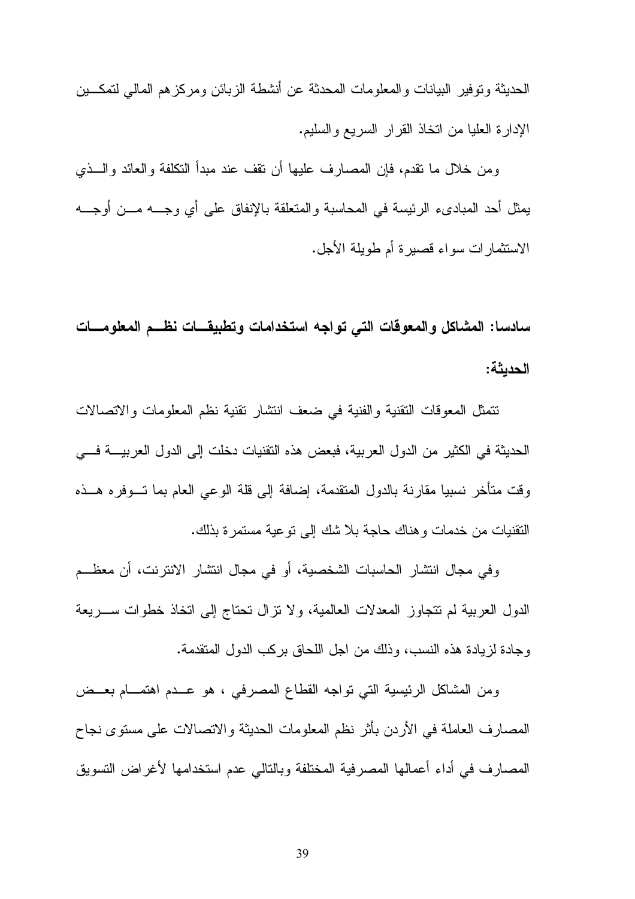الحديثة وتوفير البيانات والمعلومات المحدثة عن أنشطة الزبائن ومركزهم المالي لتمكين الإدارة العليا من اتخاذ القرار السريع والسليم.

ومن خلال ما تقدم، فإن المصارف عليها أن تقف عند مبدأ التكلفة والعائد والذي يمثل أحد المبادىء الرئيسة في المحاسبة والمتعلقة بالإنفاق على أي وجه من أوجه الاستثمارات سواء قصيرة أم طويلة الأجل.

## سادسا: المشاكل والمعوقات التي تواجه استخدامات وتطبيقات نظم المعلومات الحديثة:

تتمثل المعوقات التقنية والفنية في ضعف انتشار تقنية نظم المعلومات والاتصالات الحديثة في الكثير من الدول العربية، فبعض هذه التقنيات دخلت إلى الدول العربية في وقت متأخر نسبيا مقارنة بالدول المتقدمة، إضافة إلى قلة الوعي العام بما توفره هذه التقنيات من خدمات وهناك حاجة بلا شك إلى توعية مستمرة بذلك.

وفي مجال انتشار الحاسبات الشخصية، أو في مجال انتشار الانترنت، أن معظم الدول العربية لم تتجاوز المعدلات العالمية، ولا تزال تحتاج إلى اتخاذ خطوات سريعة وجادة لزيادة هذه النسب، وذلك من اجل اللحاق بركب الدول المتقدمة.

ومن المشاكل الرئيسية التي تواجه القطاع المصرفي ، هو عدم اهتمام بعض المصارف العاملة في الأردن بأثر نظم المعلومات الحديثة والاتصالات على مستوى نجاح المصارف في أداء أعمالها المصرفية المختلفة وبالتالي عدم استخدامها لأغراض التسويق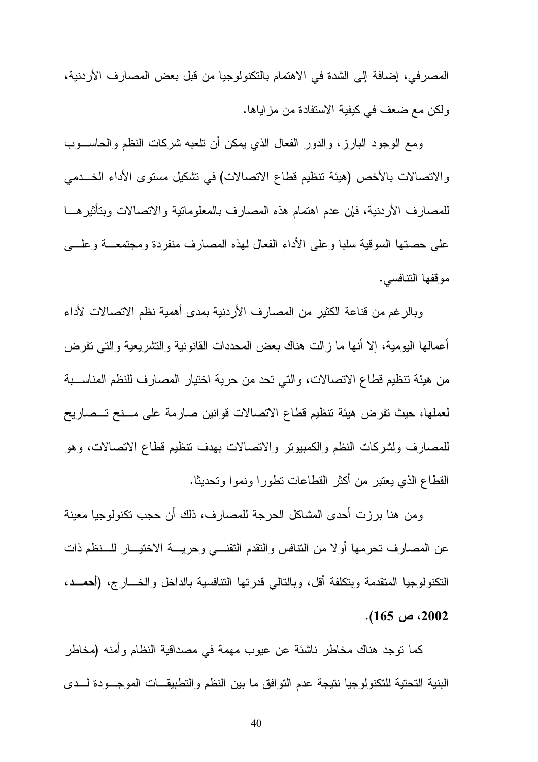المصرفي، إضافة إلى الشدة في الاهتمام بالتكنولوجيا من قبل بعض المصارف الأردنية، ولكن مع ضعف في كيفية الاستفادة من مزاياها.

ومع الوجود البارز، والدور الفعال الذي يمكن أن تلعبه شركات النظم والحاسوب والاتصالات بالأخص (هيئة تنظيم قطاع الاتصالات) في تشكيل مستوى الأداء الخدمي للمصارف الأردنية، فإن عدم اهتمام هذه المصارف بالمعلوماتية والاتصالات وبتأثيرها على حصتها السوقية سلبا وعلى الأداء الفعال لهذه المصارف منفردة ومجتمعة وعلى موقفها التنافسي.

وبالرغم من قناعة الكثير من المصارف الأردنية بمدى أهمية نظم الاتصالات لأداء أعمالها اليومية، إلا أنها ما زالت هناك بعض المحددات القانونية والتشريعية والتي تفرض من هيئة تنظيم قطاع الاتصالات، والتي تحد من حرية اختيار المصارف للنظم المناسبة لعملها، حيث تفرض هيئة تنظيم قطاع الاتصالات قوانين صارمة على منح تصاريح للمصارف ولشركات النظم والكمبيوتر والاتصالات بهدف تنظيم قطاع الاتصالات، وهو القطاع الذي يعتبر من أكثر القطاعات تطورا ونموا وتحديثا.

ومن هنا برزت أحدى المشاكل الحرجة للمصارف، ذلك أن حجب تكنولوجيا معينة عن المصارف تحرمها أولا من التنافس والتقدم التقني وحرية الاختيار للنظم ذات التكنولوجيا المتقدمة وبتكلفة أقل، وبالتالي قدرتها التنافسية بالداخل والخارج، (**أحمد، 2002، ص 165**).

كما توجد هناك مخاطر ناشئة عن عيوب مهمة في مصداقية النظام وأمنه (مخاطر البنية التحتية للتكنولوجيا نتيجة عدم التوافق ما بين النظم والتطبيقات الموجودة لدى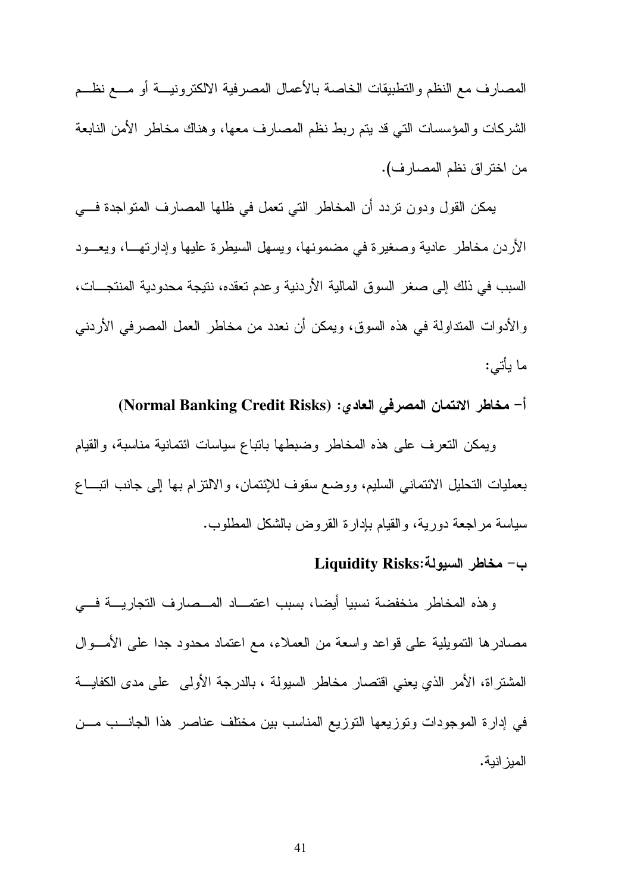المصارف مع النظم والتطبيقات الخاصة بالأعمال المصرفية الالكترونية أو مع نظم الشركات والمؤسسات التي قد يتم ربط نظم المصارف معها، وهناك مخاطر الأمن النابعة من اختراق نظم المصارف).

يمكن القول ودون تردد أن المخاطر التي تعمل في ظلها المصارف المتواجدة في الأردن مخاطر عادية وصغيرة في مضمونها، ويسهل السيطرة عليها وإدارتها، ويعود السبب في ذلك إلى صغر السوق المالية الأردنية وعدم تعقده، نتيجة محدودية المنتجات، والأدوات المتداولة في هذه السوق، ويمكن أن نعدد من مخاطر العمل المصرفي الأردني ما يأتي:

**أ- مخاطر الائتمان المصرفي العادي: (Normal Banking Credit Risks)**

ويمكن التعرف على هذه المخاطر وضبطها باتباع سياسات ائتمانية مناسبة، والقيام بعمليات التحليل الائتماني السليم، ووضع سقوف للإئتمان، والالتزام بها إلى جانب اتباع سياسة مراجعة دورية، والقيام بإدارة القروض بالشكل المطلوب.

**ب- مخاطر السيولة:Liquidity Risks**

وهذه المخاطر منخفضة نسبيا أيضا، بسبب اعتماد المصارف التجارية في مصادرها التمويلية على قواعد واسعة من العملاء، مع اعتماد محدود جدا على الأموال المشتراة، الأمر الذي يعني اقتصار مخاطر السيولة ، بالدرجة الأولى على مدى الكفاية في إدارة الموجودات وتوزيعها التوزيع المناسب بين مختلف عناصر هذا الجانب من الميزانية.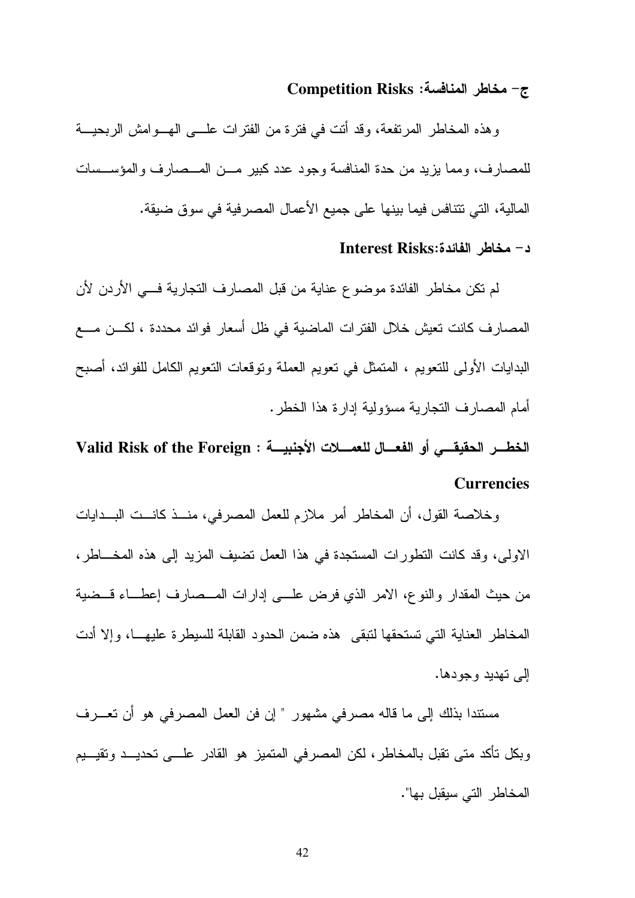### ج- مخاطر المنافسة: Competition Risks

وهذه المخاطر المرتفعة، وقد أتت في فترة من الفترات على الهوامش الربحية للمصارف، ومما يزيد من حدة المنافسة وجود عدد كبير من المصارف والمؤسسات المالية، التي تتنافس فيما بينها على جميع الأعمال المصرفية في سوق ضيقة.

### د- مخاطر الفائدة:Interest Risks

لم تكن مخاطر الفائدة موضوع عناية من قبل المصارف التجارية في الأردن لأن المصارف كانت تعيش خلال الفترات الماضية في ظل أسعار فوائد محددة ، لكن مع البدايات الأولى للتعويم ، المتمثل في تعويم العملة وتوقعات التعويم الكامل للفوائد، أصبح أمام المصارف التجارية مسؤولية إدارة هذا الخطر.

### الخطر الحقيقي أو الفعال للعملات الأجنبية : Valid Risk of the Foreign Currencies

وخلاصة القول، أن المخاطر أمر ملازم للعمل المصرفي، منذ كانت البدايات الاولى، وقد كانت التطورات المستجدة في هذا العمل تضيف المزيد إلى هذه المخاطر، من حيث المقدار والنوع، الامر الذي فرض على إدارات المصارف إعطاء قضية المخاطر العناية التي تستحقها لتبقى هذه ضمن الحدود القابلة للسيطرة عليها، وإلا أدت إلى تهديد وجودها.

مستندا بذلك إلى ما قاله مصرفي مشهور " إن فن العمل المصرفي هو أن تعرف وبكل تأكد متى تقبل بالمخاطر، لكن المصرفي المتميز هو القادر على تحديد وتقييم المخاطر التي سيقبل بها".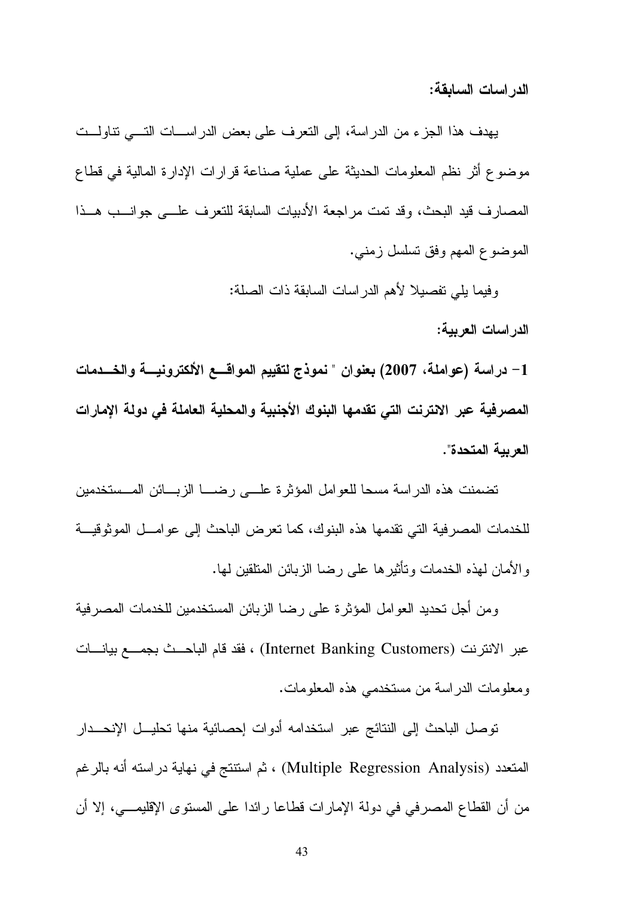**الدراسات السابقة:**

يهدف هذا الجزء من الدراسة، إلى التعرف على بعض الدراسات التي تناولت موضوع أثر نظم المعلومات الحديثة على عملية صناعة قرارات الإدارة المالية في قطاع المصارف قيد البحث، وقد تمت مراجعة الأدبيات السابقة للتعرف على جوانب هذا الموضوع المهم وفق تسلسل زمني.

وفيما يلي تفصيلا لأهم الدراسات السابقة ذات الصلة:

**الدراسات العربية:**

**1- دراسة (عواملة، 2007) بعنوان " نموذج لتقييم المواقع الألكترونية والخدمات المصرفية عبر الانترنت التي تقدمها البنوك الأجنبية والمحلية العاملة في دولة الإمارات العربية المتحدة".**

تضمنت هذه الدراسة مسحا للعوامل المؤثرة على رضا الزبائن المستخدمين للخدمات المصرفية التي تقدمها هذه البنوك، كما تعرض الباحث إلى عوامل الموثوقية والأمان لهذه الخدمات وتأثيرها على رضا الزبائن المتلقين لها.

ومن أجل تحديد العوامل المؤثرة على رضا الزبائن المستخدمين للخدمات المصرفية عبر الانترنت (Internet Banking Customers) ، فقد قام الباحث بجمع بيانات ومعلومات الدراسة من مستخدمي هذه المعلومات.

توصل الباحث إلى النتائج عبر استخدامه أدوات إحصائية منها تحليل الإنحدار المتعدد (Multiple Regression Analysis) ، ثم استنتج في نهاية دراسته أنه بالرغم من أن القطاع المصرفي في دولة الإمارات قطاعا رائدا على المستوى الإقليمي، إلا أن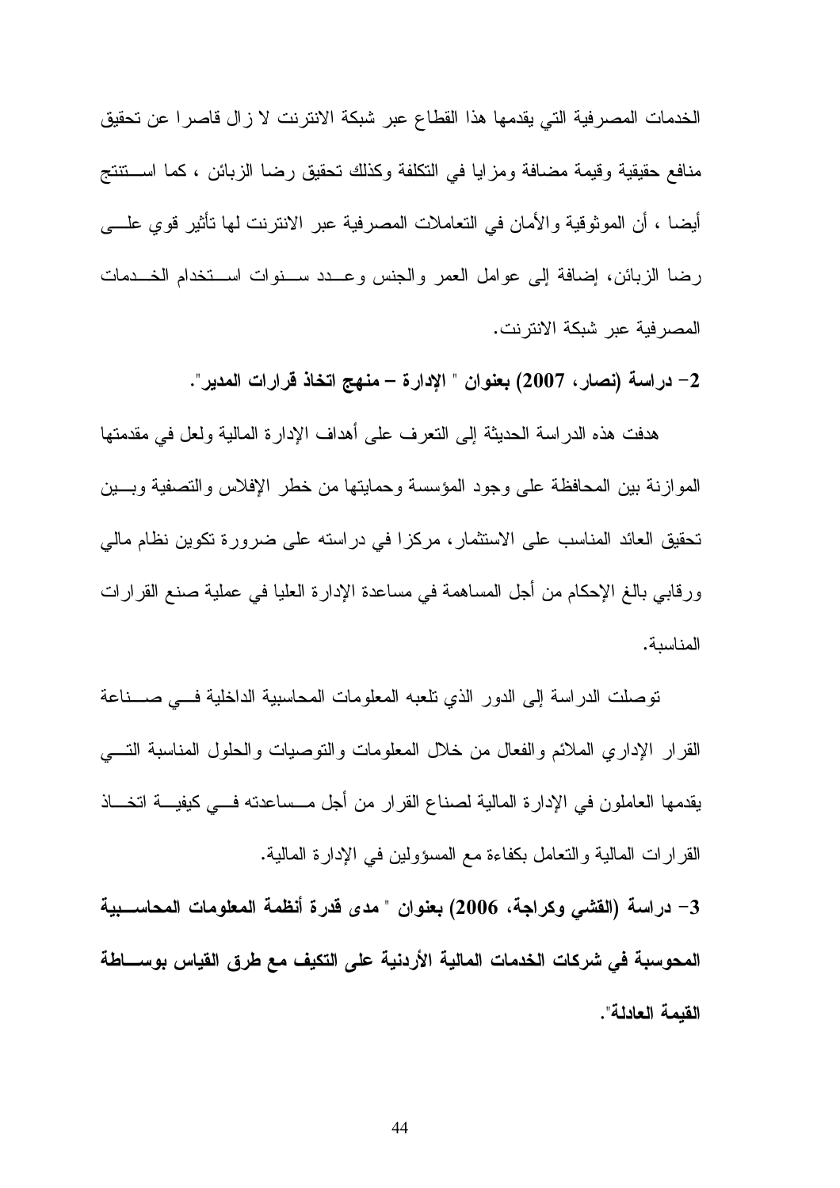الخدمات المصرفية التي يقدمها هذا القطاع عبر شبكة الانترنت لا زال قاصرا عن تحقيق منافع حقيقية وقيمة مضافة ومزايا في التكلفة وكذلك تحقيق رضا الزبائن ، كما استنتج أيضا ، أن الموثوقية والأمان في التعاملات المصرفية عبر الانترنت لها تأثير قوي على رضا الزبائن، إضافة إلى عوامل العمر والجنس وعدد سنوات استخدام الخدمات المصرفية عبر شبكة الانترنت.

**2- دراسة (نصار، 2007) بعنوان " الإدارة – منهج اتخاذ قرارات المدير".**

هدفت هذه الدراسة الحديثة إلى التعرف على أهداف الإدارة المالية ولعل في مقدمتها الموازنة بين المحافظة على وجود المؤسسة وحمايتها من خطر الإفلاس والتصفية وبين تحقيق العائد المناسب على الاستثمار، مركزا في دراسته على ضرورة تكوين نظام مالي ورقابي بالغ الإحكام من أجل المساهمة في مساعدة الإدارة العليا في عملية صنع القرارات المناسبة.

توصلت الدراسة إلى الدور الذي تلعبه المعلومات المحاسبية الداخلية في صناعة القرار الإداري الملائم والفعال من خلال المعلومات والتوصيات والحلول المناسبة التي يقدمها العاملون في الإدارة المالية لصناع القرار من أجل مساعدته في كيفية اتخاذ القرارات المالية والتعامل بكفاءة مع المسؤولين في الإدارة المالية.

**3- دراسة (القشي وكراجة، 2006) بعنوان " مدى قدرة أنظمة المعلومات المحاسبية المحوسبة في شركات الخدمات المالية الأردنية على التكيف مع طرق القياس بوساطة القيمة العادلة".**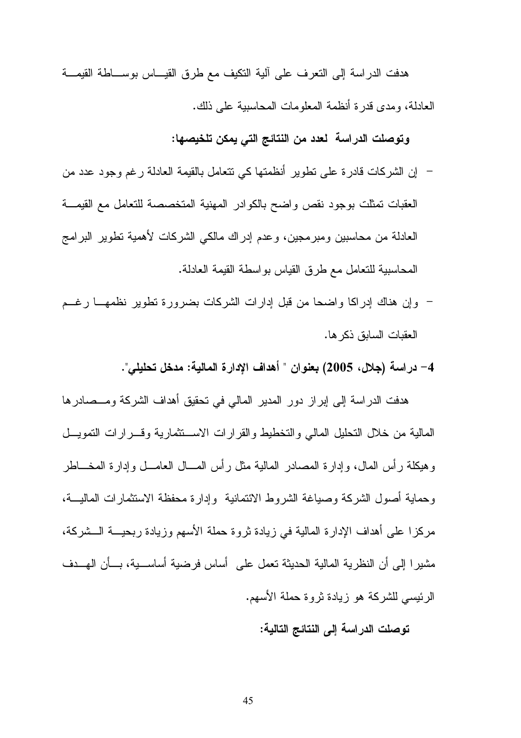هدفت الدراسة إلى التعرف على آلية التكيف مع طرق القياس بوساطة القيمة العادلة، ومدى قدرة أنظمة المعلومات المحاسبية على ذلك.

**وتوصلت الدراسة لعدد من النتائج التي يمكن تلخيصها:**

- إن الشركات قادرة على تطوير أنظمتها كي تتعامل بالقيمة العادلة رغم وجود عدد من العقبات تمثلت بوجود نقص واضح بالكوادر المهنية المتخصصة للتعامل مع القيمة العادلة من محاسبين ومبرمجين، وعدم إدراك مالكي الشركات لأهمية تطوير البرامج المحاسبية للتعامل مع طرق القياس بواسطة القيمة العادلة.
- وإن هناك إدراكا واضحا من قبل إدارات الشركات بضرورة تطوير نظمها رغم العقبات السابق ذكرها.

**4- دراسة (جلال، 2005) بعنوان " أهداف الإدارة المالية: مدخل تحليلي".**

هدفت الدراسة إلى إبراز دور المدير المالي في تحقيق أهداف الشركة ومصادرها المالية من خلال التحليل المالي والتخطيط والقرارات الاستثمارية وقرارات التمويل وهيكلة رأس المال، وإدارة المصادر المالية مثل رأس المال العامل وإدارة المخاطر وحماية أصول الشركة وصياغة الشروط الائتمانية وإدارة محفظة الاستثمارات المالية، مركزا على أهداف الإدارة المالية في زيادة ثروة حملة الأسهم وزيادة ربحية الشركة، مشيرا إلى أن النظرية المالية الحديثة تعمل على أساس فرضية أساسية، بأن الهدف الرئيسي للشركة هو زيادة ثروة حملة الأسهم.

**توصلت الدراسة إلى النتائج التالية:**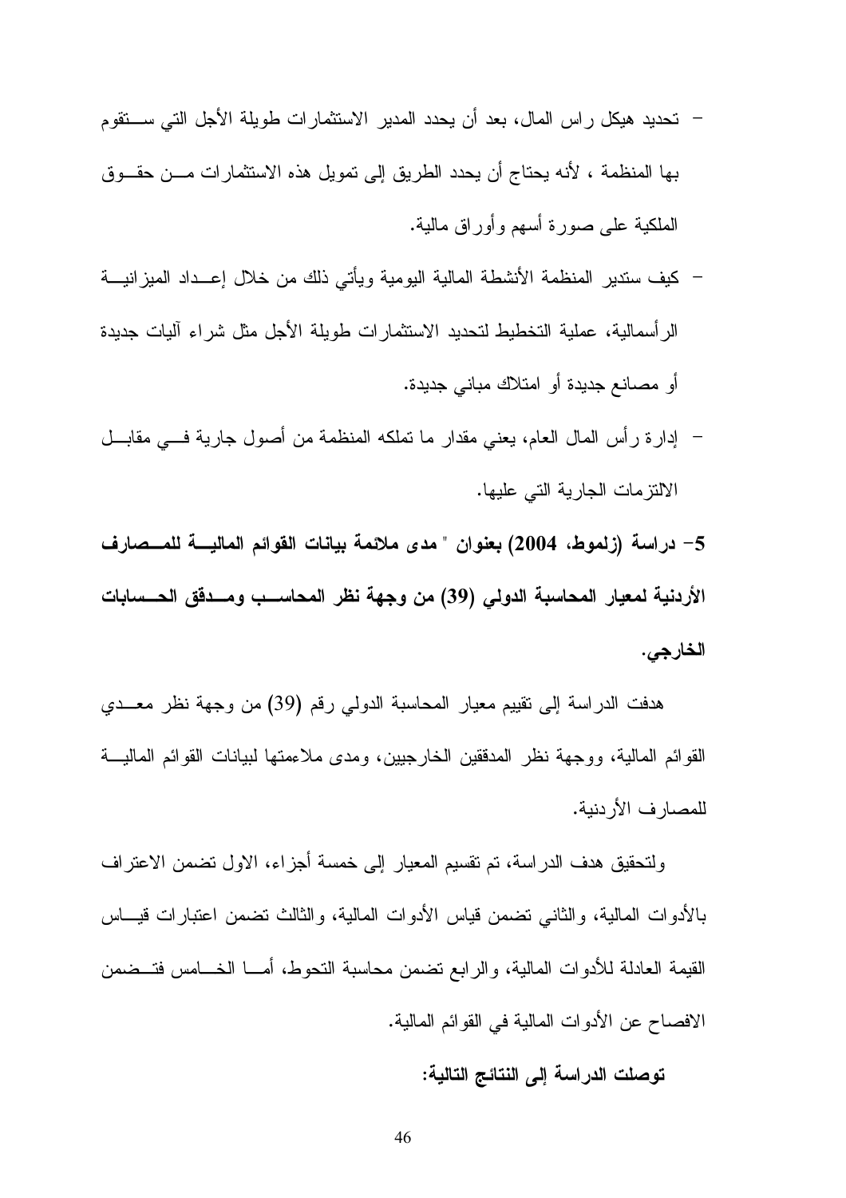- تحديد هيكل راس المال، بعد أن يحدد المدير الاستثمارات طويلة الأجل التي ستقوم بها المنظمة ، لأنه يحتاج أن يحدد الطريق إلى تمويل هذه الاستثمارات من حقوق الملكية على صورة أسهم وأوراق مالية.
- كيف ستدير المنظمة الأنشطة المالية اليومية ويأتي ذلك من خلال إعداد الميزانية الرأسمالية، عملية التخطيط لتحديد الاستثمارات طويلة الأجل مثل شراء آليات جديدة أو مصانع جديدة أو امتلاك مباني جديدة.
- إدارة رأس المال العام، يعني مقدار ما تملكه المنظمة من أصول جارية في مقابل الالتزامات الجارية التي عليها.

**5- دراسة (زلموط، 2004) بعنوان " مدى ملائمة بيانات القوائم المالية للمصارف الأردنية لمعيار المحاسبة الدولي (39) من وجهة نظر المحاسب ومدقق الحسابات الخارجي.**

هدفت الدراسة إلى تقييم معيار المحاسبة الدولي رقم (39) من وجهة نظر معدي القوائم المالية، ووجهة نظر المدققين الخارجيين، ومدى ملاءمتها لبيانات القوائم المالية للمصارف الأردنية.

ولتحقيق هدف الدراسة، تم تقسيم المعيار إلى خمسة أجزاء، الاول تضمن الاعتراف بالأدوات المالية، والثاني تضمن قياس الأدوات المالية، والثالث تضمن اعتبارات قياس القيمة العادلة للأدوات المالية، والرابع تضمن محاسبة التحوط، أما الخامس فتضمن الافصاح عن الأدوات المالية في القوائم المالية.

**توصلت الدراسة إلى النتائج التالية:**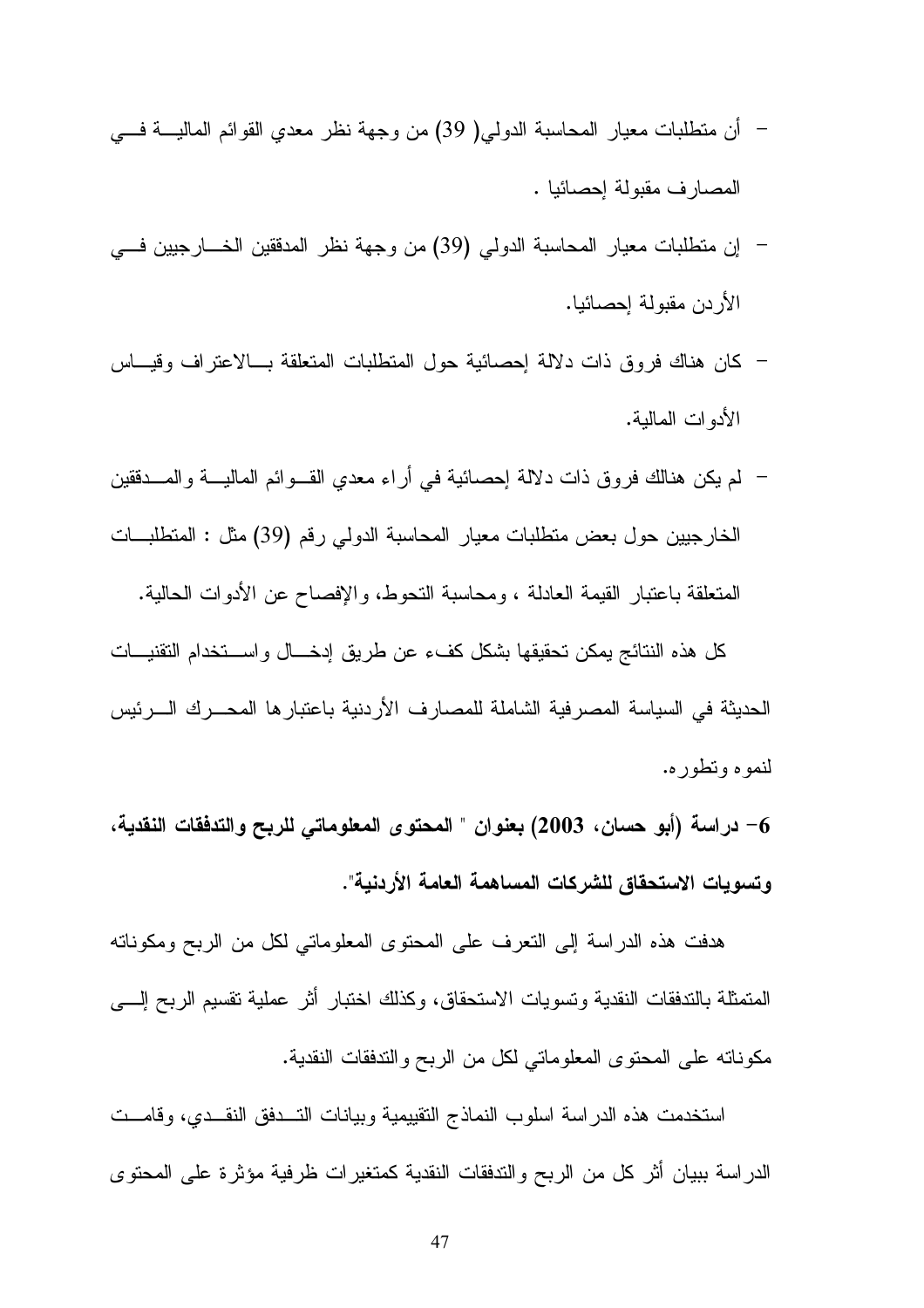- أن متطلبات معيار المحاسبة الدولي( 39) من وجهة نظر معدي القوائم المالية في المصارف مقبولة إحصائيا .

- إن متطلبات معيار المحاسبة الدولي (39) من وجهة نظر المدققين الخارجيين في الأردن مقبولة إحصائيا.

- كان هناك فروق ذات دلالة إحصائية حول المتطلبات المتعلقة بالاعتراف وقياس الأدوات المالية.

- لم يكن هنالك فروق ذات دلالة إحصائية في أراء معدي القوائم المالية والمدققين الخارجيين حول بعض متطلبات معيار المحاسبة الدولي رقم (39) مثل : المتطلبات المتعلقة باعتبار القيمة العادلة ، ومحاسبة التحوط، والإفصاح عن الأدوات الحالية.

كل هذه النتائج يمكن تحقيقها بشكل كفء عن طريق إدخال واستخدام التقنيات الحديثة في السياسة المصرفية الشاملة للمصارف الأردنية باعتبارها المحرك الرئيس لنموه وتطوره.

**6- دراسة (أبو حسان، 2003) بعنوان " المحتوى المعلوماتي للربح والتدفقات النقدية، وتسويات الاستحقاق للشركات المساهمة العامة الأردنية".**

هدفت هذه الدراسة إلى التعرف على المحتوى المعلوماتي لكل من الربح ومكوناته المتمثلة بالتدفقات النقدية وتسويات الاستحقاق، وكذلك اختبار أثر عملية تقسيم الربح إلى مكوناته على المحتوى المعلوماتي لكل من الربح والتدفقات النقدية.

استخدمت هذه الدراسة اسلوب النماذج التقييمية وبيانات التدفق النقدي، وقامت الدراسة ببيان أثر كل من الربح والتدفقات النقدية كمتغيرات ظرفية مؤثرة على المحتوى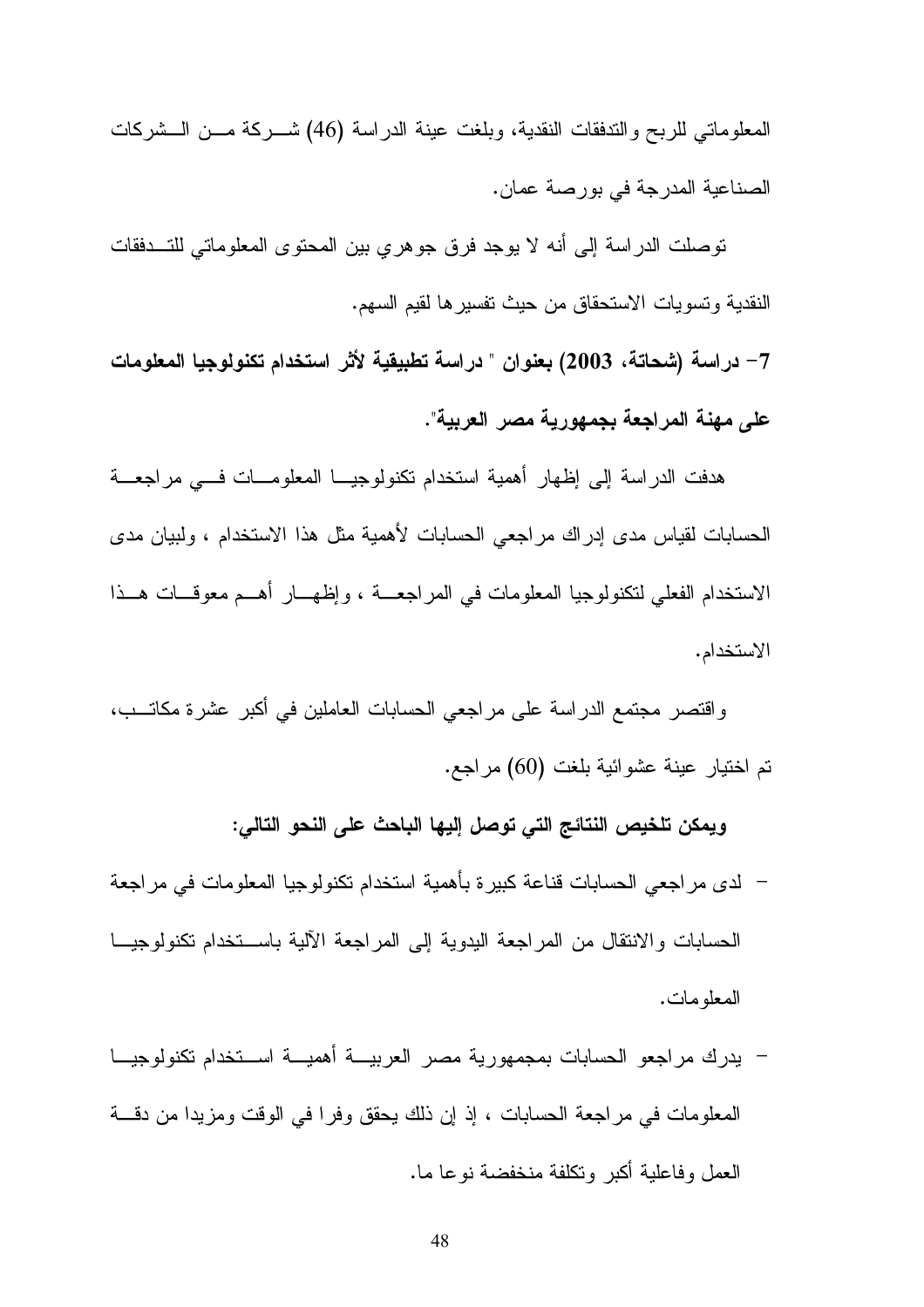المعلوماتي للربح والتدفقات النقدية، وبلغت عينة الدراسة (46) شركة من الشركات الصناعية المدرجة في بورصة عمان.

توصلت الدراسة إلى أنه لا يوجد فرق جوهري بين المحتوى المعلوماتي للتدفقات النقدية وتسويات الاستحقاق من حيث تفسيرها لقيم السهم.

**7- دراسة (شحاتة، 2003) بعنوان " دراسة تطبيقية لأثر استخدام تكنولوجيا المعلومات على مهنة المراجعة بجمهورية مصر العربية".**

هدفت الدراسة إلى إظهار أهمية استخدام تكنولوجيا المعلومات في مراجعة الحسابات لقياس مدى إدراك مراجعي الحسابات لأهمية مثل هذا الاستخدام ، ولبيان مدى الاستخدام الفعلي لتكنولوجيا المعلومات في المراجعة ، وإظهار أهم معوقات هذا الاستخدام.

واقتصر مجتمع الدراسة على مراجعي الحسابات العاملين في أكبر عشرة مكاتب، تم اختيار عينة عشوائية بلغت (60) مراجع.

**ويمكن تلخيص النتائج التي توصل إليها الباحث على النحو التالي:**

- لدى مراجعي الحسابات قناعة كبيرة بأهمية استخدام تكنولوجيا المعلومات في مراجعة الحسابات والانتقال من المراجعة اليدوية إلى المراجعة الآلية باستخدام تكنولوجيا المعلومات.
- يدرك مراجعو الحسابات بجمهورية مصر العربية أهمية استخدام تكنولوجيا المعلومات في مراجعة الحسابات ، إذ إن ذلك يحقق وفرا في الوقت ومزيدا من دقة العمل وفاعلية أكبر وتكلفة منخفضة نوعا ما.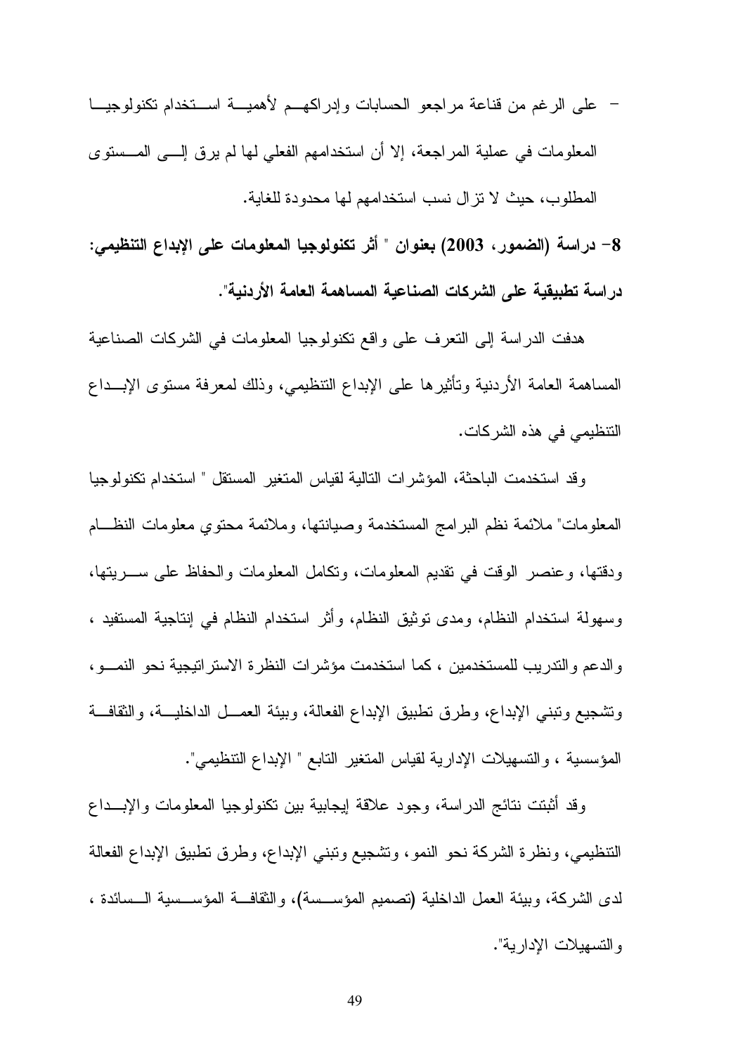- على الرغم من قناعة مراجعو الحسابات وإدراكهم لأهمية استخدام تكنولوجيا المعلومات في عملية المراجعة، إلا أن استخدامهم الفعلي لها لم يرق إلى المستوى المطلوب، حيث لا تزال نسب استخدامهم لها محدودة للغاية.

**8- دراسة (الضمور، 2003) بعنوان " أثر تكنولوجيا المعلومات على الإبداع التنظيمي: دراسة تطبيقية على الشركات الصناعية المساهمة العامة الأردنية".**

هدفت الدراسة إلى التعرف على واقع تكنولوجيا المعلومات في الشركات الصناعية المساهمة العامة الأردنية وتأثيرها على الإبداع التنظيمي، وذلك لمعرفة مستوى الإبداع التنظيمي في هذه الشركات.

وقد استخدمت الباحثة، المؤشرات التالية لقياس المتغير المستقل " استخدام تكنولوجيا المعلومات" ملائمة نظم البرامج المستخدمة وصيانتها، وملائمة محتوي معلومات النظام ودقتها، وعنصر الوقت في تقديم المعلومات، وتكامل المعلومات والحفاظ على سريتها، وسهولة استخدام النظام، ومدى توثيق النظام، وأثر استخدام النظام في إنتاجية المستفيد ، والدعم والتدريب للمستخدمين ، كما استخدمت مؤشرات النظرة الاستراتيجية نحو النمو، وتشجيع وتبني الإبداع، وطرق تطبيق الإبداع الفعالة، وبيئة العمل الداخلية، والثقافة المؤسسية ، والتسهيلات الإدارية لقياس المتغير التابع " الإبداع التنظيمي".

وقد أثبتت نتائج الدراسة، وجود علاقة إيجابية بين تكنولوجيا المعلومات والإبداع التنظيمي، ونظرة الشركة نحو النمو، وتشجيع وتبني الإبداع، وطرق تطبيق الإبداع الفعالة لدى الشركة، وبيئة العمل الداخلية (تصميم المؤسسة)، والثقافة المؤسسية السائدة ، والتسهيلات الإدارية".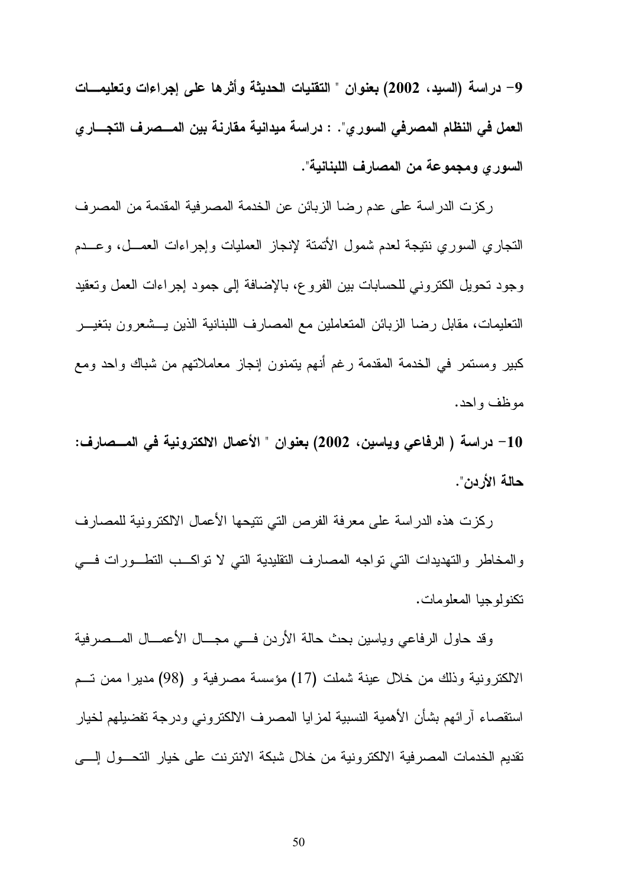**9- دراسة (السيد، 2002) بعنوان " التقنيات الحديثة وأثرها على إجراءات وتعليمات العمل في النظام المصرفي السوري". : دراسة ميدانية مقارنة بين المصرف التجاري السوري ومجموعة من المصارف اللبنانية".**

ركزت الدراسة على عدم رضا الزبائن عن الخدمة المصرفية المقدمة من المصرف التجاري السوري نتيجة لعدم شمول الأتمتة لإنجاز العمليات وإجراءات العمل، وعدم وجود تحويل الكتروني للحسابات بين الفروع، بالإضافة إلى جمود إجراءات العمل وتعقيد التعليمات، مقابل رضا الزبائن المتعاملين مع المصارف اللبنانية الذين يشعرون بتغير كبير ومستمر في الخدمة المقدمة رغم أنهم يتمنون إنجاز معاملاتهم من شباك واحد ومع موظف واحد.

**10- دراسة ( الرفاعي وياسين، 2002) بعنوان " الأعمال الالكترونية في المصارف: حالة الأردن".**

ركزت هذه الدراسة على معرفة الفرص التي تتيحها الأعمال الالكترونية للمصارف والمخاطر والتهديدات التي تواجه المصارف التقليدية التي لا تواكب التطورات في تكنولوجيا المعلومات.

وقد حاول الرفاعي وياسين بحث حالة الأردن في مجال الأعمال المصرفية الالكترونية وذلك من خلال عينة شملت (17) مؤسسة مصرفية و (98) مديرا ممن تم استقصاء آرائهم بشأن الأهمية النسبية لمزايا المصرف الالكتروني ودرجة تفضيلهم لخيار تقديم الخدمات المصرفية الالكترونية من خلال شبكة الانترنت على خيار التحول إلى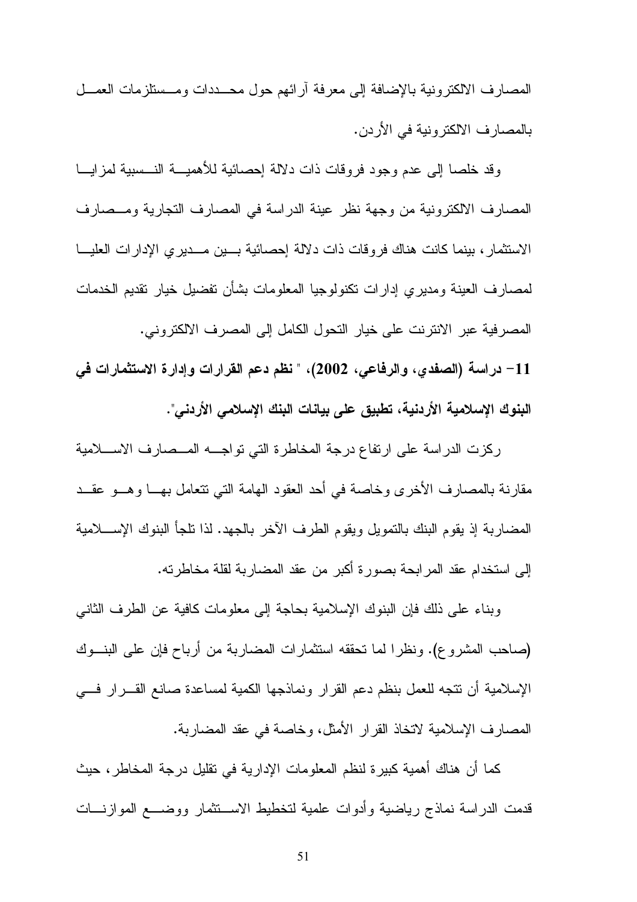المصارف الالكترونية بالإضافة إلى معرفة آرائهم حول محددات ومستلزمات العمل بالمصارف الالكترونية في الأردن.

وقد خلصا إلى عدم وجود فروقات ذات دلالة إحصائية للأهمية النسبية لمزايا المصارف الالكترونية من وجهة نظر عينة الدراسة في المصارف التجارية ومصارف الاستثمار، بينما كانت هناك فروقات ذات دلالة إحصائية بين مديري الإدارات العليا لمصارف العينة ومديري إدارات تكنولوجيا المعلومات بشأن تفضيل خيار تقديم الخدمات المصرفية عبر الانترنت على خيار التحول الكامل إلى المصرف الالكتروني.

**11- دراسة (الصفدي، والرفاعي، 2002)، " نظم دعم القرارات وإدارة الاستثمارات في البنوك الإسلامية الأردنية، تطبيق على بيانات البنك الإسلامي الأردني".**

ركزت الدراسة على ارتفاع درجة المخاطرة التي تواجه المصارف الاسلامية مقارنة بالمصارف الأخرى وخاصة في أحد العقود الهامة التي تتعامل بها وهو عقد المضاربة إذ يقوم البنك بالتمويل ويقوم الطرف الآخر بالجهد. لذا تلجأ البنوك الإسلامية إلى استخدام عقد المرابحة بصورة أكبر من عقد المضاربة لقلة مخاطرته.

وبناء على ذلك فإن البنوك الإسلامية بحاجة إلى معلومات كافية عن الطرف الثاني (صاحب المشروع). ونظرا لما تحققه استثمارات المضاربة من أرباح فإن على البنوك الإسلامية أن تتجه للعمل بنظم دعم القرار ونماذجها الكمية لمساعدة صانع القرار في المصارف الإسلامية لاتخاذ القرار الأمثل، وخاصة في عقد المضاربة.

كما أن هناك أهمية كبيرة لنظم المعلومات الإدارية في تقليل درجة المخاطر، حيث قدمت الدراسة نماذج رياضية وأدوات علمية لتخطيط الاستثمار ووضع الموازنات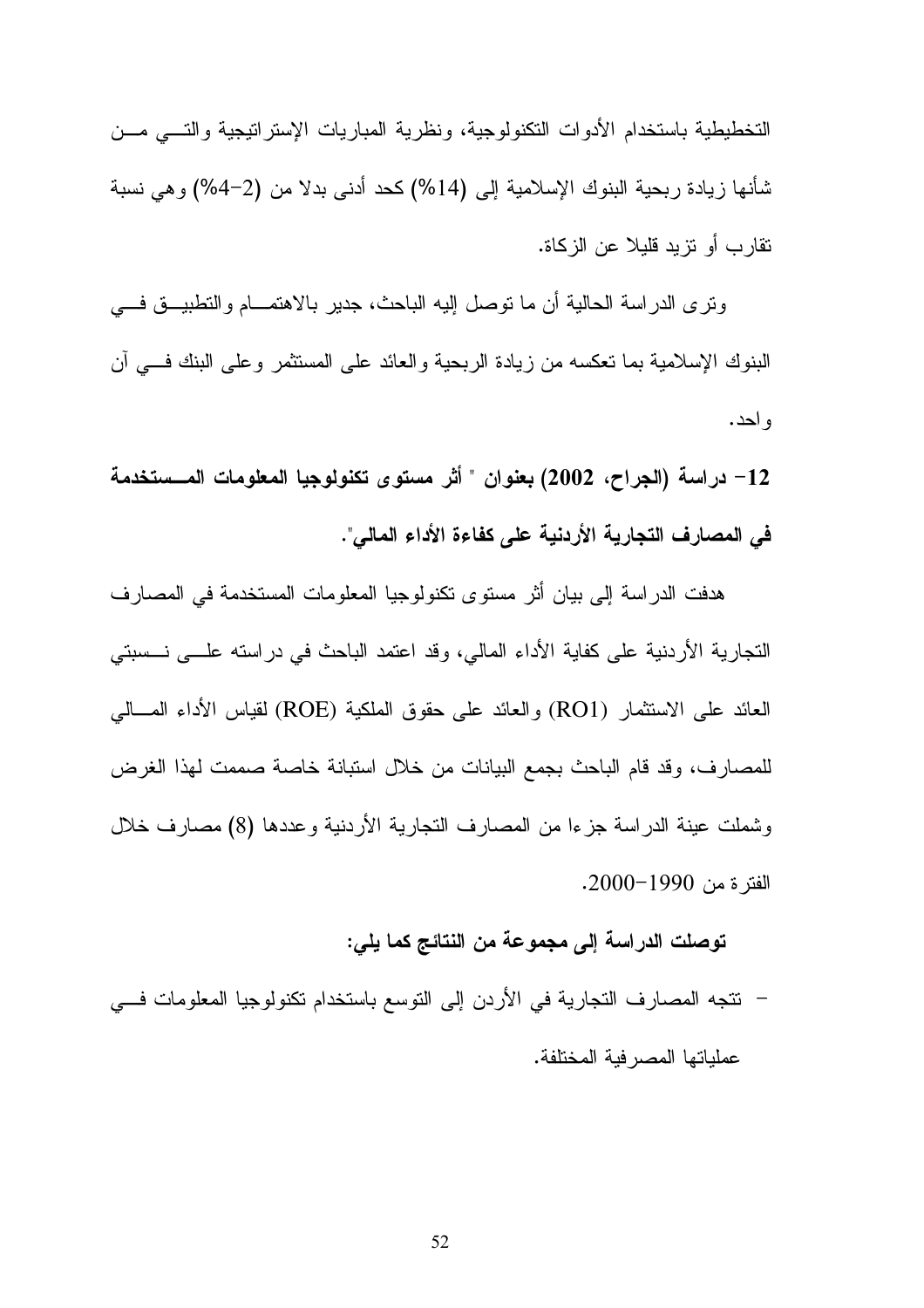التخطيطية باستخدام الأدوات التكنولوجية، ونظرية المباريات الإستراتيجية والتي من شأنها زيادة ربحية البنوك الإسلامية إلى (14%) كحد أدنى بدلا من (2-4%) وهي نسبة تقارب أو تزيد قليلا عن الزكاة.

وترى الدراسة الحالية أن ما توصل إليه الباحث، جدير بالاهتمام والتطبيق في البنوك الإسلامية بما تعكسه من زيادة الربحية والعائد على المستثمر وعلى البنك في آن واحد.

**12- دراسة (الجراح، 2002) بعنوان " أثر مستوى تكنولوجيا المعلومات المستخدمة في المصارف التجارية الأردنية على كفاءة الأداء المالي".**

هدفت الدراسة إلى بيان أثر مستوى تكنولوجيا المعلومات المستخدمة في المصارف التجارية الأردنية على كفاية الأداء المالي، وقد اعتمد الباحث في دراسته على نسبتي العائد على الاستثمار (RO1) والعائد على حقوق الملكية (ROE) لقياس الأداء المالي للمصارف، وقد قام الباحث بجمع البيانات من خلال استبانة خاصة صممت لهذا الغرض وشملت عينة الدراسة جزءا من المصارف التجارية الأردنية وعددها (8) مصارف خلال الفترة من 1990-2000.

**توصلت الدراسة إلى مجموعة من النتائج كما يلي:**

- تتجه المصارف التجارية في الأردن إلى التوسع باستخدام تكنولوجيا المعلومات في عملياتها المصرفية المختلفة.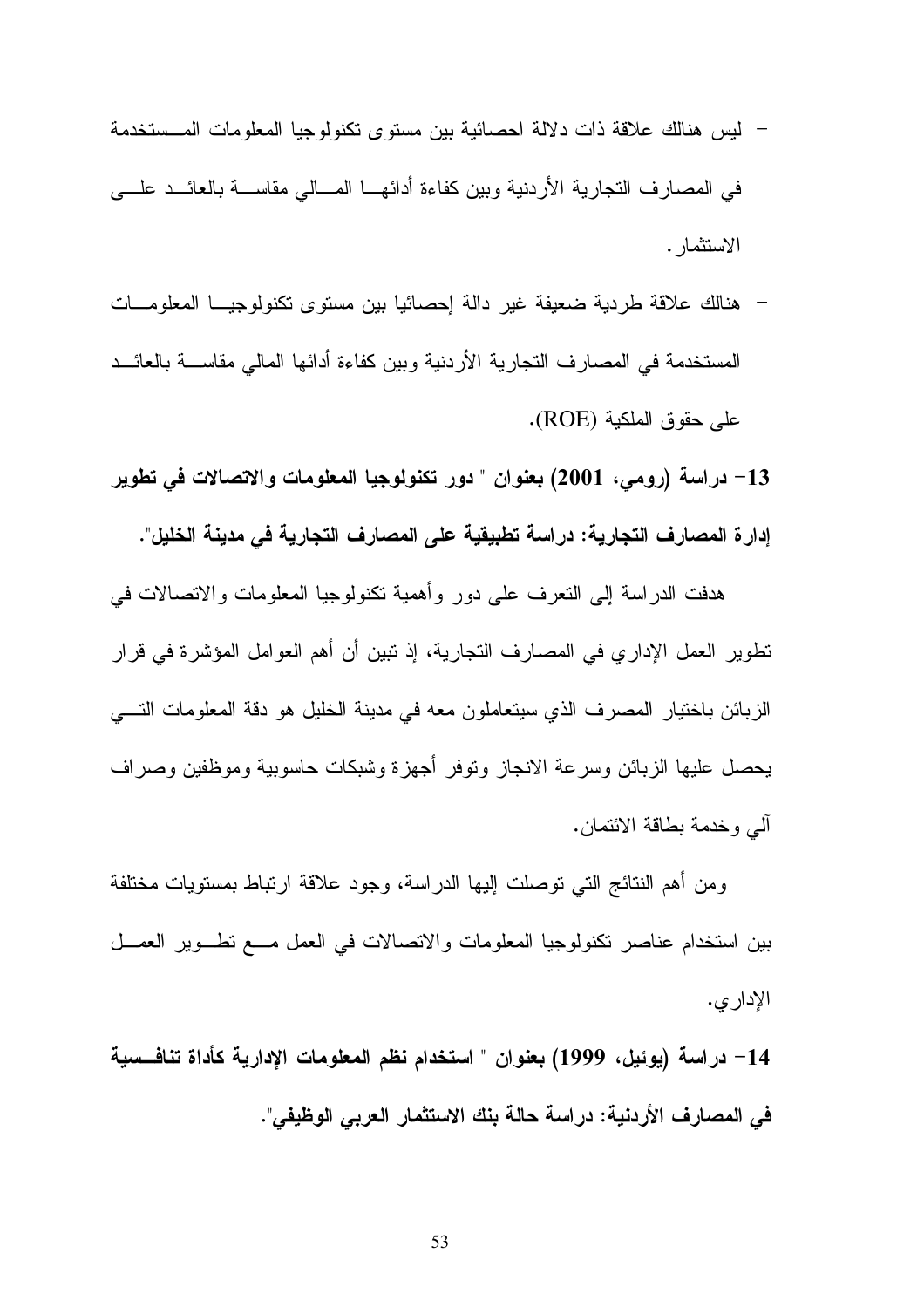- ليس هنالك علاقة ذات دلالة احصائية بين مستوى تكنولوجيا المعلومات المستخدمة في المصارف التجارية الأردنية وبين كفاءة أدائها المالي مقاسة بالعائد على الاستثمار.

- هنالك علاقة طردية ضعيفة غير دالة إحصائيا بين مستوى تكنولوجيا المعلومات المستخدمة في المصارف التجارية الأردنية وبين كفاءة أدائها المالي مقاسة بالعائد على حقوق الملكية (ROE).

**13- دراسة (رومي، 2001) بعنوان " دور تكنولوجيا المعلومات والاتصالات في تطوير إدارة المصارف التجارية: دراسة تطبيقية على المصارف التجارية في مدينة الخليل".**

هدفت الدراسة إلى التعرف على دور وأهمية تكنولوجيا المعلومات والاتصالات في تطوير العمل الإداري في المصارف التجارية، إذ تبين أن أهم العوامل المؤشرة في قرار الزبائن باختيار المصرف الذي سيتعاملون معه في مدينة الخليل هو دقة المعلومات التي يحصل عليها الزبائن وسرعة الانجاز وتوفر أجهزة وشبكات حاسوبية وموظفين وصراف آلي وخدمة بطاقة الائتمان.

ومن أهم النتائج التي توصلت إليها الدراسة، وجود علاقة ارتباط بمستويات مختلفة بين استخدام عناصر تكنولوجيا المعلومات والاتصالات في العمل مع تطوير العمل الإداري.

**14- دراسة (يوئيل، 1999) بعنوان " استخدام نظم المعلومات الإدارية كأداة تنافسية في المصارف الأردنية: دراسة حالة بنك الاستثمار العربي الوظيفي".**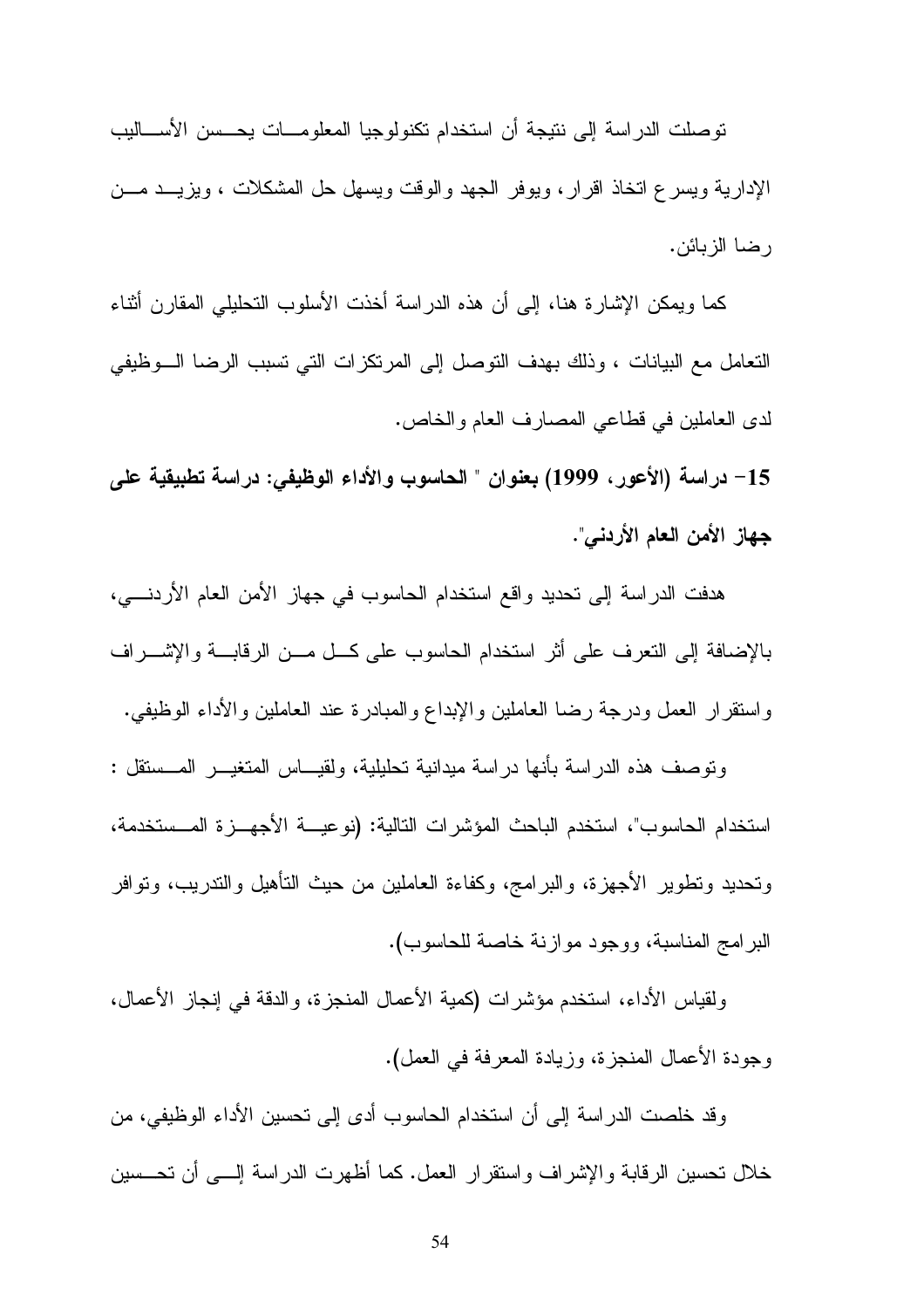توصلت الدراسة إلى نتيجة أن استخدام تكنولوجيا المعلومات يحسن الأساليب الإدارية ويسرع اتخاذ اقرار، ويوفر الجهد والوقت ويسهل حل المشكلات ، ويزيد من رضا الزبائن.

كما ويمكن الإشارة هنا، إلى أن هذه الدراسة أخذت الأسلوب التحليلي المقارن أثناء التعامل مع البيانات ، وذلك بهدف التوصل إلى المرتكزات التي تسبب الرضا الوظيفي لدى العاملين في قطاعي المصارف العام والخاص.

**15- دراسة (الأعور، 1999) بعنوان " الحاسوب والأداء الوظيفي: دراسة تطبيقية على جهاز الأمن العام الأردني".**

هدفت الدراسة إلى تحديد واقع استخدام الحاسوب في جهاز الأمن العام الأردني، بالإضافة إلى التعرف على أثر استخدام الحاسوب على كل من الرقابة والإشراف واستقرار العمل ودرجة رضا العاملين والإبداع والمبادرة عند العاملين والأداء الوظيفي.

وتوصف هذه الدراسة بأنها دراسة ميدانية تحليلية، ولقياس المتغير المستقل : استخدام الحاسوب"، استخدم الباحث المؤشرات التالية: (نوعية الأجهزة المستخدمة، وتحديد وتطوير الأجهزة، والبرامج، وكفاءة العاملين من حيث التأهيل والتدريب، وتوافر البرامج المناسبة، ووجود موازنة خاصة للحاسوب).

ولقياس الأداء، استخدم مؤشرات (كمية الأعمال المنجزة، والدقة في إنجاز الأعمال، وجودة الأعمال المنجزة، وزيادة المعرفة في العمل).

وقد خلصت الدراسة إلى أن استخدام الحاسوب أدى إلى تحسين الأداء الوظيفي، من خلال تحسين الرقابة والإشراف واستقرار العمل. كما أظهرت الدراسة إلى أن تحسين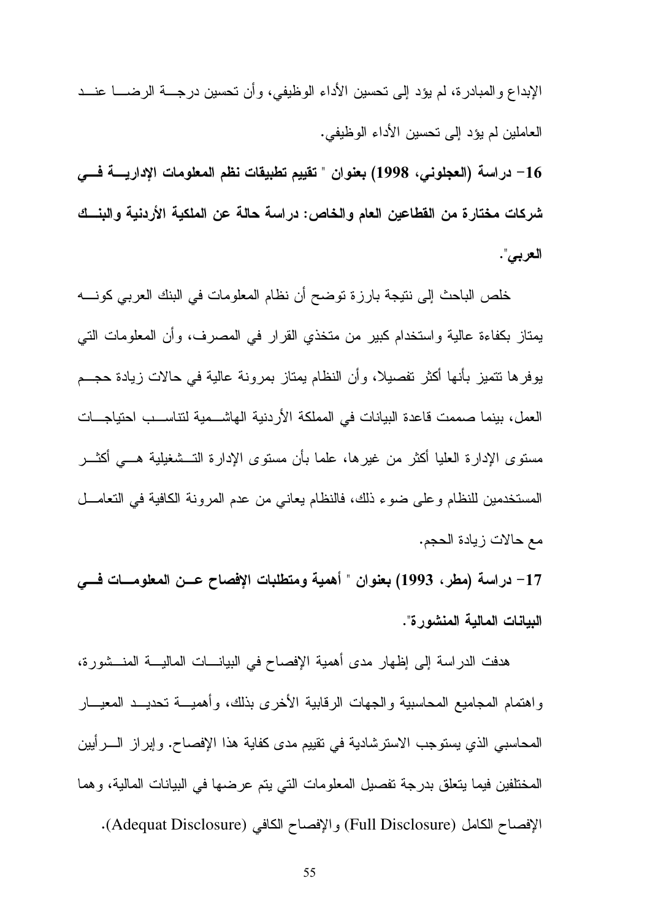الإبداع والمبادرة، لم يؤد إلى تحسين الأداء الوظيفي، وأن تحسين درجة الرضا عند العاملين لم يؤد إلى تحسين الأداء الوظيفي.

**16- دراسة (العجلوني، 1998) بعنوان " تقييم تطبيقات نظم المعلومات الإدارية في شركات مختارة من القطاعين العام والخاص: دراسة حالة عن الملكية الأردنية والبنك العربي".**

خلص الباحث إلى نتيجة بارزة توضح أن نظام المعلومات في البنك العربي كونه يمتاز بكفاءة عالية واستخدام كبير من متخذي القرار في المصرف، وأن المعلومات التي يوفرها تتميز بأنها أكثر تفصيلا، وأن النظام يمتاز بمرونة عالية في حالات زيادة حجم العمل، بينما صممت قاعدة البيانات في المملكة الأردنية الهاشمية لتناسب احتياجات مستوى الإدارة العليا أكثر من غيرها، علما بأن مستوى الإدارة التشغيلية هي أكثر المستخدمين للنظام وعلى ضوء ذلك، فالنظام يعاني من عدم المرونة الكافية في التعامل مع حالات زيادة الحجم.

**17- دراسة (مطر، 1993) بعنوان " أهمية ومتطلبات الإفصاح عن المعلومات في البيانات المالية المنشورة".**

هدفت الدراسة إلى إظهار مدى أهمية الإفصاح في البيانات المالية المنشورة، واهتمام المجاميع المحاسبية والجهات الرقابية الأخرى بذلك، وأهمية تحديد المعيار المحاسبي الذي يستوجب الاسترشادية في تقييم مدى كفاية هذا الإفصاح. وإبراز الرأيين المختلفين فيما يتعلق بدرجة تفصيل المعلومات التي يتم عرضها في البيانات المالية، وهما الإفصاح الكامل (Full Disclosure) والإفصاح الكافي (Adequat Disclosure).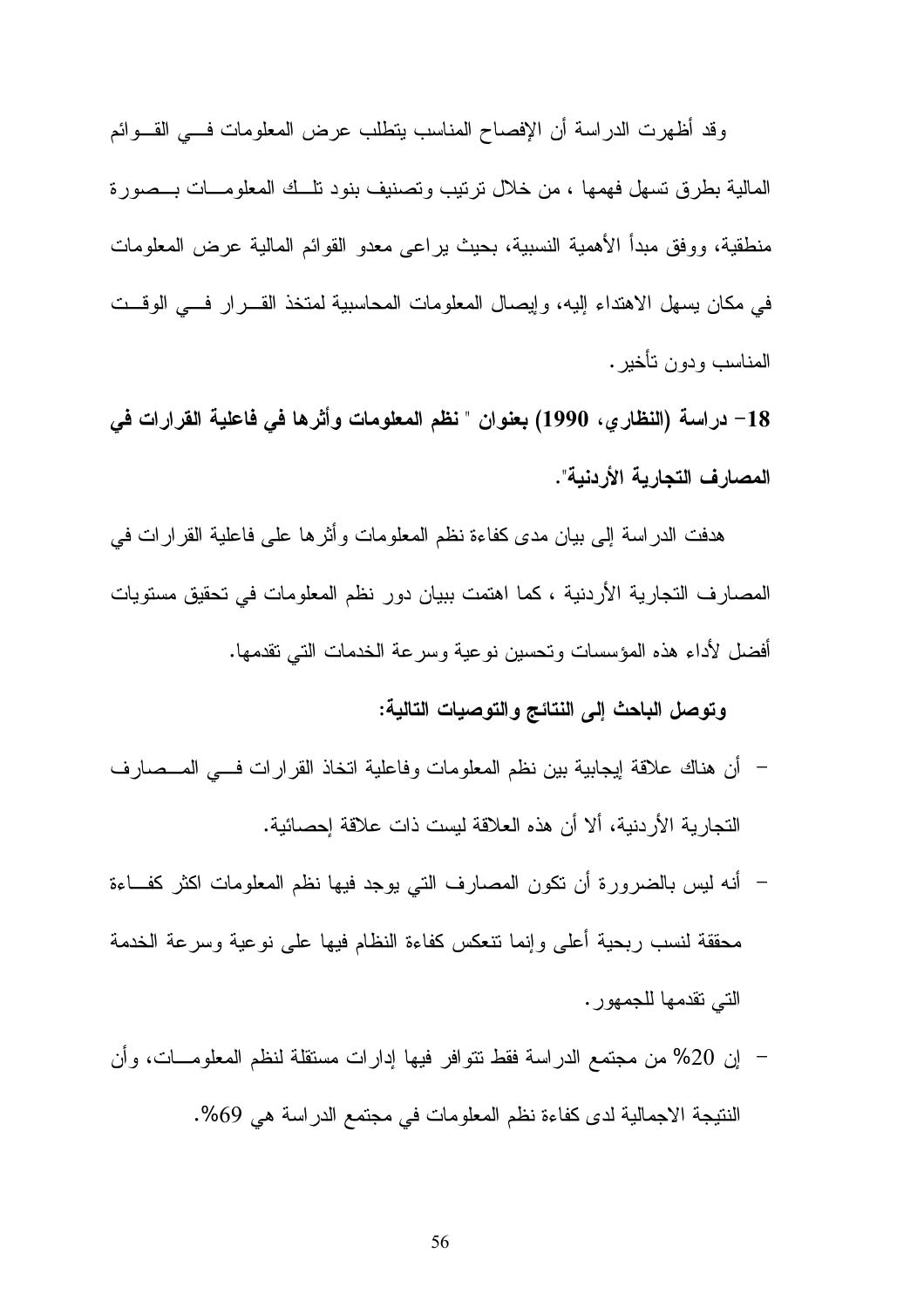وقد أظهرت الدراسة أن الإفصاح المناسب يتطلب عرض المعلومات في القوائم المالية بطرق تسهل فهمها ، من خلال ترتيب وتصنيف بنود تلك المعلومات بصورة منطقية، ووفق مبدأ الأهمية النسبية، بحيث يراعى معدو القوائم المالية عرض المعلومات في مكان يسهل الاهتداء إليه، وإيصال المعلومات المحاسبية لمتخذ القرار في الوقت المناسب ودون تأخير.

**18- دراسة (النظاري، 1990) بعنوان " نظم المعلومات وأثرها في فاعلية القرارات في المصارف التجارية الأردنية".**

هدفت الدراسة إلى بيان مدى كفاءة نظم المعلومات وأثرها على فاعلية القرارات في المصارف التجارية الأردنية ، كما اهتمت ببيان دور نظم المعلومات في تحقيق مستويات أفضل لأداء هذه المؤسسات وتحسين نوعية وسرعة الخدمات التي تقدمها.

**وتوصل الباحث إلى النتائج والتوصيات التالية:**

- أن هناك علاقة إيجابية بين نظم المعلومات وفاعلية اتخاذ القرارات في المصارف التجارية الأردنية، ألا أن هذه العلاقة ليست ذات علاقة إحصائية.
- أنه ليس بالضرورة أن تكون المصارف التي يوجد فيها نظم المعلومات اكثر كفاءة محققة لنسب ربحية أعلى وإنما تنعكس كفاءة النظام فيها على نوعية وسرعة الخدمة التي تقدمها للجمهور.
- إن 20% من مجتمع الدراسة فقط تتوافر فيها إدارات مستقلة لنظم المعلومات، وأن النتيجة الاجمالية لدى كفاءة نظم المعلومات في مجتمع الدراسة هي 69%.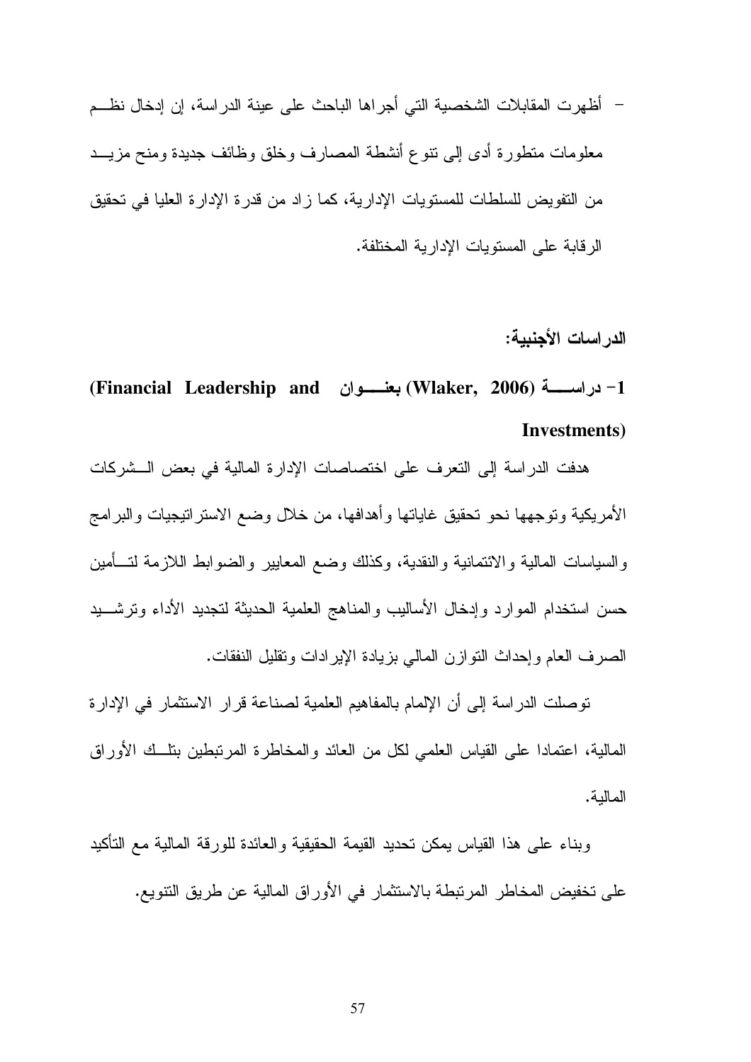- أظهرت المقابلات الشخصية التي أجراها الباحث على عينة الدراسة، إن إدخال نظم معلومات متطورة أدى إلى تنوع أنشطة المصارف وخلق وظائف جديدة ومنح مزيد من التفويض للسلطات للمستويات الإدارية، كما زاد من قدرة الإدارة العليا في تحقيق الرقابة على المستويات الإدارية المختلفة.

**الدراسات الأجنبية:**

**1- دراسة (Wlaker, 2006) بعنوان (Financial Leadership and Investments)**

هدفت الدراسة إلى التعرف على اختصاصات الإدارة المالية في بعض الشركات الأمريكية وتوجهها نحو تحقيق غاياتها وأهدافها، من خلال وضع الاستراتيجيات والبرامج والسياسات المالية والائتمانية والنقدية، وكذلك وضع المعايير والضوابط اللازمة لتأمين حسن استخدام الموارد وإدخال الأساليب والمناهج العلمية الحديثة لتجديد الأداء وترشيد الصرف العام وإحداث التوازن المالي بزيادة الإيرادات وتقليل النفقات.

توصلت الدراسة إلى أن الإلمام بالمفاهيم العلمية لصناعة قرار الاستثمار في الإدارة المالية، اعتمادا على القياس العلمي لكل من العائد والمخاطرة المرتبطين بتلك الأوراق المالية.

وبناء على هذا القياس يمكن تحديد القيمة الحقيقية والعائدة للورقة المالية مع التأكيد على تخفيض المخاطر المرتبطة بالاستثمار في الأوراق المالية عن طريق التنويع.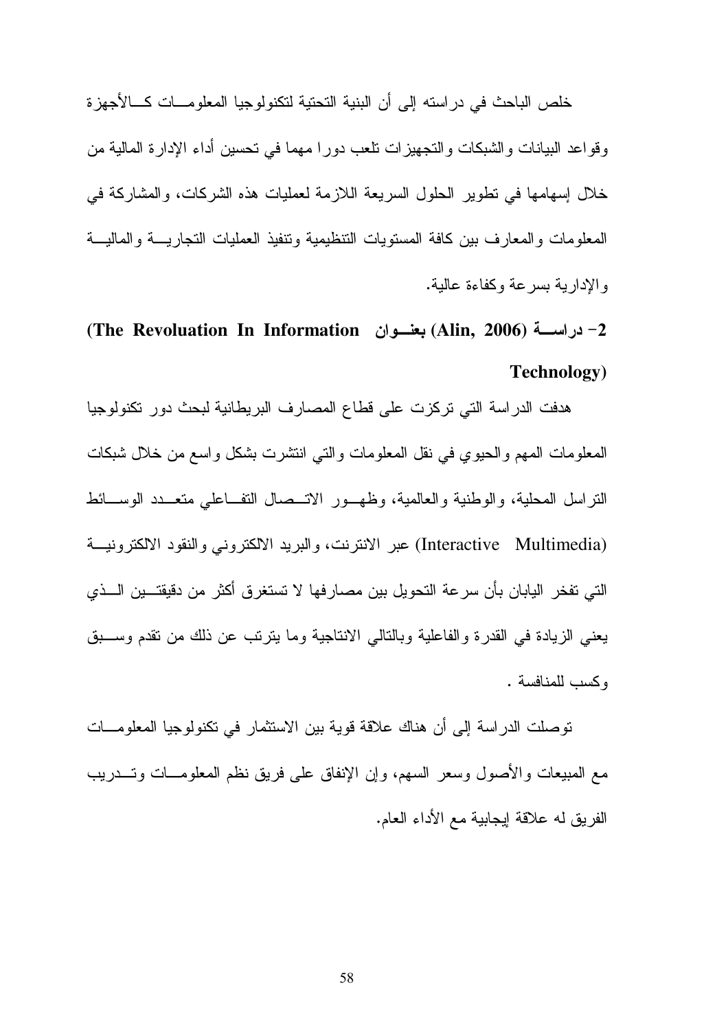خلص الباحث في دراسته إلى أن البنية التحتية لتكنولوجيا المعلومات كالأجهزة وقواعد البيانات والشبكات والتجهيزات تلعب دورا مهما في تحسين أداء الإدارة المالية من خلال إسهامها في تطوير الحلول السريعة اللازمة لعمليات هذه الشركات، والمشاركة في المعلومات والمعارف بين كافة المستويات التنظيمية وتنفيذ العمليات التجارية والمالية والإدارية بسرعة وكفاءة عالية.

**2- دراسة (Alin, 2006) بعنوان (The Revoluation In Information Technology)**

هدفت الدراسة التي تركزت على قطاع المصارف البريطانية لبحث دور تكنولوجيا المعلومات المهم والحيوي في نقل المعلومات والتي انتشرت بشكل واسع من خلال شبكات التراسل المحلية، والوطنية والعالمية، وظهور الاتصال التفاعلي متعدد الوسائط (Interactive Multimedia) عبر الانترنت، والبريد الالكتروني والنقود الالكترونية التي تفخر اليابان بأن سرعة التحويل بين مصارفها لا تستغرق أكثر من دقيقتين الذي يعني الزيادة في القدرة والفاعلية وبالتالي الانتاجية وما يترتب عن ذلك من تقدم وسبق وكسب للمنافسة .

توصلت الدراسة إلى أن هناك علاقة قوية بين الاستثمار في تكنولوجيا المعلومات مع المبيعات والأصول وسعر السهم، وإن الإنفاق على فريق نظم المعلومات وتدريب الفريق له علاقة إيجابية مع الأداء العام.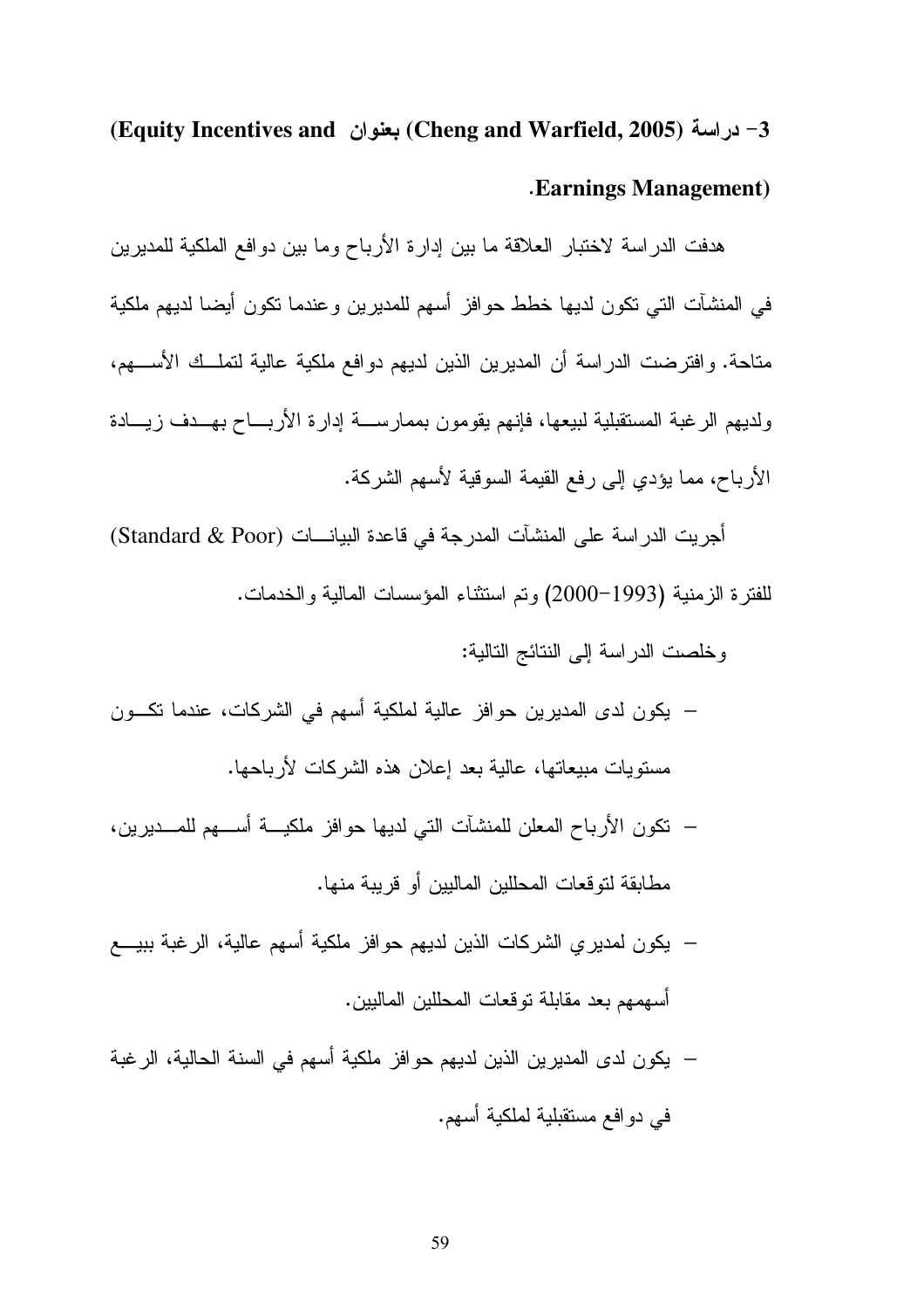**3- دراسة (Cheng and Warfield, 2005) بعنوان (Equity Incentives and Earnings Management).**

هدفت الدراسة لاختبار العلاقة ما بين إدارة الأرباح وما بين دوافع الملكية للمديرين في المنشآت التي تكون لديها خطط حوافز أسهم للمديرين وعندما تكون أيضا لديهم ملكية متاحة. وافترضت الدراسة أن المديرين الذين لديهم دوافع ملكية عالية لتملك الأسهم، ولديهم الرغبة المستقبلية لبيعها، فإنهم يقومون بممارسة إدارة الأرباح بهدف زيادة الأرباح، مما يؤدي إلى رفع القيمة السوقية لأسهم الشركة.

أجريت الدراسة على المنشآت المدرجة في قاعدة البيانات (Standard & Poor) للفترة الزمنية (1993-2000) وتم استثناء المؤسسات المالية والخدمات.

وخلصت الدراسة إلى النتائج التالية:

- يكون لدى المديرين حوافز عالية لملكية أسهم في الشركات، عندما تكون مستويات مبيعاتها، عالية بعد إعلان هذه الشركات لأرباحها.
- تكون الأرباح المعلن للمنشآت التي لديها حوافز ملكية أسهم للمديرين، مطابقة لتوقعات المحللين الماليين أو قريبة منها.
- يكون لمديري الشركات الذين لديهم حوافز ملكية أسهم عالية، الرغبة ببيع أسهمهم بعد مقابلة توقعات المحللين الماليين.
- يكون لدى المديرين الذين لديهم حوافز ملكية أسهم في السنة الحالية، الرغبة في دوافع مستقبلية لملكية أسهم.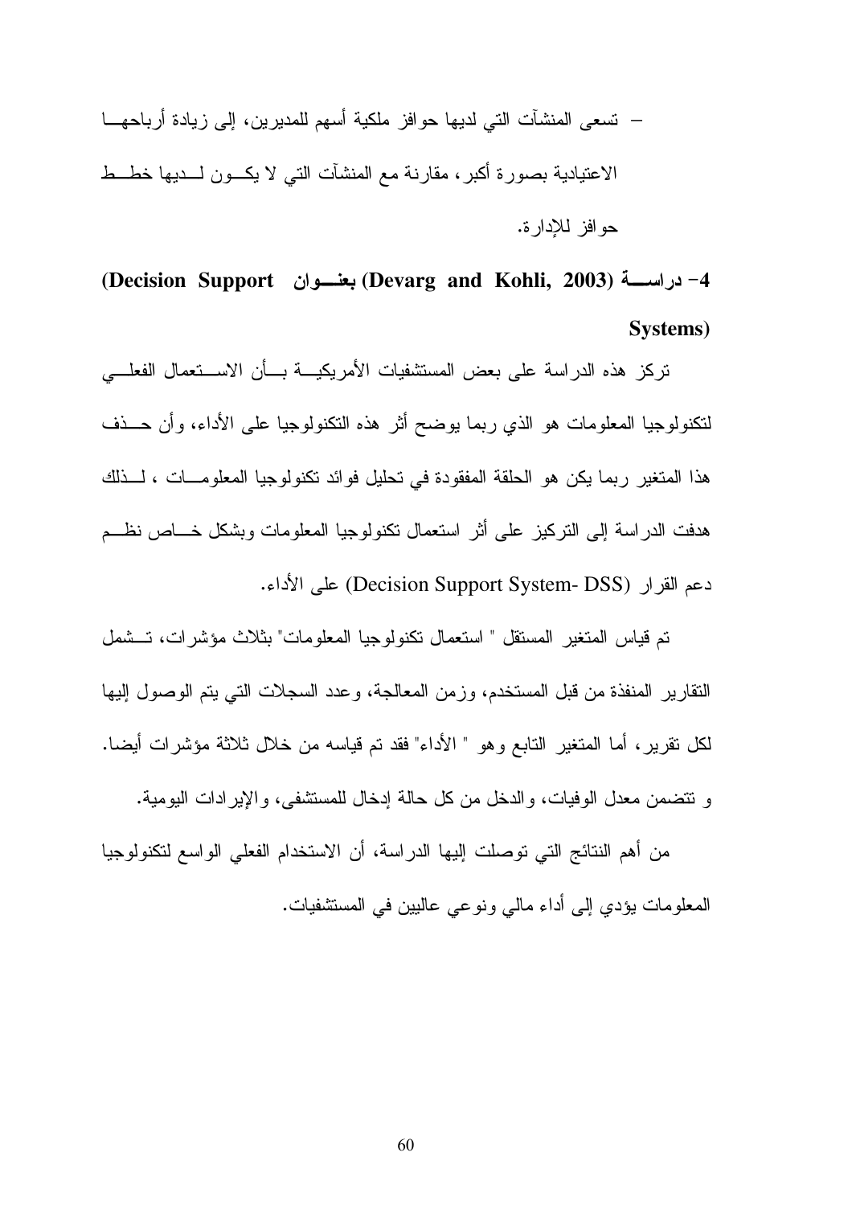- تسعى المنشآت التي لديها حوافز ملكية أسهم للمديرين، إلى زيادة أرباحها الاعتيادية بصورة أكبر، مقارنة مع المنشآت التي لا يكون لديها خطط حوافز للإدارة.

**4- دراسة (Devarg and Kohli, 2003) بعنوان (Decision Support Systems)**

تركز هذه الدراسة على بعض المستشفيات الأمريكية بأن الاستعمال الفعلي لتكنولوجيا المعلومات هو الذي ربما يوضح أثر هذه التكنولوجيا على الأداء، وأن حذف هذا المتغير ربما يكن هو الحلقة المفقودة في تحليل فوائد تكنولوجيا المعلومات ، لذلك هدفت الدراسة إلى التركيز على أثر استعمال تكنولوجيا المعلومات وبشكل خاص نظم دعم القرار (Decision Support System- DSS) على الأداء.

تم قياس المتغير المستقل " استعمال تكنولوجيا المعلومات" بثلاث مؤشرات، تشمل التقارير المنفذة من قبل المستخدم، وزمن المعالجة، وعدد السجلات التي يتم الوصول إليها لكل تقرير، أما المتغير التابع وهو " الأداء" فقد تم قياسه من خلال ثلاثة مؤشرات أيضا. و تتضمن معدل الوفيات، والدخل من كل حالة إدخال للمستشفى، والإيرادات اليومية.

من أهم النتائج التي توصلت إليها الدراسة، أن الاستخدام الفعلي الواسع لتكنولوجيا المعلومات يؤدي إلى أداء مالي ونوعي عاليين في المستشفيات.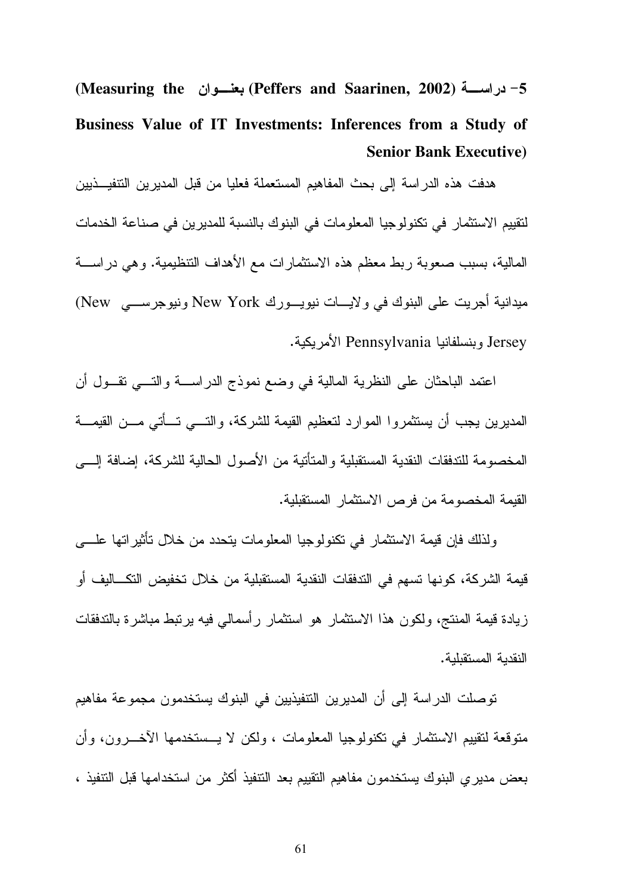**5- دراسة (Peffers and Saarinen, 2002) بعنوان (Measuring the Business Value of IT Investments: Inferences from a Study of Senior Bank Executive)**

هدفت هذه الدراسة إلى بحث المفاهيم المستعملة فعليا من قبل المديرين التنفيذيين لتقييم الاستثمار في تكنولوجيا المعلومات في البنوك بالنسبة للمديرين في صناعة الخدمات المالية، بسبب صعوبة ربط معظم هذه الاستثمارات مع الأهداف التنظيمية. وهي دراسة ميدانية أجريت على البنوك في ولايات نيويورك New York ونيوجرسي (New Jersey وبنسلفانيا Pennsylvania الأمريكية.

اعتمد الباحثان على النظرية المالية في وضع نموذج الدراسة والتي تقول أن المديرين يجب أن يستثمروا الموارد لتعظيم القيمة للشركة، والتي تأتي من القيمة المخصومة للتدفقات النقدية المستقبلية والمتأتية من الأصول الحالية للشركة، إضافة إلى القيمة المخصومة من فرص الاستثمار المستقبلية.

ولذلك فإن قيمة الاستثمار في تكنولوجيا المعلومات يتحدد من خلال تأثيراتها على قيمة الشركة، كونها تسهم في التدفقات النقدية المستقبلية من خلال تخفيض التكاليف أو زيادة قيمة المنتج، ولكون هذا الاستثمار هو استثمار رأسمالي فيه يرتبط مباشرة بالتدفقات النقدية المستقبلية.

توصلت الدراسة إلى أن المديرين التنفيذيين في البنوك يستخدمون مجموعة مفاهيم متوقعة لتقييم الاستثمار في تكنولوجيا المعلومات ، ولكن لا يستخدمها الآخرون، وأن بعض مديري البنوك يستخدمون مفاهيم التقييم بعد التنفيذ أكثر من استخدامها قبل التنفيذ ،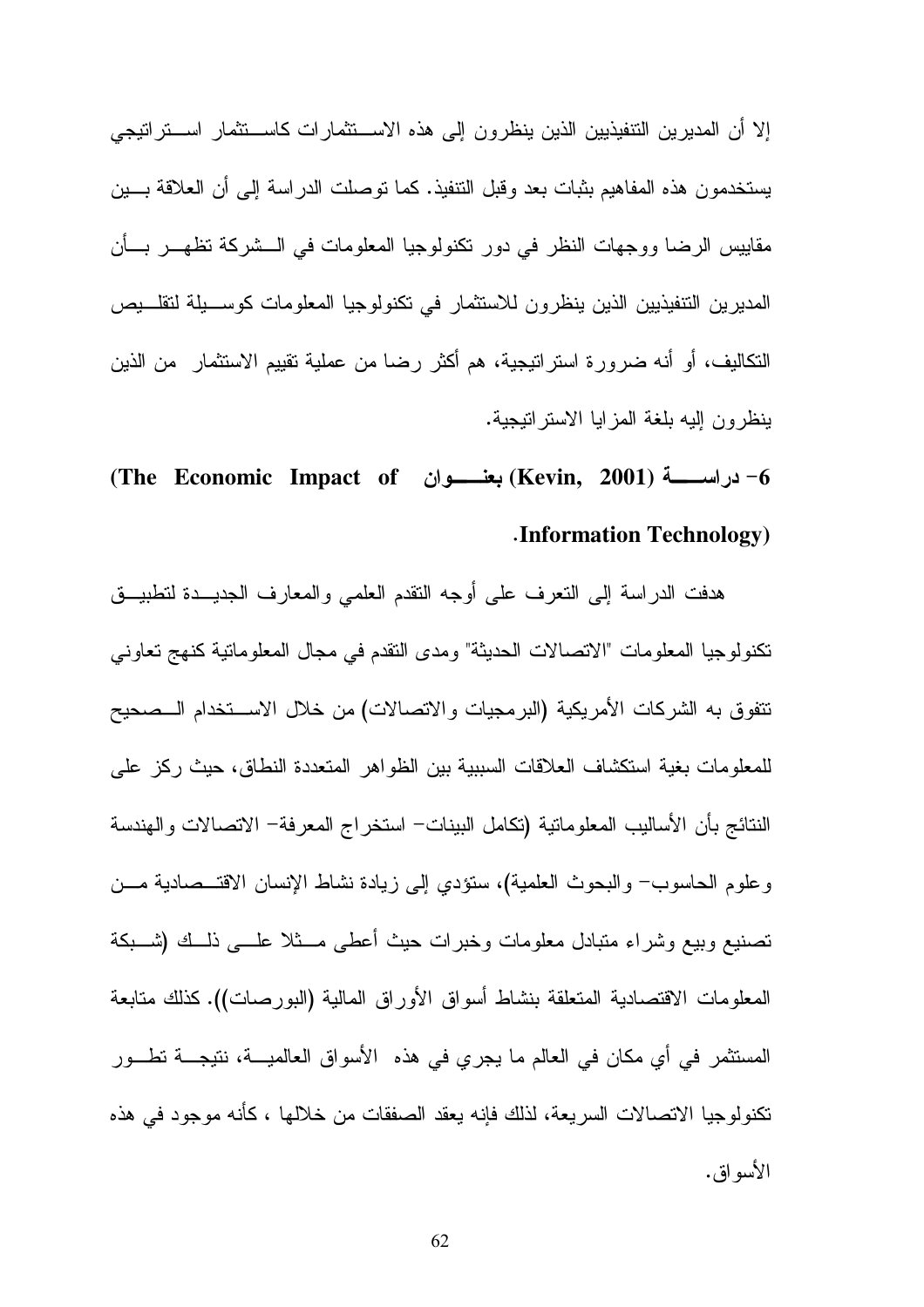إلا أن المديرين التنفيذيين الذين ينظرون إلى هذه الاستثمارات كاستثمار استراتيجي يستخدمون هذه المفاهيم بثبات بعد وقبل التنفيذ. كما توصلت الدراسة إلى أن العلاقة بين مقاييس الرضا ووجهات النظر في دور تكنولوجيا المعلومات في الشركة تظهر بأن المديرين التنفيذيين الذين ينظرون للاستثمار في تكنولوجيا المعلومات كوسيلة لتقليص التكاليف، أو أنه ضرورة استراتيجية، هم أكثر رضا من عملية تقييم الاستثمار من الذين ينظرون إليه بلغة المزايا الاستراتيجية.

**6- دراسة (Kevin, 2001) بعنوان (The Economic Impact of Information Technology).**

هدفت الدراسة إلى التعرف على أوجه التقدم العلمي والمعارف الجديدة لتطبيق تكنولوجيا المعلومات "الاتصالات الحديثة" ومدى التقدم في مجال المعلوماتية كنهج تعاوني تتفوق به الشركات الأمريكية (البرمجيات والاتصالات) من خلال الاستخدام الصحيح للمعلومات بغية استكشاف العلاقات السببية بين الظواهر المتعددة النطاق، حيث ركز على النتائج بأن الأساليب المعلوماتية (تكامل البينات- استخراج المعرفة- الاتصالات والهندسة وعلوم الحاسوب- والبحوث العلمية)، ستؤدي إلى زيادة نشاط الإنسان الاقتصادية من تصنيع وبيع وشراء متبادل معلومات وخبرات حيث أعطى مثلا على ذلك (شبكة المعلومات الاقتصادية المتعلقة بنشاط أسواق الأوراق المالية (البورصات)). كذلك متابعة المستثمر في أي مكان في العالم ما يجري في هذه الأسواق العالمية، نتيجة تطور تكنولوجيا الاتصالات السريعة، لذلك فإنه يعقد الصفقات من خلالها ، كأنه موجود في هذه الأسواق.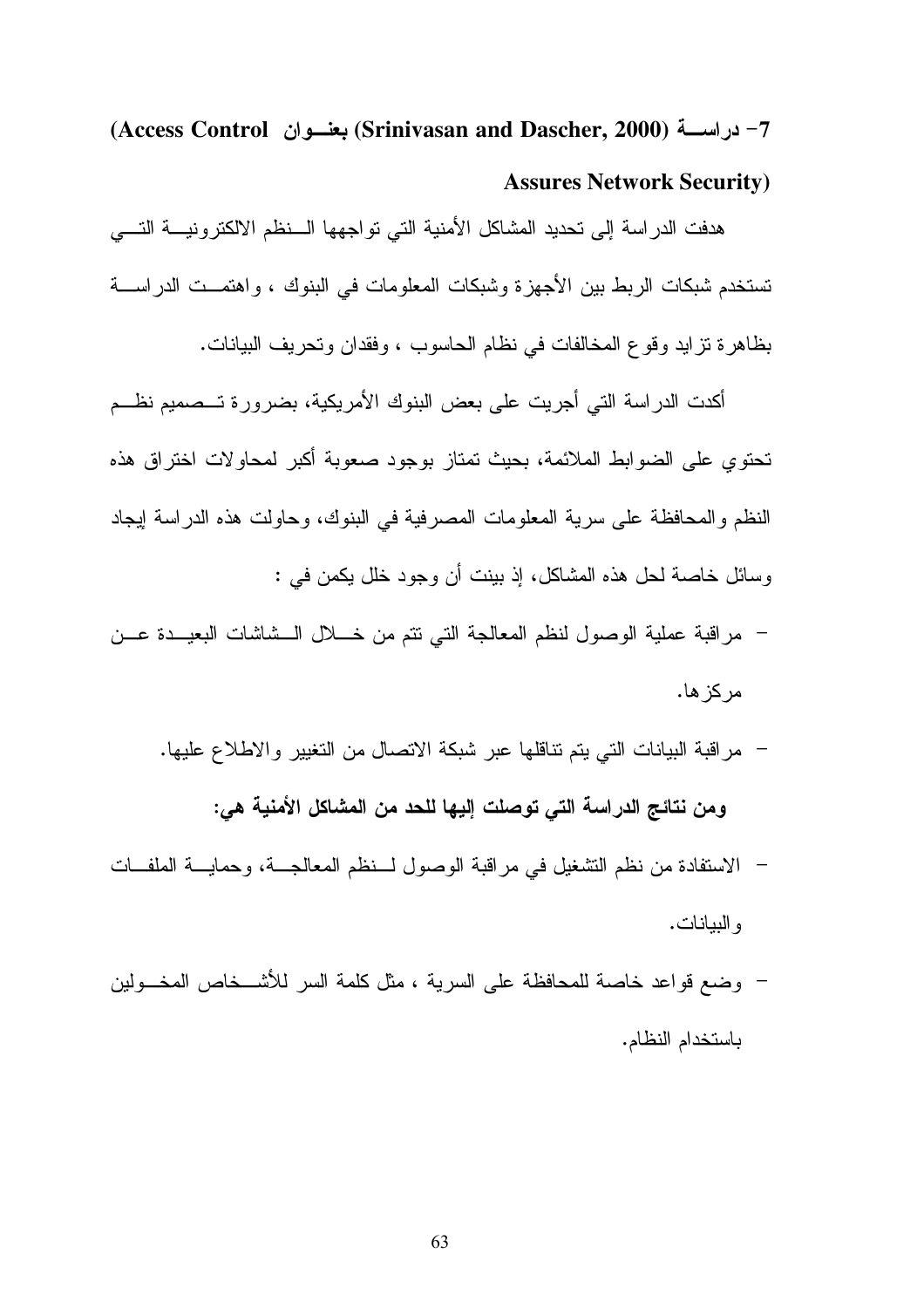### 7- دراســة (Srinivasan and Dascher, 2000) بعنــوان (Access Control Assures Network Security)

هدفت الدراسة إلى تحديد المشاكل الأمنية التي تواجهها الـنظم الالكترونيـة التـي تستخدم شبكات الربط بين الأجهزة وشبكات المعلومات في البنوك ، واهتمـت الدراسـة بظاهرة تزايد وقوع المخالفات في نظام الحاسوب ، وفقدان وتحريف البيانات.

أكدت الدراسة التي أجريت على بعض البنوك الأمريكية، بضرورة تـصميم نظـم تحتوي على الضوابط الملائمة، بحيث تمتاز بوجود صعوبة أكبر لمحاولات اختراق هذه النظم والمحافظة على سرية المعلومات المصرفية في البنوك، وحاولت هذه الدراسة إيجاد وسائل خاصة لحل هذه المشاكل، إذ بينت أن وجود خلل يكمن في :

- مراقبة عملية الوصول لنظم المعالجة التي تتم من خـلال الـشاشات البعيـدة عـن مركزها.
- مراقبة البيانات التي يتم تناقلها عبر شبكة الاتصال من التغيير والاطلاع عليها.

**ومن نتائج الدراسة التي توصلت إليها للحد من المشاكل الأمنية هي:**

- الاستفادة من نظم التشغيل في مراقبة الوصول لـنظم المعالجـة، وحمايـة الملفـات والبيانات.
- وضع قواعد خاصة للمحافظة على السرية ، مثل كلمة السر للأشـخاص المخـولين باستخدام النظام.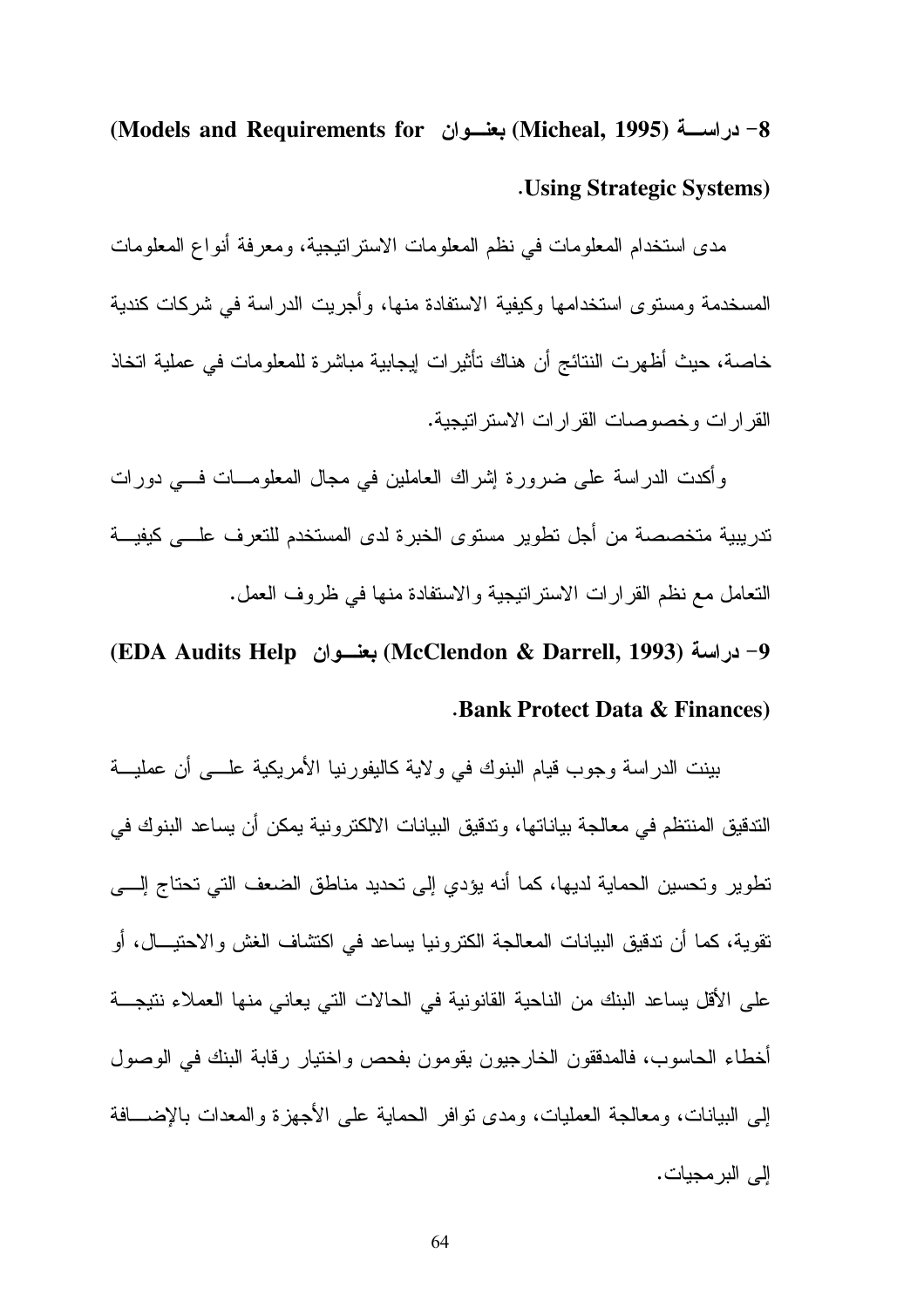**8- دراسة (Micheal, 1995) بعنوان (Models and Requirements for Using Strategic Systems).**

مدى استخدام المعلومات في نظم المعلومات الاستراتيجية، ومعرفة أنواع المعلومات المستخدمة ومستوى استخدامها وكيفية الاستفادة منها، وأجريت الدراسة في شركات كندية خاصة، حيث أظهرت النتائج أن هناك تأثيرات إيجابية مباشرة للمعلومات في عملية اتخاذ القرارات وخصوصات القرارات الاستراتيجية.

وأكدت الدراسة على ضرورة إشراك العاملين في مجال المعلومات في دورات تدريبية متخصصة من أجل تطوير مستوى الخبرة لدى المستخدم للتعرف على كيفية التعامل مع نظم القرارات الاستراتيجية والاستفادة منها في ظروف العمل.

**9- دراسة (McClendon & Darrell, 1993) بعنوان (EDA Audits Help Bank Protect Data & Finances).**

بينت الدراسة وجوب قيام البنوك في ولاية كاليفورنيا الأمريكية على أن عملية التدقيق المنتظم في معالجة بياناتها، وتدقيق البيانات الالكترونية يمكن أن يساعد البنوك في تطوير وتحسين الحماية لديها، كما أنه يؤدي إلى تحديد مناطق الضعف التي تحتاج إلى تقوية، كما أن تدقيق البيانات المعالجة الكترونيا يساعد في اكتشاف الغش والاحتيال، أو على الأقل يساعد البنك من الناحية القانونية في الحالات التي يعاني منها العملاء نتيجة أخطاء الحاسوب، فالمدققون الخارجيون يقومون بفحص واختيار رقابة البنك في الوصول إلى البيانات، ومعالجة العمليات، ومدى توافر الحماية على الأجهزة والمعدات بالإضافة إلى البرمجيات.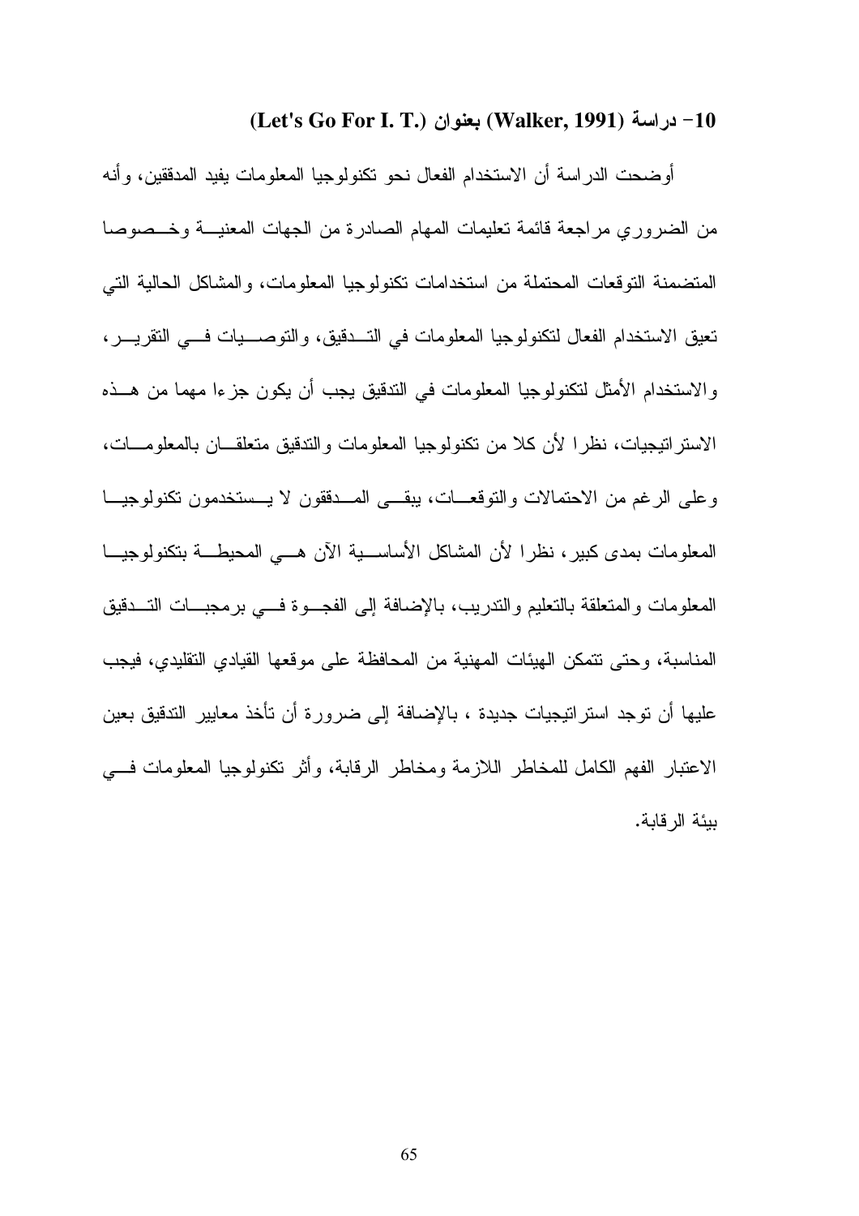#### 10- دراسة (Walker, 1991) بعنوان (Let's Go For I. T.)

أوضحت الدراسة أن الاستخدام الفعال نحو تكنولوجيا المعلومات يفيد المدققين، وأنه من الضروري مراجعة قائمة تعليمات المهام الصادرة من الجهات المعنية وخصوصا المتضمنة التوقعات المحتملة من استخدامات تكنولوجيا المعلومات، والمشاكل الحالية التي تعيق الاستخدام الفعال لتكنولوجيا المعلومات في التدقيق، والتوصيات في التقرير، والاستخدام الأمثل لتكنولوجيا المعلومات في التدقيق يجب أن يكون جزءا مهما من هذه الاستراتيجيات، نظرا لأن كلا من تكنولوجيا المعلومات والتدقيق متعلقان بالمعلومات، وعلى الرغم من الاحتمالات والتوقعات، يبقى المدققون لا يستخدمون تكنولوجيا المعلومات بمدى كبير، نظرا لأن المشاكل الأساسية الآن هي المحيطة بتكنولوجيا المعلومات والمتعلقة بالتعليم والتدريب، بالإضافة إلى الفجوة في برمجيات التدقيق المناسبة، وحتى تتمكن الهيئات المهنية من المحافظة على موقعها القيادي التقليدي، فيجب عليها أن توجد استراتيجيات جديدة ، بالإضافة إلى ضرورة أن تأخذ معايير التدقيق بعين الاعتبار الفهم الكامل للمخاطر اللازمة ومخاطر الرقابة، وأثر تكنولوجيا المعلومات في بيئة الرقابة.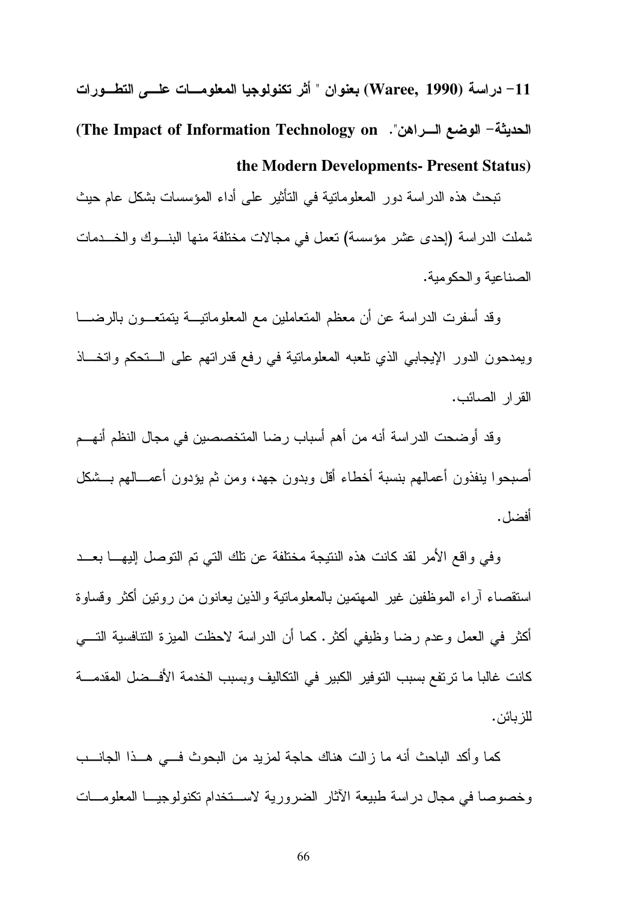**11- دراسة (Waree, 1990) بعنوان " أثر تكنولوجيا المعلومات على التطورات الحديثة- الوضع الراهن". (The Impact of Information Technology on the Modern Developments- Present Status)**

تبحث هذه الدراسة دور المعلوماتية في التأثير على أداء المؤسسات بشكل عام حيث شملت الدراسة (إحدى عشر مؤسسة) تعمل في مجالات مختلفة منها البنوك والخدمات الصناعية والحكومية.

وقد أسفرت الدراسة عن أن معظم المتعاملين مع المعلوماتية يتمتعون بالرضا ويمدحون الدور الإيجابي الذي تلعبه المعلوماتية في رفع قدراتهم على التحكم واتخاذ القرار الصائب.

وقد أوضحت الدراسة أنه من أهم أسباب رضا المتخصصين في مجال النظم أنهم أصبحوا ينفذون أعمالهم بنسبة أخطاء أقل وبدون جهد، ومن ثم يؤدون أعمالهم بشكل أفضل.

وفي واقع الأمر لقد كانت هذه النتيجة مختلفة عن تلك التي تم التوصل إليها بعد استقصاء آراء الموظفين غير المهتمين بالمعلوماتية والذين يعانون من روتين أكثر وقساوة أكثر في العمل وعدم رضا وظيفي أكثر. كما أن الدراسة لاحظت الميزة التنافسية التي كانت غالبا ما ترتفع بسبب التوفير الكبير في التكاليف وبسبب الخدمة الأفضل المقدمة للزبائن.

كما وأكد الباحث أنه ما زالت هناك حاجة لمزيد من البحوث في هذا الجانب وخصوصا في مجال دراسة طبيعة الآثار الضرورية لاستخدام تكنولوجيا المعلومات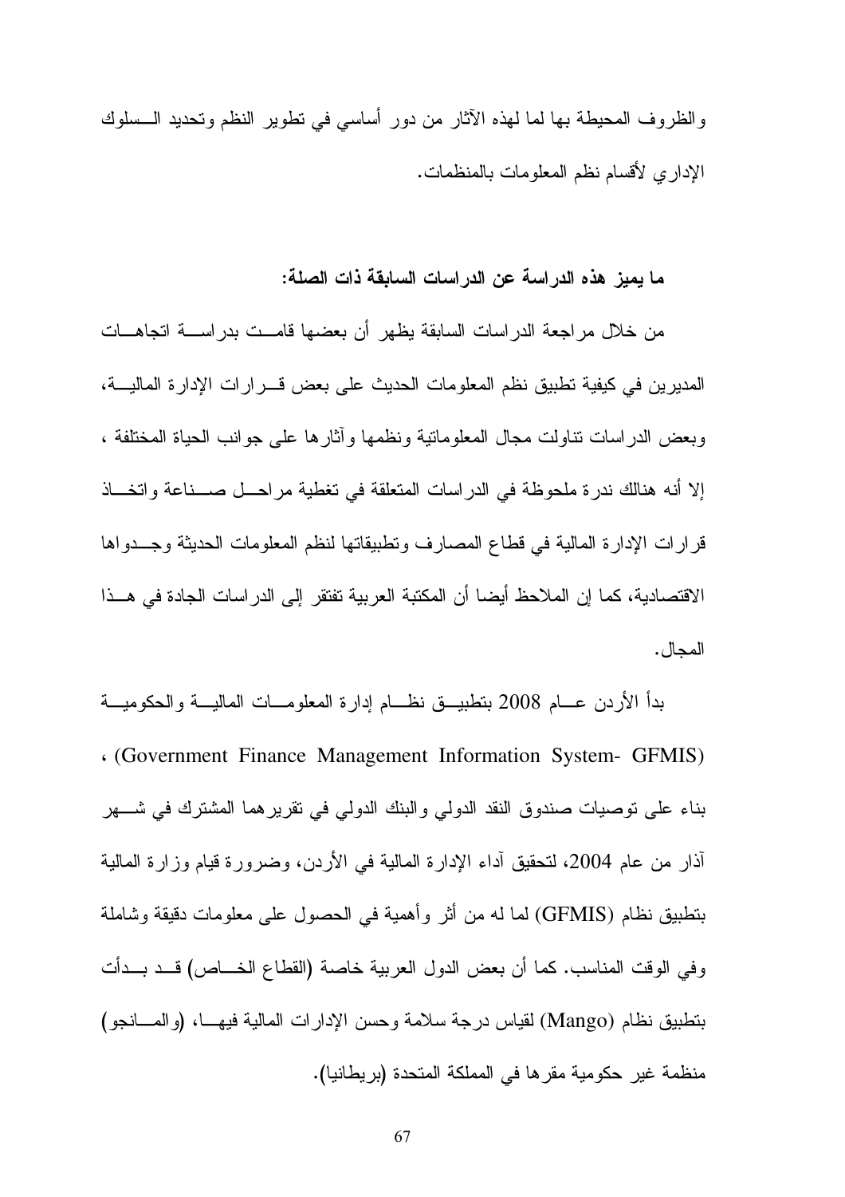والظروف المحيطة بها لما لهذه الآثار من دور أساسي في تطوير النظم وتحديد السلوك الإداري لأقسام نظم المعلومات بالمنظمات.

**ما يميز هذه الدراسة عن الدراسات السابقة ذات الصلة:**

من خلال مراجعة الدراسات السابقة يظهر أن بعضها قامت بدراسة اتجاهات المديرين في كيفية تطبيق نظم المعلومات الحديث على بعض قرارات الإدارة المالية، وبعض الدراسات تناولت مجال المعلوماتية ونظمها وآثارها على جوانب الحياة المختلفة ، إلا أنه هنالك ندرة ملحوظة في الدراسات المتعلقة في تغطية مراحل صناعة واتخاذ قرارات الإدارة المالية في قطاع المصارف وتطبيقاتها لنظم المعلومات الحديثة وجدواها الاقتصادية، كما إن الملاحظ أيضا أن المكتبة العربية تفتقر إلى الدراسات الجادة في هذا المجال.

بدأ الأردن عام 2008 بتطبيق نظام إدارة المعلومات المالية والحكومية (Government Finance Management Information System- GFMIS)، بناء على توصيات صندوق النقد الدولي والبنك الدولي في تقريرهما المشترك في شهر آذار من عام 2004، لتحقيق آداء الإدارة المالية في الأردن، وضرورة قيام وزارة المالية بتطبيق نظام (GFMIS) لما له من أثر وأهمية في الحصول على معلومات دقيقة وشاملة وفي الوقت المناسب. كما أن بعض الدول العربية خاصة (القطاع الخاص) قد بدأت بتطبيق نظام (Mango) لقياس درجة سلامة وحسن الإدارات المالية فيها، (والمانجو) منظمة غير حكومية مقرها في المملكة المتحدة (بريطانيا).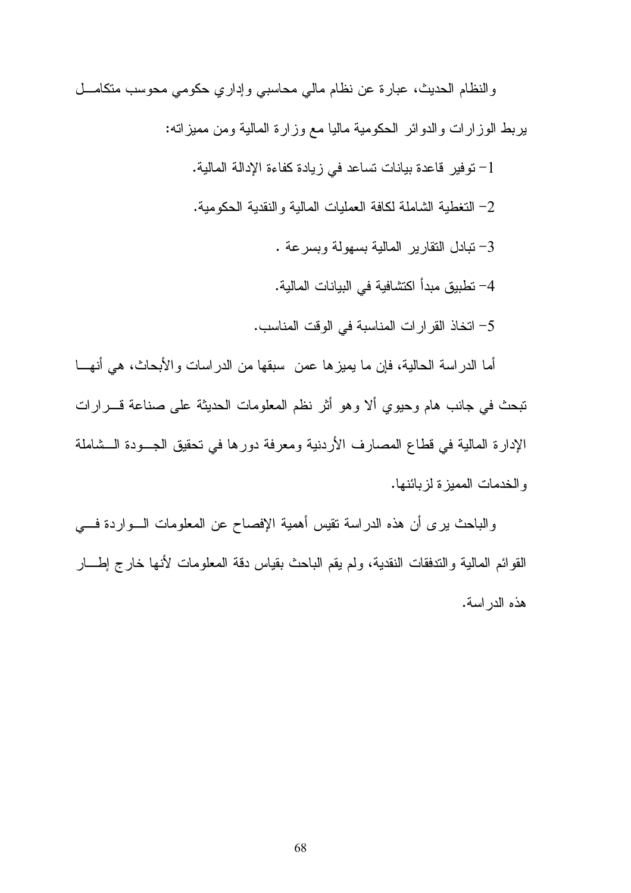والنظام الحديث، عبارة عن نظام مالي محاسبي وإداري حكومي محوسب متكامل يربط الوزارات والدوائر الحكومية ماليا مع وزارة المالية ومن مميزاته:

1- توفير قاعدة بيانات تساعد في زيادة كفاءة الإدالة المالية.

2- التغطية الشاملة لكافة العمليات المالية والنقدية الحكومية.

3- تبادل التقارير المالية بسهولة وبسرعة .

4- تطبيق مبدأ اكتشافية في البيانات المالية.

5- اتخاذ القرارات المناسبة في الوقت المناسب.

أما الدراسة الحالية، فإن ما يميزها عمن سبقها من الدراسات والأبحاث، هي أنها تبحث في جانب هام وحيوي ألا وهو أثر نظم المعلومات الحديثة على صناعة قرارات الإدارة المالية في قطاع المصارف الأردنية ومعرفة دورها في تحقيق الجودة الشاملة والخدمات المميزة لزبائنها.

والباحث يرى أن هذه الدراسة تقيس أهمية الإفصاح عن المعلومات الواردة في القوائم المالية والتدفقات النقدية، ولم يقم الباحث بقياس دقة المعلومات لأنها خارج إطار هذه الدراسة.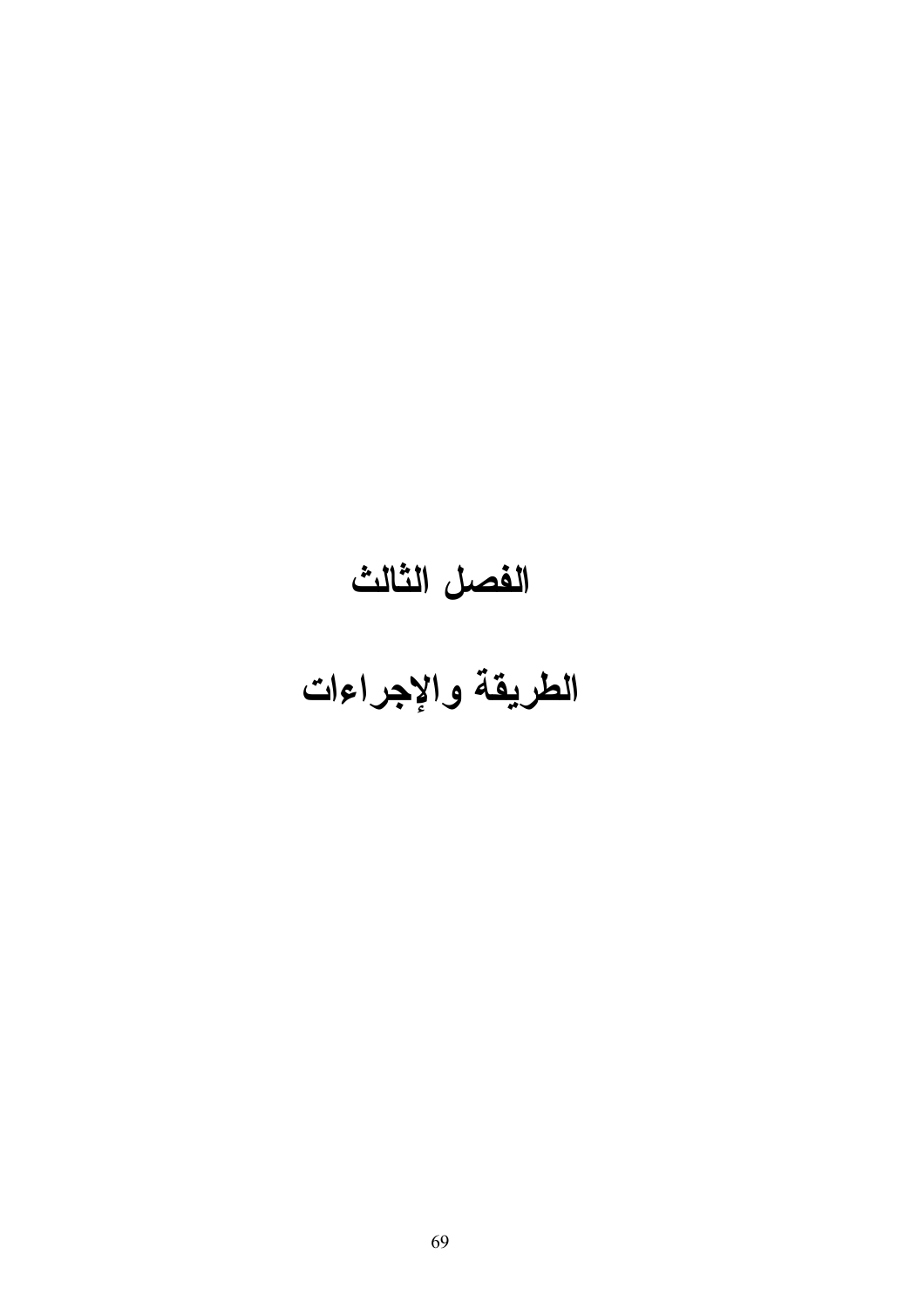# الفصل الثالث

# الطريقة والإجراءات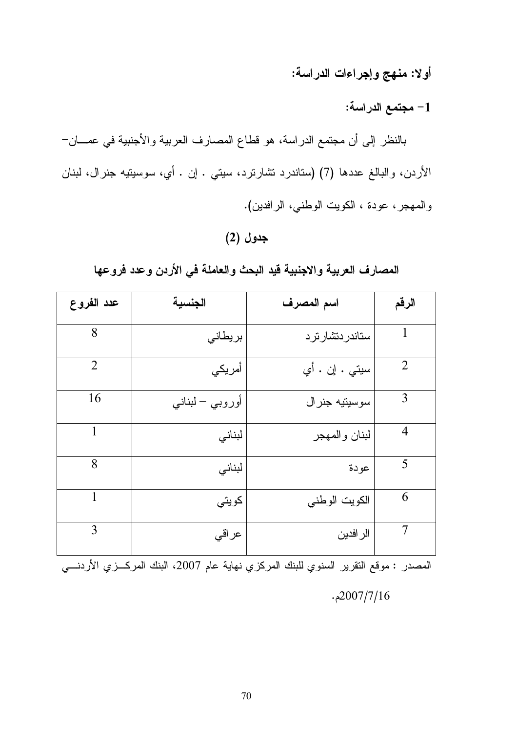## أولا: منهج وإجراءات الدراسة:

### 1- مجتمع الدراسة:

بالنظر إلى أن مجتمع الدراسة، هو قطاع المصارف العربية والأجنبية في عمـــان- الأردن، والبالغ عددها (7) (ستاندرد تشارترد، سيتي . إن . أي، سوسيتيه جنرال، لبنان والمهجر، عودة ، الكويت الوطني، الرافدين).

**جدول (2)**

**المصارف العربية والاجنبية قيد البحث والعاملة في الأردن وعدد فروعها**

| الرقم | اسم المصرف | الجنسية | عدد الفروع |
|---|---|---|---|
| 1 | ستاندردتشارترد | بريطاني | 8 |
| 2 | سيتي . إن . أي | أمريكي | 2 |
| 3 | سوسيتيه جنرال | أوروبي – لبناني | 16 |
| 4 | لبنان والمهجر | لبناني | 1 |
| 5 | عودة | لبناني | 8 |
| 6 | الكويت الوطني | كويتي | 1 |
| 7 | الرافدين | عراقي | 3 |

المصدر : موقع التقرير السنوي للبنك المركزي نهاية عام 2007، البنك المركـزي الأردنـي 2007/7/16م.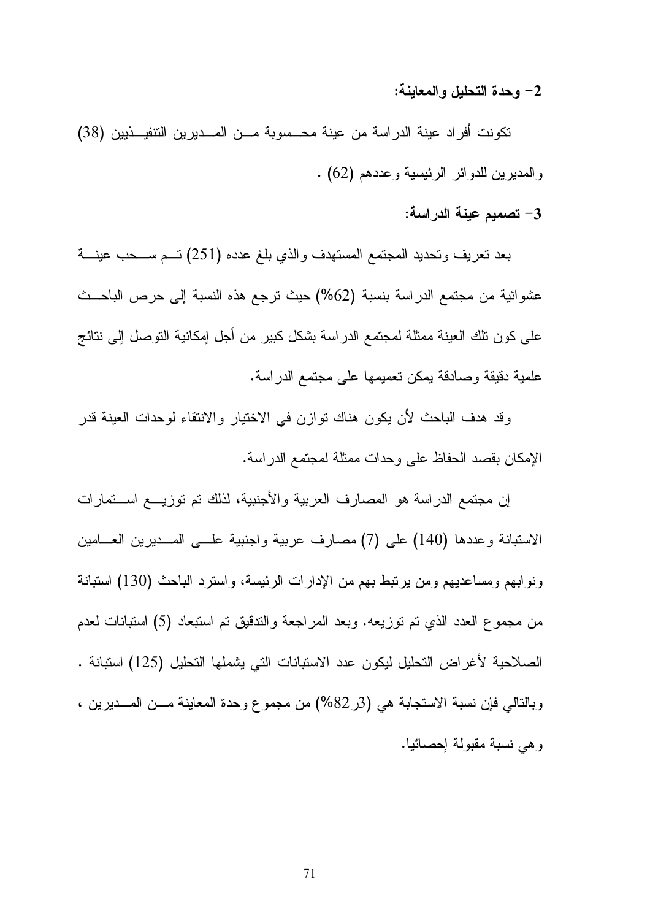**2- وحدة التحليل والمعاينة:**

تكونت أفراد عينة الدراسة من عينة محسوبة من المديرين التنفيذيين (38) والمديرين للدوائر الرئيسية وعددهم (62) .

**3- تصميم عينة الدراسة:**

بعد تعريف وتحديد المجتمع المستهدف والذي بلغ عدده (251) تم سحب عينة عشوائية من مجتمع الدراسة بنسبة (62%) حيث ترجع هذه النسبة إلى حرص الباحث على كون تلك العينة ممثلة لمجتمع الدراسة بشكل كبير من أجل إمكانية التوصل إلى نتائج علمية دقيقة وصادقة يمكن تعميمها على مجتمع الدراسة.

وقد هدف الباحث لأن يكون هناك توازن في الاختيار والانتقاء لوحدات العينة قدر الإمكان بقصد الحفاظ على وحدات ممثلة لمجتمع الدراسة.

إن مجتمع الدراسة هو المصارف العربية والأجنبية، لذلك تم توزيع استمارات الاستبانة وعددها (140) على (7) مصارف عربية واجنبية على المديرين العامين ونوابهم ومساعديهم ومن يرتبط بهم من الإدارات الرئيسة، واسترد الباحث (130) استبانة من مجموع العدد الذي تم توزيعه. وبعد المراجعة والتدقيق تم استبعاد (5) استبانات لعدم الصلاحية لأغراض التحليل ليكون عدد الاستبانات التي يشملها التحليل (125) استبانة . وبالتالي فإن نسبة الاستجابة هي (3ر82%) من مجموع وحدة المعاينة من المديرين ، وهي نسبة مقبولة إحصائيا.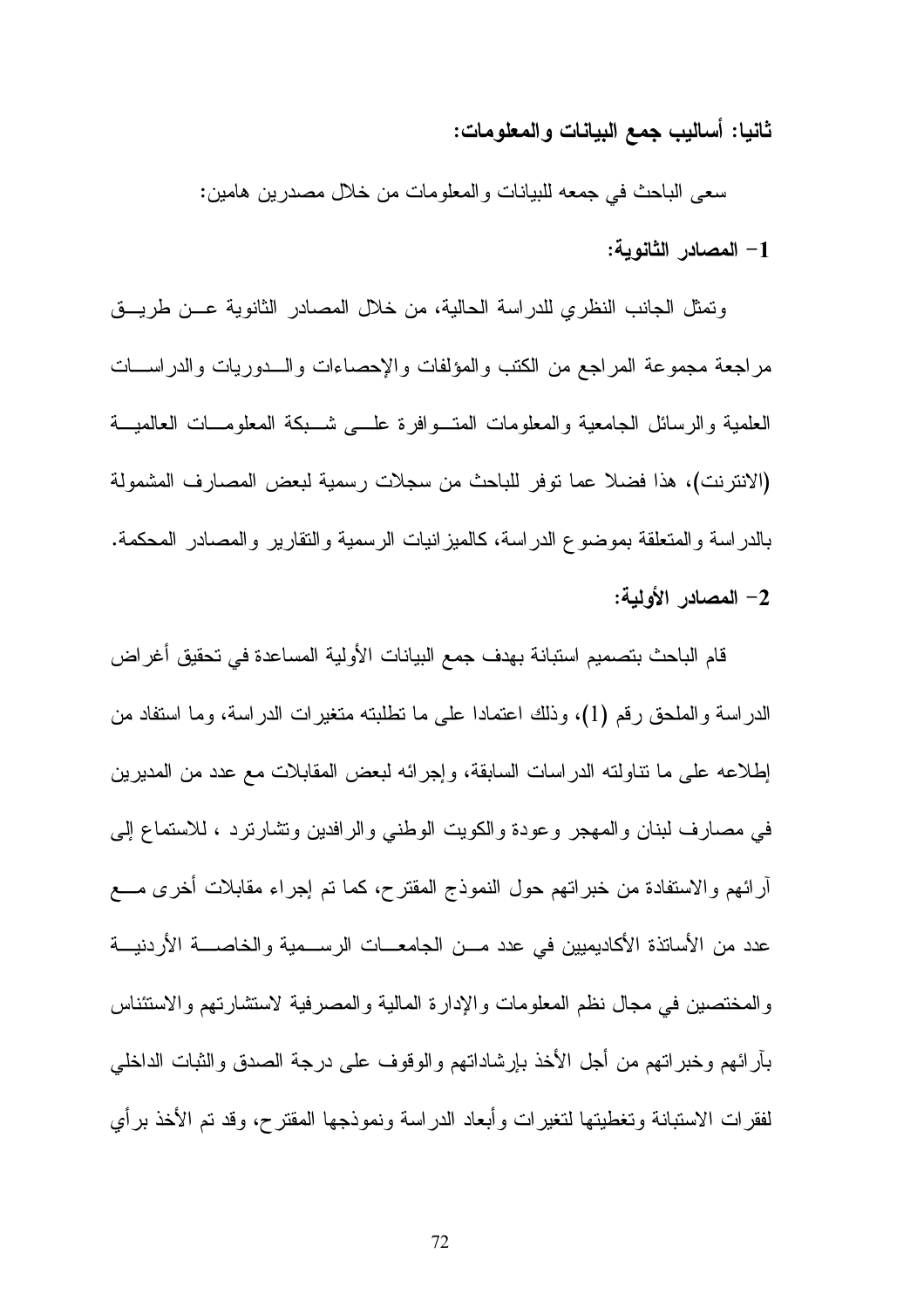**ثانيا: أساليب جمع البيانات والمعلومات:**

سعى الباحث في جمعه للبيانات والمعلومات من خلال مصدرين هامين:

**1- المصادر الثانوية:**

وتمثل الجانب النظري للدراسة الحالية، من خلال المصادر الثانوية عن طريق مراجعة مجموعة المراجع من الكتب والمؤلفات والإحصاءات والدوريات والدراسات العلمية والرسائل الجامعية والمعلومات المتوافرة على شبكة المعلومات العالمية (الانترنت)، هذا فضلا عما توفر للباحث من سجلات رسمية لبعض المصارف المشمولة بالدراسة والمتعلقة بموضوع الدراسة، كالميزانيات الرسمية والتقارير والمصادر المحكمة.

**2- المصادر الأولية:**

قام الباحث بتصميم استبانة بهدف جمع البيانات الأولية المساعدة في تحقيق أغراض الدراسة والملحق رقم (1)، وذلك اعتمادا على ما تطلبته متغيرات الدراسة، وما استفاد من إطلاعه على ما تناولته الدراسات السابقة، وإجرائه لبعض المقابلات مع عدد من المديرين في مصارف لبنان والمهجر وعودة والكويت الوطني والرافدين وتشارترد ، للاستماع إلى آرائهم والاستفادة من خبراتهم حول النموذج المقترح، كما تم إجراء مقابلات أخرى مع عدد من الأساتذة الأكاديميين في عدد من الجامعات الرسمية والخاصة الأردنية والمختصين في مجال نظم المعلومات والإدارة المالية والمصرفية لاستشارتهم والاستئناس بآرائهم وخبراتهم من أجل الأخذ بإرشاداتهم والوقوف على درجة الصدق والثبات الداخلي لفقرات الاستبانة وتغطيتها لتغيرات وأبعاد الدراسة ونموذجها المقترح، وقد تم الأخذ برأي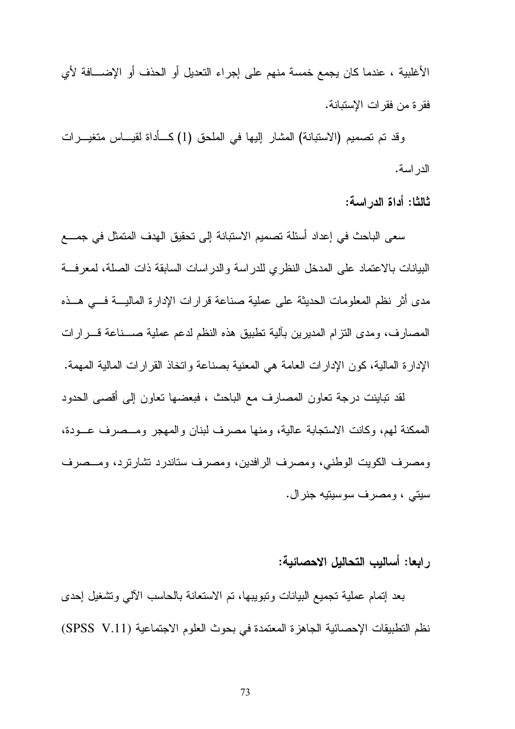الأغلبية ، عندما كان يجمع خمسة منهم على إجراء التعديل أو الحذف أو الإضافة لأي فقرة من فقرات الإستبانة.

وقد تم تصميم (الاستبانة) المشار إليها في الملحق (1) كأداة لقياس متغيرات الدراسة.

**ثالثا: أداة الدراسة:**

سعى الباحث في إعداد أسئلة تصميم الاستبانة إلى تحقيق الهدف المتمثل في جمع البيانات بالاعتماد على المدخل النظري للدراسة والدراسات السابقة ذات الصلة، لمعرفة مدى أثر نظم المعلومات الحديثة على عملية صناعة قرارات الإدارة المالية في هذه المصارف، ومدى التزام المديرين بآلية تطبيق هذه النظم لدعم عملية صناعة قرارات الإدارة المالية، كون الإدارات العامة هي المعنية بصناعة واتخاذ القرارات المالية المهمة.

لقد تباينت درجة تعاون المصارف مع الباحث ، فبعضها تعاون إلى أقصى الحدود الممكنة لهم، وكانت الاستجابة عالية، ومنها مصرف لبنان والمهجر ومصرف عودة، ومصرف الكويت الوطني، ومصرف الرافدين، ومصرف ستاندرد تشارترد، ومصرف سيتي ، ومصرف سوسيتيه جنرال.

**رابعا: أساليب التحاليل الاحصائية:**

بعد إتمام عملية تجميع البيانات وتبويبها، تم الاستعانة بالحاسب الآلي وتشغيل إحدى نظم التطبيقات الإحصائية الجاهزة المعتمدة في بحوث العلوم الاجتماعية (SPSS V.11)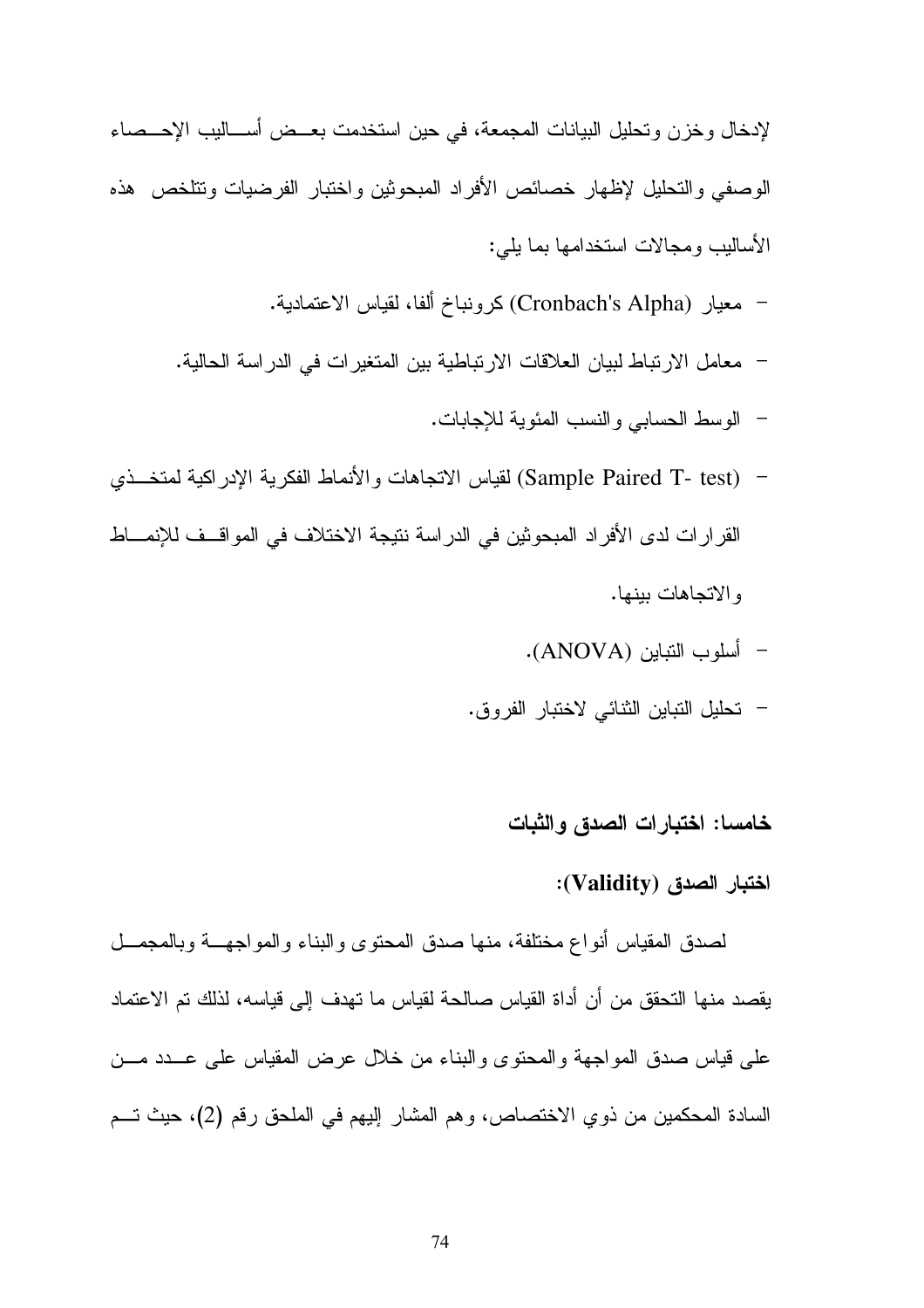لإدخال وخزن وتحليل البيانات المجمعة، في حين استخدمت بعض أساليب الإحصاء الوصفي والتحليل لإظهار خصائص الأفراد المبحوثين واختبار الفرضيات وتتلخص هذه الأساليب ومجالات استخدامها بما يلي:

- معيار (Cronbach's Alpha) كرونباخ ألفا، لقياس الاعتمادية.
- معامل الارتباط لبيان العلاقات الارتباطية بين المتغيرات في الدراسة الحالية.
- الوسط الحسابي والنسب المئوية للإجابات.
- (Sample Paired T- test) لقياس الاتجاهات والأنماط الفكرية الإدراكية لمتخذي القرارات لدى الأفراد المبحوثين في الدراسة نتيجة الاختلاف في المواقف للإنماط والاتجاهات بينها.
- أسلوب التباين (ANOVA).
- تحليل التباين الثنائي لاختبار الفروق.

## خامسا: اختبارات الصدق والثبات

### اختبار الصدق (Validity):

لصدق المقياس أنواع مختلفة، منها صدق المحتوى والبناء والمواجهة وبالمجمل يقصد منها التحقق من أن أداة القياس صالحة لقياس ما تهدف إلى قياسه، لذلك تم الاعتماد على قياس صدق المواجهة والمحتوى والبناء من خلال عرض المقياس على عدد من السادة المحكمين من ذوي الاختصاص، وهم المشار إليهم في الملحق رقم (2)، حيث تم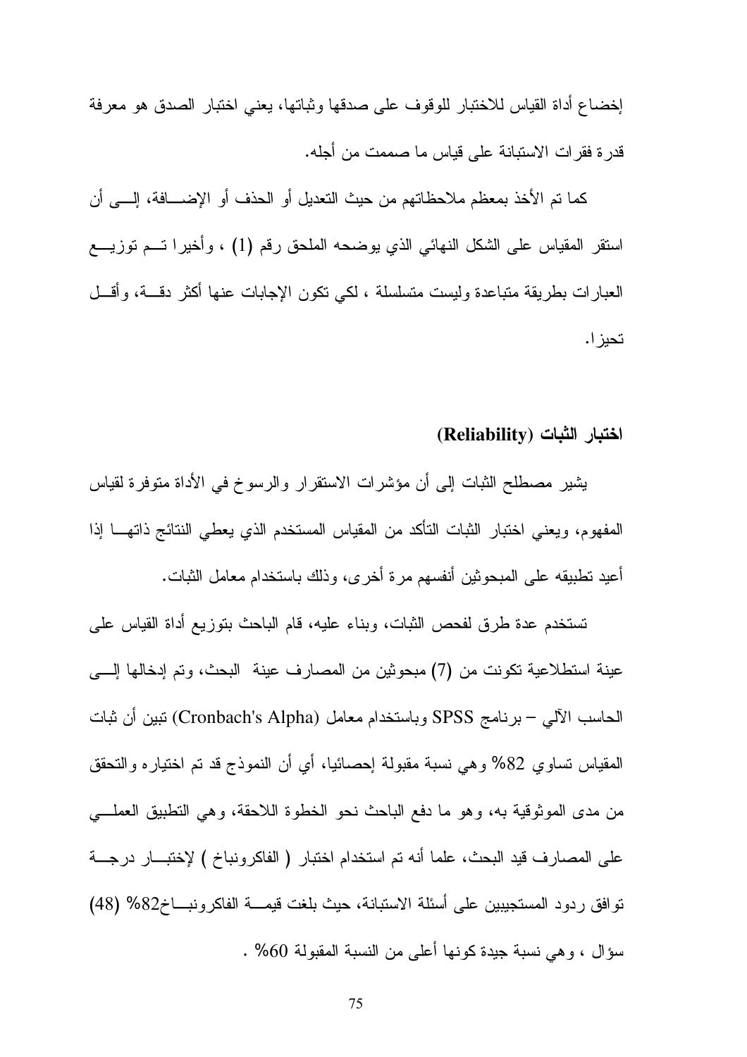إخضاع أداة القياس للاختبار للوقوف على صدقها وثباتها، يعني اختبار الصدق هو معرفة قدرة فقرات الاستبانة على قياس ما صممت من أجله.

كما تم الأخذ بمعظم ملاحظاتهم من حيث التعديل أو الحذف أو الإضافة، إلى أن استقر المقياس على الشكل النهائي الذي يوضحه الملحق رقم (1) ، وأخيرا تم توزيع العبارات بطريقة متباعدة وليست متسلسلة ، لكي تكون الإجابات عنها أكثر دقة، وأقل تحيزا.

### اختبار الثبات (Reliability)

يشير مصطلح الثبات إلى أن مؤشرات الاستقرار والرسوخ في الأداة متوفرة لقياس المفهوم، ويعني اختبار الثبات التأكد من المقياس المستخدم الذي يعطي النتائج ذاتها إذا أعيد تطبيقه على المبحوثين أنفسهم مرة أخرى، وذلك باستخدام معامل الثبات.

تستخدم عدة طرق لفحص الثبات، وبناء عليه، قام الباحث بتوزيع أداة القياس على عينة استطلاعية تكونت من (7) مبحوثين من المصارف عينة البحث، وتم إدخالها إلى الحاسب الآلي – برنامج SPSS وباستخدام معامل (Cronbach's Alpha) تبين أن ثبات المقياس تساوي 82% وهي نسبة مقبولة إحصائيا، أي أن النموذج قد تم اختياره والتحقق من مدى الموثوقية به، وهو ما دفع الباحث نحو الخطوة اللاحقة، وهي التطبيق العملي على المصارف قيد البحث، علما أنه تم استخدام اختبار ( الفاكرونباخ ) لإختبار درجة توافق ردود المستجيبين على أسئلة الاستبانة، حيث بلغت قيمة الفاكرونباخ82% (48) سؤال ، وهي نسبة جيدة كونها أعلى من النسبة المقبولة 60% .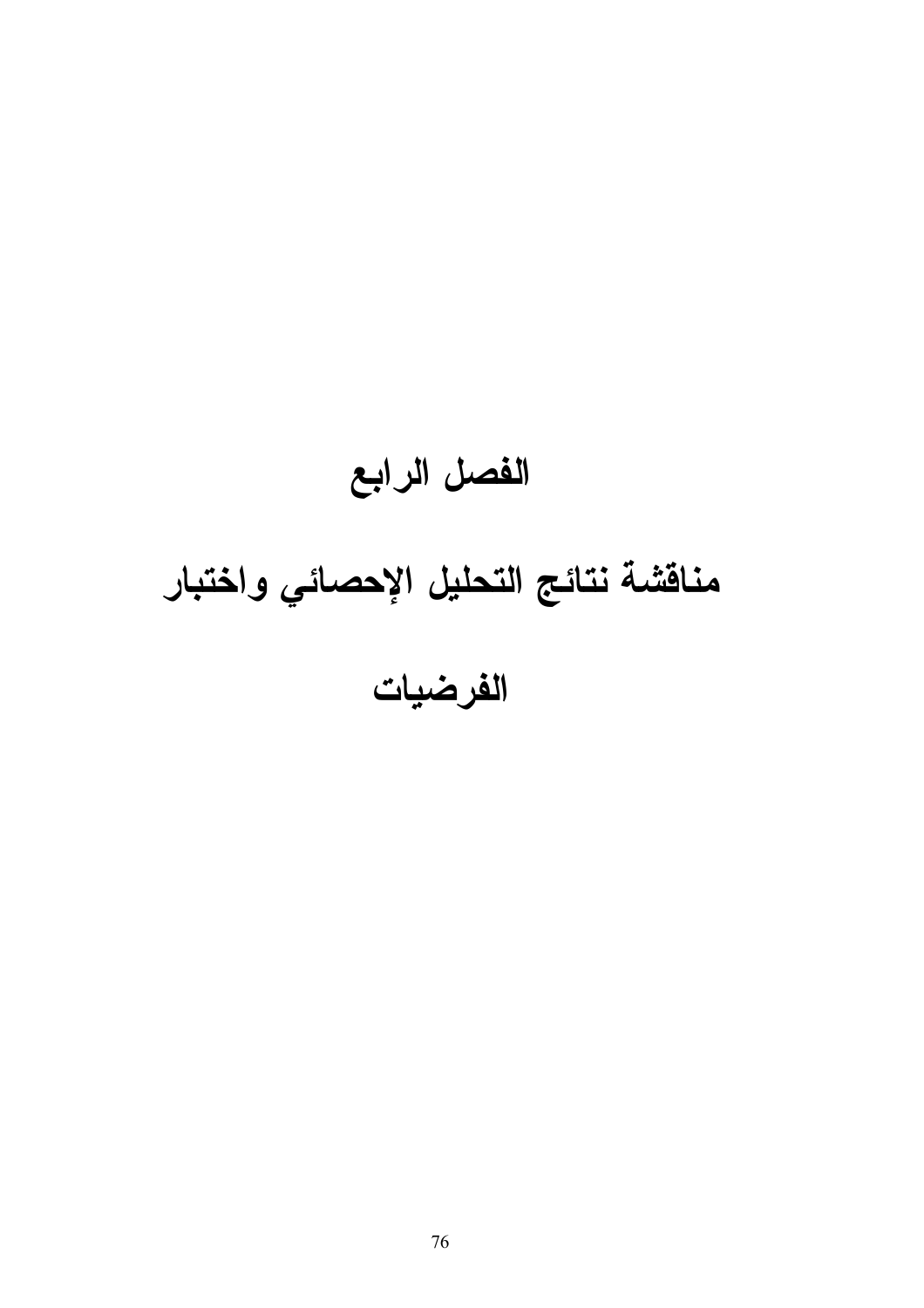# الفصل الرابع

# مناقشة نتائج التحليل الإحصائي واختبار الفرضيات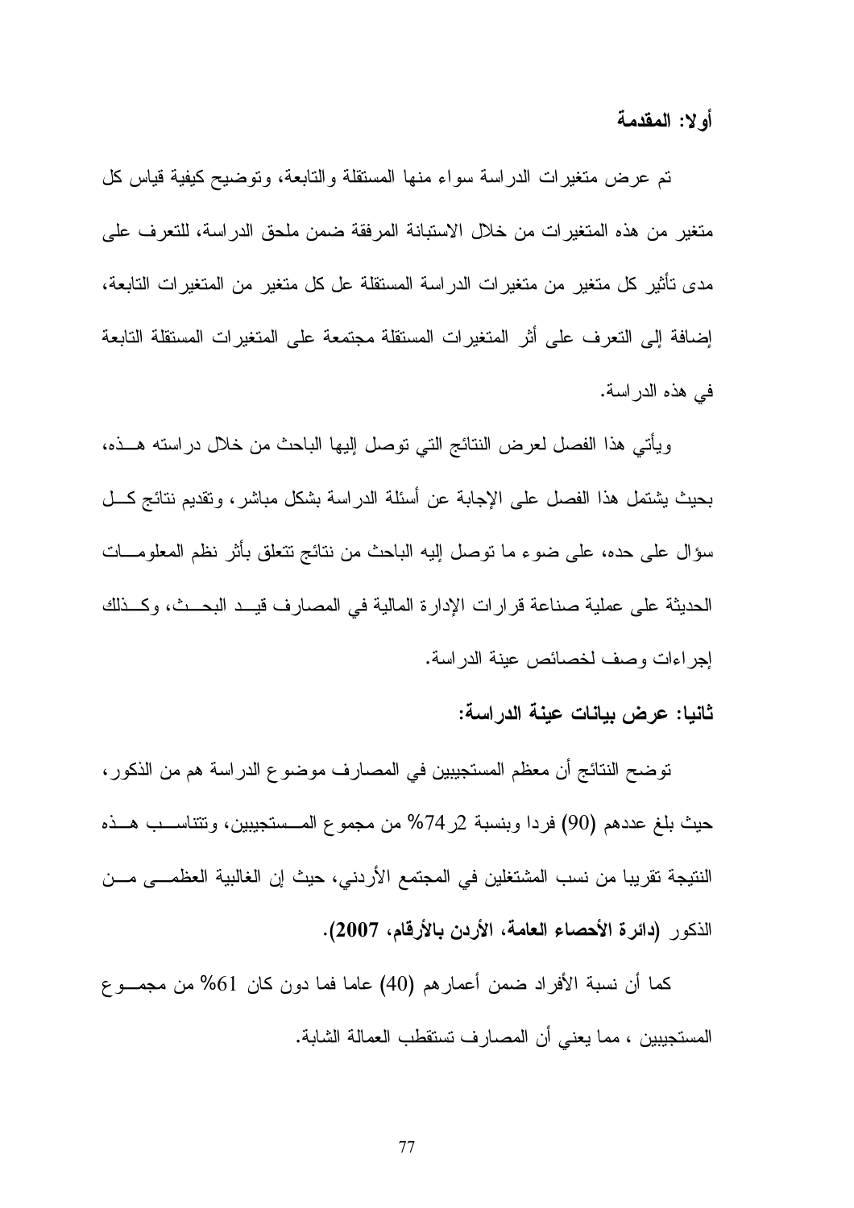## أولا: المقدمة

تم عرض متغيرات الدراسة سواء منها المستقلة والتابعة، وتوضيح كيفية قياس كل متغير من هذه المتغيرات من خلال الاستبانة المرفقة ضمن ملحق الدراسة، للتعرف على مدى تأثير كل متغير من متغيرات الدراسة المستقلة عل كل متغير من المتغيرات التابعة، إضافة إلى التعرف على أثر المتغيرات المستقلة مجتمعة على المتغيرات المستقلة التابعة في هذه الدراسة.

ويأتي هذا الفصل لعرض النتائج التي توصل إليها الباحث من خلال دراسته هذه، بحيث يشتمل هذا الفصل على الإجابة عن أسئلة الدراسة بشكل مباشر، وتقديم نتائج كل سؤال على حده، على ضوء ما توصل إليه الباحث من نتائج تتعلق بأثر نظم المعلومات الحديثة على عملية صناعة قرارات الإدارة المالية في المصارف قيد البحث، وكذلك إجراءات وصف لخصائص عينة الدراسة.

## ثانيا: عرض بيانات عينة الدراسة:

توضح النتائج أن معظم المستجيبين في المصارف موضوع الدراسة هم من الذكور، حيث بلغ عددهم (90) فردا وبنسبة 74٫2% من مجموع المستجيبين، وتتناسب هذه النتيجة تقريبا من نسب المشتغلين في المجتمع الأردني، حيث إن الغالبية العظمى من الذكور **(دائرة الأحصاء العامة، الأردن بالأرقام، 2007)**.

كما أن نسبة الأفراد ضمن أعمارهم (40) عاما فما دون كان 61% من مجموع المستجيبين ، مما يعني أن المصارف تستقطب العمالة الشابة.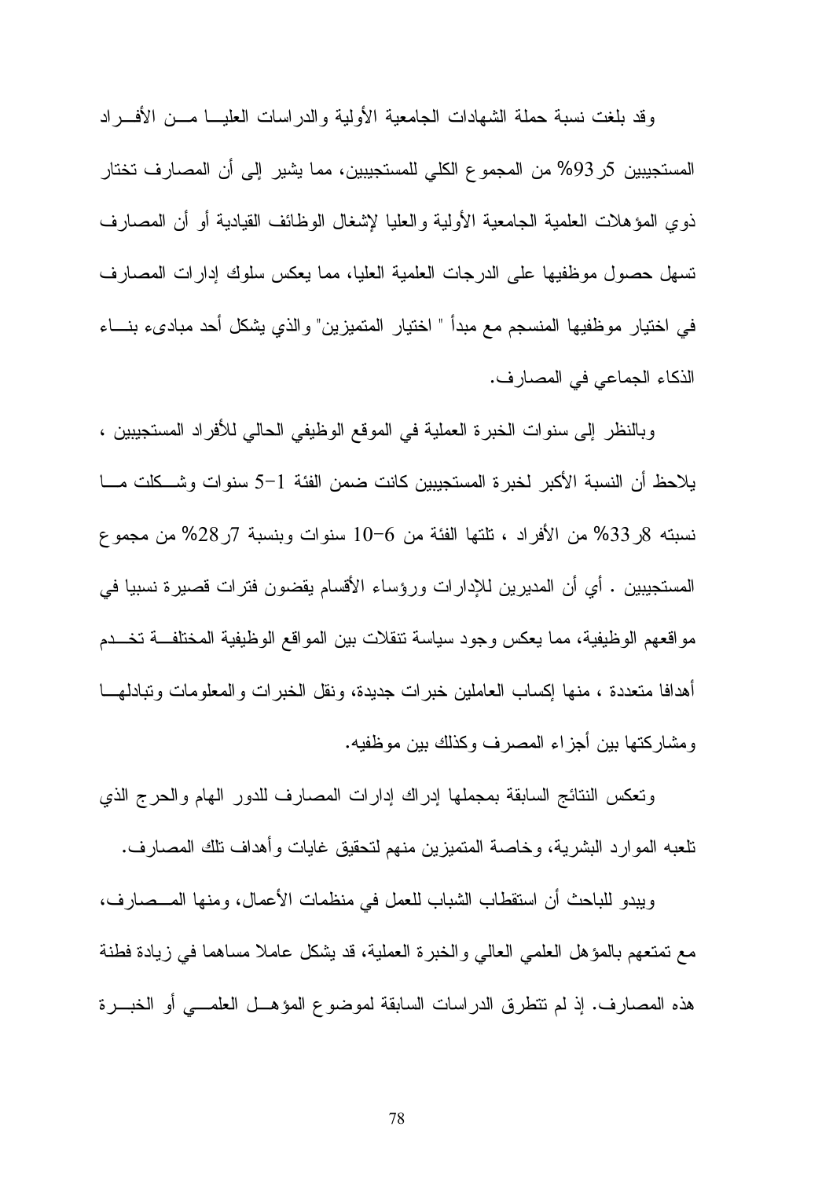وقد بلغت نسبة حملة الشهادات الجامعية الأولية والدراسات العليا من الأفراد المستجيبين 5ر93% من المجموع الكلي للمستجيبين، مما يشير إلى أن المصارف تختار ذوي المؤهلات العلمية الجامعية الأولية والعليا لإشغال الوظائف القيادية أو أن المصارف تسهل حصول موظفيها على الدرجات العلمية العليا، مما يعكس سلوك إدارات المصارف في اختيار موظفيها المنسجم مع مبدأ " اختيار المتميزين" والذي يشكل أحد مبادىء بناء الذكاء الجماعي في المصارف.

وبالنظر إلى سنوات الخبرة العملية في الموقع الوظيفي الحالي للأفراد المستجيبين ، يلاحظ أن النسبة الأكبر لخبرة المستجيبين كانت ضمن الفئة 1-5 سنوات وشكلت ما نسبته 8ر33% من الأفراد ، تلتها الفئة من 6-10 سنوات وبنسبة 7ر28% من مجموع المستجيبين . أي أن المديرين للإدارات ورؤساء الأقسام يقضون فترات قصيرة نسبيا في مواقعهم الوظيفية، مما يعكس وجود سياسة تنقلات بين المواقع الوظيفية المختلفة تخدم أهدافا متعددة ، منها إكساب العاملين خبرات جديدة، ونقل الخبرات والمعلومات وتبادلها ومشاركتها بين أجزاء المصرف وكذلك بين موظفيه.

وتعكس النتائج السابقة بمجملها إدراك إدارات المصارف للدور الهام والحرج الذي تلعبه الموارد البشرية، وخاصة المتميزين منهم لتحقيق غايات وأهداف تلك المصارف.

ويبدو للباحث أن استقطاب الشباب للعمل في منظمات الأعمال، ومنها المصارف، مع تمتعهم بالمؤهل العلمي العالي والخبرة العملية، قد يشكل عاملا مساهما في زيادة فطنة هذه المصارف. إذ لم تتطرق الدراسات السابقة لموضوع المؤهل العلمي أو الخبرة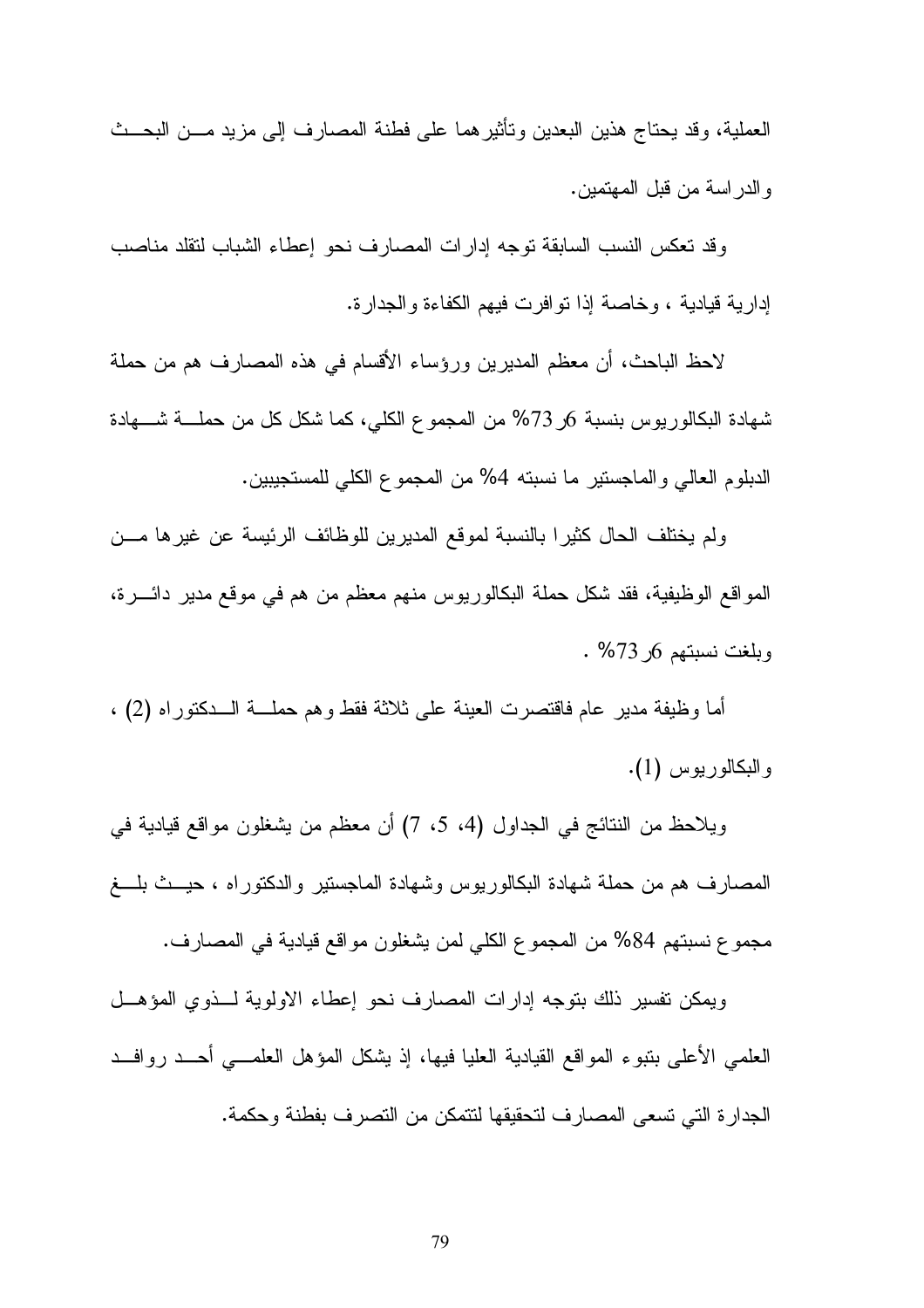العملية، وقد يحتاج هذين البعدين وتأثيرهما على فطنة المصارف إلى مزيد من البحث والدراسة من قبل المهتمين.

وقد تعكس النسب السابقة توجه إدارات المصارف نحو إعطاء الشباب لتقلد مناصب إدارية قيادية ، وخاصة إذا توافرت فيهم الكفاءة والجدارة.

لاحظ الباحث، أن معظم المديرين ورؤساء الأقسام في هذه المصارف هم من حملة شهادة البكالوريوس بنسبة 73ر6% من المجموع الكلي، كما شكل كل من حملة شهادة الدبلوم العالي والماجستير ما نسبته 4% من المجموع الكلي للمستجيبين.

ولم يختلف الحال كثيرا بالنسبة لموقع المديرين للوظائف الرئيسة عن غيرها من المواقع الوظيفية، فقد شكل حملة البكالوريوس منهم معظم من هم في موقع مدير دائرة، وبلغت نسبتهم 73ر6% .

أما وظيفة مدير عام فاقتصرت العينة على ثلاثة فقط وهم حملة الدكتوراه (2) ، والبكالوريوس (1).

ويلاحظ من النتائج في الجداول (4، 5، 7) أن معظم من يشغلون مواقع قيادية في المصارف هم من حملة شهادة البكالوريوس وشهادة الماجستير والدكتوراه ، حيث بلغ مجموع نسبتهم 84% من المجموع الكلي لمن يشغلون مواقع قيادية في المصارف.

ويمكن تفسير ذلك بتوجه إدارات المصارف نحو إعطاء الاولوية لذوي المؤهل العلمي الأعلى بتبوء المواقع القيادية العليا فيها، إذ يشكل المؤهل العلمي أحد روافد الجدارة التي تسعى المصارف لتحقيقها لتتمكن من التصرف بفطنة وحكمة.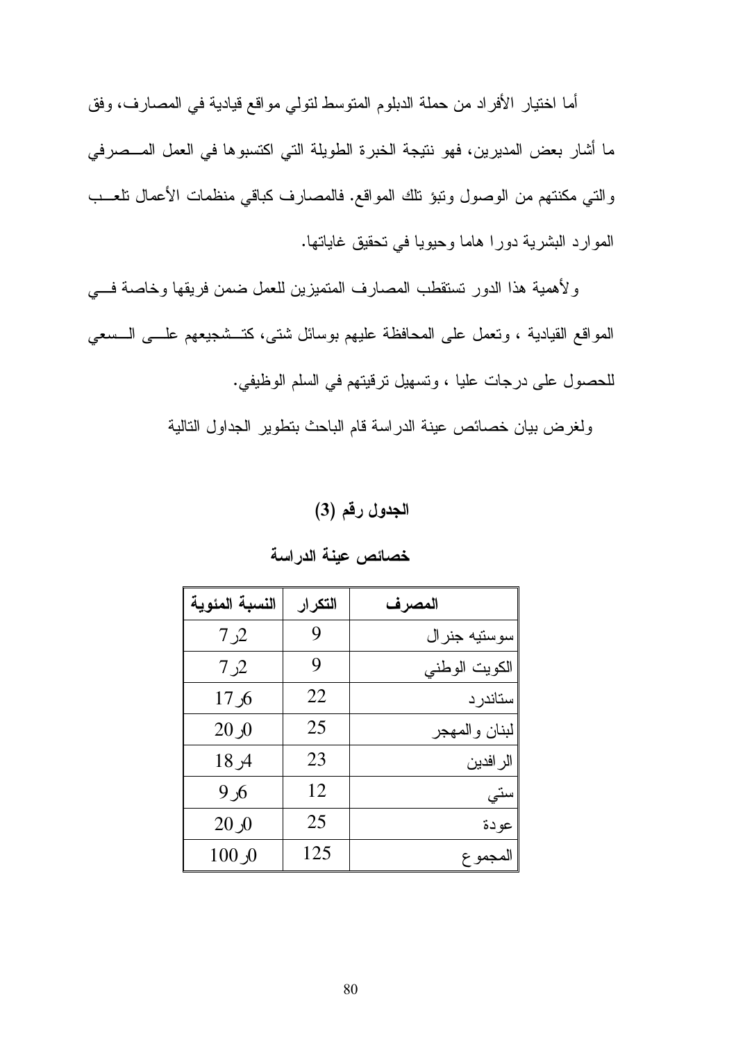أما اختيار الأفراد من حملة الدبلوم المتوسط لتولي مواقع قيادية في المصارف، وفق ما أشار بعض المديرين، فهو نتيجة الخبرة الطويلة التي اكتسبوها في العمل المصرفي والتي مكنتهم من الوصول وتبؤ تلك المواقع. فالمصارف كباقي منظمات الأعمال تلعب الموارد البشرية دورا هاما وحيويا في تحقيق غاياتها.

ولأهمية هذا الدور تستقطب المصارف المتميزين للعمل ضمن فريقها وخاصة في المواقع القيادية ، وتعمل على المحافظة عليهم بوسائل شتى، كتشجيعهم على السعي للحصول على درجات عليا ، وتسهيل ترقيتهم في السلم الوظيفي.

ولغرض بيان خصائص عينة الدراسة قام الباحث بتطوير الجداول التالية

**الجدول رقم (3)**

**خصائص عينة الدراسة**

| المصرف | التكرار | النسبة المئوية |
|---|---|---|
| سوستيه جنرال | 9 | 7ر2 |
| الكويت الوطني | 9 | 7ر2 |
| ستاندرد | 22 | 17ر6 |
| لبنان والمهجر | 25 | 20ر0 |
| الرافدين | 23 | 18ر4 |
| ستي | 12 | 9ر6 |
| عودة | 25 | 20ر0 |
| المجموع | 125 | 100ر0 |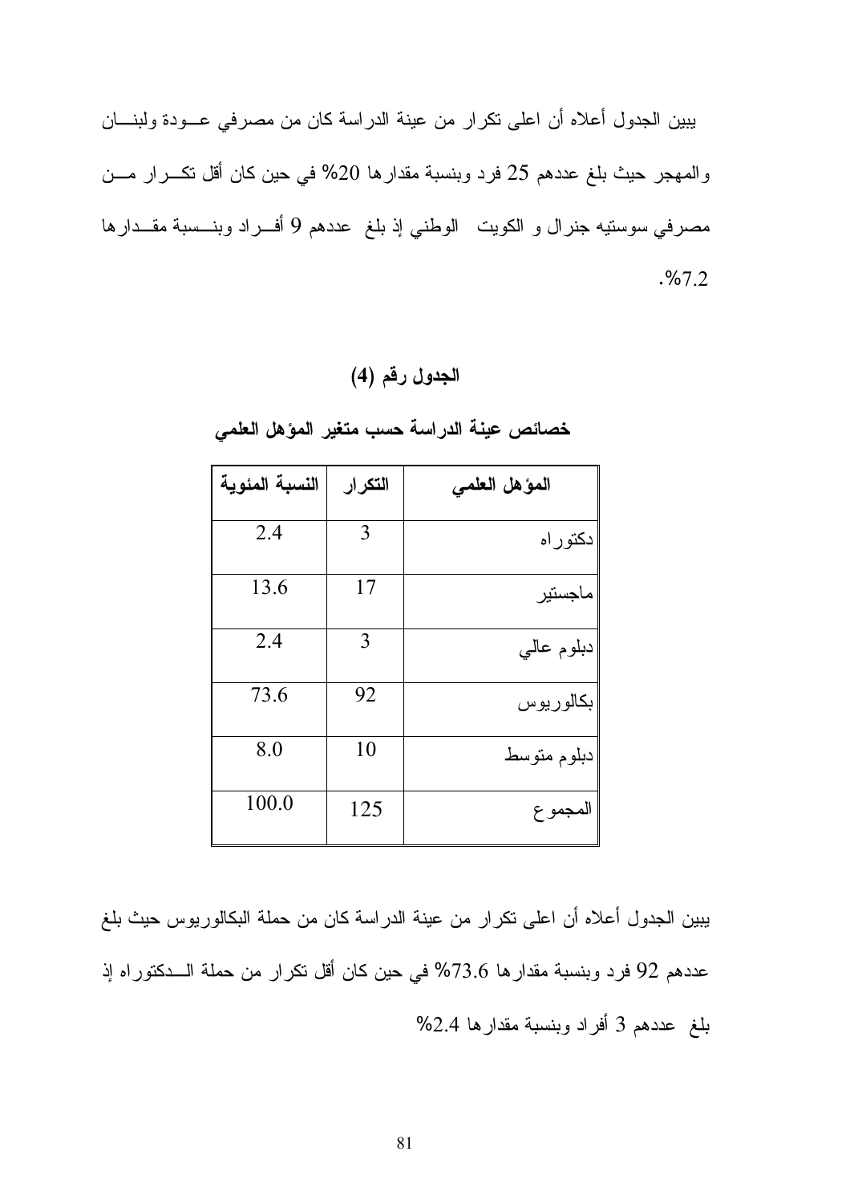يبين الجدول أعلاه أن اعلى تكرار من عينة الدراسة كان من مصرفي عــودة ولبنـــان والمهجر حيث بلغ عددهم 25 فرد وبنسبة مقدارها 20% في حين كان أقل تكـــرار مـــن مصرفي سوستيه جنرال و الكويت الوطني إذ بلغ عددهم 9 أفـــراد وبنـــسبة مقـــدارها 7.2%.

**الجدول رقم (4)**

**خصائص عينة الدراسة حسب متغير المؤهل العلمي**

| المؤهل العلمي | التكرار | النسبة المئوية |
|---|---|---|
| دكتوراه | 3 | 2.4 |
| ماجستير | 17 | 13.6 |
| دبلوم عالي | 3 | 2.4 |
| بكالوريوس | 92 | 73.6 |
| دبلوم متوسط | 10 | 8.0 |
| المجموع | 125 | 100.0 |

يبين الجدول أعلاه أن اعلى تكرار من عينة الدراسة كان من حملة البكالوريوس حيث بلغ عددهم 92 فرد وبنسبة مقدارها 73.6% في حين كان أقل تكرار من حملة الـــدكتوراه إذ بلغ عددهم 3 أفراد وبنسبة مقدارها 2.4%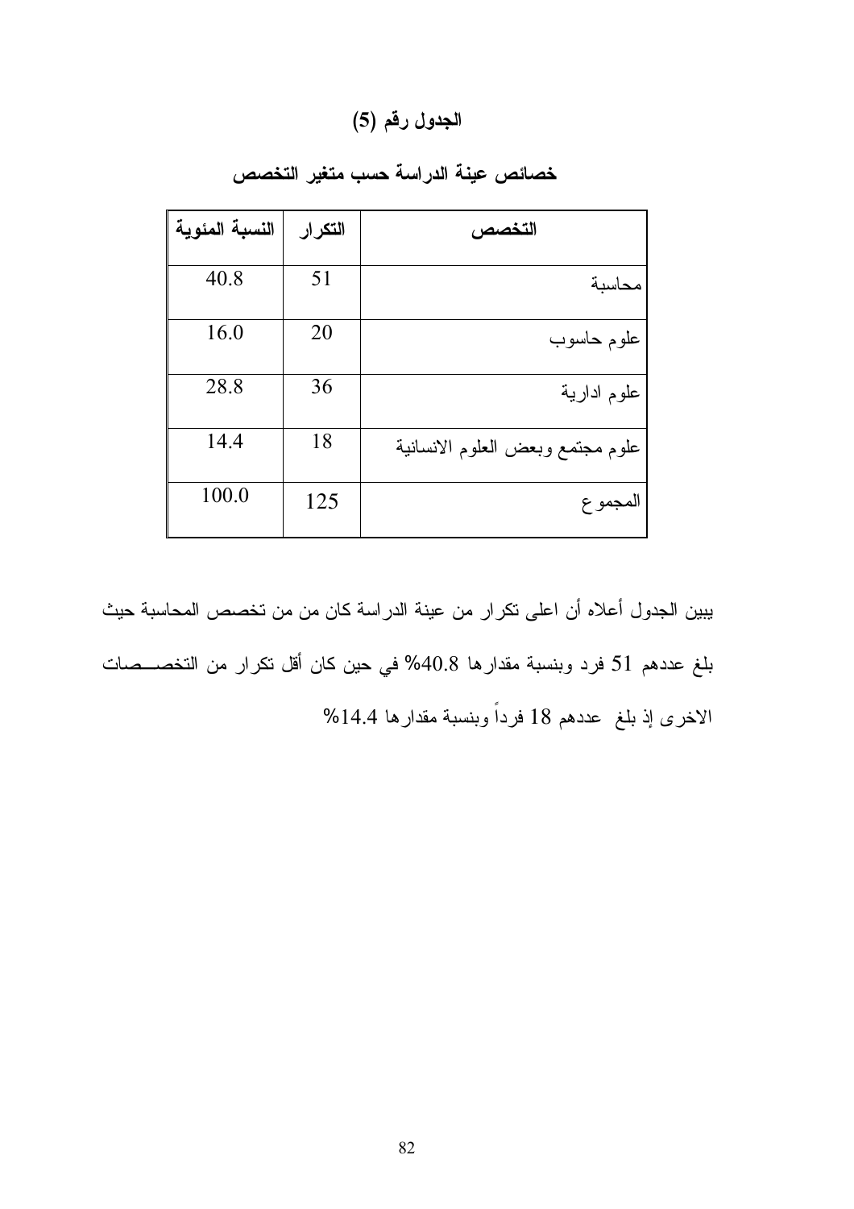## الجدول رقم (5)

### خصائص عينة الدراسة حسب متغير التخصص

| التخصص | التكرار | النسبة المئوية |
|---|---|---|
| محاسبة | 51 | 40.8 |
| علوم حاسوب | 20 | 16.0 |
| علوم ادارية | 36 | 28.8 |
| علوم مجتمع وبعض العلوم الانسانية | 18 | 14.4 |
| المجموع | 125 | 100.0 |

يبين الجدول أعلاه أن اعلى تكرار من عينة الدراسة كان من من تخصص المحاسبة حيث بلغ عددهم 51 فرد وبنسبة مقدارها 40.8% في حين كان أقل تكرار من التخصصات الاخرى إذ بلغ عددهم 18 فرداً وبنسبة مقدارها 14.4%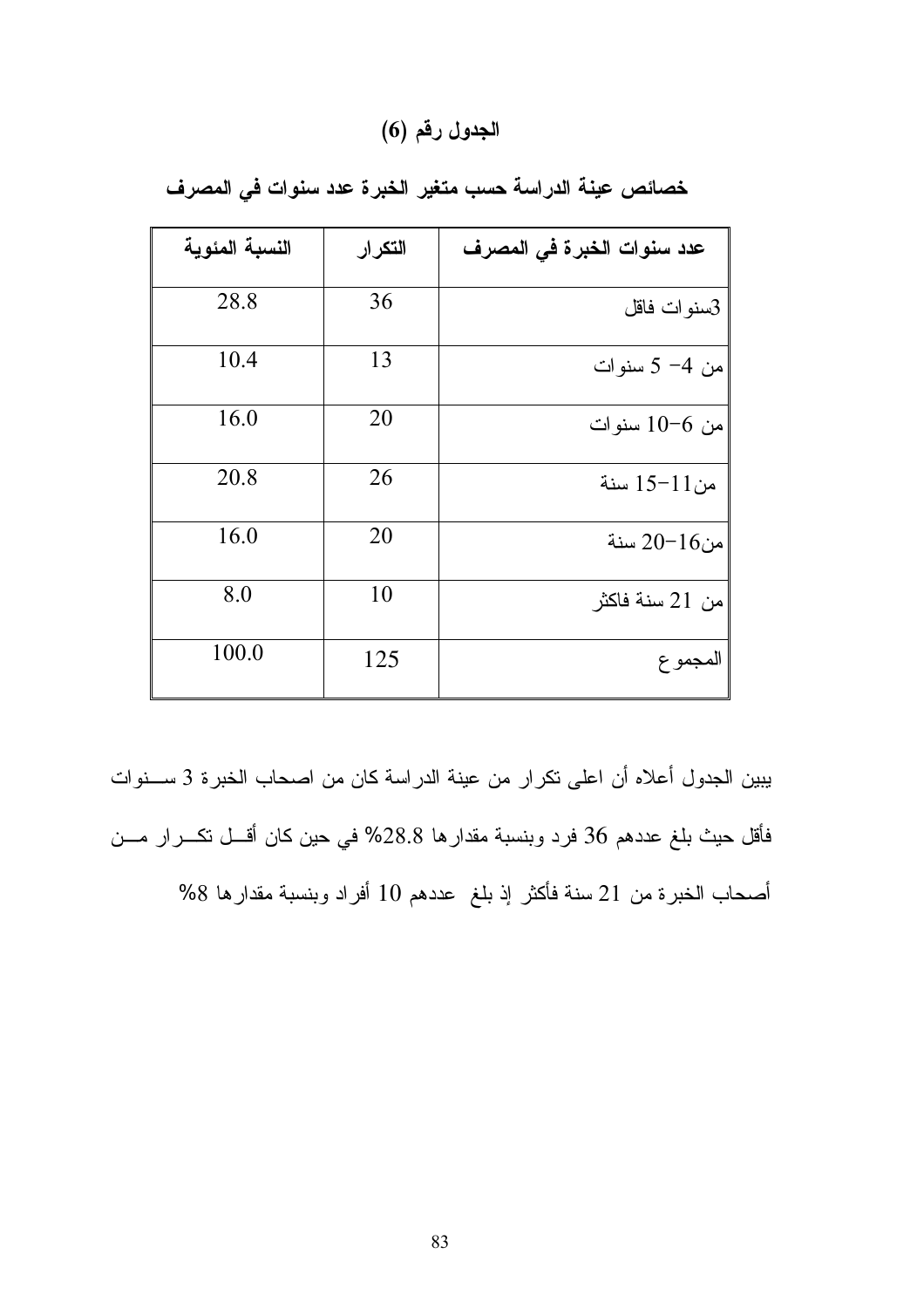## الجدول رقم (6)

**خصائص عينة الدراسة حسب متغير الخبرة عدد سنوات في المصرف**

| عدد سنوات الخبرة في المصرف | التكرار | النسبة المئوية |
|---|---|---|
| 3سنوات فاقل | 36 | 28.8 |
| من 4- 5 سنوات | 13 | 10.4 |
| من 6-10 سنوات | 20 | 16.0 |
| من11-15 سنة | 26 | 20.8 |
| من16-20 سنة | 20 | 16.0 |
| من 21 سنة فاكثر | 10 | 8.0 |
| المجموع | 125 | 100.0 |

يبين الجدول أعلاه أن اعلى تكرار من عينة الدراسة كان من اصحاب الخبرة 3 سنوات فأقل حيث بلغ عددهم 36 فرد وبنسبة مقدارها 28.8% في حين كان أقل تكرار من أصحاب الخبرة من 21 سنة فأكثر إذ بلغ عددهم 10 أفراد وبنسبة مقدارها 8%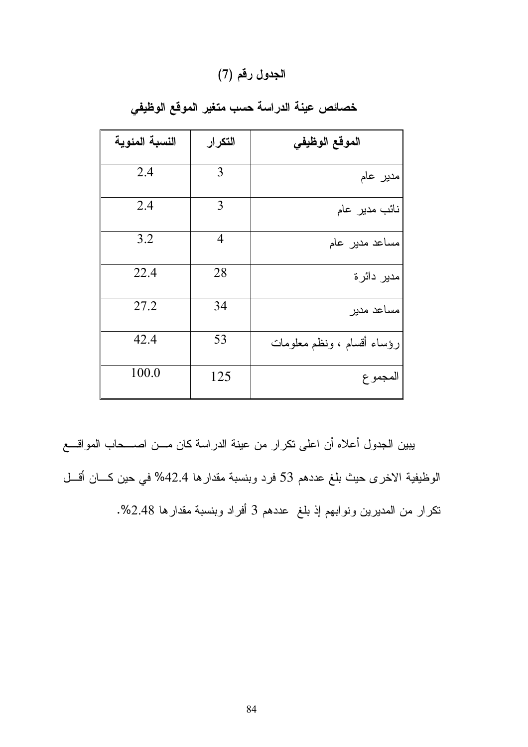## الجدول رقم (7)

### خصائص عينة الدراسة حسب متغير الموقع الوظيفي

| الموقع الوظيفي | التكرار | النسبة المئوية |
|---|---|---|
| مدير عام | 3 | 2.4 |
| نائب مدير عام | 3 | 2.4 |
| مساعد مدير عام | 4 | 3.2 |
| مدير دائرة | 28 | 22.4 |
| مساعد مدير | 34 | 27.2 |
| رؤساء أقسام ، ونظم معلومات | 53 | 42.4 |
| المجموع | 125 | 100.0 |

يبين الجدول أعلاه أن اعلى تكرار من عينة الدراسة كان من اصحاب المواقع الوظيفية الاخرى حيث بلغ عددهم 53 فرد وبنسبة مقدارها 42.4% في حين كان أقل تكرار من المديرين ونوابهم إذ بلغ عددهم 3 أفراد وبنسبة مقدارها 2.48%.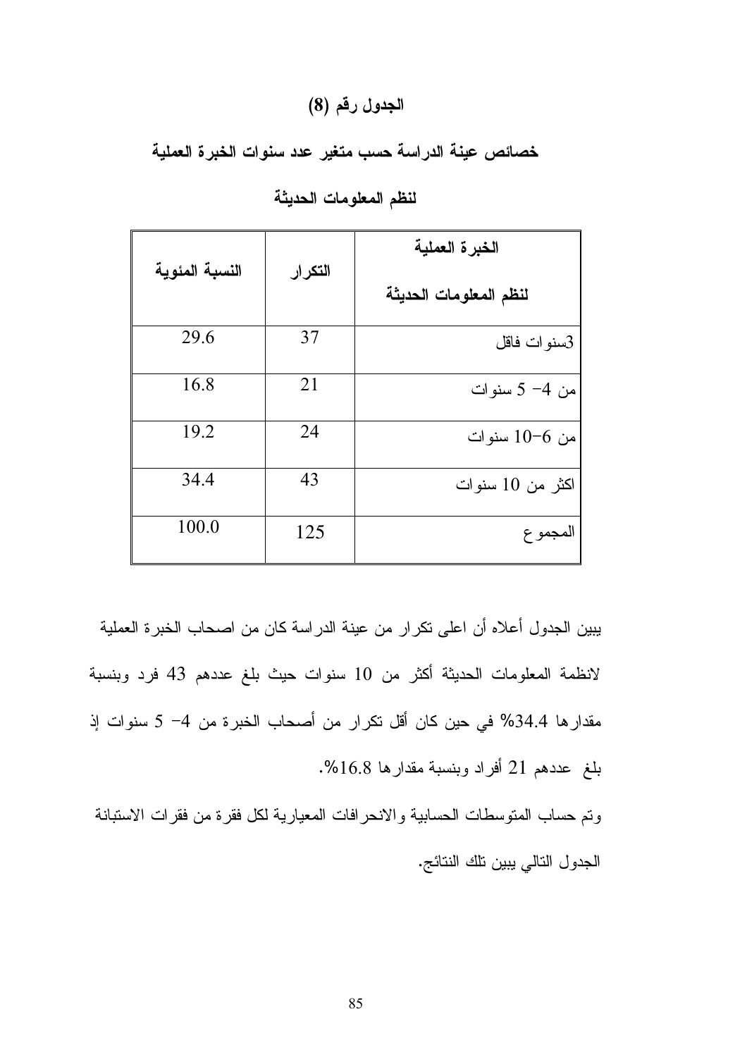**الجدول رقم (8)**

**خصائص عينة الدراسة حسب متغير عدد سنوات الخبرة العملية لنظم المعلومات الحديثة**

| الخبرة العملية لنظم المعلومات الحديثة | التكرار | النسبة المئوية |
|---|---|---|
| 3سنوات فاقل | 37 | 29.6 |
| من 4- 5 سنوات | 21 | 16.8 |
| من 6-10 سنوات | 24 | 19.2 |
| اكثر من 10 سنوات | 43 | 34.4 |
| المجموع | 125 | 100.0 |

يبين الجدول أعلاه أن اعلى تكرار من عينة الدراسة كان من اصحاب الخبرة العملية لانظمة المعلومات الحديثة أكثر من 10 سنوات حيث بلغ عددهم 43 فرد وبنسبة مقدارها 34.4% في حين كان أقل تكرار من أصحاب الخبرة من 4- 5 سنوات إذ بلغ عددهم 21 أفراد وبنسبة مقدارها 16.8%.

وتم حساب المتوسطات الحسابية والانحرافات المعيارية لكل فقرة من فقرات الاستبانة الجدول التالي يبين تلك النتائج.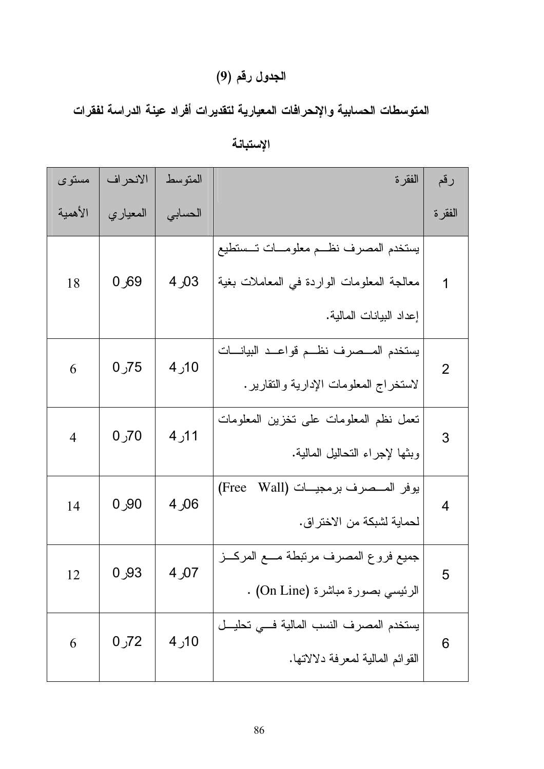## الجدول رقم (9)

## المتوسطات الحسابية والإنحرافات المعيارية لتقديرات أفراد عينة الدراسة لفقرات الإستبانة

| رقم الفقرة | الفقرة | المتوسط الحسابي | الانحراف المعياري | مستوى الأهمية |
|---|---|---|---|---|
| 1 | يستخدم المصرف نظم معلومات تستطيع معالجة المعلومات الواردة في المعاملات بغية إعداد البيانات المالية. | 4ر03 | 0ر69 | 18 |
| 2 | يستخدم المصرف نظم قواعد البيانات لاستخراج المعلومات الإدارية والتقارير. | 4ر10 | 0ر75 | 6 |
| 3 | تعمل نظم المعلومات على تخزين المعلومات وبثها لإجراء التحاليل المالية. | 4ر11 | 0ر70 | 4 |
| 4 | يوفر المصرف برمجيات (Free Wall) لحماية لشبكة من الاختراق. | 4ر06 | 0ر90 | 14 |
| 5 | جميع فروع المصرف مرتبطة مع المركز الرئيسي بصورة مباشرة (On Line) . | 4ر07 | 0ر93 | 12 |
| 6 | يستخدم المصرف النسب المالية في تحليل القوائم المالية لمعرفة دلالاتها. | 4ر10 | 0ر72 | 6 |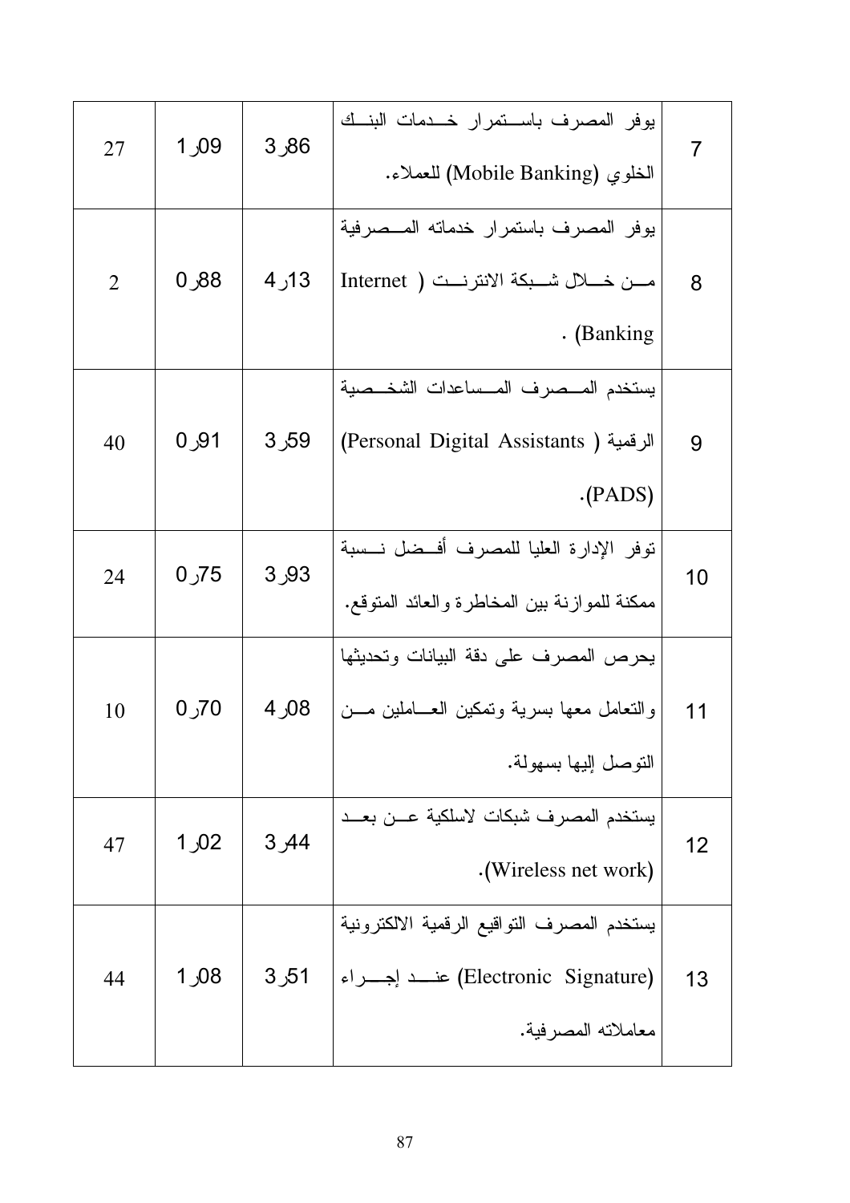| 7 | يوفر المصرف باستمرار خدمات البنك الخلوي (Mobile Banking) للعملاء. | 3٫86 | 1٫09 | 27 |
|---|---|---|---|---|
| 8 | يوفر المصرف باستمرار خدماته المصرفية من خلال شبكة الانترنت ( Internet Banking) . | 4٫13 | 0٫88 | 2 |
| 9 | يستخدم المصرف المساعدات الشخصية الرقمية ( Personal Digital Assistants) (PADS). | 3٫59 | 0٫91 | 40 |
| 10 | توفر الإدارة العليا للمصرف أفضل نسبة ممكنة للموازنة بين المخاطرة والعائد المتوقع. | 3٫93 | 0٫75 | 24 |
| 11 | يحرص المصرف على دقة البيانات وتحديثها والتعامل معها بسرية وتمكين العاملين من التوصل إليها بسهولة. | 4٫08 | 0٫70 | 10 |
| 12 | يستخدم المصرف شبكات لاسلكية عن بعد (Wireless net work). | 3٫44 | 1٫02 | 47 |
| 13 | يستخدم المصرف التواقيع الرقمية الالكترونية (Electronic Signature) عند إجراء معاملاته المصرفية. | 3٫51 | 1٫08 | 44 |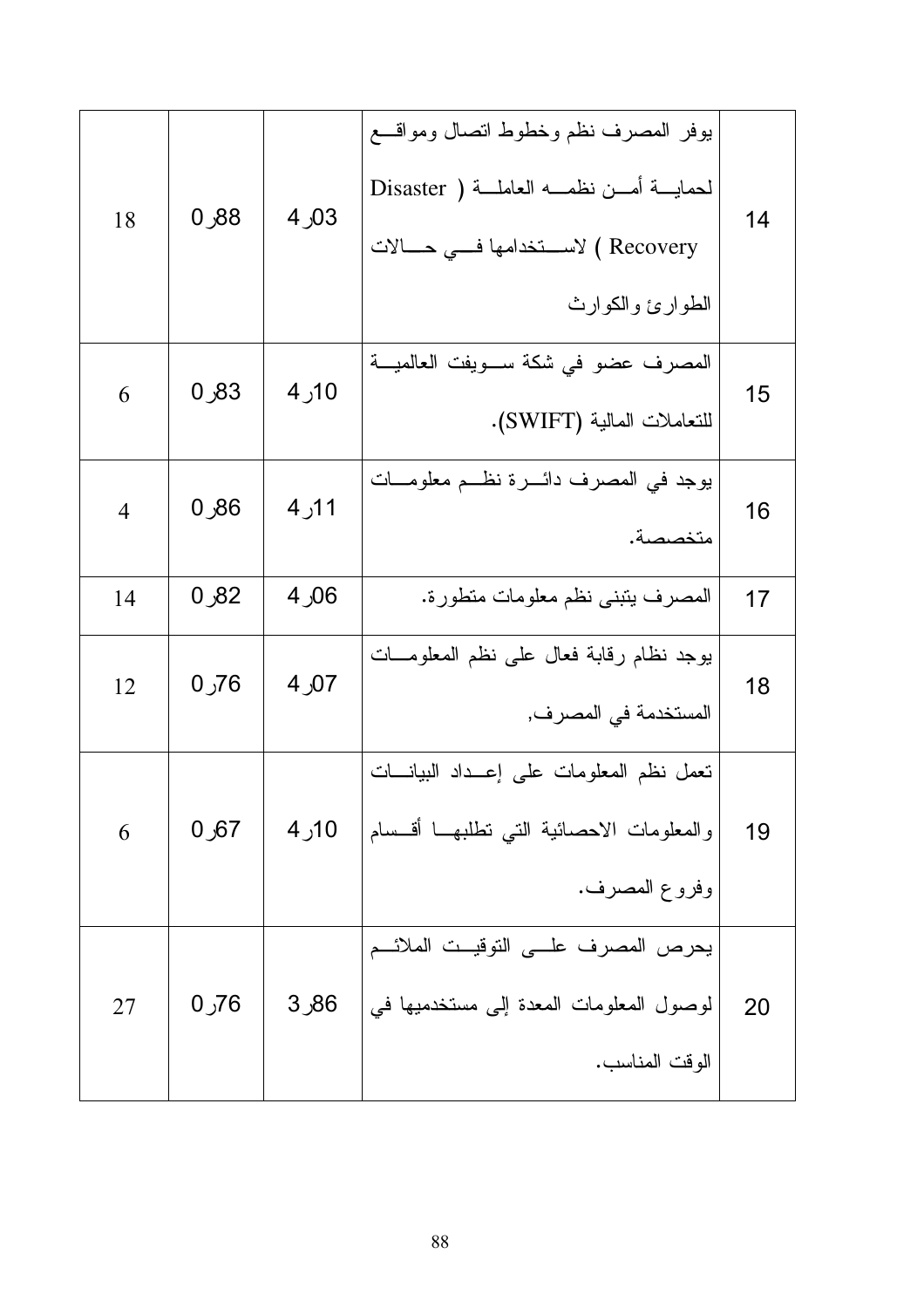| 14 | يوفر المصرف نظم وخطوط اتصال ومواقع لحماية أمن نظمه العاملة ( Disaster Recovery ) لاستخدامها في حالات الطوارئ والكوارث | 4٫03 | 0٫88 | 18 |
|---|---|---|---|---|
| 15 | المصرف عضو في شكة سويفت العالمية للتعاملات المالية (SWIFT). | 4٫10 | 0٫83 | 6 |
| 16 | يوجد في المصرف دائرة نظم معلومات متخصصة. | 4٫11 | 0٫86 | 4 |
| 17 | المصرف يتبنى نظم معلومات متطورة. | 4٫06 | 0٫82 | 14 |
| 18 | يوجد نظام رقابة فعال على نظم المعلومات المستخدمة في المصرف, | 4٫07 | 0٫76 | 12 |
| 19 | تعمل نظم المعلومات على إعداد البيانات والمعلومات الاحصائية التي تطلبها أقسام وفروع المصرف. | 4٫10 | 0٫67 | 6 |
| 20 | يحرص المصرف على التوقيت الملائم لوصول المعلومات المعدة إلى مستخدميها في الوقت المناسب. | 3٫86 | 0٫76 | 27 |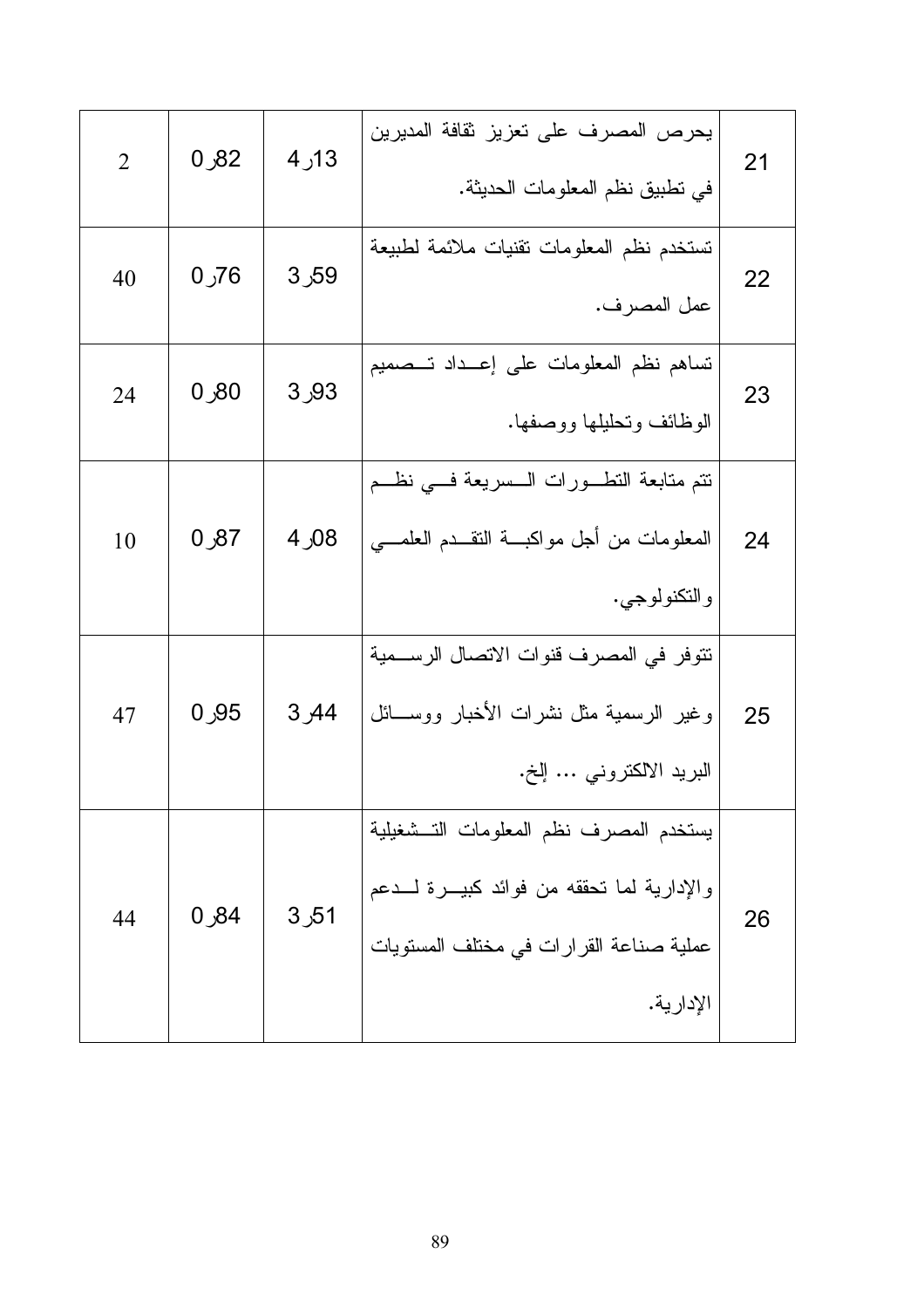| 21 | يحرص المصرف على تعزيز ثقافة المديرين في تطبيق نظم المعلومات الحديثة. | 4ر13 | 0ر82 | 2 |
|---|---|---|---|---|
| 22 | تستخدم نظم المعلومات تقنيات ملائمة لطبيعة عمل المصرف. | 3ر59 | 0ر76 | 40 |
| 23 | تساهم نظم المعلومات على إعــداد تــصميم الوظائف وتحليلها ووصفها. | 3ر93 | 0ر80 | 24 |
| 24 | تتم متابعة التطــورات الــسريعة فــي نظــم المعلومات من أجل مواكبــة التقــدم العلمــي والتكنولوجي. | 4ر08 | 0ر87 | 10 |
| 25 | تتوفر في المصرف قنوات الاتصال الرســمية وغير الرسمية مثل نشرات الأخبار ووســائل البريد الالكتروني ... إلخ. | 3ر44 | 0ر95 | 47 |
| 26 | يستخدم المصرف نظم المعلومات التــشغيلية والإدارية لما تحققه من فوائد كبيــرة لــدعم عملية صناعة القرارات في مختلف المستويات الإدارية. | 3ر51 | 0ر84 | 44 |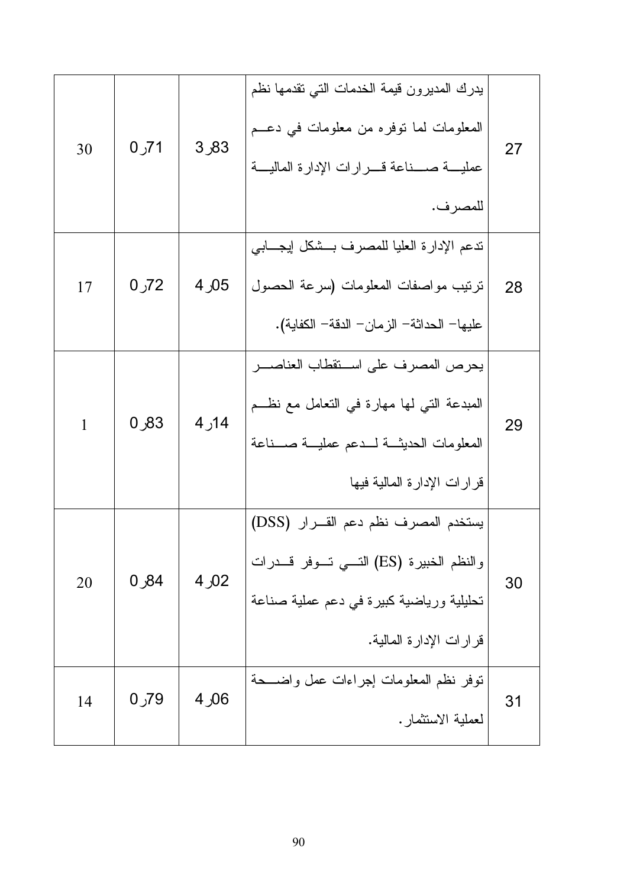| 27 | يدرك المديرون قيمة الخدمات التي تقدمها نظم المعلومات لما توفره من معلومات في دعم عملية صناعة قرارات الإدارة المالية للمصرف. | 3٫83 | 0٫71 | 30 |
|---|---|---|---|---|
| 28 | تدعم الإدارة العليا للمصرف بشكل إيجابي ترتيب مواصفات المعلومات (سرعة الحصول عليها– الحداثة– الزمان– الدقة– الكفاية). | 4٫05 | 0٫72 | 17 |
| 29 | يحرص المصرف على استقطاب العناصر المبدعة التي لها مهارة في التعامل مع نظم المعلومات الحديثة لدعم عملية صناعة قرارات الإدارة المالية فيها | 4٫14 | 0٫83 | 1 |
| 30 | يستخدم المصرف نظم دعم القرار (DSS) والنظم الخبيرة (ES) التي توفر قدرات تحليلية ورياضية كبيرة في دعم عملية صناعة قرارات الإدارة المالية. | 4٫02 | 0٫84 | 20 |
| 31 | توفر نظم المعلومات إجراءات عمل واضحة لعملية الاستثمار. | 4٫06 | 0٫79 | 14 |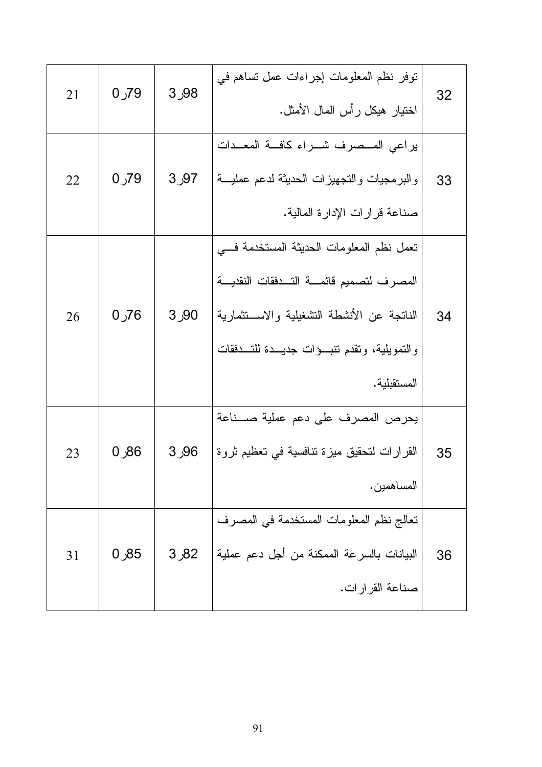| 21 | 0٫79 | 3٫98 | توفر نظم المعلومات إجراءات عمل تساهم في اختيار هيكل رأس المال الأمثل. | 32 |
|---|---|---|---|---|
| 22 | 0٫79 | 3٫97 | يراعي المصرف شراء كافة المعدات والبرمجيات والتجهيزات الحديثة لدعم عملية صناعة قرارات الإدارة المالية. | 33 |
| 26 | 0٫76 | 3٫90 | تعمل نظم المعلومات الحديثة المستخدمة في المصرف لتصميم قائمة التدفقات النقدية الناتجة عن الأنشطة التشغيلية والاستثمارية والتمويلية، وتقدم تنبؤات جديدة للتدفقات المستقبلية. | 34 |
| 23 | 0٫86 | 3٫96 | يحرص المصرف على دعم عملية صناعة القرارات لتحقيق ميزة تنافسية في تعظيم ثروة المساهمين. | 35 |
| 31 | 0٫85 | 3٫82 | تعالج نظم المعلومات المستخدمة في المصرف البيانات بالسرعة الممكنة من أجل دعم عملية صناعة القرارات. | 36 |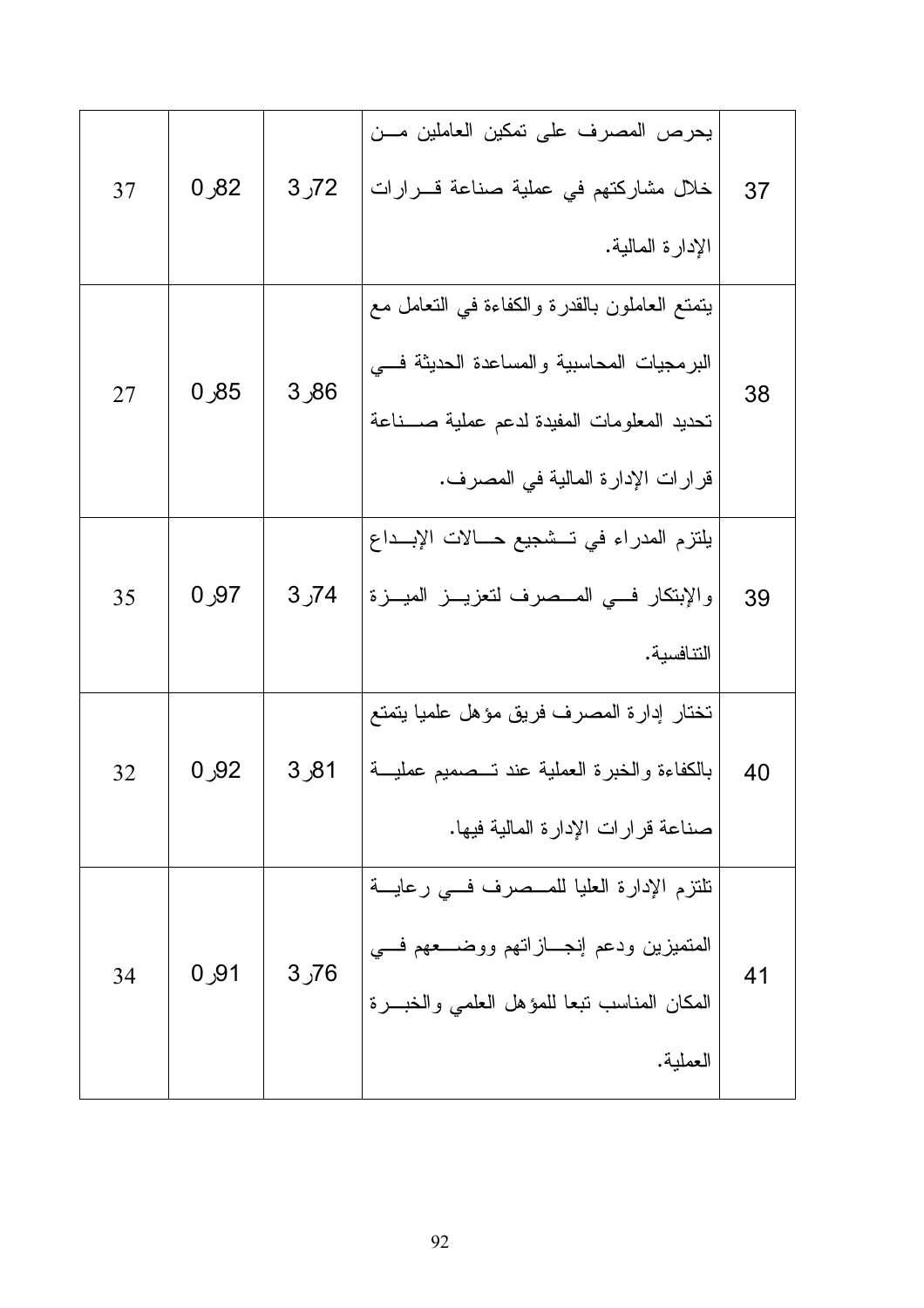| 37 | 0٫82 | 3٫72 | يحرص المصرف على تمكين العاملين من خلال مشاركتهم في عملية صناعة قرارات الإدارة المالية. | 37 |
|---|---|---|---|---|
| 27 | 0٫85 | 3٫86 | يتمتع العاملون بالقدرة والكفاءة في التعامل مع البرمجيات المحاسبية والمساعدة الحديثة في تحديد المعلومات المفيدة لدعم عملية صناعة قرارات الإدارة المالية في المصرف. | 38 |
| 35 | 0٫97 | 3٫74 | يلتزم المدراء في تشجيع حالات الإبداع والإبتكار في المصرف لتعزيز الميزة التنافسية. | 39 |
| 32 | 0٫92 | 3٫81 | تختار إدارة المصرف فريق مؤهل علميا يتمتع بالكفاءة والخبرة العملية عند تصميم عملية صناعة قرارات الإدارة المالية فيها. | 40 |
| 34 | 0٫91 | 3٫76 | تلتزم الإدارة العليا للمصرف في رعاية المتميزين ودعم إنجازاتهم ووضعهم في المكان المناسب تبعا للمؤهل العلمي والخبرة العملية. | 41 |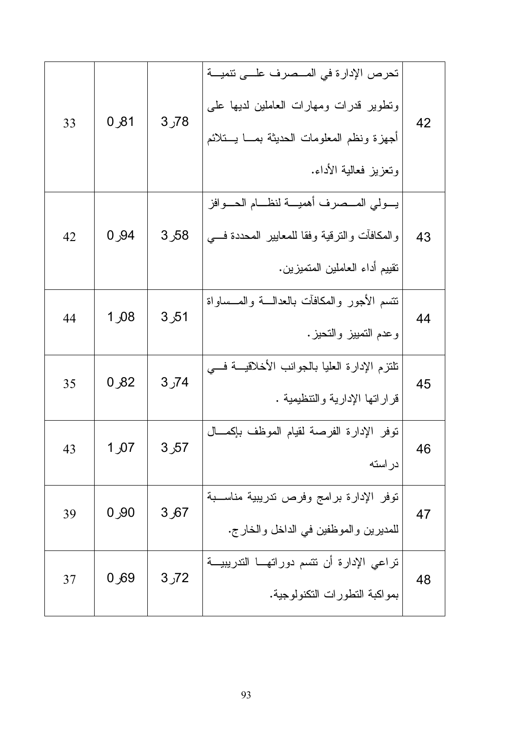| 42 | تحرص الإدارة في المصرف على تنمية وتطوير قدرات ومهارات العاملين لديها على أجهزة ونظم المعلومات الحديثة بما يتلائم وتعزيز فعالية الأداء. | 3٫78 | 0٫81 | 33 |
|---|---|---|---|---|
| 43 | يولي المصرف أهمية لنظام الحوافز والمكافآت والترقية وفقا للمعايير المحددة في تقييم أداء العاملين المتميزين. | 3٫58 | 0٫94 | 42 |
| 44 | تتسم الأجور والمكافآت بالعدالة والمساواة وعدم التمييز والتحيز. | 3٫51 | 1٫08 | 44 |
| 45 | تلتزم الإدارة العليا بالجوانب الأخلاقية في قراراتها الإدارية والتنظيمية . | 3٫74 | 0٫82 | 35 |
| 46 | توفر الإدارة الفرصة لقيام الموظف بإكمال دراسته | 3٫57 | 1٫07 | 43 |
| 47 | توفر الإدارة برامج وفرص تدريبية مناسبة للمديرين والموظفين في الداخل والخارج. | 3٫67 | 0٫90 | 39 |
| 48 | تراعي الإدارة أن تتسم دوراتها التدريبية بمواكبة التطورات التكنولوجية. | 3٫72 | 0٫69 | 37 |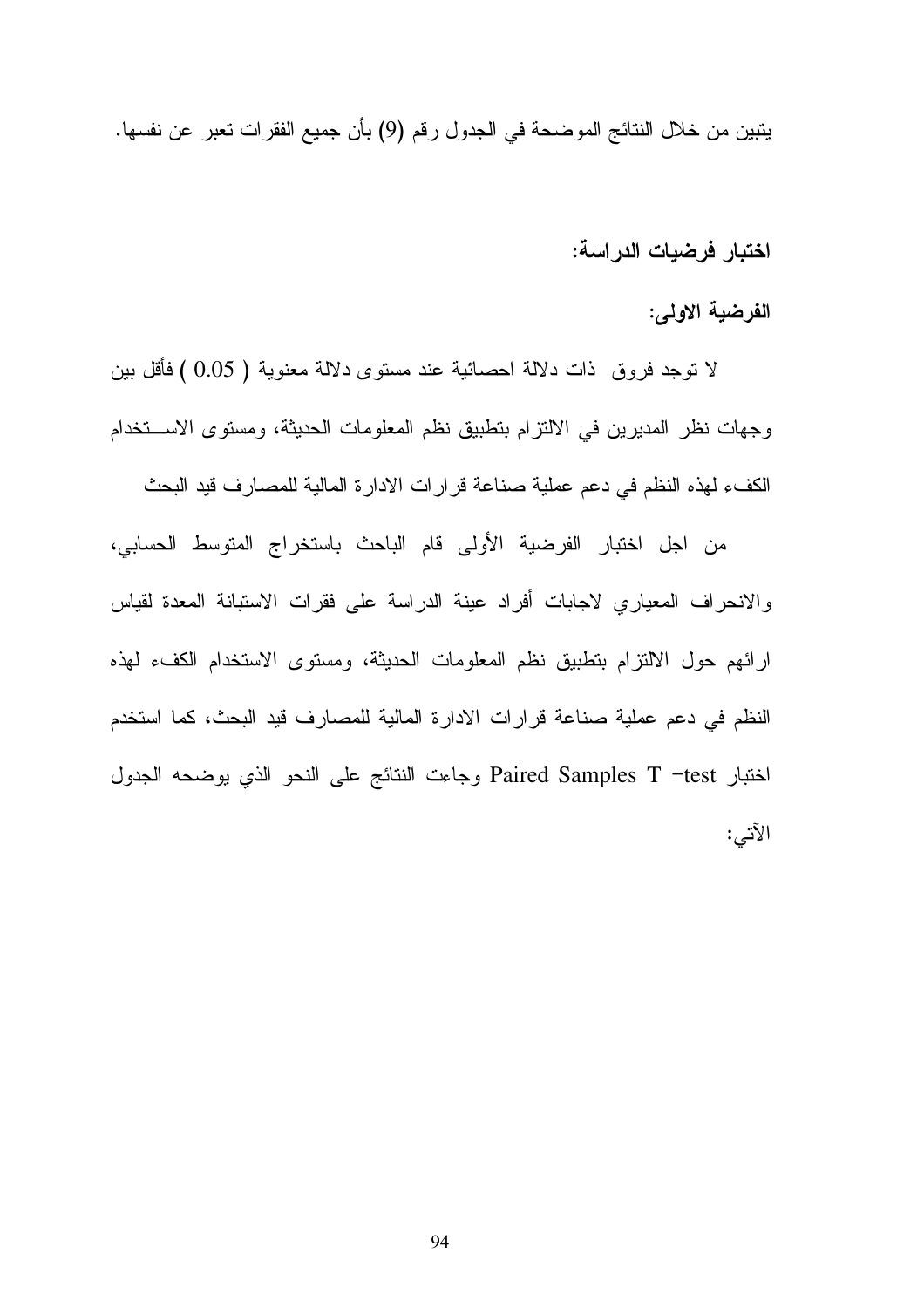يتبين من خلال النتائج الموضحة في الجدول رقم (9) بأن جميع الفقرات تعبر عن نفسها.

**اختبار فرضيات الدراسة:**

**الفرضية الاولى:**

لا توجد فروق ذات دلالة احصائية عند مستوى دلالة معنوية ( 0.05 ) فأقل بين وجهات نظر المديرين في الالتزام بتطبيق نظم المعلومات الحديثة، ومستوى الاستخدام الكفء لهذه النظم في دعم عملية صناعة قرارات الادارة المالية للمصارف قيد البحث

من اجل اختبار الفرضية الأولى قام الباحث باستخراج المتوسط الحسابي، والانحراف المعياري لاجابات أفراد عينة الدراسة على فقرات الاستبانة المعدة لقياس ارائهم حول الالتزام بتطبيق نظم المعلومات الحديثة، ومستوى الاستخدام الكفء لهذه النظم في دعم عملية صناعة قرارات الادارة المالية للمصارف قيد البحث، كما استخدم اختبار Paired Samples T –test وجاءت النتائج على النحو الذي يوضحه الجدول الآتي: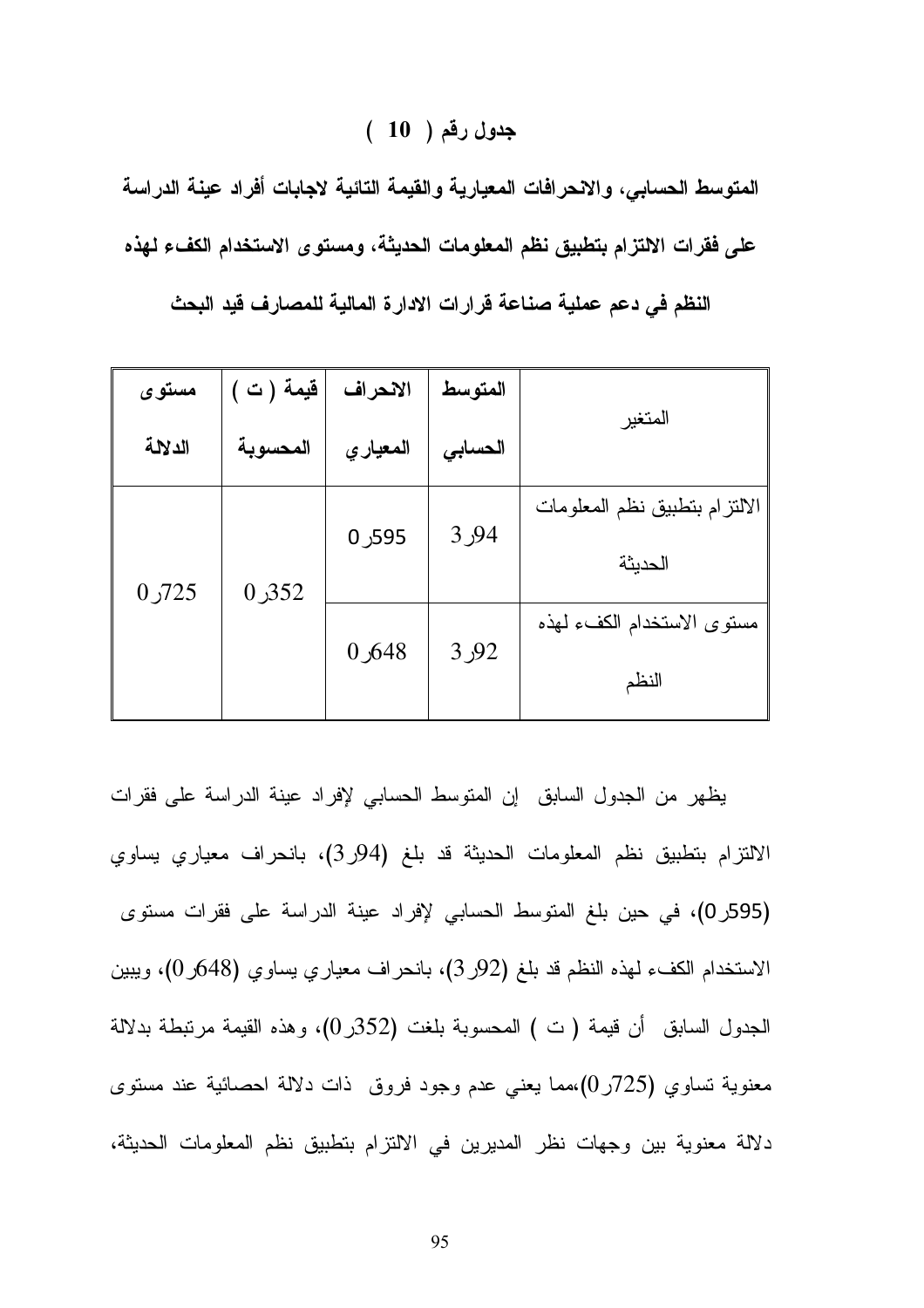**جدول رقم ( 10 )**

**المتوسط الحسابي، والانحرافات المعيارية والقيمة التائية لاجابات أفراد عينة الدراسة على فقرات الالتزام بتطبيق نظم المعلومات الحديثة، ومستوى الاستخدام الكفء لهذه النظم في دعم عملية صناعة قرارات الادارة المالية للمصارف قيد البحث**

| المتغير | المتوسط الحسابي | الانحراف المعياري | قيمة ( ت ) المحسوبة | مستوى الدلالة |
|---|---|---|---|---|
| الالتزام بتطبيق نظم المعلومات الحديثة | 3ر94 | 0ر595 | 0ر352 | 0ر725 |
| مستوى الاستخدام الكفء لهذه النظم | 3ر92 | 0ر648 | | |

يظهر من الجدول السابق إن المتوسط الحسابي لإفراد عينة الدراسة على فقرات الالتزام بتطبيق نظم المعلومات الحديثة قد بلغ (3ر94)، بانحراف معياري يساوي (0ر595)، في حين بلغ المتوسط الحسابي لإفراد عينة الدراسة على فقرات مستوى الاستخدام الكفء لهذه النظم قد بلغ (3ر92)، بانحراف معياري يساوي (0ر648)، ويبين الجدول السابق أن قيمة ( ت ) المحسوبة بلغت (0ر352)، وهذه القيمة مرتبطة بدلالة معنوية تساوي (0ر725)،مما يعني عدم وجود فروق ذات دلالة احصائية عند مستوى دلالة معنوية بين وجهات نظر المديرين في الالتزام بتطبيق نظم المعلومات الحديثة،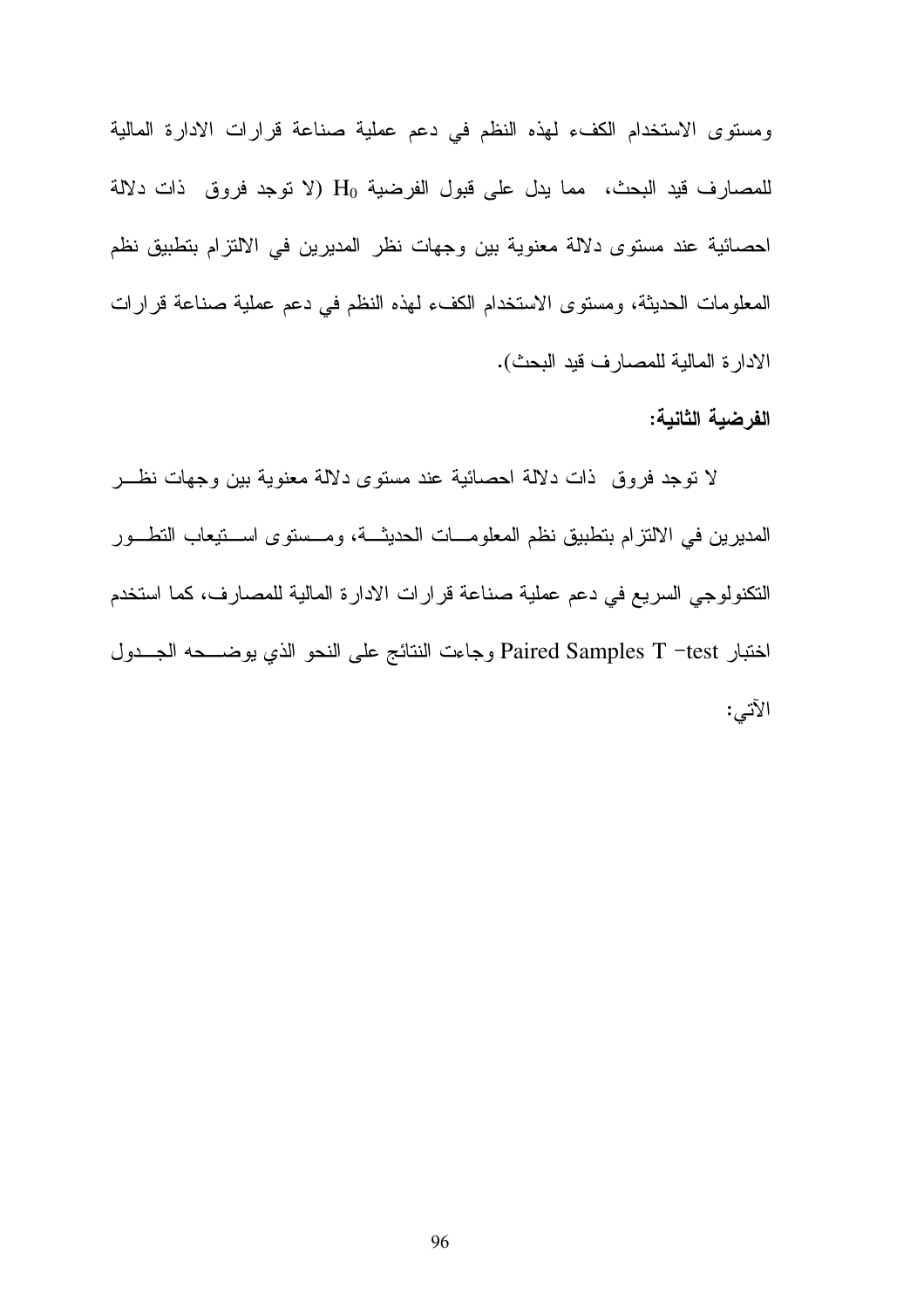ومستوى الاستخدام الكفء لهذه النظم في دعم عملية صناعة قرارات الادارة المالية للمصارف قيد البحث، مما يدل على قبول الفرضية $H_0$ (لا توجد فروق ذات دلالة احصائية عند مستوى دلالة معنوية بين وجهات نظر المديرين في الالتزام بتطبيق نظم المعلومات الحديثة، ومستوى الاستخدام الكفء لهذه النظم في دعم عملية صناعة قرارات الادارة المالية للمصارف قيد البحث).

**الفرضية الثانية:**

لا توجد فروق ذات دلالة احصائية عند مستوى دلالة معنوية بين وجهات نظر المديرين في الالتزام بتطبيق نظم المعلومات الحديثة، ومستوى استيعاب التطور التكنولوجي السريع في دعم عملية صناعة قرارات الادارة المالية للمصارف، كما استخدم اختبار Paired Samples T –test وجاءت النتائج على النحو الذي يوضحه الجدول الآتي: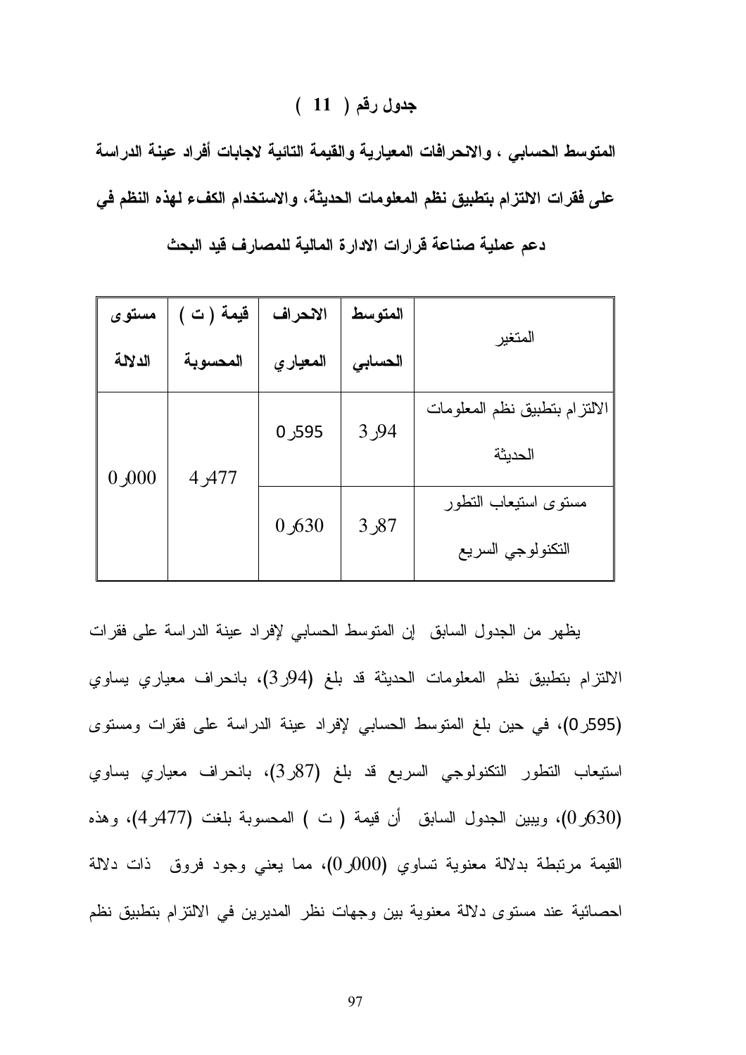**جدول رقم ( 11 )**

**المتوسط الحسابي ، والانحرافات المعيارية والقيمة التائية لاجابات أفراد عينة الدراسة على فقرات الالتزام بتطبيق نظم المعلومات الحديثة، والاستخدام الكفء لهذه النظم في دعم عملية صناعة قرارات الادارة المالية للمصارف قيد البحث**

| المتغير | المتوسط الحسابي | الانحراف المعياري | قيمة ( ت ) المحسوبة | مستوى الدلالة |
|---|---|---|---|---|
| الالتزام بتطبيق نظم المعلومات الحديثة | 3ر94 | 0ر595 | 4ر477 | 0ر000 |
| مستوى استيعاب التطور التكنولوجي السريع | 3ر87 | 0ر630 | | |

يظهر من الجدول السابق إن المتوسط الحسابي لإفراد عينة الدراسة على فقرات الالتزام بتطبيق نظم المعلومات الحديثة قد بلغ (3ر94)، بانحراف معياري يساوي (0ر595)، في حين بلغ المتوسط الحسابي لإفراد عينة الدراسة على فقرات ومستوى استيعاب التطور التكنولوجي السريع قد بلغ (3ر87)، بانحراف معياري يساوي (0ر630)، ويبين الجدول السابق أن قيمة ( ت ) المحسوبة بلغت (4ر477)، وهذه القيمة مرتبطة بدلالة معنوية تساوي (0ر000)، مما يعني وجود فروق ذات دلالة احصائية عند مستوى دلالة معنوية بين وجهات نظر المديرين في الالتزام بتطبيق نظم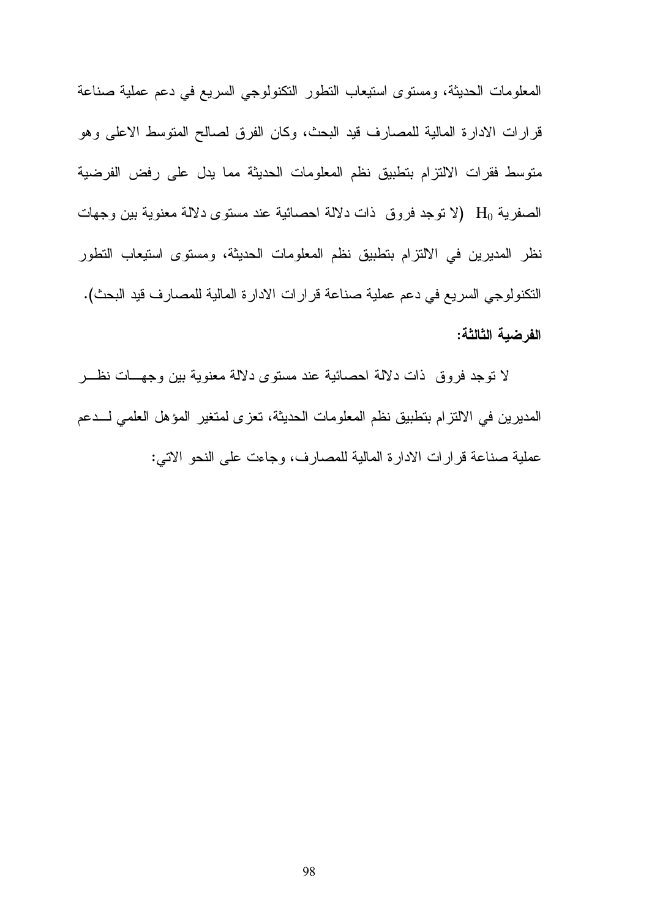المعلومات الحديثة، ومستوى استيعاب التطور التكنولوجي السريع في دعم عملية صناعة قرارات الادارة المالية للمصارف قيد البحث، وكان الفرق لصالح المتوسط الاعلى وهو متوسط فقرات الالتزام بتطبيق نظم المعلومات الحديثة مما يدل على رفض الفرضية الصفرية $H_0$ (لا توجد فروق ذات دلالة احصائية عند مستوى دلالة معنوية بين وجهات نظر المديرين في الالتزام بتطبيق نظم المعلومات الحديثة، ومستوى استيعاب التطور التكنولوجي السريع في دعم عملية صناعة قرارات الادارة المالية للمصارف قيد البحث).

**الفرضية الثالثة:**

لا توجد فروق ذات دلالة احصائية عند مستوى دلالة معنوية بين وجهات نظر المديرين في الالتزام بتطبيق نظم المعلومات الحديثة، تعزى لمتغير المؤهل العلمي لدعم عملية صناعة قرارات الادارة المالية للمصارف، وجاءت على النحو الاتي: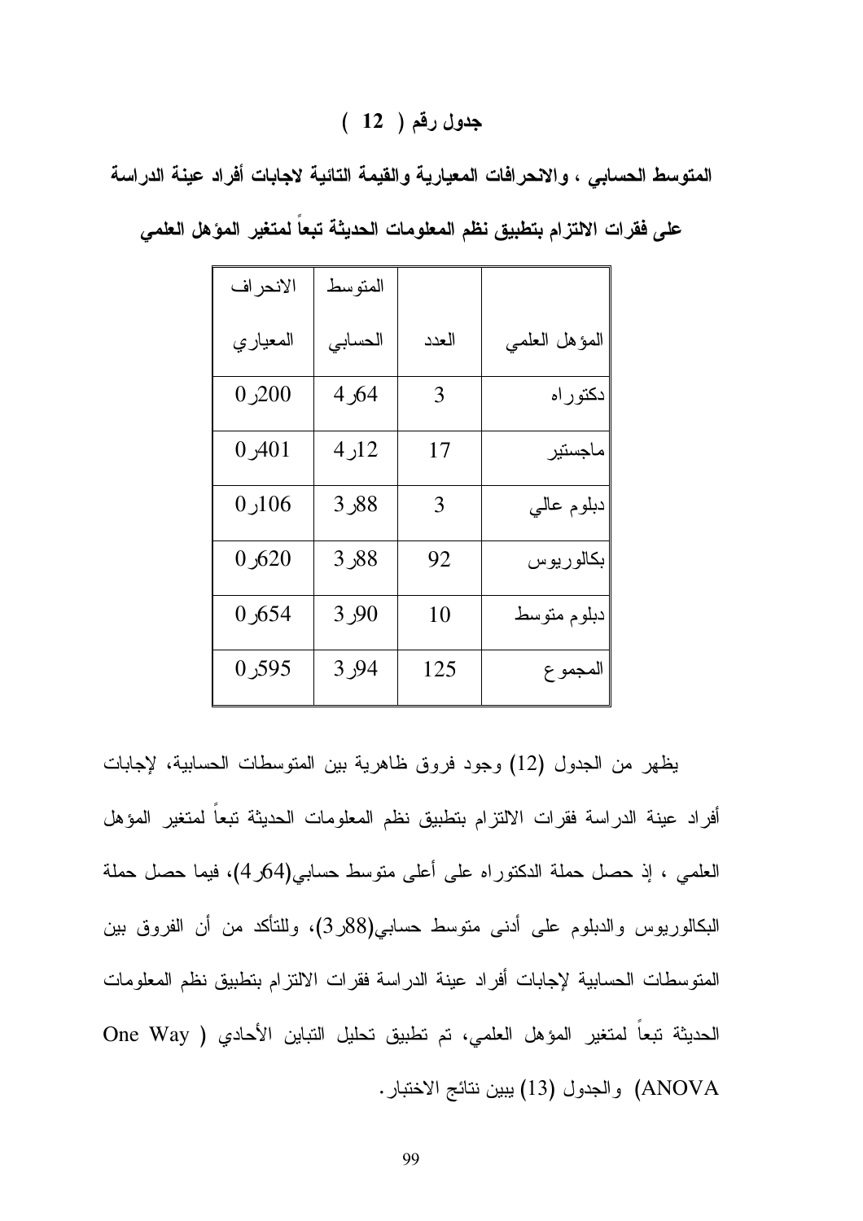## جدول رقم ( 12 )

**المتوسط الحسابي ، والانحرافات المعيارية والقيمة التائية لاجابات أفراد عينة الدراسة على فقرات الالتزام بتطبيق نظم المعلومات الحديثة تبعاً لمتغير المؤهل العلمي**

| المؤهل العلمي | العدد | المتوسط الحسابي | الانحراف المعياري |
|---|---|---|---|
| دكتوراه | 3 | 4ر64 | 0ر200 |
| ماجستير | 17 | 4ر12 | 0ر401 |
| دبلوم عالي | 3 | 3ر88 | 0ر106 |
| بكالوريوس | 92 | 3ر88 | 0ر620 |
| دبلوم متوسط | 10 | 3ر90 | 0ر654 |
| المجموع | 125 | 3ر94 | 0ر595 |

يظهر من الجدول (12) وجود فروق ظاهرية بين المتوسطات الحسابية، لإجابات أفراد عينة الدراسة فقرات الالتزام بتطبيق نظم المعلومات الحديثة تبعاً لمتغير المؤهل العلمي ، إذ حصل حملة الدكتوراه على أعلى متوسط حسابي(64ر4)، فيما حصل حملة البكالوريوس والدبلوم على أدنى متوسط حسابي(88ر3)، وللتأكد من أن الفروق بين المتوسطات الحسابية لإجابات أفراد عينة الدراسة فقرات الالتزام بتطبيق نظم المعلومات الحديثة تبعاً لمتغير المؤهل العلمي، تم تطبيق تحليل التباين الأحادي ( One Way ANOVA) والجدول (13) يبين نتائج الاختبار.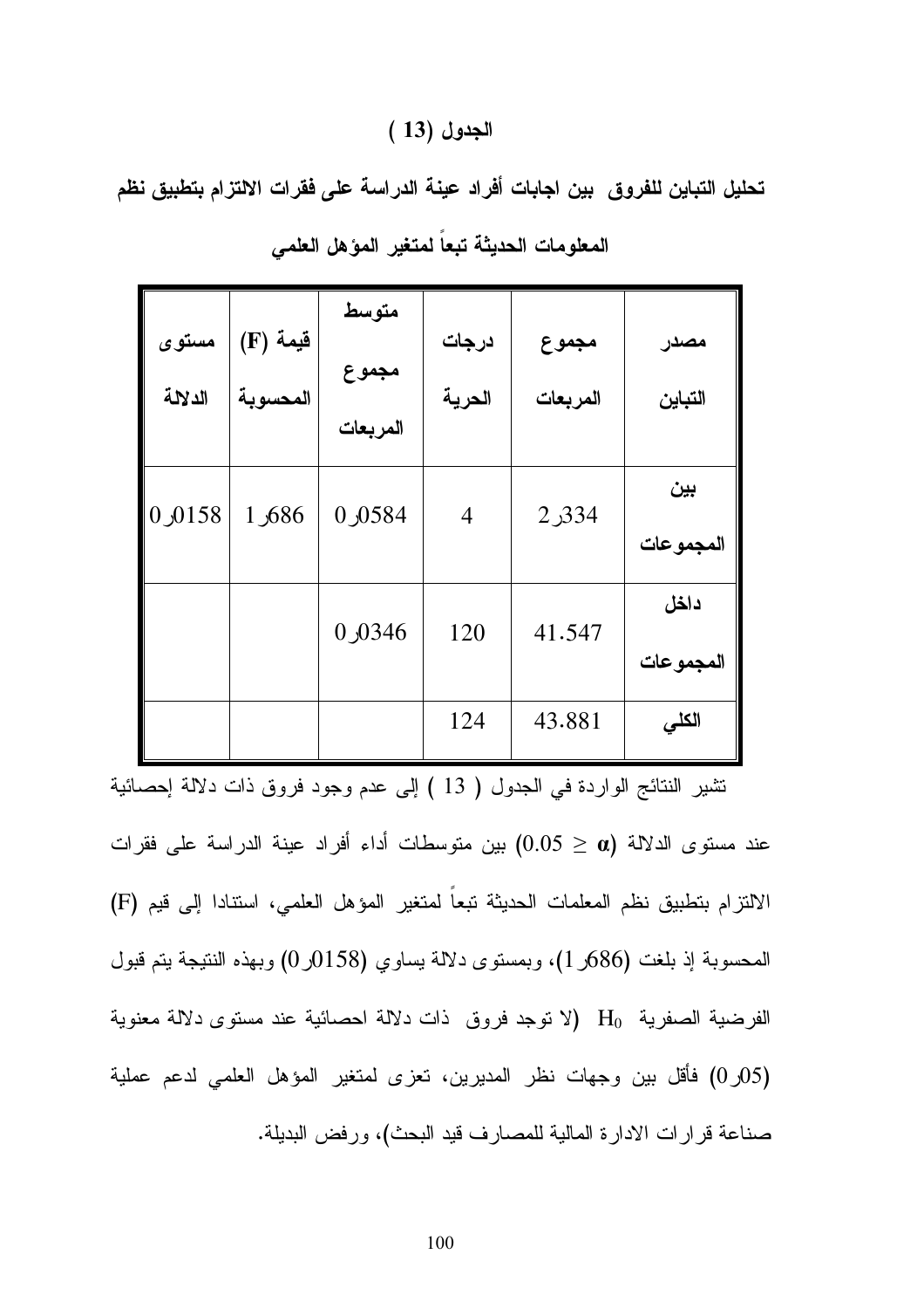## الجدول (13)

**تحليل التباين للفروق بين اجابات أفراد عينة الدراسة على فقرات الالتزام بتطبيق نظم المعلومات الحديثة تبعاً لمتغير المؤهل العلمي**

| مصدر التباين | مجموع المربعات | درجات الحرية | متوسط مجموع المربعات | قيمة (F) المحسوبة | مستوى الدلالة |
|---|---|---|---|---|---|
| بين المجموعات | 2٫334 | 4 | 0٫0584 | 1٫686 | 0٫0158 |
| داخل المجموعات | 41.547 | 120 | 0٫0346 | | |
| الكلي | 43.881 | 124 | | | |

تشير النتائج الواردة في الجدول ( 13 ) إلى عدم وجود فروق ذات دلالة إحصائية عند مستوى الدلالة ($\alpha \geq 0.05$) بين متوسطات أداء أفراد عينة الدراسة على فقرات الالتزام بتطبيق نظم المعلمات الحديثة تبعاً لمتغير المؤهل العلمي، استنادا إلى قيم (F) المحسوبة إذ بلغت (1٫686)، وبمستوى دلالة يساوي (0٫0158) وبهذه النتيجة يتم قبول الفرضية الصفرية $H_0$ (لا توجد فروق ذات دلالة احصائية عند مستوى دلالة معنوية (0٫05) فأقل بين وجهات نظر المديرين، تعزى لمتغير المؤهل العلمي لدعم عملية صناعة قرارات الادارة المالية للمصارف قيد البحث)، ورفض البديلة.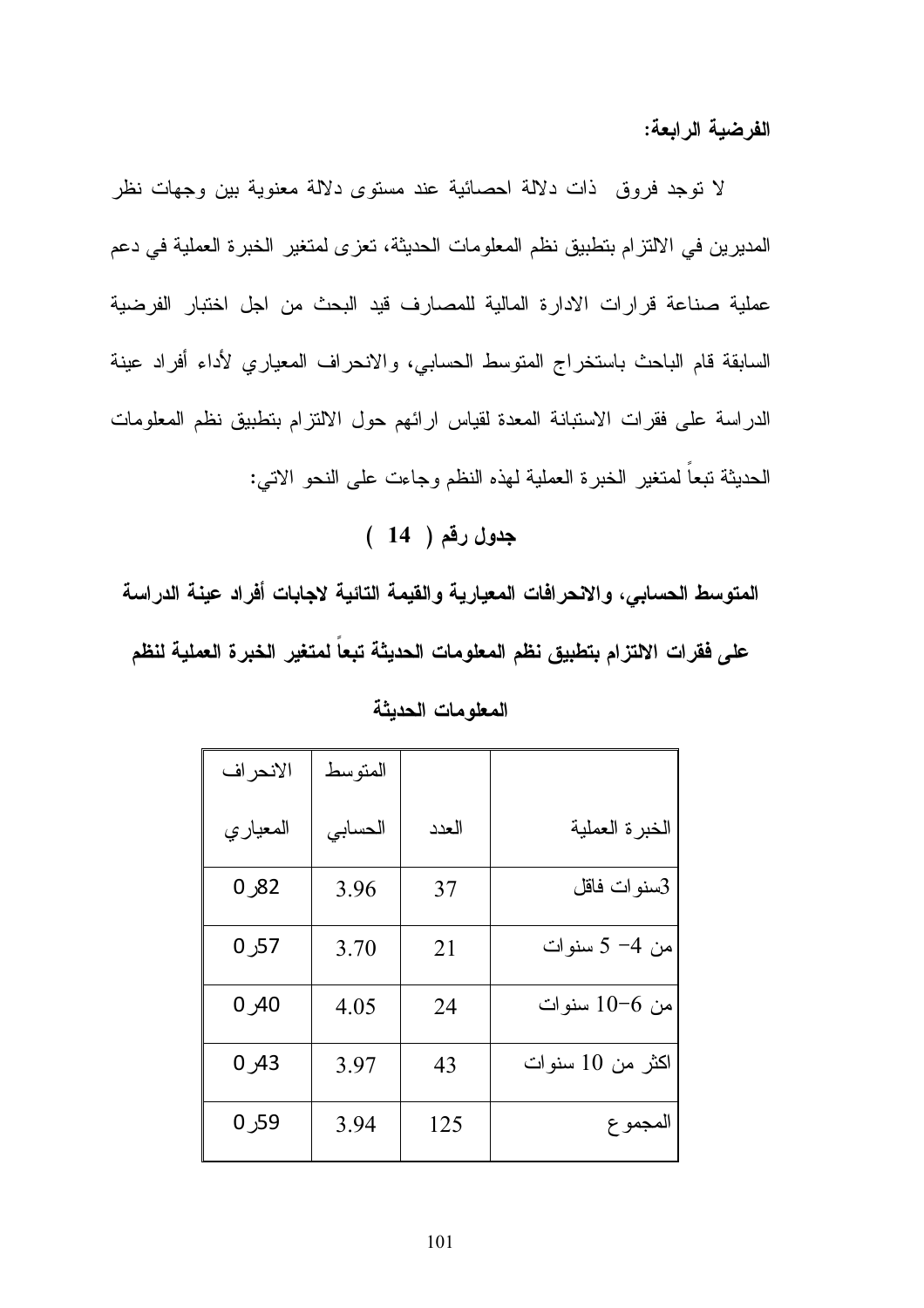**الفرضية الرابعة:**

لا توجد فروق ذات دلالة احصائية عند مستوى دلالة معنوية بين وجهات نظر المديرين في الالتزام بتطبيق نظم المعلومات الحديثة، تعزى لمتغير الخبرة العملية في دعم عملية صناعة قرارات الادارة المالية للمصارف قيد البحث من اجل اختبار الفرضية السابقة قام الباحث باستخراج المتوسط الحسابي، والانحراف المعياري لأداء أفراد عينة الدراسة على فقرات الاستبانة المعدة لقياس ارائهم حول الالتزام بتطبيق نظم المعلومات الحديثة تبعاً لمتغير الخبرة العملية لهذه النظم وجاءت على النحو الاتي:

**جدول رقم ( 14 )**

**المتوسط الحسابي، والانحرافات المعيارية والقيمة التائية لاجابات أفراد عينة الدراسة على فقرات الالتزام بتطبيق نظم المعلومات الحديثة تبعاً لمتغير الخبرة العملية لنظم المعلومات الحديثة**

| الخبرة العملية | العدد | المتوسط الحسابي | الانحراف المعياري |
|---|---|---|---|
| 3سنوات فاقل | 37 | 3.96 | 0ر82 |
| من 4- 5 سنوات | 21 | 3.70 | 0ر57 |
| من 6-10 سنوات | 24 | 4.05 | 0ر40 |
| اكثر من 10 سنوات | 43 | 3.97 | 0ر43 |
| المجموع | 125 | 3.94 | 0ر59 |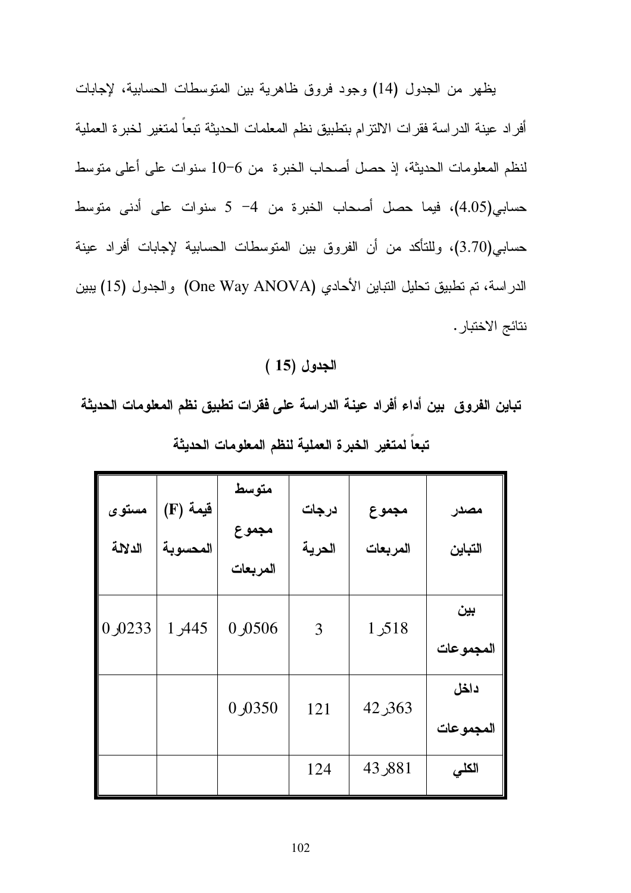يظهر من الجدول (14) وجود فروق ظاهرية بين المتوسطات الحسابية، لإجابات أفراد عينة الدراسة فقرات الالتزام بتطبيق نظم المعلمات الحديثة تبعاً لمتغير لخبرة العملية لنظم المعلومات الحديثة، إذ حصل أصحاب الخبرة من 6-10 سنوات على أعلى متوسط حسابي(4.05)، فيما حصل أصحاب الخبرة من 4- 5 سنوات على أدنى متوسط حسابي(3.70)، وللتأكد من أن الفروق بين المتوسطات الحسابية لإجابات أفراد عينة الدراسة، تم تطبيق تحليل التباين الأحادي (One Way ANOVA) والجدول (15) يبين نتائج الاختبار.

**الجدول (15 )**

**تباين الفروق بين أداء أفراد عينة الدراسة على فقرات تطبيق نظم المعلومات الحديثة تبعاً لمتغير الخبرة العملية لنظم المعلومات الحديثة**

| مصدر التباين | مجموع المربعات | درجات الحرية | متوسط مجموع المربعات | قيمة (F) المحسوبة | مستوى الدلالة |
|---|---|---|---|---|---|
| بين المجموعات | 518ر1 | 3 | 0506ر0 | 445ر1 | 0233ر0 |
| داخل المجموعات | 363ر42 | 121 | 0350ر0 | | |
| الكلي | 881ر43 | 124 | | | |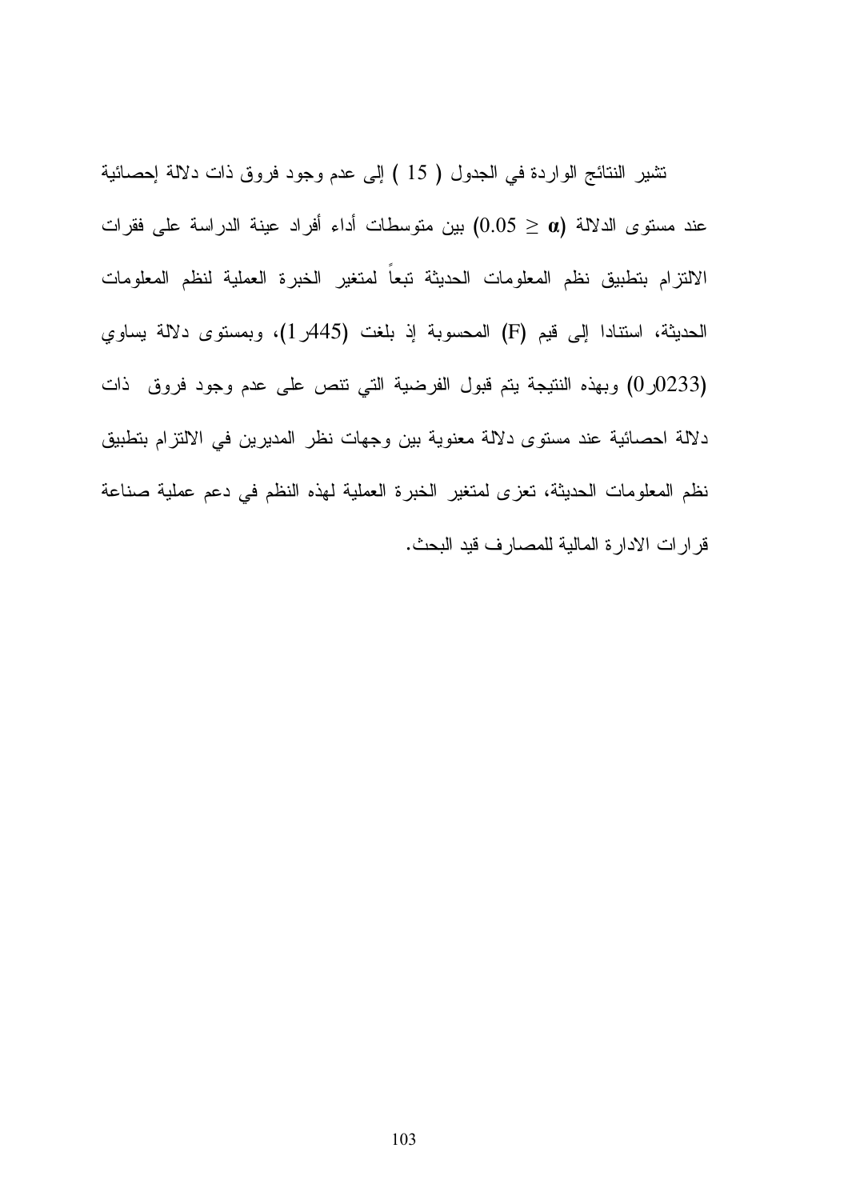تشير النتائج الواردة في الجدول ( 15 ) إلى عدم وجود فروق ذات دلالة إحصائية عند مستوى الدلالة ($\alpha \leq 0.05$) بين متوسطات أداء أفراد عينة الدراسة على فقرات الالتزام بتطبيق نظم المعلومات الحديثة تبعاً لمتغير الخبرة العملية لنظم المعلومات الحديثة، استنادا إلى قيم (F) المحسوبة إذ بلغت (1ر445)، وبمستوى دلالة يساوي (0ر0233) وبهذه النتيجة يتم قبول الفرضية التي تنص على عدم وجود فروق ذات دلالة احصائية عند مستوى دلالة معنوية بين وجهات نظر المديرين في الالتزام بتطبيق نظم المعلومات الحديثة، تعزى لمتغير الخبرة العملية لهذه النظم في دعم عملية صناعة قرارات الادارة المالية للمصارف قيد البحث.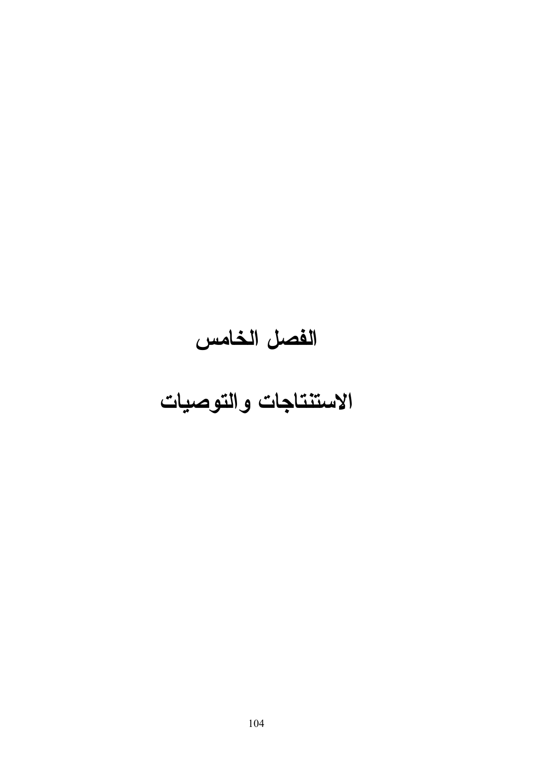# الفصل الخامس

# الاستنتاجات والتوصيات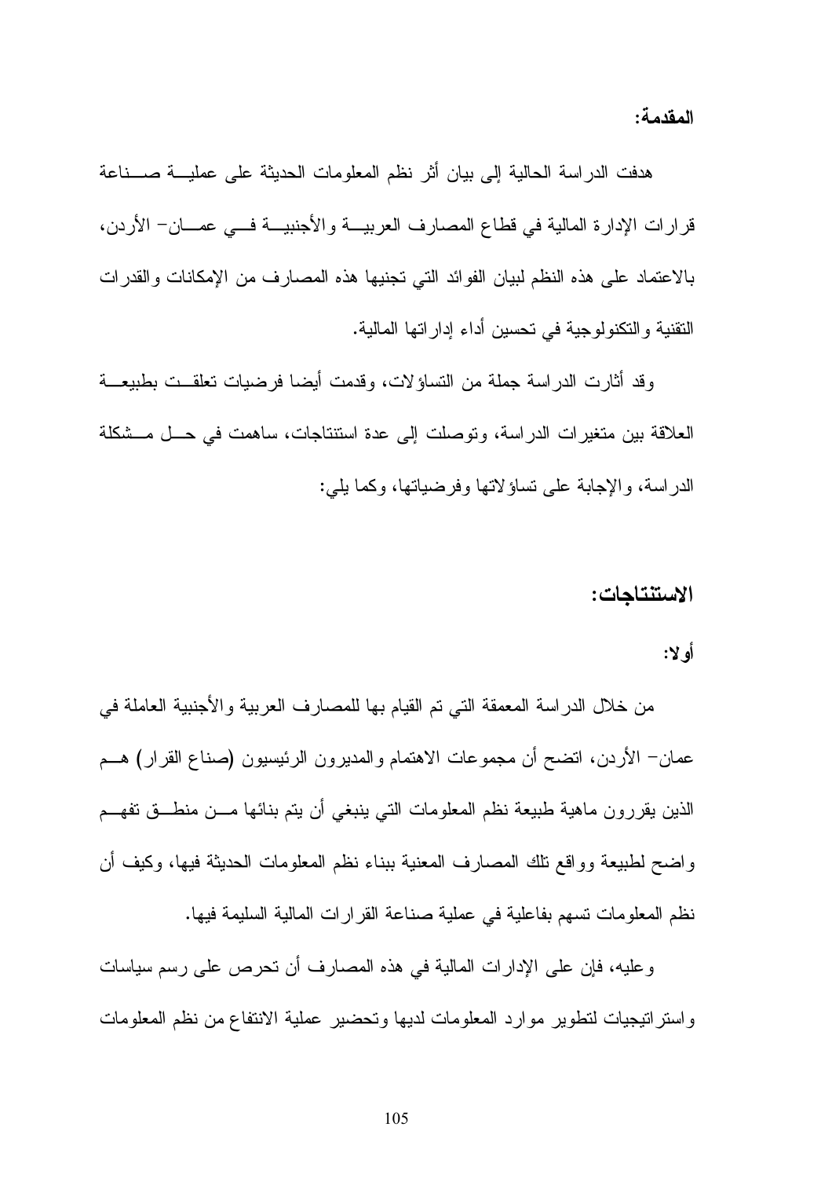**المقدمة:**

هدفت الدراسة الحالية إلى بيان أثر نظم المعلومات الحديثة على عملية صناعة قرارات الإدارة المالية في قطاع المصارف العربية والأجنبية في عمان- الأردن، بالاعتماد على هذه النظم لبيان الفوائد التي تجنيها هذه المصارف من الإمكانات والقدرات التقنية والتكنولوجية في تحسين أداء إداراتها المالية.

وقد أثارت الدراسة جملة من التساؤلات، وقدمت أيضا فرضيات تعلقت بطبيعة العلاقة بين متغيرات الدراسة، وتوصلت إلى عدة استنتاجات، ساهمت في حل مشكلة الدراسة، والإجابة على تساؤلاتها وفرضياتها، وكما يلي:

## الاستنتاجات:

**أولا:**

من خلال الدراسة المعمقة التي تم القيام بها للمصارف العربية والأجنبية العاملة في عمان- الأردن، اتضح أن مجموعات الاهتمام والمديرون الرئيسيون (صناع القرار) هم الذين يقررون ماهية طبيعة نظم المعلومات التي ينبغي أن يتم بنائها من منطق تفهم واضح لطبيعة وواقع تلك المصارف المعنية ببناء نظم المعلومات الحديثة فيها، وكيف أن نظم المعلومات تسهم بفاعلية في عملية صناعة القرارات المالية السليمة فيها.

وعليه، فإن على الإدارات المالية في هذه المصارف أن تحرص على رسم سياسات واستراتيجيات لتطوير موارد المعلومات لديها وتحضير عملية الانتفاع من نظم المعلومات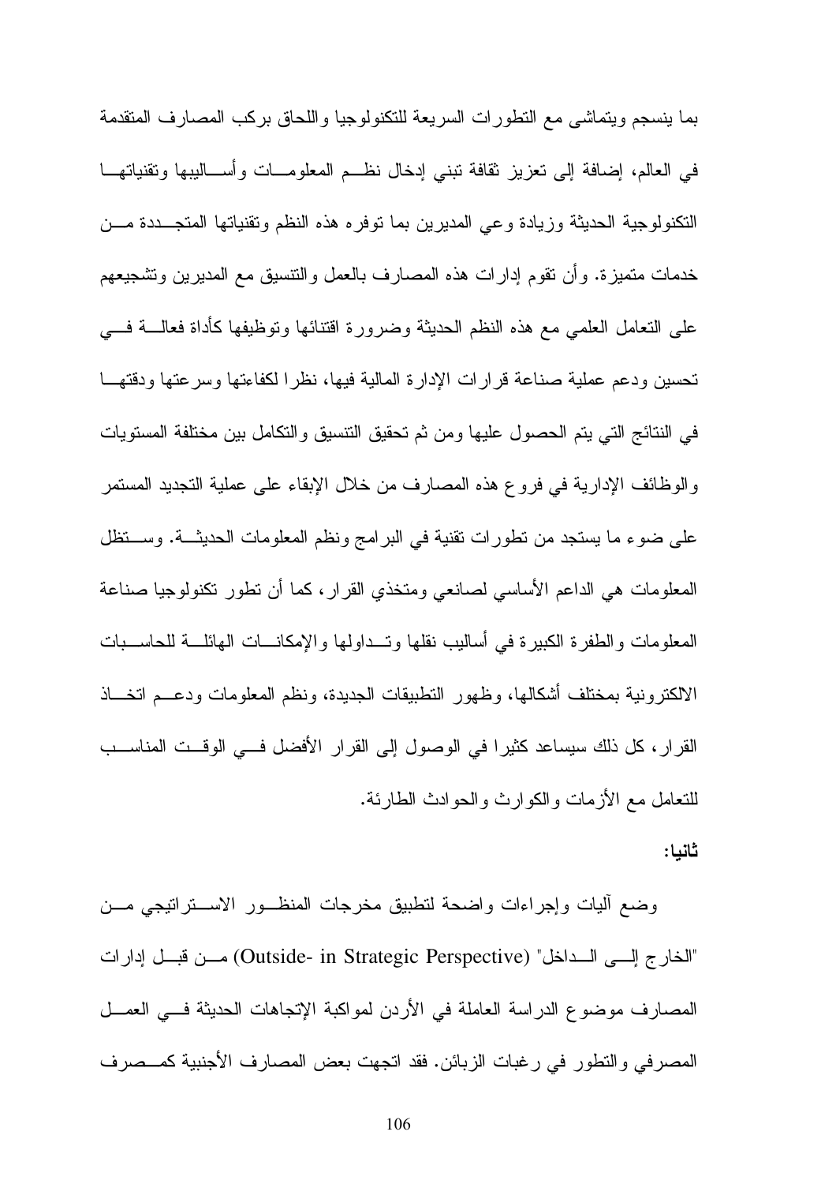بما ينسجم ويتماشى مع التطورات السريعة للتكنولوجيا واللحاق بركب المصارف المتقدمة في العالم، إضافة إلى تعزيز ثقافة تبني إدخال نظم المعلومات وأساليبها وتقنياتها التكنولوجية الحديثة وزيادة وعي المديرين بما توفره هذه النظم وتقنياتها المتجددة من خدمات متميزة. وأن تقوم إدارات هذه المصارف بالعمل والتنسيق مع المديرين وتشجيعهم على التعامل العلمي مع هذه النظم الحديثة وضرورة اقتنائها وتوظيفها كأداة فعالة في تحسين ودعم عملية صناعة قرارات الإدارة المالية فيها، نظرا لكفاءتها وسرعتها ودقتها في النتائج التي يتم الحصول عليها ومن ثم تحقيق التنسيق والتكامل بين مختلفة المستويات والوظائف الإدارية في فروع هذه المصارف من خلال الإبقاء على عملية التجديد المستمر على ضوء ما يستجد من تطورات تقنية في البرامج ونظم المعلومات الحديثة. وستظل المعلومات هي الداعم الأساسي لصانعي ومتخذي القرار، كما أن تطور تكنولوجيا صناعة المعلومات والطفرة الكبيرة في أساليب نقلها وتداولها والإمكانات الهائلة للحاسبات الالكترونية بمختلف أشكالها، وظهور التطبيقات الجديدة، ونظم المعلومات ودعم اتخاذ القرار، كل ذلك سيساعد كثيرا في الوصول إلى القرار الأفضل في الوقت المناسب للتعامل مع الأزمات والكوارث والحوادث الطارئة.

**ثانيا:**

وضع آليات وإجراءات واضحة لتطبيق مخرجات المنظور الاستراتيجي من "الخارج إلى الداخل" (Outside- in Strategic Perspective) من قبل إدارات المصارف موضوع الدراسة العاملة في الأردن لمواكبة الإتجاهات الحديثة في العمل المصرفي والتطور في رغبات الزبائن. فقد اتجهت بعض المصارف الأجنبية كمصرف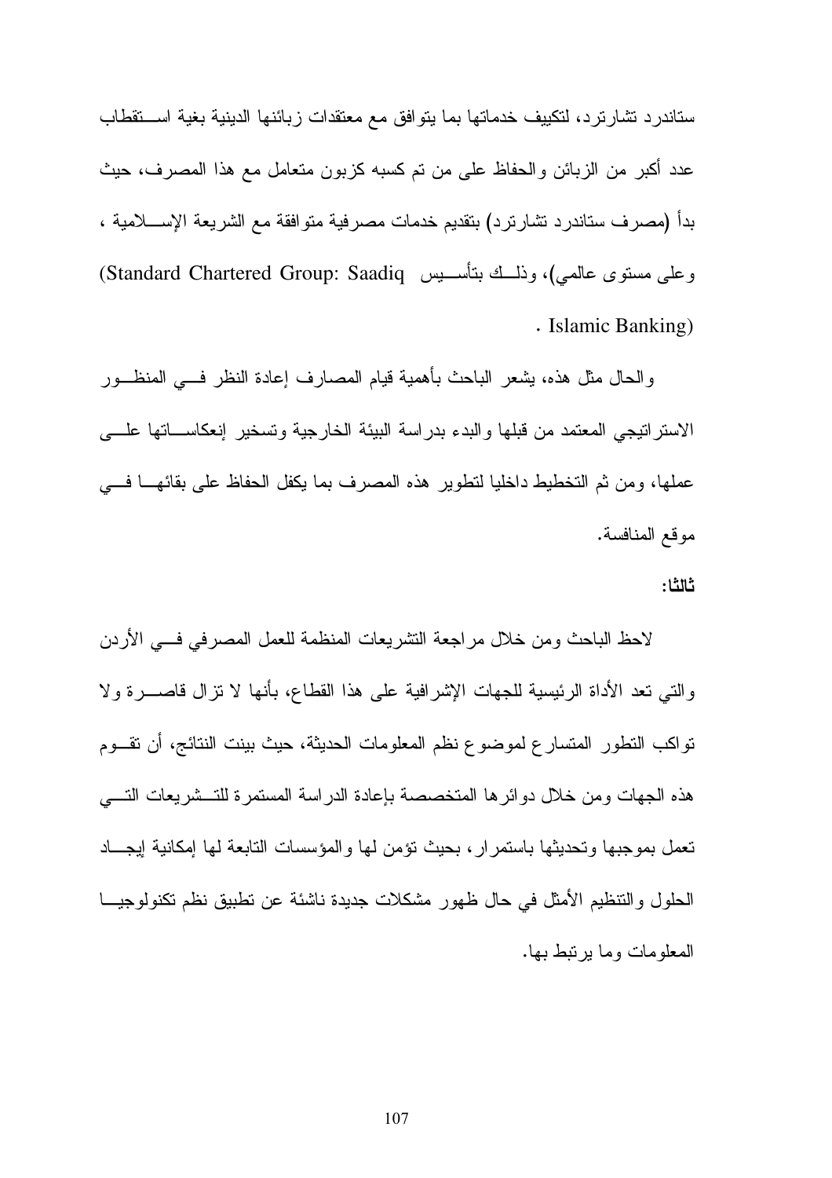ستاندرد تشارترد، لتكييف خدماتها بما يتوافق مع معتقدات زبائنها الدينية بغية استقطاب عدد أكبر من الزبائن والحفاظ على من تم كسبه كزبون متعامل مع هذا المصرف، حيث بدأ (مصرف ستاندرد تشارترد) بتقديم خدمات مصرفية متوافقة مع الشريعة الإسلامية ، وعلى مستوى عالمي)، وذلك بتأسيس (Standard Chartered Group: Saadiq Islamic Banking) .

والحال مثل هذه، يشعر الباحث بأهمية قيام المصارف إعادة النظر في المنظور الاستراتيجي المعتمد من قبلها والبدء بدراسة البيئة الخارجية وتسخير إنعكاساتها على عملها، ومن ثم التخطيط داخليا لتطوير هذه المصرف بما يكفل الحفاظ على بقائها في موقع المنافسة.

**ثالثا:**

لاحظ الباحث ومن خلال مراجعة التشريعات المنظمة للعمل المصرفي في الأردن والتي تعد الأداة الرئيسية للجهات الإشرافية على هذا القطاع، بأنها لا تزال قاصرة ولا تواكب التطور المتسارع لموضوع نظم المعلومات الحديثة، حيث بينت النتائج، أن تقوم هذه الجهات ومن خلال دوائرها المتخصصة بإعادة الدراسة المستمرة للتشريعات التي تعمل بموجبها وتحديثها باستمرار، بحيث تؤمن لها والمؤسسات التابعة لها إمكانية إيجاد الحلول والتنظيم الأمثل في حال ظهور مشكلات جديدة ناشئة عن تطبيق نظم تكنولوجيا المعلومات وما يرتبط بها.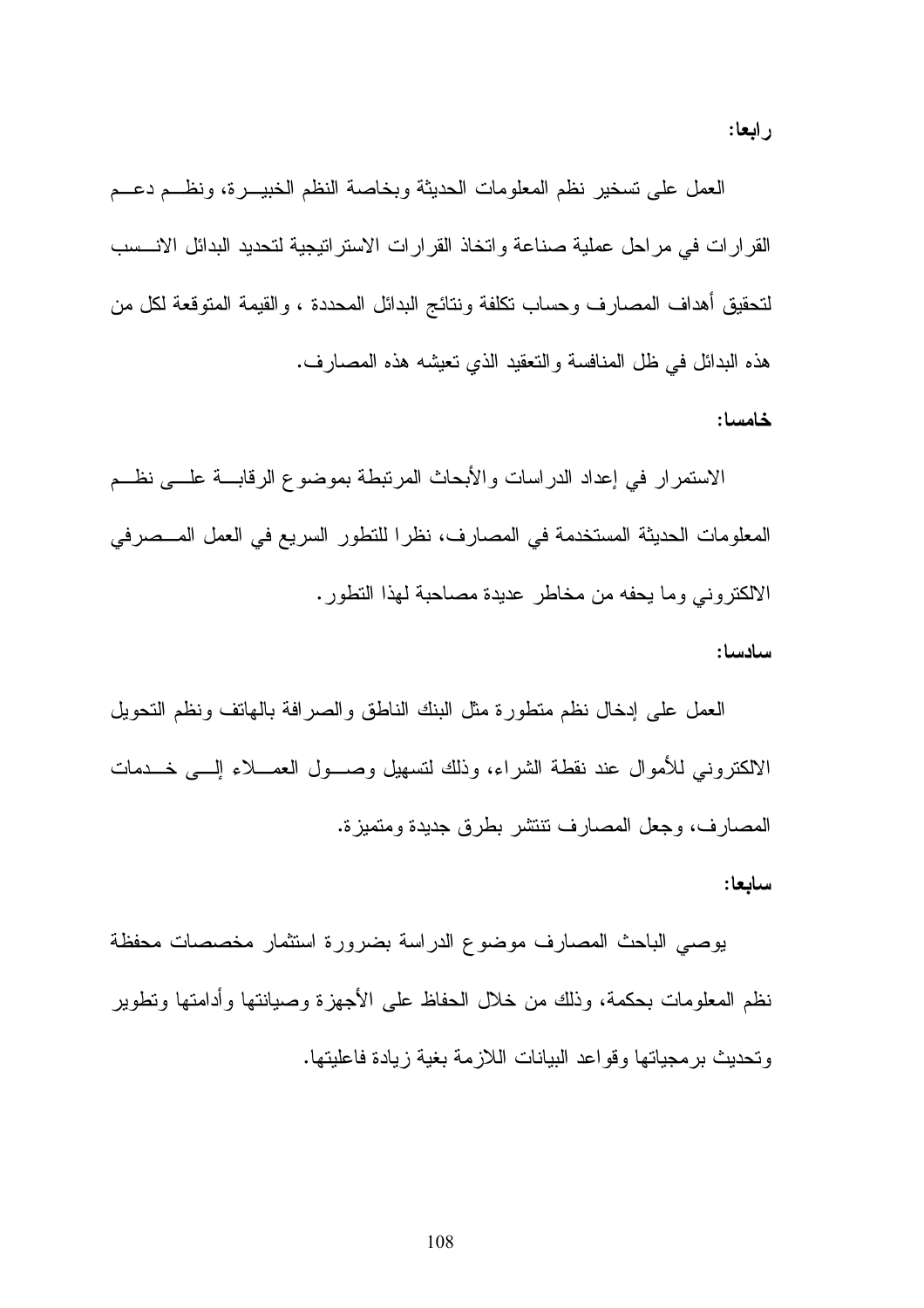**رابعا:**

العمل على تسخير نظم المعلومات الحديثة وبخاصة النظم الخبيرة، ونظم دعم القرارات في مراحل عملية صناعة واتخاذ القرارات الاستراتيجية لتحديد البدائل الانسب لتحقيق أهداف المصارف وحساب تكلفة ونتائج البدائل المحددة ، والقيمة المتوقعة لكل من هذه البدائل في ظل المنافسة والتعقيد الذي تعيشه هذه المصارف.

**خامسا:**

الاستمرار في إعداد الدراسات والأبحاث المرتبطة بموضوع الرقابة على نظم المعلومات الحديثة المستخدمة في المصارف، نظرا للتطور السريع في العمل المصرفي الالكتروني وما يحفه من مخاطر عديدة مصاحبة لهذا التطور.

**سادسا:**

العمل على إدخال نظم متطورة مثل البنك الناطق والصرافة بالهاتف ونظم التحويل الالكتروني للأموال عند نقطة الشراء، وذلك لتسهيل وصول العملاء إلى خدمات المصارف، وجعل المصارف تنتشر بطرق جديدة ومتميزة.

**سابعا:**

يوصي الباحث المصارف موضوع الدراسة بضرورة استثمار مخصصات محفظة نظم المعلومات بحكمة، وذلك من خلال الحفاظ على الأجهزة وصيانتها وأدامتها وتطوير وتحديث برمجياتها وقواعد البيانات اللازمة بغية زيادة فاعليتها.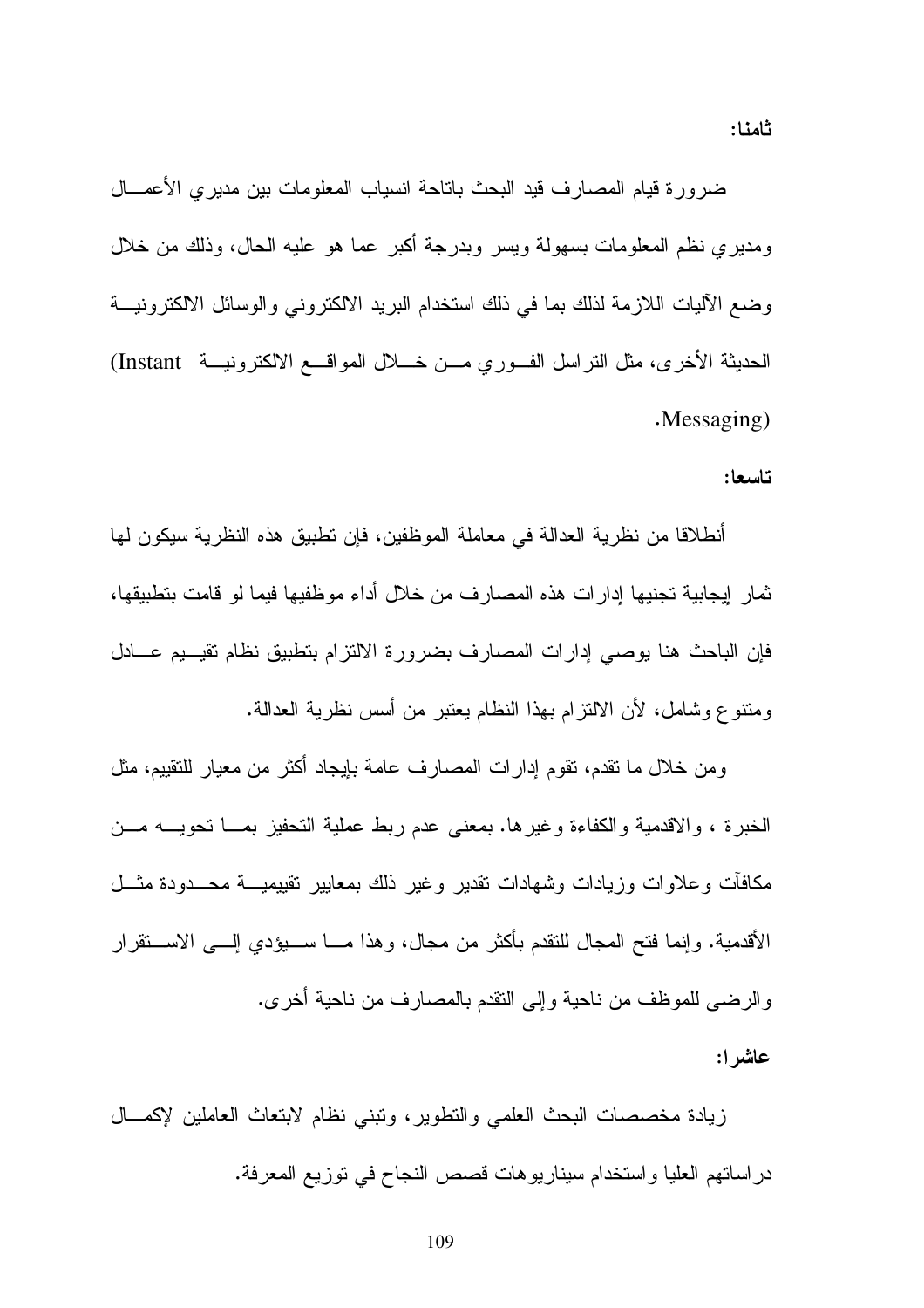**ثامنا:**

ضرورة قيام المصارف قيد البحث باتاحة انسياب المعلومات بين مديري الأعمال ومديري نظم المعلومات بسهولة ويسر وبدرجة أكبر عما هو عليه الحال، وذلك من خلال وضع الآليات اللازمة لذلك بما في ذلك استخدام البريد الالكتروني والوسائل الالكترونية الحديثة الأخرى، مثل التراسل الفوري من خلال المواقع الالكترونية (Instant Messaging).

**تاسعا:**

أنطلاقا من نظرية العدالة في معاملة الموظفين، فإن تطبيق هذه النظرية سيكون لها ثمار إيجابية تجنيها إدارات هذه المصارف من خلال أداء موظفيها فيما لو قامت بتطبيقها، فإن الباحث هنا يوصي إدارات المصارف بضرورة الالتزام بتطبيق نظام تقييم عادل ومتنوع وشامل، لأن الالتزام بهذا النظام يعتبر من أسس نظرية العدالة.

ومن خلال ما تقدم، تقوم إدارات المصارف عامة بإيجاد أكثر من معيار للتقييم، مثل الخبرة ، والاقدمية والكفاءة وغيرها. بمعنى عدم ربط عملية التحفيز بما تحويه من مكافآت وعلاوات وزيادات وشهادات تقدير وغير ذلك بمعايير تقييمية محدودة مثل الأقدمية. وإنما فتح المجال للتقدم بأكثر من مجال، وهذا ما سيؤدي إلى الاستقرار والرضى للموظف من ناحية وإلى التقدم بالمصارف من ناحية أخرى.

**عاشرا:**

زيادة مخصصات البحث العلمي والتطوير، وتبني نظام لابتعاث العاملين لإكمال دراساتهم العليا واستخدام سيناريوهات قصص النجاح في توزيع المعرفة.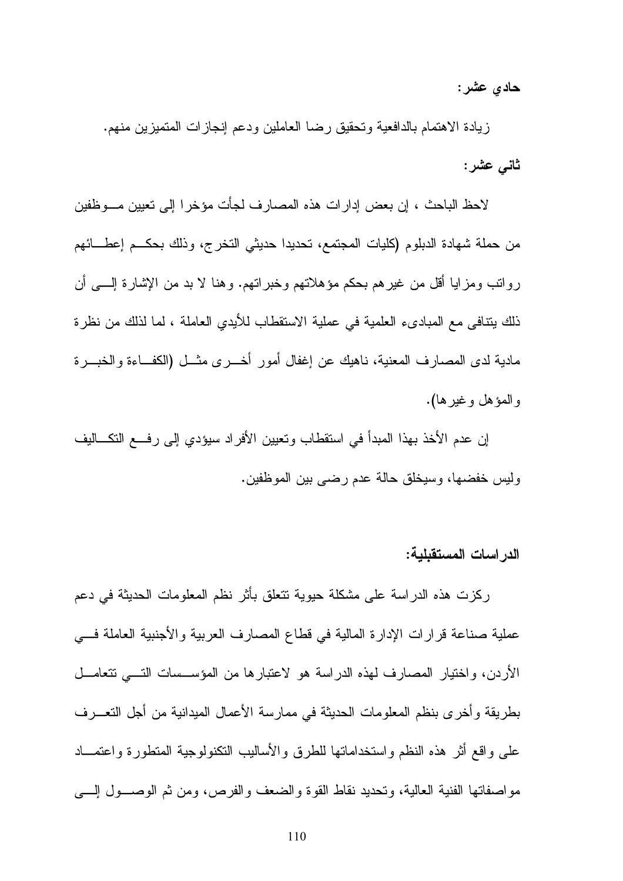**حادي عشر:**

زيادة الاهتمام بالدافعية وتحقيق رضا العاملين ودعم إنجازات المتميزين منهم.

**ثاني عشر:**

لاحظ الباحث ، إن بعض إدارات هذه المصارف لجأت مؤخرا إلى تعيين موظفين من حملة شهادة الدبلوم (كليات المجتمع، تحديدا حديثي التخرج، وذلك بحكم إعطائهم رواتب ومزايا أقل من غيرهم بحكم مؤهلاتهم وخبراتهم. وهنا لا بد من الإشارة إلى أن ذلك يتنافى مع المبادىء العلمية في عملية الاستقطاب للأيدي العاملة ، لما لذلك من نظرة مادية لدى المصارف المعنية، ناهيك عن إغفال أمور أخرى مثل (الكفاءة والخبرة والمؤهل وغيرها).

إن عدم الأخذ بهذا المبدأ في استقطاب وتعيين الأفراد سيؤدي إلى رفع التكاليف وليس خفضها، وسيخلق حالة عدم رضى بين الموظفين.

**الدراسات المستقبلية:**

ركزت هذه الدراسة على مشكلة حيوية تتعلق بأثر نظم المعلومات الحديثة في دعم عملية صناعة قرارات الإدارة المالية في قطاع المصارف العربية والأجنبية العاملة في الأردن، واختيار المصارف لهذه الدراسة هو لاعتبارها من المؤسسات التي تتعامل بطريقة وأخرى بنظم المعلومات الحديثة في ممارسة الأعمال الميدانية من أجل التعرف على واقع أثر هذه النظم واستخداماتها للطرق والأساليب التكنولوجية المتطورة واعتماد مواصفاتها الفنية العالية، وتحديد نقاط القوة والضعف والفرص، ومن ثم الوصول إلى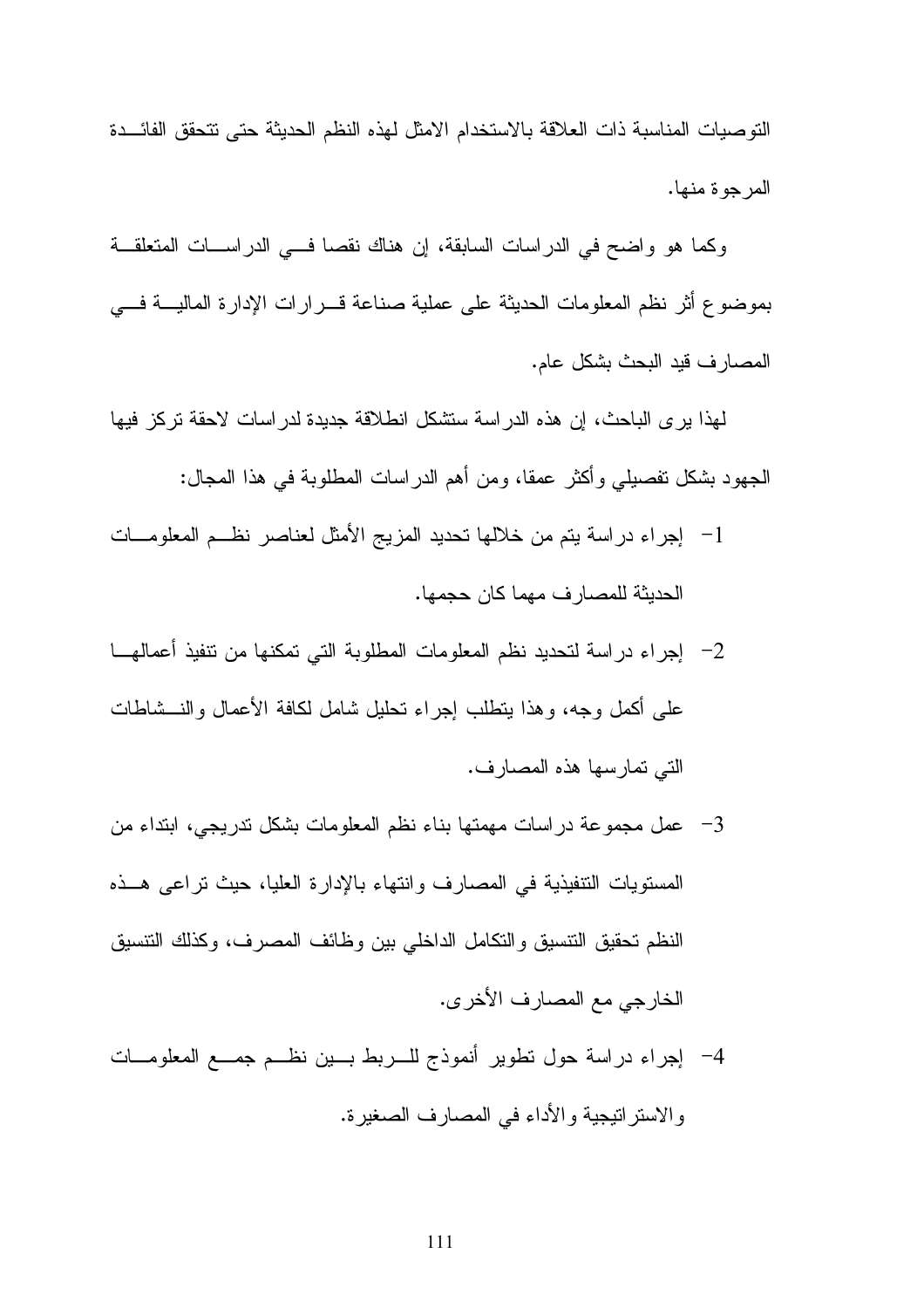التوصيات المناسبة ذات العلاقة بالاستخدام الامثل لهذه النظم الحديثة حتى تتحقق الفائدة المرجوة منها.

وكما هو واضح في الدراسات السابقة، إن هناك نقصا في الدراسات المتعلقة بموضوع أثر نظم المعلومات الحديثة على عملية صناعة قرارات الإدارة المالية في المصارف قيد البحث بشكل عام.

لهذا يرى الباحث، إن هذه الدراسة ستشكل انطلاقة جديدة لدراسات لاحقة تركز فيها الجهود بشكل تفصيلي وأكثر عمقا، ومن أهم الدراسات المطلوبة في هذا المجال:

1- إجراء دراسة يتم من خلالها تحديد المزيج الأمثل لعناصر نظم المعلومات الحديثة للمصارف مهما كان حجمها.

2- إجراء دراسة لتحديد نظم المعلومات المطلوبة التي تمكنها من تنفيذ أعمالها على أكمل وجه، وهذا يتطلب إجراء تحليل شامل لكافة الأعمال والنشاطات التي تمارسها هذه المصارف.

3- عمل مجموعة دراسات مهمتها بناء نظم المعلومات بشكل تدريجي، ابتداء من المستويات التنفيذية في المصارف وانتهاء بالإدارة العليا، حيث تراعى هذه النظم تحقيق التنسيق والتكامل الداخلي بين وظائف المصرف، وكذلك التنسيق الخارجي مع المصارف الأخرى.

4- إجراء دراسة حول تطوير أنموذج للربط بين نظم جمع المعلومات والاستراتيجية والأداء في المصارف الصغيرة.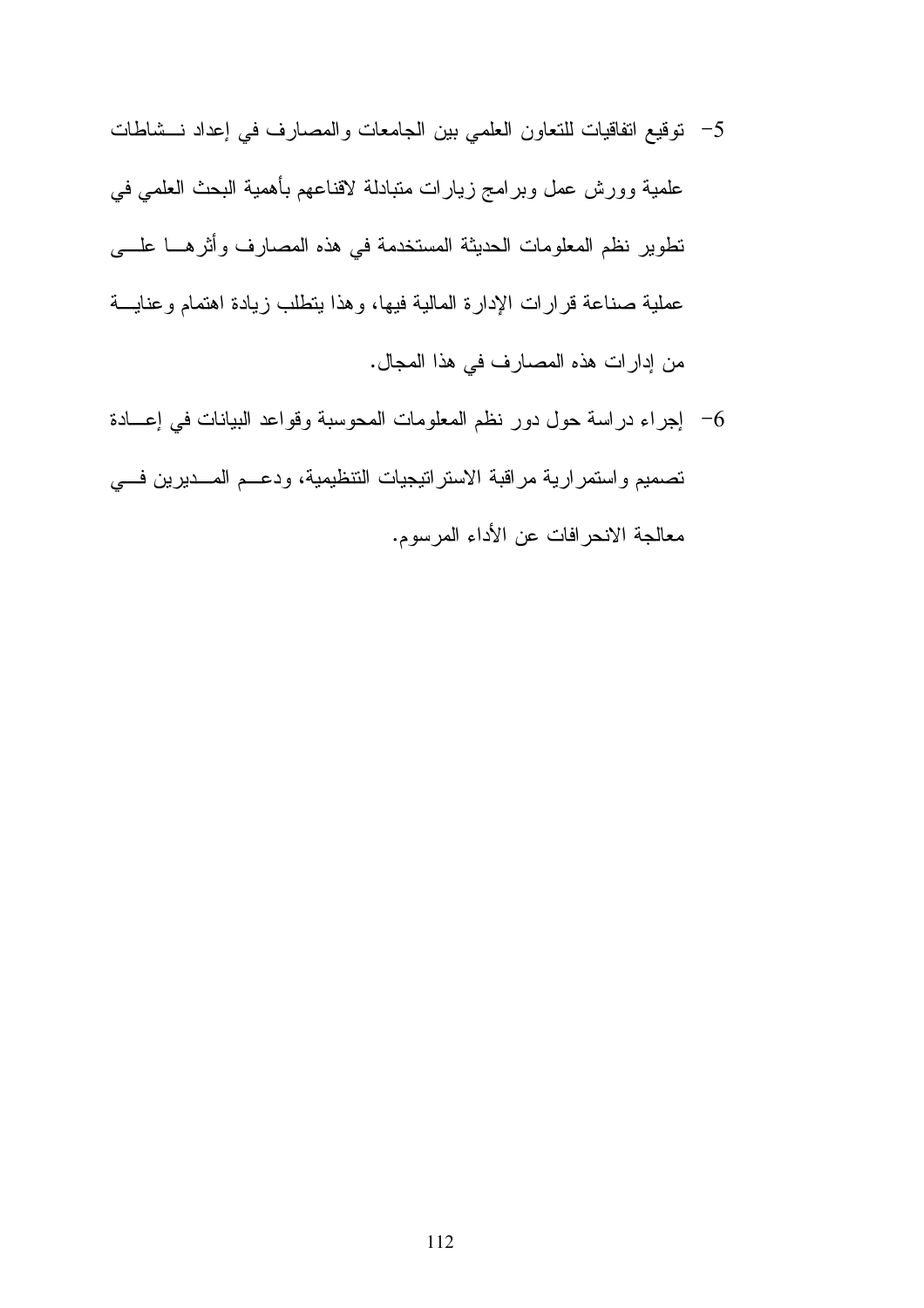5- توقيع اتفاقيات للتعاون العلمي بين الجامعات والمصارف في إعداد نشاطات علمية وورش عمل وبرامج زيارات متبادلة لاقناعهم بأهمية البحث العلمي في تطوير نظم المعلومات الحديثة المستخدمة في هذه المصارف وأثرها على عملية صناعة قرارات الإدارة المالية فيها، وهذا يتطلب زيادة اهتمام وعناية من إدارات هذه المصارف في هذا المجال.

6- إجراء دراسة حول دور نظم المعلومات المحوسبة وقواعد البيانات في إعادة تصميم واستمرارية مراقبة الاستراتيجيات التنظيمية، ودعم المديرين في معالجة الانحرافات عن الأداء المرسوم.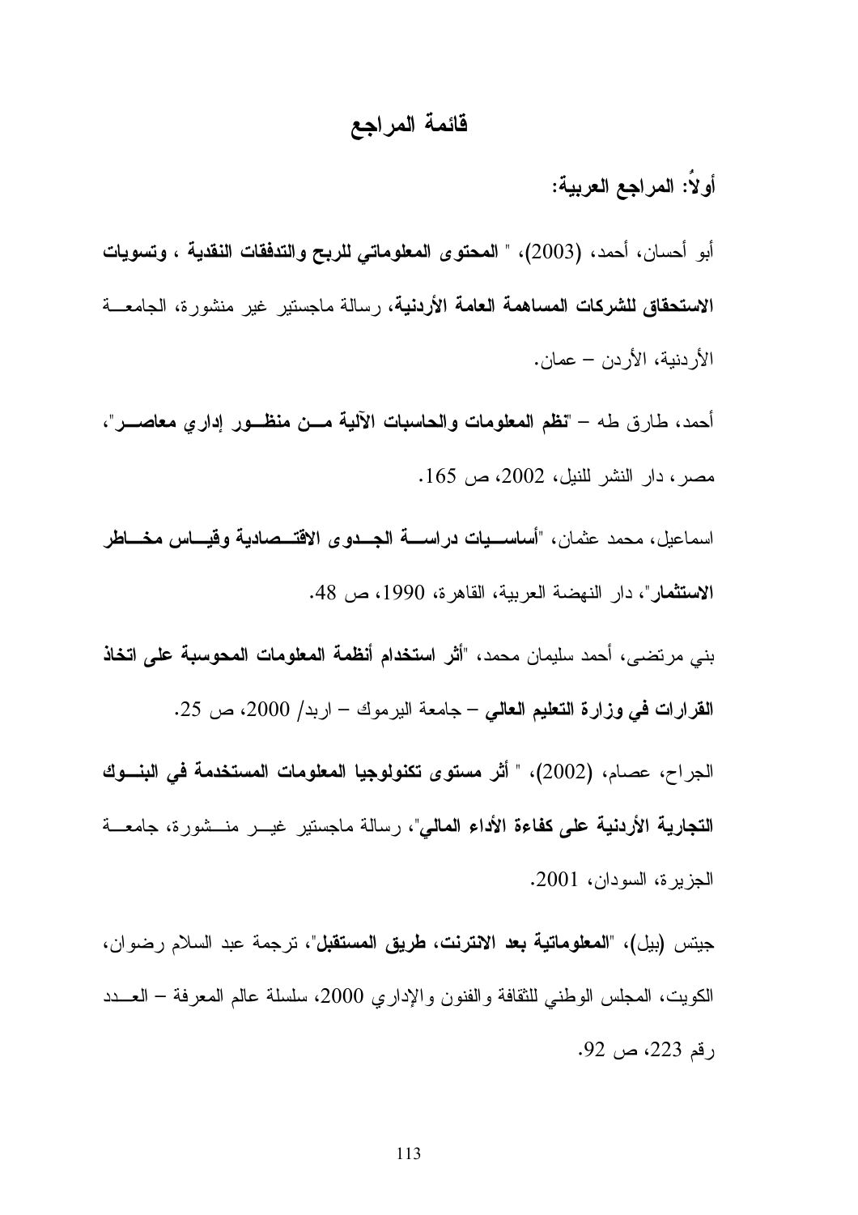# قائمة المراجع

## أولاً: المراجع العربية:

أبو أحسان، أحمد، (2003)، " **المحتوى المعلوماتي للربح والتدفقات النقدية ، وتسويات الاستحقاق للشركات المساهمة العامة الأردنية**، رسالة ماجستير غير منشورة، الجامعة الأردنية، الأردن – عمان.

أحمد، طارق طه – "**نظم المعلومات والحاسبات الآلية من منظور إداري معاصر**"، مصر، دار النشر للنيل، 2002، ص 165.

اسماعيل، محمد عثمان، "**أساسيات دراسة الجدوى الاقتصادية وقياس مخاطر الاستثمار**"، دار النهضة العربية، القاهرة، 1990، ص 48.

بني مرتضى، أحمد سليمان محمد، "**أثر استخدام أنظمة المعلومات المحوسبة على اتخاذ القرارات في وزارة التعليم العالي** – جامعة اليرموك – اربد/ 2000، ص 25.

الجراح، عصام، (2002)، " **أثر مستوى تكنولوجيا المعلومات المستخدمة في البنوك التجارية الأردنية على كفاءة الأداء المالي**"، رسالة ماجستير غير منشورة، جامعة الجزيرة، السودان، 2001.

جيتس (بيل)، "**المعلوماتية بعد الانترنت، طريق المستقبل**"، ترجمة عبد السلام رضوان، الكويت، المجلس الوطني للثقافة والفنون والإداري 2000، سلسلة عالم المعرفة – العدد رقم 223، ص 92.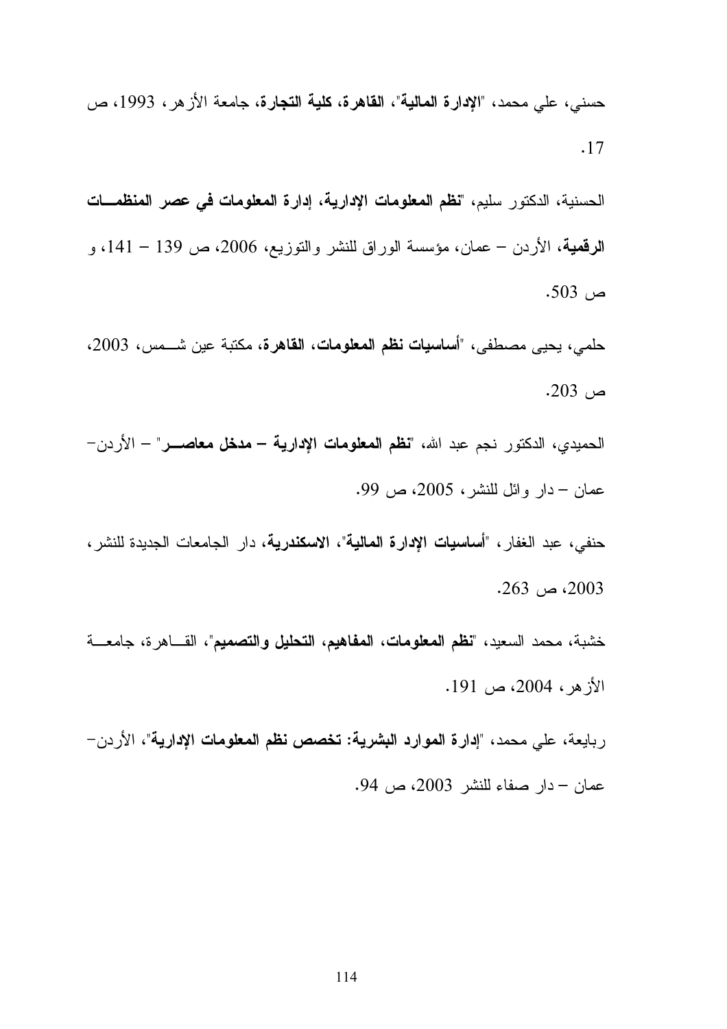حسني، علي محمد، "**الإدارة المالية**"، **القاهرة، كلية التجارة**، جامعة الأزهر، 1993، ص 17.

الحسنية، الدكتور سليم، "**نظم المعلومات الإدارية، إدارة المعلومات في عصر المنظمات الرقمية**، الأردن – عمان، مؤسسة الوراق للنشر والتوزيع، 2006، ص 139 – 141، و ص 503.

حلمي، يحيى مصطفى، "**أساسيات نظم المعلومات، القاهرة**، مكتبة عين شمس، 2003، ص 203.

الحميدي، الدكتور نجم عبد الله، "**نظم المعلومات الإدارية – مدخل معاصر**" – الأردن- عمان – دار وائل للنشر، 2005، ص 99.

حنفي، عبد الغفار، "**أساسيات الإدارة المالية**"، **الاسكندرية**، دار الجامعات الجديدة للنشر، 2003، ص 263.

خشبة، محمد السعيد، "**نظم المعلومات، المفاهيم، التحليل والتصميم**"، القاهرة، جامعة الأزهر، 2004، ص 191.

ربايعة، علي محمد، "**إدارة الموارد البشرية: تخصص نظم المعلومات الإدارية**"، الأردن- عمان – دار صفاء للنشر 2003، ص 94.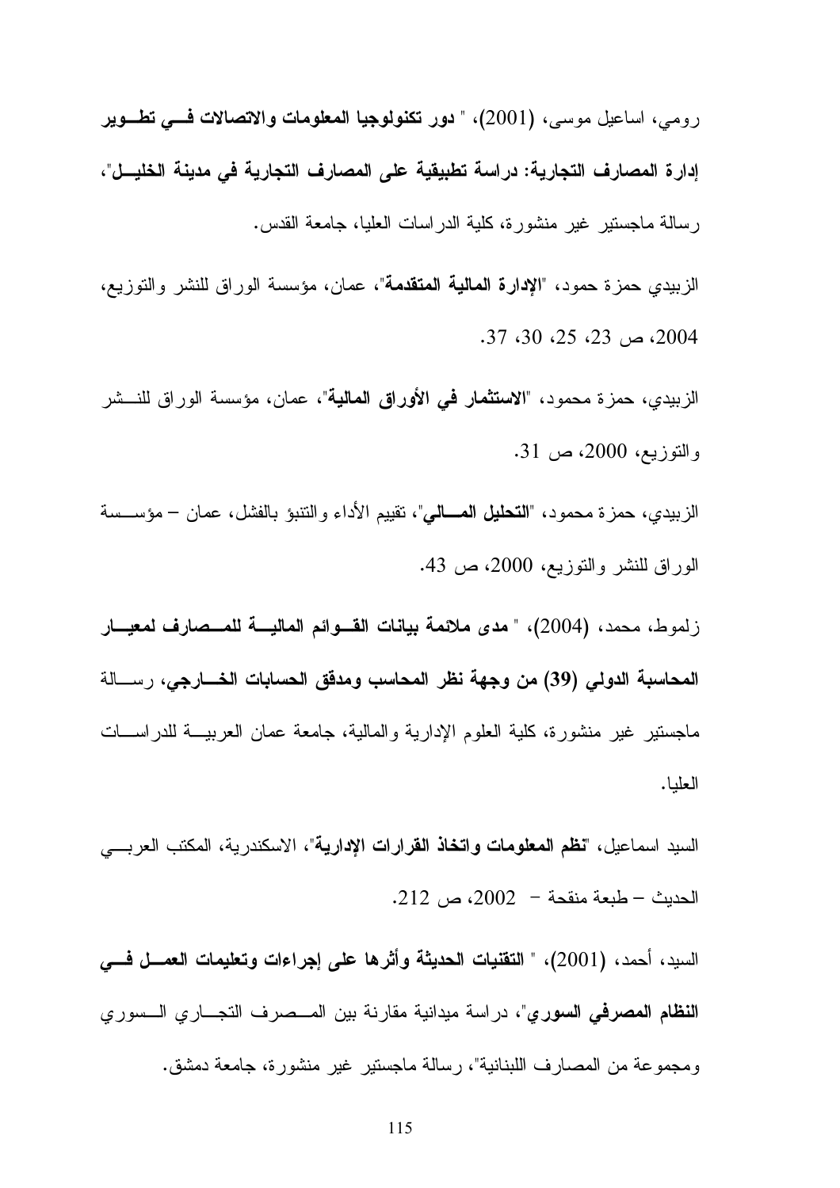رومي، اساعيل موسى، (2001)، " **دور تكنولوجيا المعلومات والاتصالات في تطوير إدارة المصارف التجارية: دراسة تطبيقية على المصارف التجارية في مدينة الخليل**"، رسالة ماجستير غير منشورة، كلية الدراسات العليا، جامعة القدس.

الزبيدي حمزة حمود، "**الإدارة المالية المتقدمة**"، عمان، مؤسسة الوراق للنشر والتوزيع، 2004، ص 23، 25، 30، 37.

الزبيدي، حمزة محمود، "**الاستثمار في الأوراق المالية**"، عمان، مؤسسة الوراق للنشر والتوزيع، 2000، ص 31.

الزبيدي، حمزة محمود، "**التحليل المالي**"، تقييم الأداء والتنبؤ بالفشل، عمان – مؤسسة الوراق للنشر والتوزيع، 2000، ص 43.

زلموط، محمد، (2004)، " **مدى ملائمة بيانات القوائم المالية للمصارف لمعيار المحاسبة الدولي (39) من وجهة نظر المحاسب ومدقق الحسابات الخارجي**، رسالة ماجستير غير منشورة، كلية العلوم الإدارية والمالية، جامعة عمان العربية للدراسات العليا.

السيد اسماعيل، "**نظم المعلومات واتخاذ القرارات الإدارية**"، الاسكندرية، المكتب العربي الحديث – طبعة منقحة – 2002، ص 212.

السيد، أحمد، (2001)، " **التقنيات الحديثة وأثرها على إجراءات وتعليمات العمل في النظام المصرفي السوري**"، دراسة ميدانية مقارنة بين المصرف التجاري السوري ومجموعة من المصارف اللبنانية"، رسالة ماجستير غير منشورة، جامعة دمشق.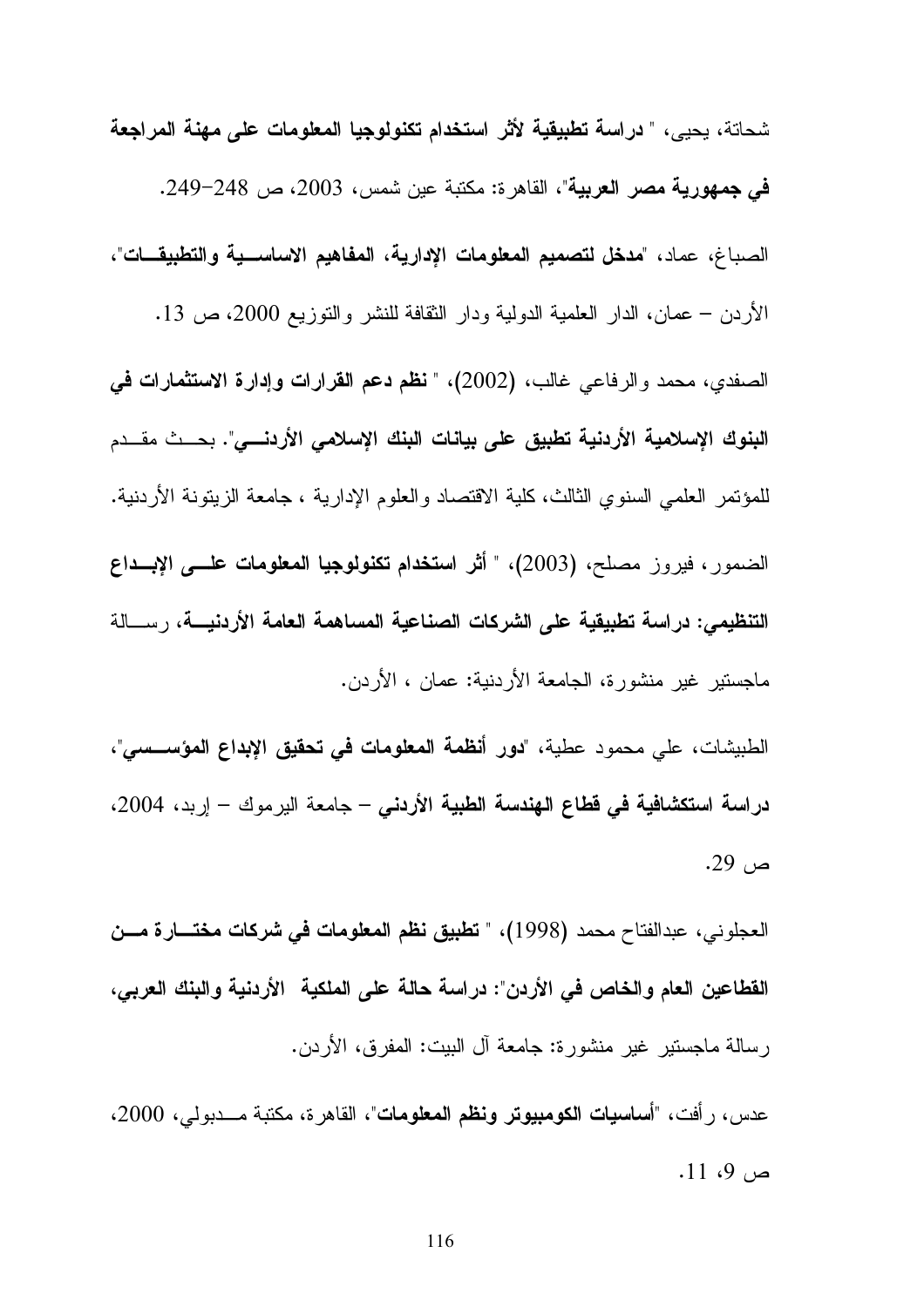شحاتة، يحيى، " **دراسة تطبيقية لأثر استخدام تكنولوجيا المعلومات على مهنة المراجعة في جمهورية مصر العربية**"، القاهرة: مكتبة عين شمس، 2003، ص 248-249.

الصباغ، عماد، "**مدخل لتصميم المعلومات الإدارية، المفاهيم الاساسية والتطبيقات**"، الأردن – عمان، الدار العلمية الدولية ودار الثقافة للنشر والتوزيع 2000، ص 13.

الصفدي، محمد والرفاعي غالب، (2002)، " **نظم دعم القرارات وإدارة الاستثمارات في البنوك الإسلامية الأردنية تطبيق على بيانات البنك الإسلامي الأردني**". بحث مقدم للمؤتمر العلمي السنوي الثالث، كلية الاقتصاد والعلوم الإدارية ، جامعة الزيتونة الأردنية.

الضمور، فيروز مصلح، (2003)، " **أثر استخدام تكنولوجيا المعلومات على الإبداع التنظيمي: دراسة تطبيقية على الشركات الصناعية المساهمة العامة الأردنية**، رسالة ماجستير غير منشورة، الجامعة الأردنية: عمان ، الأردن.

الطبيشات، علي محمود عطية، "**دور أنظمة المعلومات في تحقيق الإبداع المؤسسي**"، **دراسة استكشافية في قطاع الهندسة الطبية الأردني** – جامعة اليرموك – إربد، 2004، ص 29.

العجلوني، عبدالفتاح محمد (1998)، " **تطبيق نظم المعلومات في شركات مختارة من القطاعين العام والخاص في الأردن": دراسة حالة على الملكية الأردنية والبنك العربي**، رسالة ماجستير غير منشورة: جامعة آل البيت: المفرق، الأردن.

عدس، رأفت، "**أساسيات الكومبيوتر ونظم المعلومات**"، القاهرة، مكتبة مدبولي، 2000، ص 9، 11.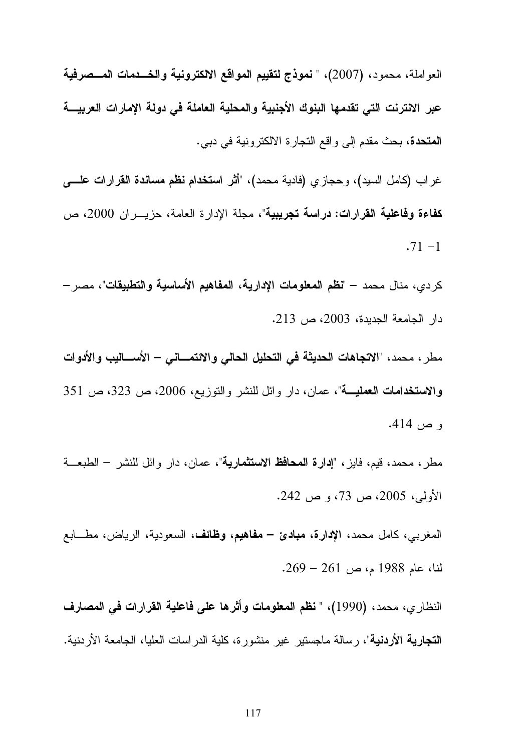العواملة، محمود، (2007)، " **نموذج لتقييم المواقع الالكترونية والخـدمات المـصرفية عبر الانترنت التي تقدمها البنوك الأجنبية والمحلية العاملة في دولة الإمارات العربيـة المتحدة**، بحث مقدم إلى واقع التجارة الالكترونية في دبي.

غراب (كامل السيد)، وحجازي (فادية محمد)، "**أثر استخدام نظم مساندة القرارات علـى كفاءة وفاعلية القرارات: دراسة تجريبية**"، مجلة الإدارة العامة، حزيـران 2000، ص 1- 71.

كردي، منال محمد – "**نظم المعلومات الإدارية، المفاهيم الأساسية والتطبيقات**"، مصر– دار الجامعة الجديدة، 2003، ص 213.

مطر، محمد، "**الاتجاهات الحديثة في التحليل الحالي والائتمـاني – الأسـاليب والأدوات والاستخدامات العمليـة**"، عمان، دار وائل للنشر والتوزيع، 2006، ص 323، ص 351 و ص 414.

مطر، محمد، قيم، فايز، "**إدارة المحافظ الاستثمارية**"، عمان، دار وائل للنشر – الطبعـة الأولى، 2005، ص 73، و ص 242.

المغربي، كامل محمد، **الإدارة، مبادئ – مفاهيم، وظائف**، السعودية، الرياض، مطـابع لنا، عام 1988 م، ص 261 – 269.

النظاري، محمد، (1990)، " **نظم المعلومات وأثرها على فاعلية القرارات في المصارف التجارية الأردنية**"، رسالة ماجستير غير منشورة، كلية الدراسات العليا، الجامعة الأردنية.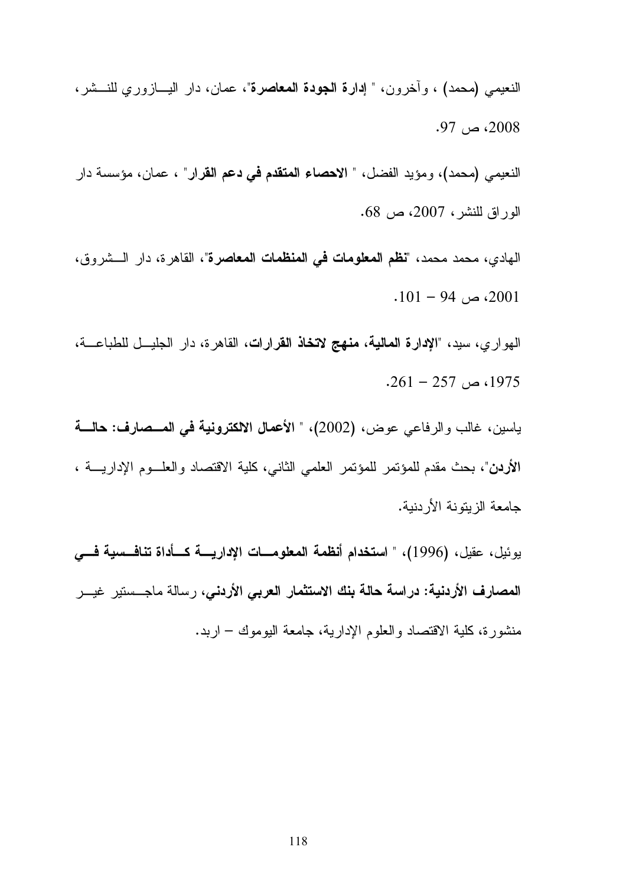النعيمي (محمد) ، وآخرون، " **إدارة الجودة المعاصرة**"، عمان، دار اليازوري للنشر، 2008، ص 97.

النعيمي (محمد)، ومؤيد الفضل، " **الاحصاء المتقدم في دعم القرار**" ، عمان، مؤسسة دار الوراق للنشر، 2007، ص 68.

الهادي، محمد محمد، "**نظم المعلومات في المنظمات المعاصرة**"، القاهرة، دار الشروق، 2001، ص 94 – 101.

الهواري، سيد، "**الإدارة المالية، منهج لاتخاذ القرارات**، القاهرة، دار الجليل للطباعة، 1975، ص 257 – 261.

ياسين، غالب والرفاعي عوض، (2002)، " **الأعمال الالكترونية في المصارف: حالة الأردن**"، بحث مقدم للمؤتمر العلمي الثاني، كلية الاقتصاد والعلوم الإدارية ، جامعة الزيتونة الأردنية.

يوئيل، عقيل، (1996)، " **استخدام أنظمة المعلومات الإدارية كأداة تنافسية في المصارف الأردنية: دراسة حالة بنك الاستثمار العربي الأردني**، رسالة ماجستير غير منشورة، كلية الاقتصاد والعلوم الإدارية، جامعة اليوموك – اربد.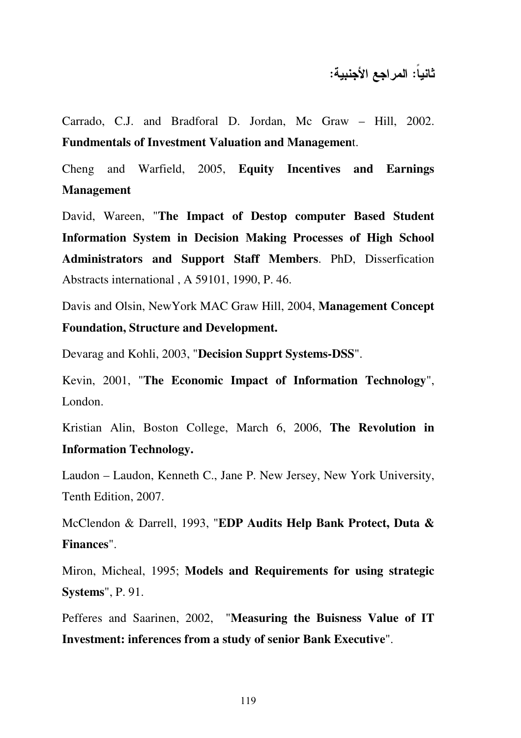## ثانياً: المراجع الأجنبية:

Carrado, C.J. and Bradforal D. Jordan, Mc Graw – Hill, 2002. **Fundmentals of Investment Valuation and Managemen**t.

Cheng and Warfield, 2005, **Equity Incentives and Earnings Management**

David, Wareen, "**The Impact of Destop computer Based Student Information System in Decision Making Processes of High School Administrators and Support Staff Members**. PhD, Disserfication Abstracts international , A 59101, 1990, P. 46.

Davis and Olsin, NewYork MAC Graw Hill, 2004, **Management Concept Foundation, Structure and Development.**

Devarag and Kohli, 2003, "**Decision Supprt Systems-DSS**".

Kevin, 2001, "**The Economic Impact of Information Technology**", London.

Kristian Alin, Boston College, March 6, 2006, **The Revolution in Information Technology.**

Laudon – Laudon, Kenneth C., Jane P. New Jersey, New York University, Tenth Edition, 2007.

McClendon & Darrell, 1993, "**EDP Audits Help Bank Protect, Duta & Finances**".

Miron, Micheal, 1995; **Models and Requirements for using strategic Systems**", P. 91.

Pefferes and Saarinen, 2002, "**Measuring the Buisness Value of IT Investment: inferences from a study of senior Bank Executive**".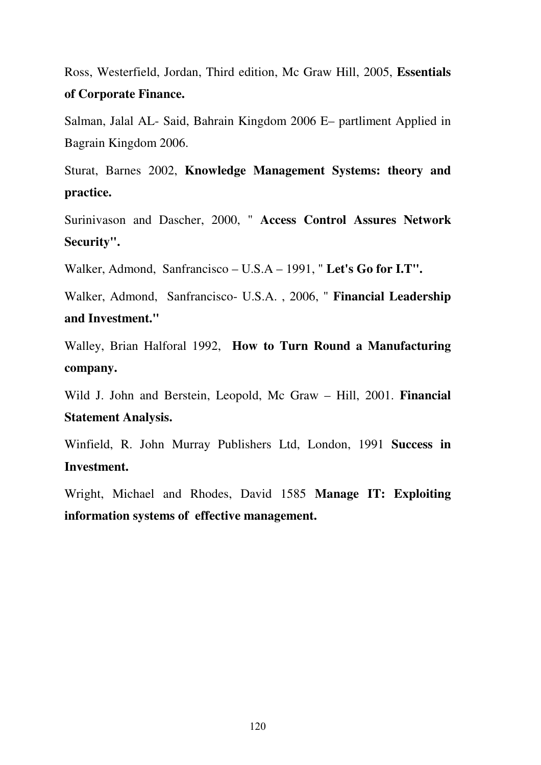Ross, Westerfield, Jordan, Third edition, Mc Graw Hill, 2005, **Essentials of Corporate Finance.**

Salman, Jalal AL- Said, Bahrain Kingdom 2006 E– partliment Applied in Bagrain Kingdom 2006.

Sturat, Barnes 2002, **Knowledge Management Systems: theory and practice.**

Surinivason and Dascher, 2000, " **Access Control Assures Network Security".**

Walker, Admond, Sanfrancisco – U.S.A – 1991, " **Let's Go for I.T".**

Walker, Admond, Sanfrancisco- U.S.A. , 2006, " **Financial Leadership and Investment."**

Walley, Brian Halforal 1992, **How to Turn Round a Manufacturing company.**

Wild J. John and Berstein, Leopold, Mc Graw – Hill, 2001. **Financial Statement Analysis.**

Winfield, R. John Murray Publishers Ltd, London, 1991 **Success in Investment.**

Wright, Michael and Rhodes, David 1585 **Manage IT: Exploiting information systems of effective management.**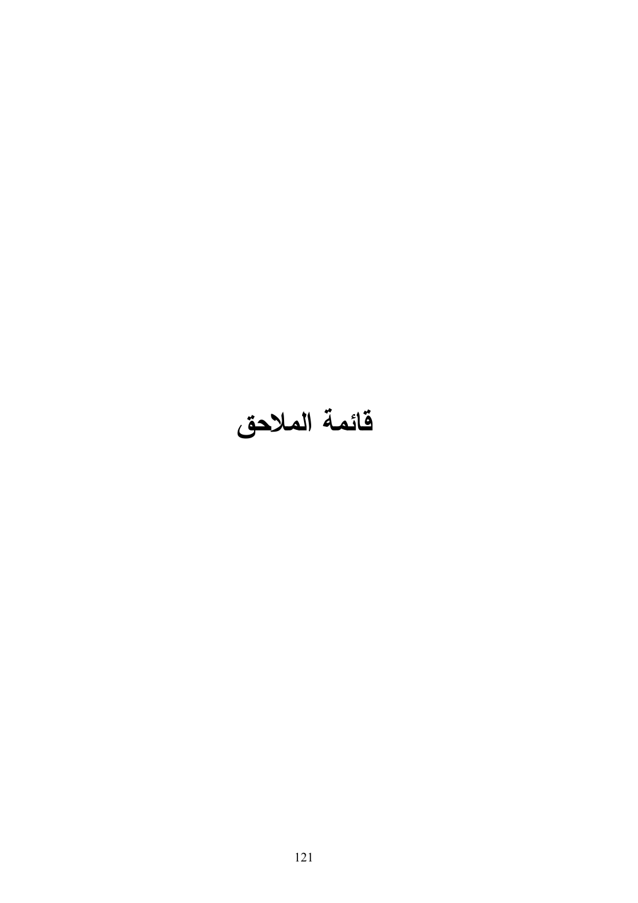# قائمة الملاحق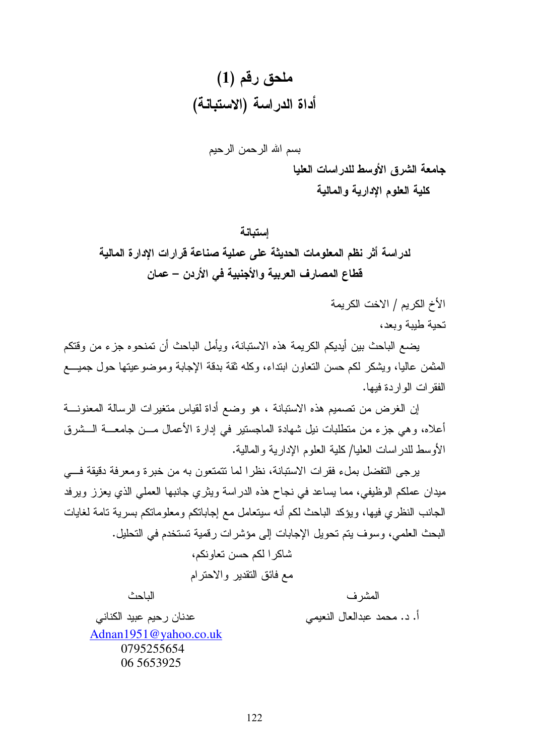# ملحق رقم (1)

# أداة الدراسة (الاستبانة)

بسم الله الرحمن الرحيم

**جامعة الشرق الأوسط للدراسات العليا**

**كلية العلوم الإدارية والمالية**

إستبانة

**لدراسة أثر نظم المعلومات الحديثة على عملية صناعة قرارات الإدارة المالية**

**قطاع المصارف العربية والأجنبية في الأردن – عمان**

الأخ الكريم / الاخت الكريمة

تحية طيبة وبعد،

يضع الباحث بين أيديكم الكريمة هذه الاستبانة، ويأمل الباحث أن تمنحوه جزء من وقتكم المثمن عاليا، ويشكر لكم حسن التعاون ابتداء، وكله ثقة بدقة الإجابة وموضوعيتها حول جميع الفقرات الواردة فيها.

إن الغرض من تصميم هذه الاستبانة ، هو وضع أداة لقياس متغيرات الرسالة المعنونة أعلاه، وهي جزء من متطلبات نيل شهادة الماجستير في إدارة الأعمال من جامعة الشرق الأوسط للدراسات العليا/ كلية العلوم الإدارية والمالية.

يرجى التفضل بملء فقرات الاستبانة، نظرا لما تتمتعون به من خبرة ومعرفة دقيقة في ميدان عملكم الوظيفي، مما يساعد في نجاح هذه الدراسة ويثري جانبها العملي الذي يعزز ويرفد الجانب النظري فيها، ويؤكد الباحث لكم أنه سيتعامل مع إجاباتكم ومعلوماتكم بسرية تامة لغايات البحث العلمي، وسوف يتم تحويل الإجابات إلى مؤشرات رقمية تستخدم في التحليل.

شاكرا لكم حسن تعاونكم،

مع فائق التقدير والاحترام

| المشرف | الباحث |
|---|---|
| أ. د. محمد عبدالعال النعيمي | عدنان رحيم عبيد الكناني |
| | Adnan1951@yahoo.co.uk |
| | 0795255654 |
| | 06 5653925 |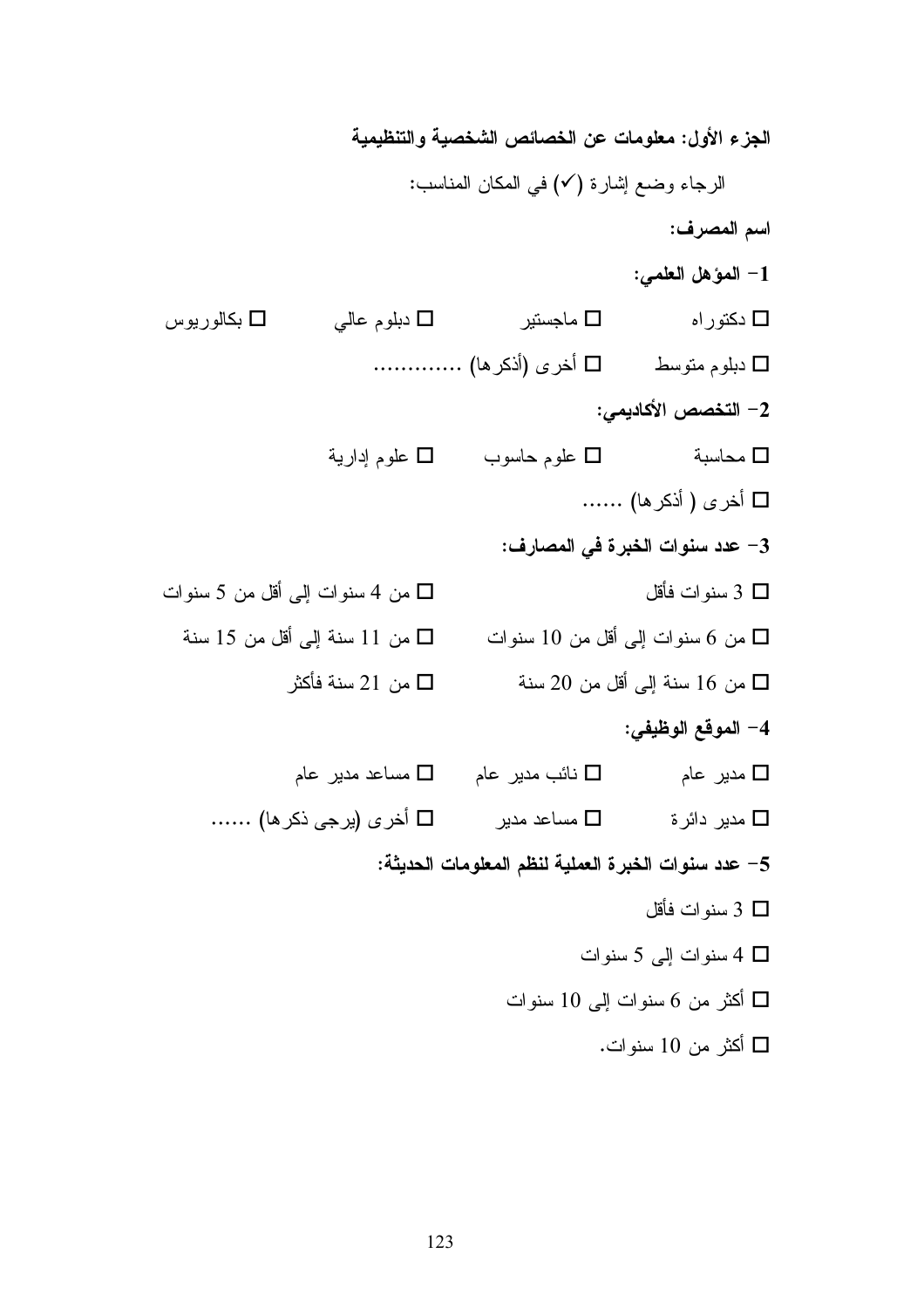**الجزء الأول: معلومات عن الخصائص الشخصية والتنظيمية**

الرجاء وضع إشارة (✓) في المكان المناسب:

**اسم المصرف:**

**1- المؤهل العلمي:**

☐ دكتوراه ☐ ماجستير ☐ دبلوم عالي ☐ بكالوريوس

☐ دبلوم متوسط ☐ أخرى (أذكرها) .............

**2- التخصص الأكاديمي:**

☐ محاسبة ☐ علوم حاسوب ☐ علوم إدارية

☐ أخرى ( أذكرها) ......

**3- عدد سنوات الخبرة في المصارف:**

☐ 3 سنوات فأقل ☐ من 4 سنوات إلى أقل من 5 سنوات

☐ من 6 سنوات إلى أقل من 10 سنوات ☐ من 11 سنة إلى أقل من 15 سنة

☐ من 16 سنة إلى أقل من 20 سنة ☐ من 21 سنة فأكثر

**4- الموقع الوظيفي:**

☐ مدير عام ☐ نائب مدير عام ☐ مساعد مدير عام

☐ مدير دائرة ☐ مساعد مدير ☐ أخرى (يرجى ذكرها) ......

**5- عدد سنوات الخبرة العملية لنظم المعلومات الحديثة:**

☐ 3 سنوات فأقل

☐ 4 سنوات إلى 5 سنوات

☐ أكثر من 6 سنوات إلى 10 سنوات

☐ أكثر من 10 سنوات.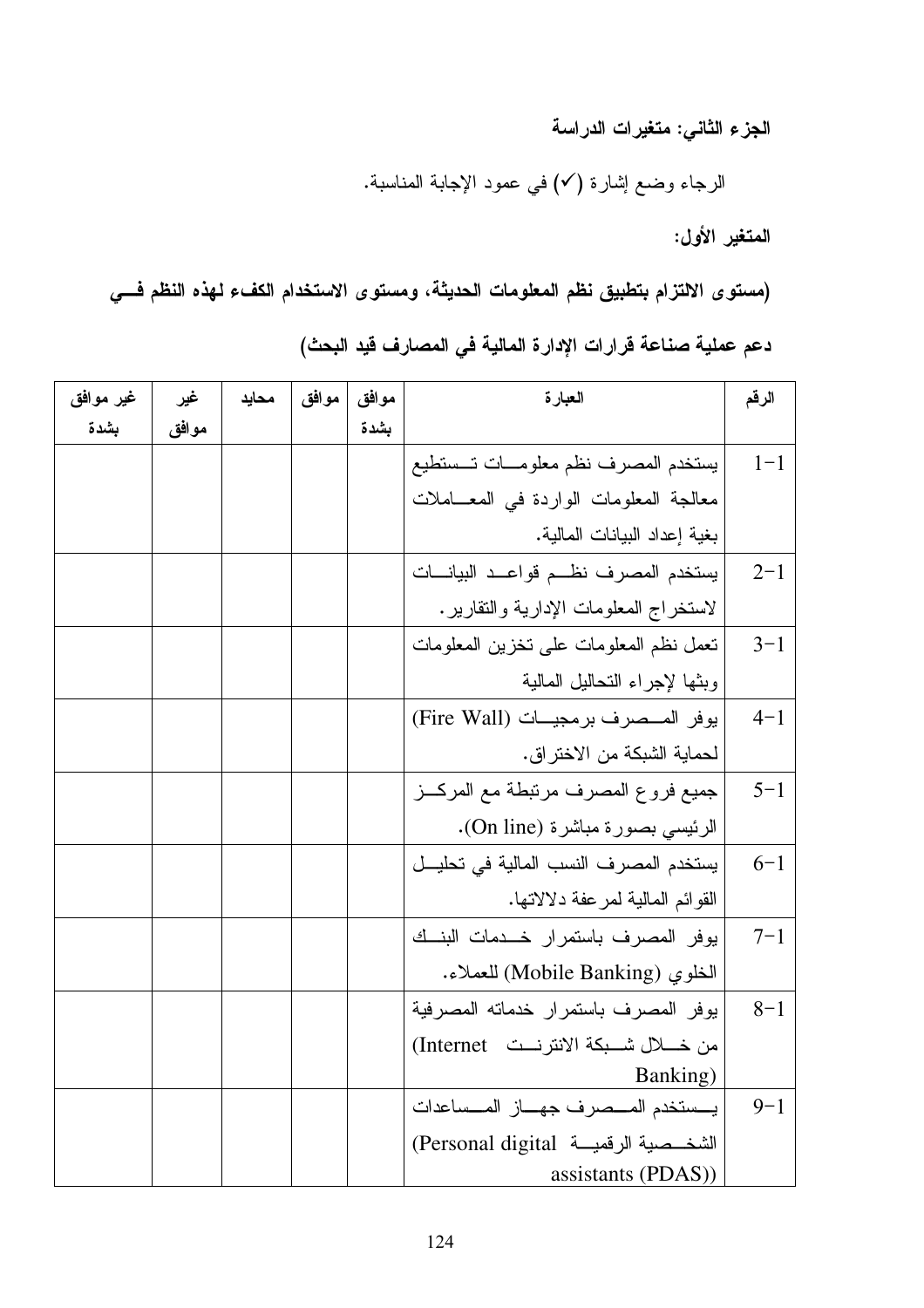**الجزء الثاني: متغيرات الدراسة**

الرجاء وضع إشارة (✓) في عمود الإجابة المناسبة.

**المتغير الأول:**

**(مستوى الالتزام بتطبيق نظم المعلومات الحديثة، ومستوى الاستخدام الكفء لهذه النظم في دعم عملية صناعة قرارات الإدارة المالية في المصارف قيد البحث)**

| الرقم | العبارة | موافق بشدة | موافق | محايد | غير موافق | غير موافق بشدة |
|---|---|---|---|---|---|---|
| 1-1 | يستخدم المصرف نظم معلومات تستطيع معالجة المعلومات الواردة في المعاملات بغية إعداد البيانات المالية. | | | | | |
| 2-1 | يستخدم المصرف نظم قواعد البيانات لاستخراج المعلومات الإدارية والتقارير. | | | | | |
| 3-1 | تعمل نظم المعلومات على تخزين المعلومات وبثها لإجراء التحاليل المالية | | | | | |
| 4-1 | يوفر المصرف برمجيات (Fire Wall) لحماية الشبكة من الاختراق. | | | | | |
| 5-1 | جميع فروع المصرف مرتبطة مع المركز الرئيسي بصورة مباشرة (On line). | | | | | |
| 6-1 | يستخدم المصرف النسب المالية في تحليل القوائم المالية لمرعفة دلالاتها. | | | | | |
| 7-1 | يوفر المصرف باستمرار خدمات البنك الخلوي (Mobile Banking) للعملاء. | | | | | |
| 8-1 | يوفر المصرف باستمرار خدماته المصرفية من خلال شبكة الانترنت (Internet Banking) | | | | | |
| 9-1 | يستخدم المصرف جهاز المساعدات الشخصية الرقمية (Personal digital assistants (PDAS)) | | | | | |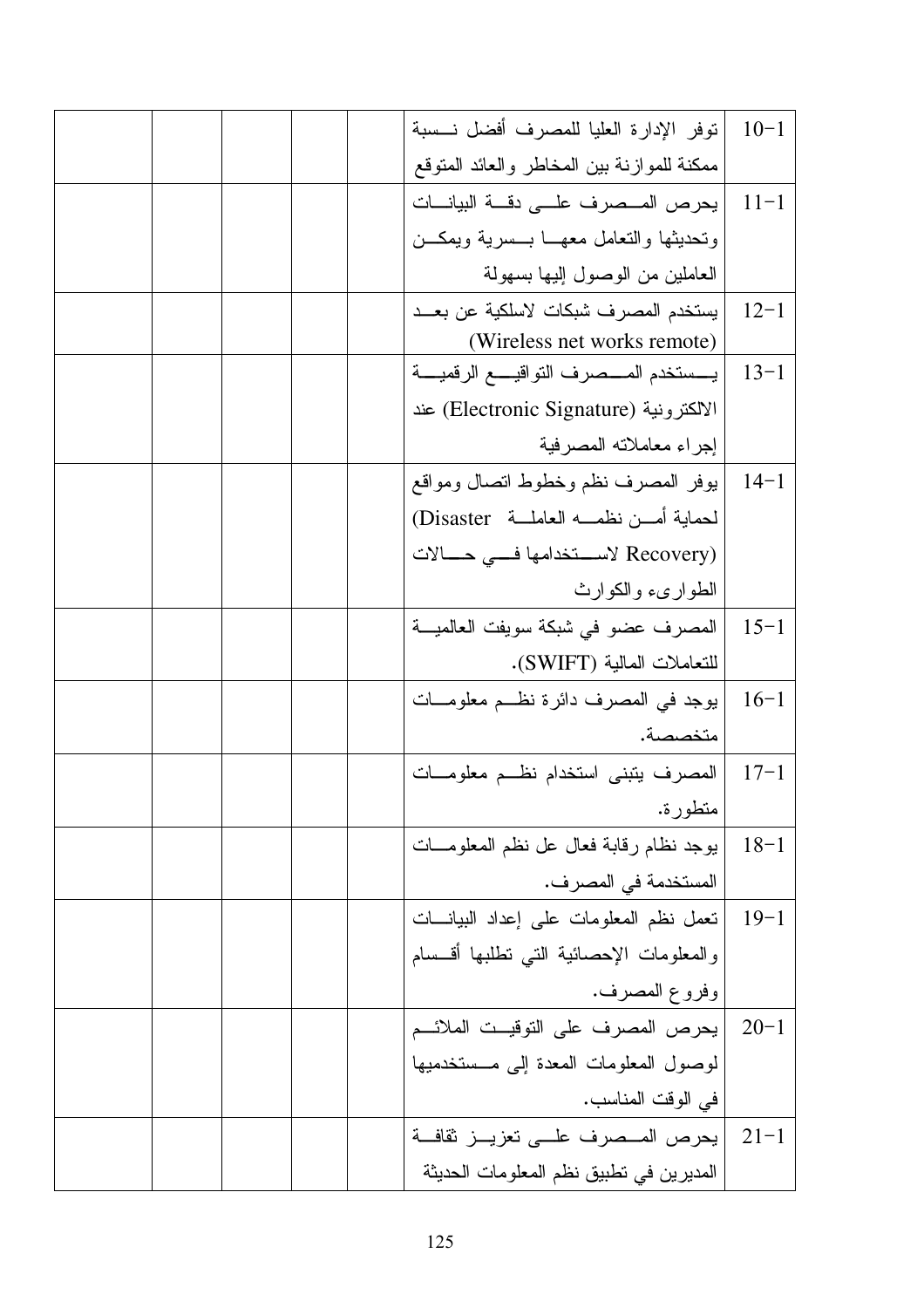| 10-1 | توفر الإدارة العليا للمصرف أفضل نسبة ممكنة للموازنة بين المخاطر والعائد المتوقع | | | | | |
|---|---|---|---|---|---|---|
| 11-1 | يحرص المصرف على دقة البيانات وتحديثها والتعامل معها بسرية ويمكن العاملين من الوصول إليها بسهولة | | | | | |
| 12-1 | يستخدم المصرف شبكات لاسلكية عن بعد (Wireless net works remote) | | | | | |
| 13-1 | يستخدم المصرف التواقيع الرقمية الالكترونية (Electronic Signature) عند إجراء معاملاته المصرفية | | | | | |
| 14-1 | يوفر المصرف نظم وخطوط اتصال ومواقع لحماية أمن نظمه العاملة (Disaster Recovery) لاستخدامها في حالات الطوارىء والكوارث | | | | | |
| 15-1 | المصرف عضو في شبكة سويفت العالمية للتعاملات المالية (SWIFT). | | | | | |
| 16-1 | يوجد في المصرف دائرة نظم معلومات متخصصة. | | | | | |
| 17-1 | المصرف يتبنى استخدام نظم معلومات متطورة. | | | | | |
| 18-1 | يوجد نظام رقابة فعال عل نظم المعلومات المستخدمة في المصرف. | | | | | |
| 19-1 | تعمل نظم المعلومات على إعداد البيانات والمعلومات الإحصائية التي تطلبها أقسام وفروع المصرف. | | | | | |
| 20-1 | يحرص المصرف على التوقيت الملائم لوصول المعلومات المعدة إلى مستخدميها في الوقت المناسب. | | | | | |
| 21-1 | يحرص المصرف على تعزيز ثقافة المديرين في تطبيق نظم المعلومات الحديثة | | | | | |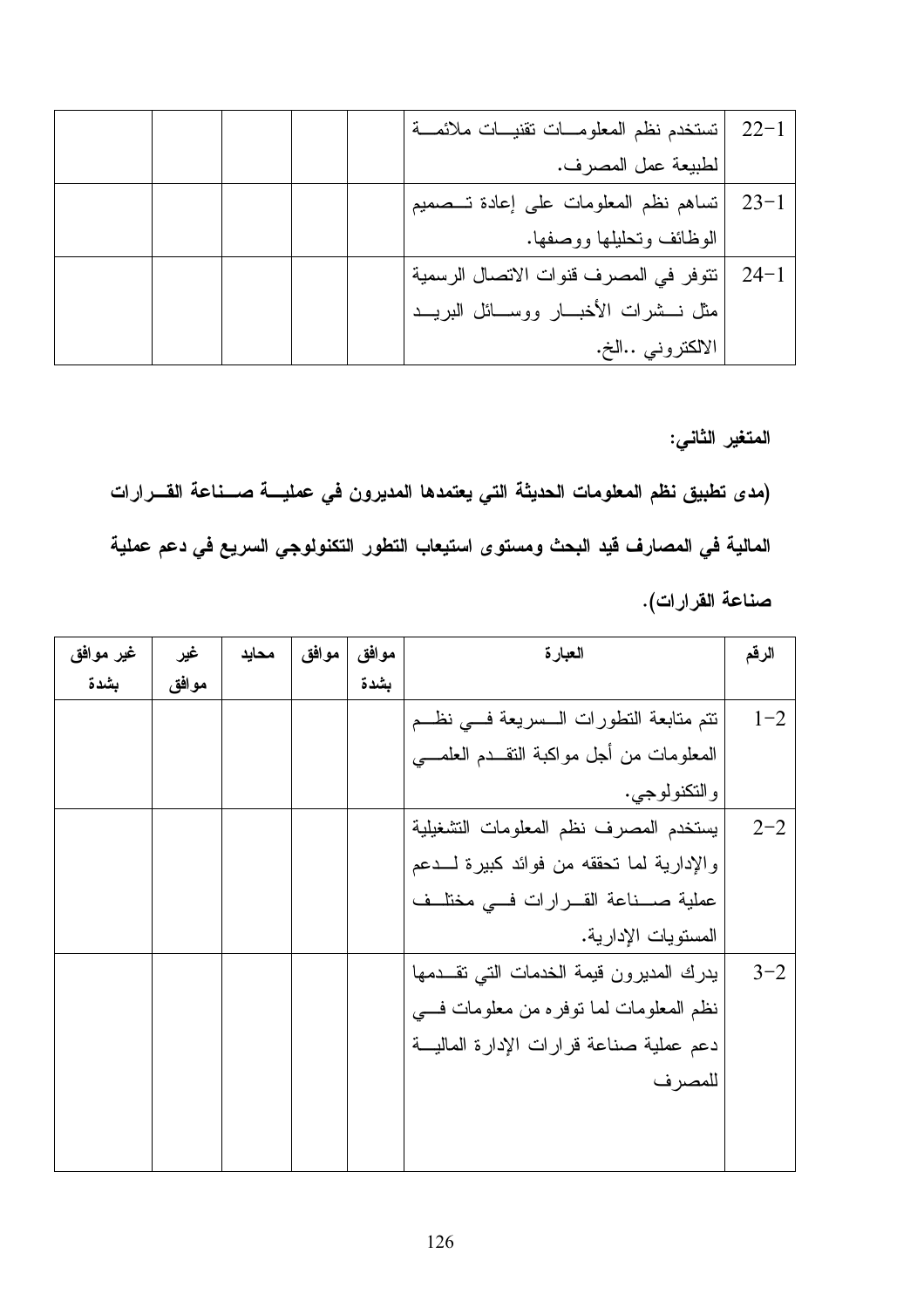| الرقم | العبارة | موافق بشدة | موافق | محايد | غير موافق | غير موافق بشدة |
|---|---|---|---|---|---|---|
| 1−22 | تستخدم نظم المعلومات تقنيات ملائمة لطبيعة عمل المصرف. | | | | | |
| 1−23 | تساهم نظم المعلومات على إعادة تصميم الوظائف وتحليلها ووصفها. | | | | | |
| 1−24 | تتوفر في المصرف قنوات الاتصال الرسمية مثل نشرات الأخبار ووسائل البريد الالكتروني ..الخ. | | | | | |

**المتغير الثاني:**

**(مدى تطبيق نظم المعلومات الحديثة التي يعتمدها المديرون في عملية صناعة القرارات المالية في المصارف قيد البحث ومستوى استيعاب التطور التكنولوجي السريع في دعم عملية صناعة القرارات).**

| الرقم | العبارة | موافق بشدة | موافق | محايد | غير موافق | غير موافق بشدة |
|---|---|---|---|---|---|---|
| 2−1 | تتم متابعة التطورات السريعة في نظم المعلومات من أجل مواكبة التقدم العلمي والتكنولوجي. | | | | | |
| 2−2 | يستخدم المصرف نظم المعلومات التشغيلية والإدارية لما تحققه من فوائد كبيرة لدعم عملية صناعة القرارات في مختلف المستويات الإدارية. | | | | | |
| 2−3 | يدرك المديرون قيمة الخدمات التي تقدمها نظم المعلومات لما توفره من معلومات في دعم عملية صناعة قرارات الإدارة المالية للمصرف | | | | | |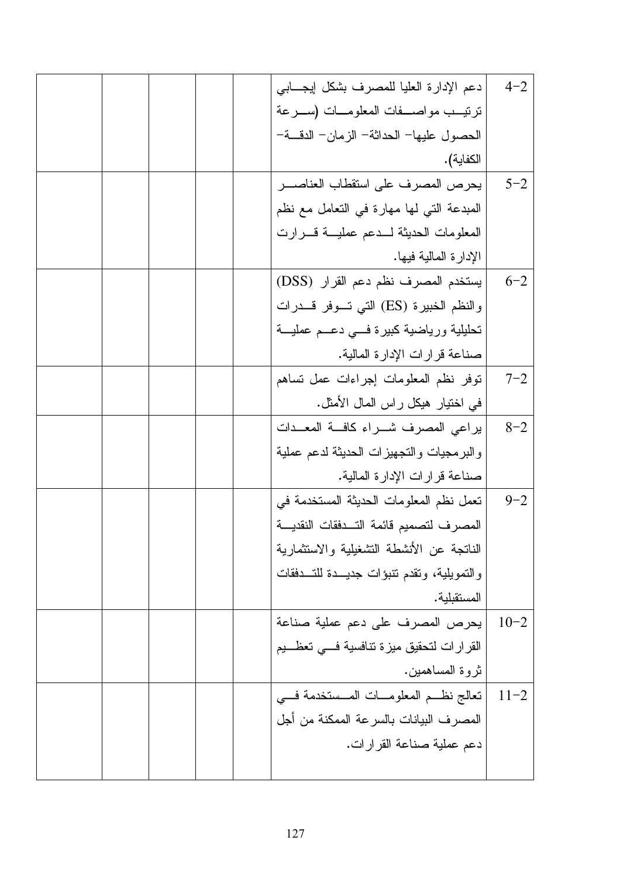| 2-4 | دعم الإدارة العليا للمصرف بشكل إيجابي ترتيب مواصفات المعلومات (سرعة الحصول عليها- الحداثة- الزمان- الدقة- الكفاية). | | | | | |
|---|---|---|---|---|---|---|
| 2-5 | يحرص المصرف على استقطاب العناصر المبدعة التي لها مهارة في التعامل مع نظم المعلومات الحديثة لدعم عملية قرارت الإدارة المالية فيها. | | | | | |
| 2-6 | يستخدم المصرف نظم دعم القرار (DSS) والنظم الخبيرة (ES) التي توفر قدرات تحليلية ورياضية كبيرة في دعم عملية صناعة قرارات الإدارة المالية. | | | | | |
| 2-7 | توفر نظم المعلومات إجراءات عمل تساهم في اختيار هيكل راس المال الأمثل. | | | | | |
| 2-8 | يراعي المصرف شراء كافة المعدات والبرمجيات والتجهيزات الحديثة لدعم عملية صناعة قرارات الإدارة المالية. | | | | | |
| 2-9 | تعمل نظم المعلومات الحديثة المستخدمة في المصرف لتصميم قائمة التدفقات النقدية الناتجة عن الأنشطة التشغيلية والاستثمارية والتمويلية، وتقدم تنبؤات جديدة للتدفقات المستقبلية. | | | | | |
| 2-10 | يحرص المصرف على دعم عملية صناعة القرارات لتحقيق ميزة تنافسية في تعظيم ثروة المساهمين. | | | | | |
| 2-11 | تعالج نظم المعلومات المستخدمة في المصرف البيانات بالسرعة الممكنة من أجل دعم عملية صناعة القرارات. | | | | | |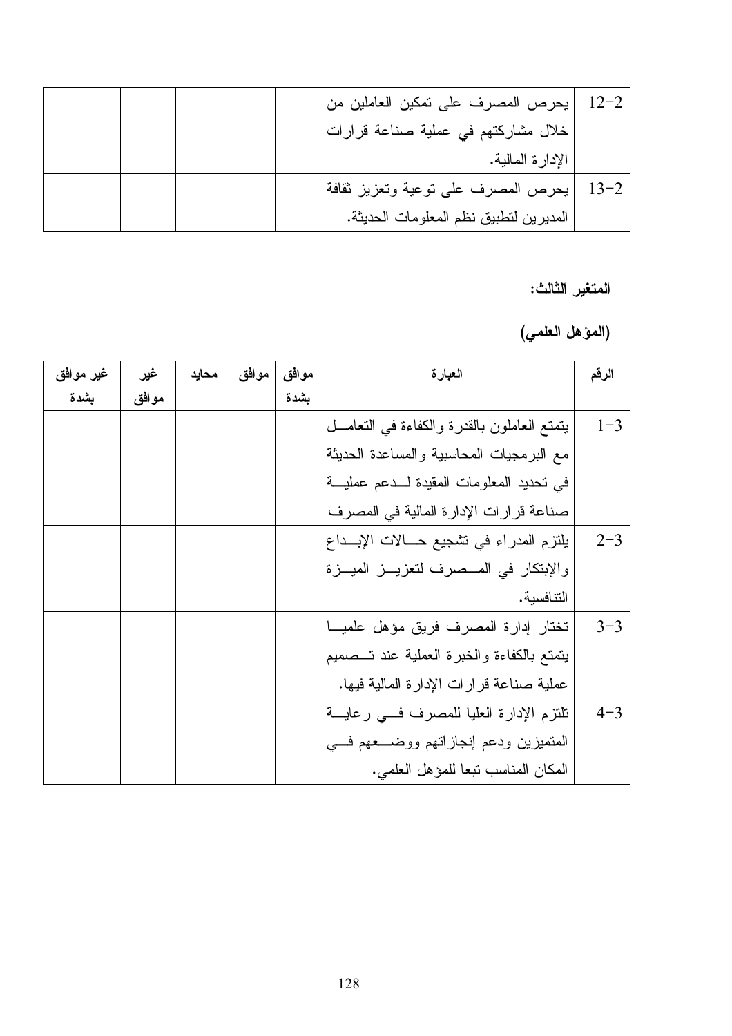| الرقم | العبارة | موافق بشدة | موافق | محايد | غير موافق | غير موافق بشدة |
| --- | --- | --- | --- | --- | --- | --- |
| 12-2 | يحرص المصرف على تمكين العاملين من خلال مشاركتهم في عملية صناعة قرارات الإدارة المالية. | | | | | |
| 13-2 | يحرص المصرف على توعية وتعزيز ثقافة المديرين لتطبيق نظم المعلومات الحديثة. | | | | | |

**المتغير الثالث:**

**(المؤهل العلمي)**

| الرقم | العبارة | موافق بشدة | موافق | محايد | غير موافق | غير موافق بشدة |
| --- | --- | --- | --- | --- | --- | --- |
| 1-3 | يتمتع العاملون بالقدرة والكفاءة في التعامل مع البرمجيات المحاسبية والمساعدة الحديثة في تحديد المعلومات المقيدة لدعم عملية صناعة قرارات الإدارة المالية في المصرف | | | | | |
| 2-3 | يلتزم المدراء في تشجيع حالات الإبداع والإبتكار في المصرف لتعزيز الميزة التنافسية. | | | | | |
| 3-3 | تختار إدارة المصرف فريق مؤهل علميا يتمتع بالكفاءة والخبرة العملية عند تصميم عملية صناعة قرارات الإدارة المالية فيها. | | | | | |
| 4-3 | تلتزم الإدارة العليا للمصرف في رعاية المتميزين ودعم إنجازاتهم ووضعهم في المكان المناسب تبعا للمؤهل العلمي. | | | | | |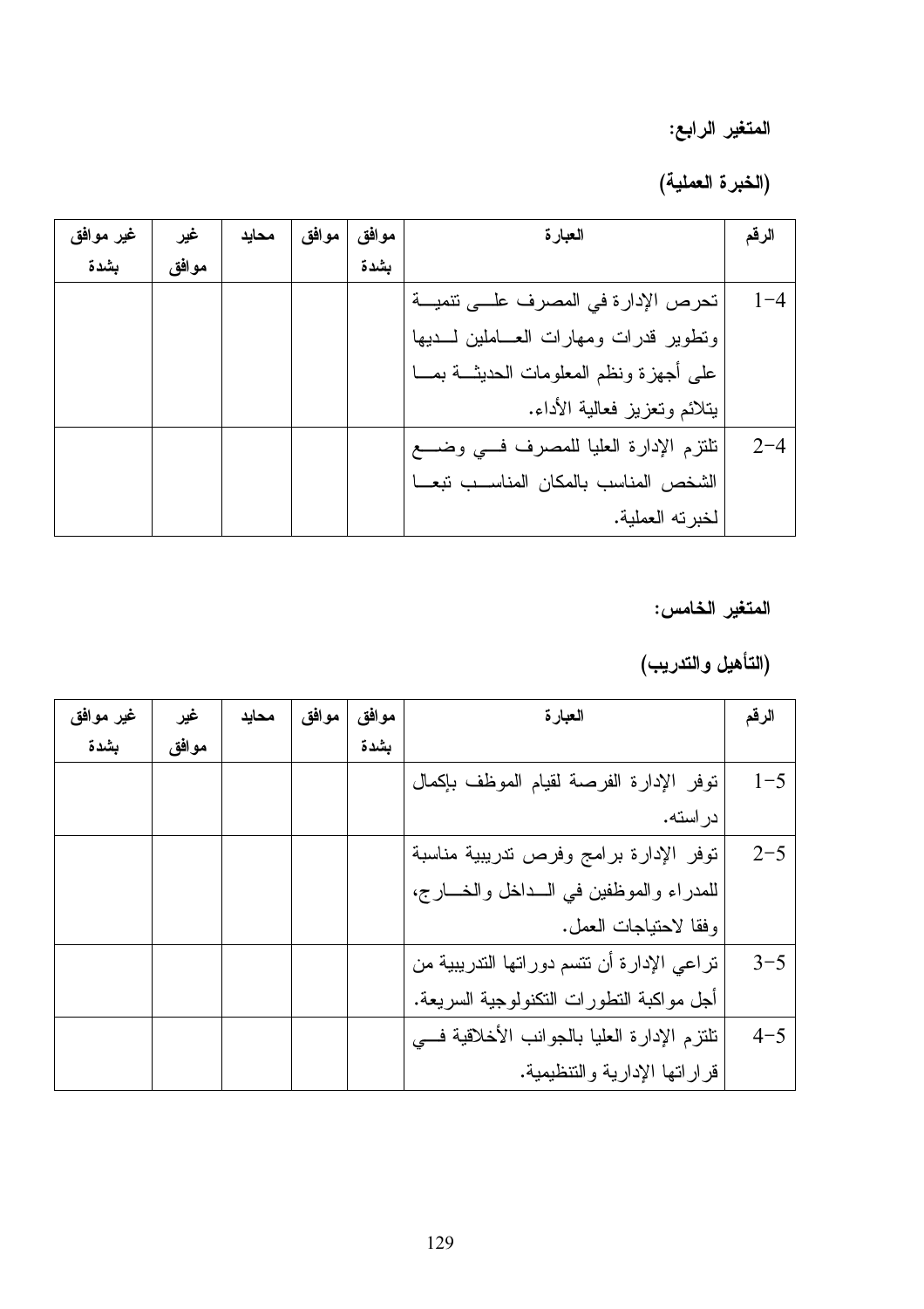**المتغير الرابع:**

**(الخبرة العملية)**

| الرقم | العبارة | موافق بشدة | موافق | محايد | غير موافق | غير موافق بشدة |
|---|---|---|---|---|---|---|
| 1-4 | تحرص الإدارة في المصرف على تنمية وتطوير قدرات ومهارات العاملين لديها على أجهزة ونظم المعلومات الحديثة بما يتلائم وتعزيز فعالية الأداء. | | | | | |
| 2-4 | تلتزم الإدارة العليا للمصرف في وضع الشخص المناسب بالمكان المناسب تبعا لخبرته العملية. | | | | | |

**المتغير الخامس:**

**(التأهيل والتدريب)**

| الرقم | العبارة | موافق بشدة | موافق | محايد | غير موافق | غير موافق بشدة |
|---|---|---|---|---|---|---|
| 1-5 | توفر الإدارة الفرصة لقيام الموظف بإكمال دراسته. | | | | | |
| 2-5 | توفر الإدارة برامج وفرص تدريبية مناسبة للمدراء والموظفين في الداخل والخارج، وفقا لاحتياجات العمل. | | | | | |
| 3-5 | تراعي الإدارة أن تتسم دوراتها التدريبية من أجل مواكبة التطورات التكنولوجية السريعة. | | | | | |
| 4-5 | تلتزم الإدارة العليا بالجوانب الأخلاقية في قراراتها الإدارية والتنظيمية. | | | | | |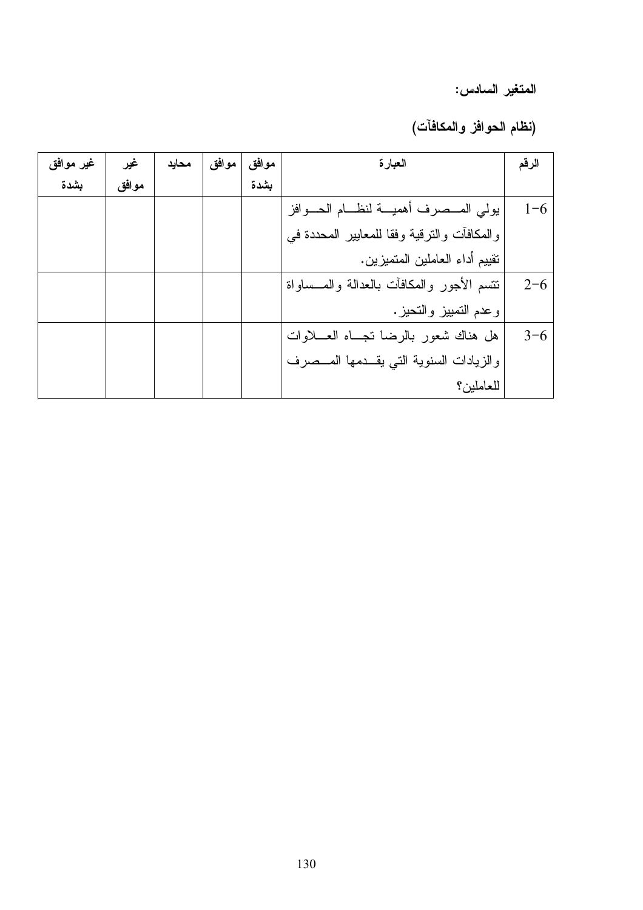**المتغير السادس:**

**(نظام الحوافز والمكافآت)**

| الرقم | العبارة | موافق بشدة | موافق | محايد | غير موافق | غير موافق بشدة |
|---|---|---|---|---|---|---|
| 6-1 | يولي المصرف أهمية لنظام الحوافز والمكافآت والترقية وفقا للمعايير المحددة في تقييم أداء العاملين المتميزين. | | | | | |
| 6-2 | تتسم الأجور والمكافآت بالعدالة والمساواة وعدم التمييز والتحيز. | | | | | |
| 6-3 | هل هناك شعور بالرضا تجاه العلاوات والزيادات السنوية التي يقدمها المصرف للعاملين؟ | | | | | |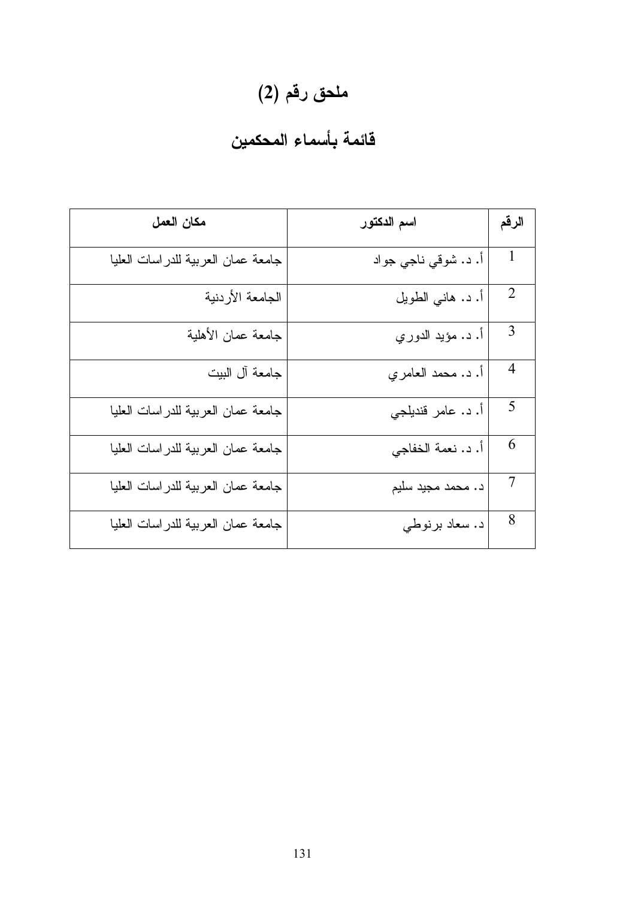# ملحق رقم (2)

## قائمة بأسماء المحكمين

| الرقم | اسم الدكتور | مكان العمل |
|---|---|---|
| 1 | أ. د. شوقي ناجي جواد | جامعة عمان العربية للدراسات العليا |
| 2 | أ. د. هاني الطويل | الجامعة الأردنية |
| 3 | أ. د. مؤيد الدوري | جامعة عمان الأهلية |
| 4 | أ. د. محمد العامري | جامعة آل البيت |
| 5 | أ. د. عامر قنديلجي | جامعة عمان العربية للدراسات العليا |
| 6 | أ. د. نعمة الخفاجي | جامعة عمان العربية للدراسات العليا |
| 7 | د. محمد مجيد سليم | جامعة عمان العربية للدراسات العليا |
| 8 | د. سعاد برنوطي | جامعة عمان العربية للدراسات العليا |